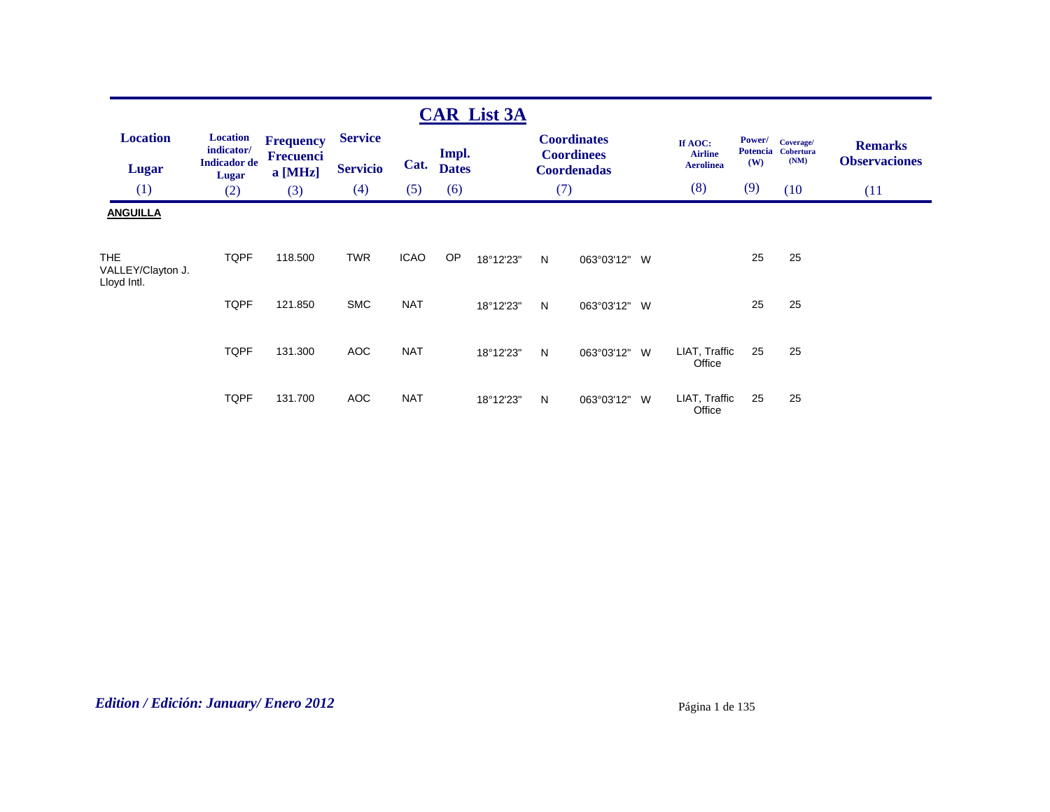# CAR List 3A

| Location / Lugar (1) | Location indicator/ Indicador de Lugar (2) | Frequency Frecuencia [MHz] (3) | Service / Servicio (4) | Cat. (5) | Impl. Dates (6) | Coordinates Coordinees Coordenadas (7) | | | | If AOC: Airline Aerolinea (8) | Power/ Potencia (W) (9) | Coverage/ Cobertura (NM) (10) | Remarks Observaciones (11) |
|---|---|---|---|---|---|---|---|---|---|---|---|---|---|
| **ANGUILLA** | | | | | | | | | | | | | |
| THE VALLEY/Clayton J. Lloyd Intl. | TQPF | 118.500 | TWR | ICAO | OP | 18°12'23" | N | 063°03'12" | W | | 25 | 25 | |
| | TQPF | 121.850 | SMC | NAT | | 18°12'23" | N | 063°03'12" | W | | 25 | 25 | |
| | TQPF | 131.300 | AOC | NAT | | 18°12'23" | N | 063°03'12" | W | LIAT, Traffic Office | 25 | 25 | |
| | TQPF | 131.700 | AOC | NAT | | 18°12'23" | N | 063°03'12" | W | LIAT, Traffic Office | 25 | 25 | |

*Edition / Edición: January/ Enero 2012*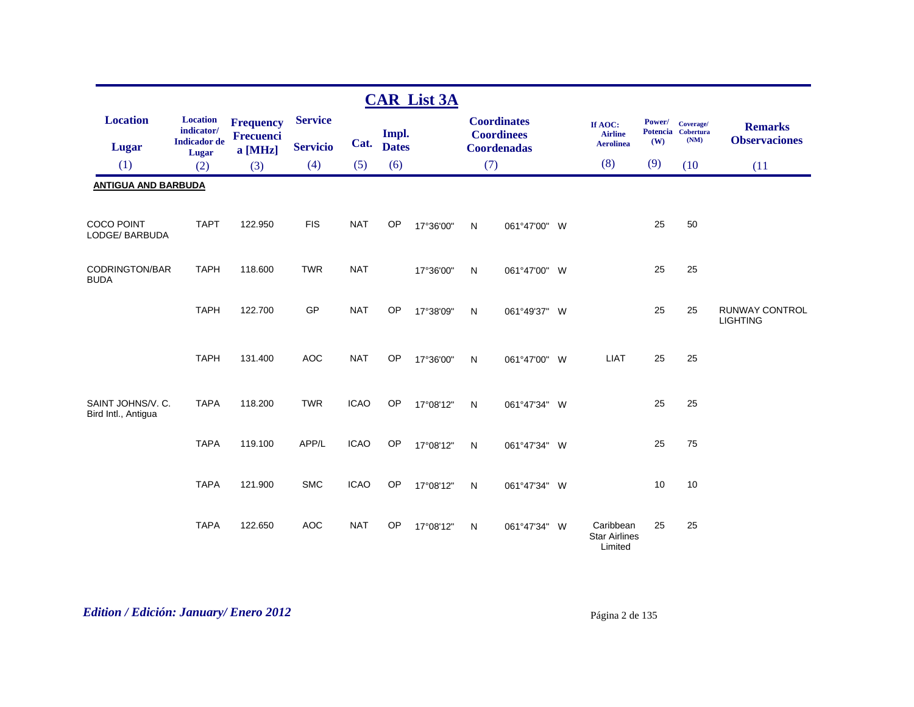## CAR List 3A

| Location / Lugar (1) | Location indicator/ Indicador de Lugar (2) | Frequency Frecuencia [MHz] (3) | Service / Servicio (4) | Cat. (5) | Impl. Dates (6) | Coordinates Coordinees Coordenadas (7) | | | | If AOC: Airline Aerolinea (8) | Power/ Potencia (W) (9) | Coverage/ Cobertura (NM) (10) | Remarks Observaciones (11) |
|---|---|---|---|---|---|---|---|---|---|---|---|---|---|
| **ANTIGUA AND BARBUDA** | | | | | | | | | | | | | |
| COCO POINT LODGE/ BARBUDA | TAPT | 122.950 | FIS | NAT | OP | 17°36'00" | N | 061°47'00" | W | | 25 | 50 | |
| CODRINGTON/BARBUDA | TAPH | 118.600 | TWR | NAT | | 17°36'00" | N | 061°47'00" | W | | 25 | 25 | |
| | TAPH | 122.700 | GP | NAT | OP | 17°38'09" | N | 061°49'37" | W | | 25 | 25 | RUNWAY CONTROL LIGHTING |
| | TAPH | 131.400 | AOC | NAT | OP | 17°36'00" | N | 061°47'00" | W | LIAT | 25 | 25 | |
| SAINT JOHNS/V. C. Bird Intl., Antigua | TAPA | 118.200 | TWR | ICAO | OP | 17°08'12" | N | 061°47'34" | W | | 25 | 25 | |
| | TAPA | 119.100 | APP/L | ICAO | OP | 17°08'12" | N | 061°47'34" | W | | 25 | 75 | |
| | TAPA | 121.900 | SMC | ICAO | OP | 17°08'12" | N | 061°47'34" | W | | 10 | 10 | |
| | TAPA | 122.650 | AOC | NAT | OP | 17°08'12" | N | 061°47'34" | W | Caribbean Star Airlines Limited | 25 | 25 | |

*Edition / Edición: January/ Enero 2012*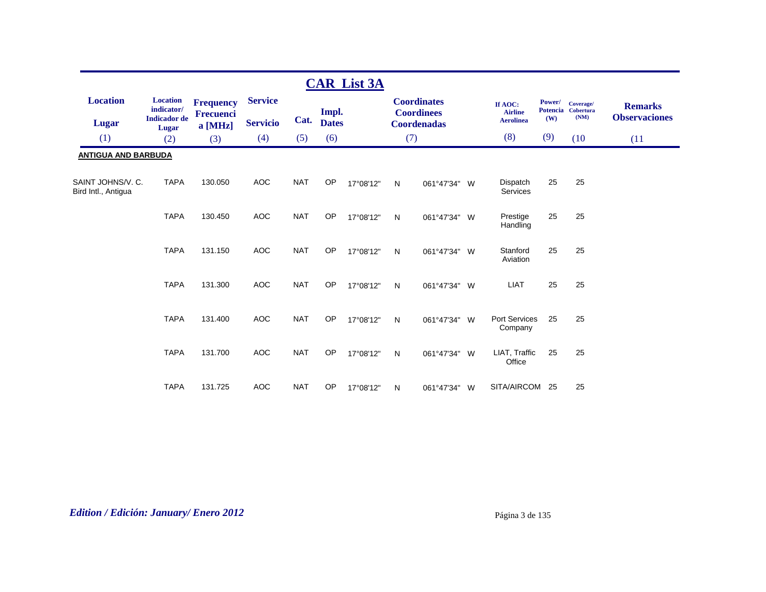# CAR List 3A

| Location / Lugar (1) | Location indicator/ Indicador de Lugar (2) | Frequency Frecuencia [MHz] (3) | Service / Servicio (4) | Cat. (5) | Impl. Dates (6) | Coordinates / Coordinees / Coordenadas (7) | | | | If AOC: Airline Aerolinea (8) | Power/ Potencia (W) (9) | Coverage/ Cobertura (NM) (10) | Remarks / Observaciones (11) |
|---|---|---|---|---|---|---|---|---|---|---|---|---|---|
| **ANTIGUA AND BARBUDA** | | | | | | | | | | | | | |
| SAINT JOHNS/V. C. Bird Intl., Antigua | TAPA | 130.050 | AOC | NAT | OP | 17°08'12" | N | 061°47'34" | W | Dispatch Services | 25 | 25 | |
| | TAPA | 130.450 | AOC | NAT | OP | 17°08'12" | N | 061°47'34" | W | Prestige Handling | 25 | 25 | |
| | TAPA | 131.150 | AOC | NAT | OP | 17°08'12" | N | 061°47'34" | W | Stanford Aviation | 25 | 25 | |
| | TAPA | 131.300 | AOC | NAT | OP | 17°08'12" | N | 061°47'34" | W | LIAT | 25 | 25 | |
| | TAPA | 131.400 | AOC | NAT | OP | 17°08'12" | N | 061°47'34" | W | Port Services Company | 25 | 25 | |
| | TAPA | 131.700 | AOC | NAT | OP | 17°08'12" | N | 061°47'34" | W | LIAT, Traffic Office | 25 | 25 | |
| | TAPA | 131.725 | AOC | NAT | OP | 17°08'12" | N | 061°47'34" | W | SITA/AIRCOM | 25 | 25 | |

*Edition / Edición: January/ Enero 2012*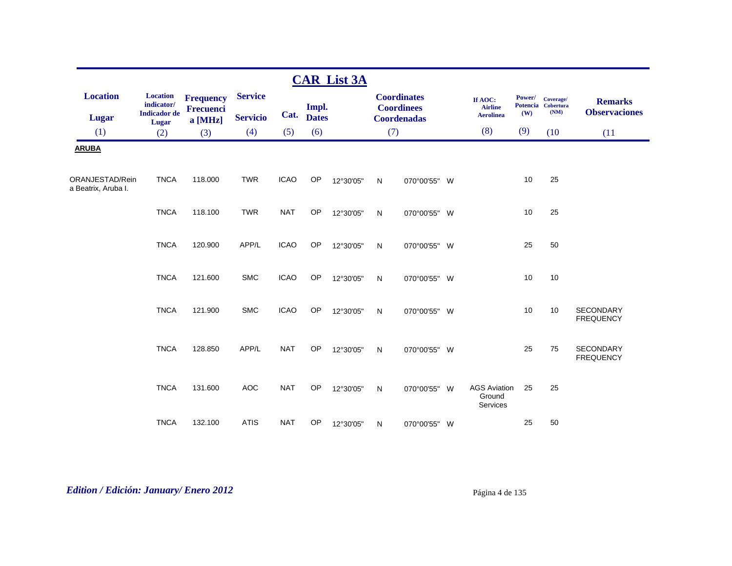# CAR List 3A

| Location / Lugar (1) | Location indicator/ Indicador de Lugar (2) | Frequency Frecuencia [MHz] (3) | Service Servicio (4) | Cat. (5) | Impl. Dates (6) | Coordinates Coordinees Coordenadas (7) | | | | If AOC: Airline Aerolinea (8) | Power/ Potencia (W) (9) | Coverage/ Cobertura (NM) (10) | Remarks Observaciones (11) |
|---|---|---|---|---|---|---|---|---|---|---|---|---|---|
| **ARUBA** | | | | | | | | | | | | | |
| ORANJESTAD/Reina Beatrix, Aruba I. | TNCA | 118.000 | TWR | ICAO | OP | 12°30'05" | N | 070°00'55" | W | | 10 | 25 | |
| | TNCA | 118.100 | TWR | NAT | OP | 12°30'05" | N | 070°00'55" | W | | 10 | 25 | |
| | TNCA | 120.900 | APP/L | ICAO | OP | 12°30'05" | N | 070°00'55" | W | | 25 | 50 | |
| | TNCA | 121.600 | SMC | ICAO | OP | 12°30'05" | N | 070°00'55" | W | | 10 | 10 | |
| | TNCA | 121.900 | SMC | ICAO | OP | 12°30'05" | N | 070°00'55" | W | | 10 | 10 | SECONDARY FREQUENCY |
| | TNCA | 128.850 | APP/L | NAT | OP | 12°30'05" | N | 070°00'55" | W | | 25 | 75 | SECONDARY FREQUENCY |
| | TNCA | 131.600 | AOC | NAT | OP | 12°30'05" | N | 070°00'55" | W | AGS Aviation Ground Services | 25 | 25 | |
| | TNCA | 132.100 | ATIS | NAT | OP | 12°30'05" | N | 070°00'55" | W | | 25 | 50 | |

*Edition / Edición: January/ Enero 2012*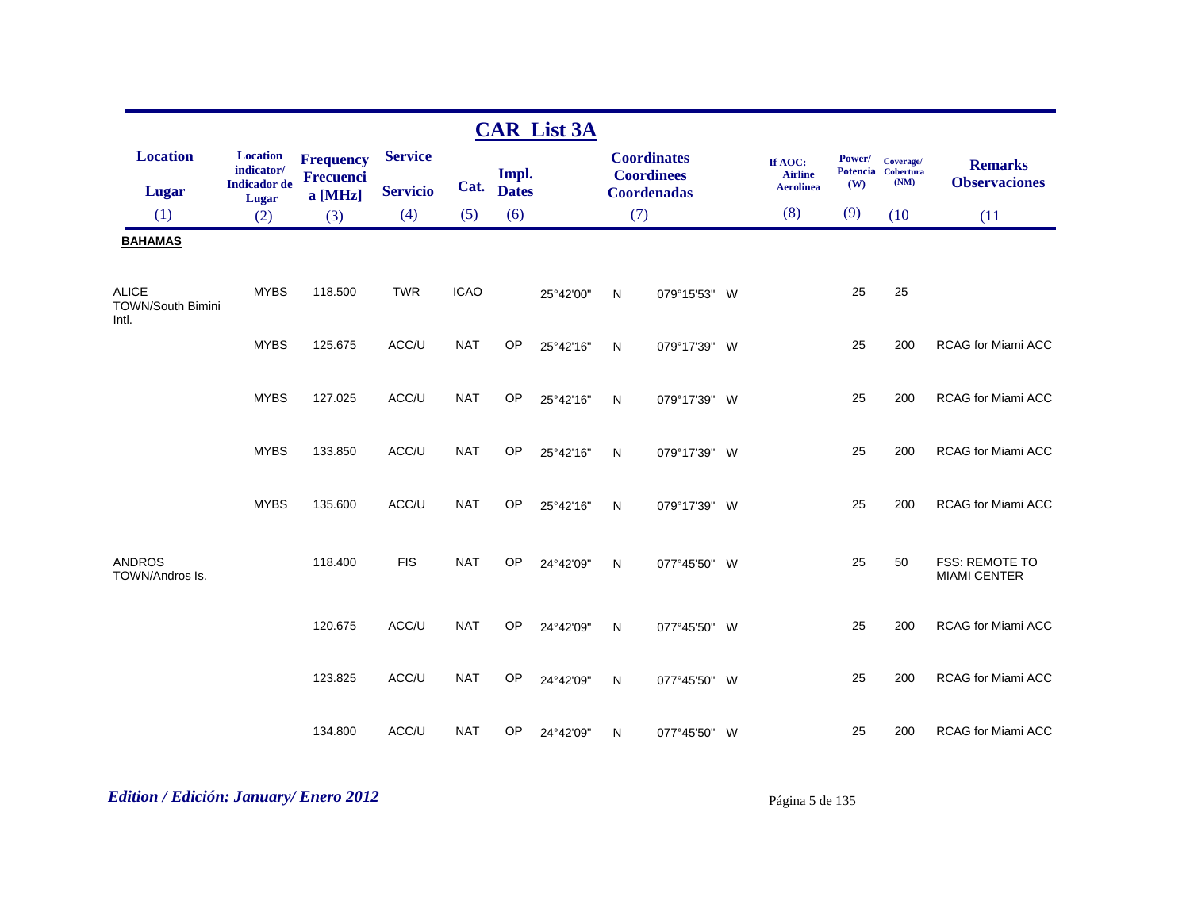## CAR List 3A

| Location<br>Lugar<br>(1) | Location indicator/ Indicador de Lugar<br>(2) | Frequency Frecuencia [MHz]<br>(3) | Service<br>Servicio<br>(4) | Cat.<br>(5) | Impl. Dates<br>(6) | Coordinates Coordinees Coordenadas<br>(7) | | | | If AOC: Airline Aerolinea<br>(8) | Power/ Potencia (W)<br>(9) | Coverage/ Cobertura (NM)<br>(10) | Remarks Observaciones<br>(11) |
|---|---|---|---|---|---|---|---|---|---|---|---|---|---|
| **BAHAMAS** | | | | | | | | | | | | | |
| ALICE TOWN/South Bimini Intl. | MYBS | 118.500 | TWR | ICAO | | 25°42'00" | N | 079°15'53" | W | | 25 | 25 | |
| | MYBS | 125.675 | ACC/U | NAT | OP | 25°42'16" | N | 079°17'39" | W | | 25 | 200 | RCAG for Miami ACC |
| | MYBS | 127.025 | ACC/U | NAT | OP | 25°42'16" | N | 079°17'39" | W | | 25 | 200 | RCAG for Miami ACC |
| | MYBS | 133.850 | ACC/U | NAT | OP | 25°42'16" | N | 079°17'39" | W | | 25 | 200 | RCAG for Miami ACC |
| | MYBS | 135.600 | ACC/U | NAT | OP | 25°42'16" | N | 079°17'39" | W | | 25 | 200 | RCAG for Miami ACC |
| ANDROS TOWN/Andros Is. | | 118.400 | FIS | NAT | OP | 24°42'09" | N | 077°45'50" | W | | 25 | 50 | FSS: REMOTE TO MIAMI CENTER |
| | | 120.675 | ACC/U | NAT | OP | 24°42'09" | N | 077°45'50" | W | | 25 | 200 | RCAG for Miami ACC |
| | | 123.825 | ACC/U | NAT | OP | 24°42'09" | N | 077°45'50" | W | | 25 | 200 | RCAG for Miami ACC |
| | | 134.800 | ACC/U | NAT | OP | 24°42'09" | N | 077°45'50" | W | | 25 | 200 | RCAG for Miami ACC |

*Edition / Edición: January/ Enero 2012*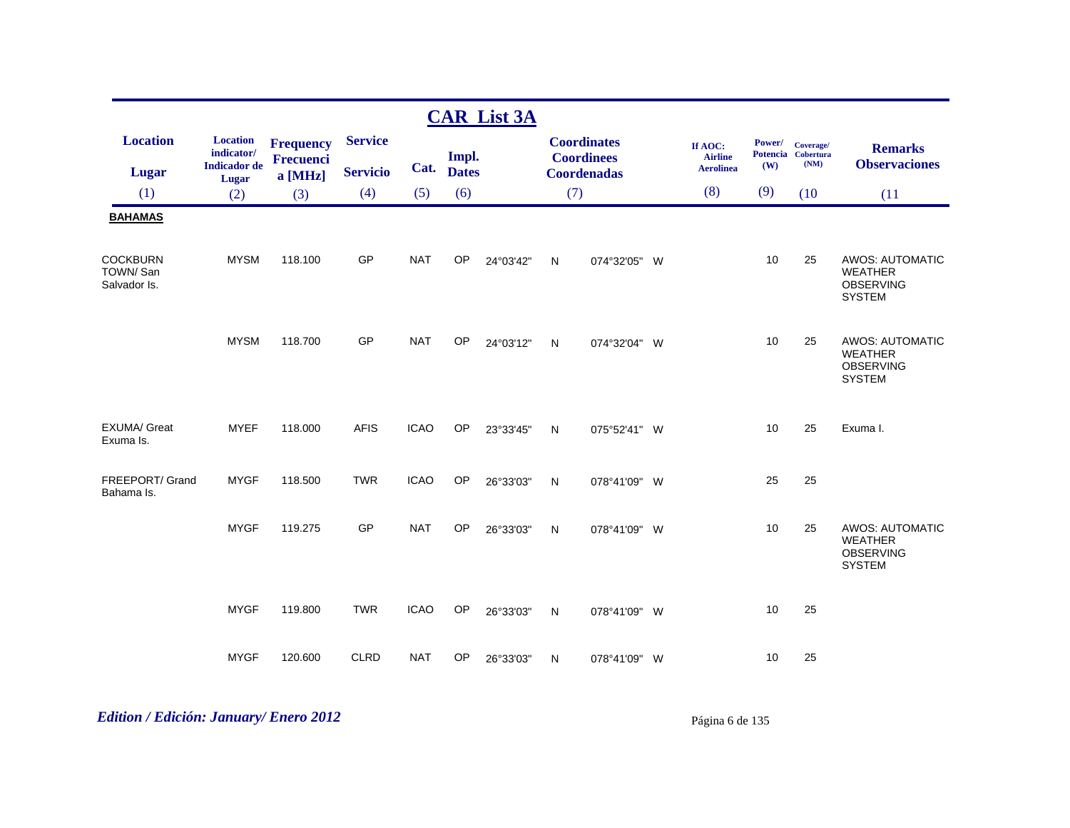## CAR List 3A

| Location<br>Lugar<br>(1) | Location indicator/ Indicador de Lugar<br>(2) | Frequency Frecuenci a [MHz]<br>(3) | Service<br>Servicio<br>(4) | Cat.<br>(5) | Impl. Dates<br>(6) | Coordinates Coordinees Coordenadas<br>(7) | | | | If AOC: Airline Aerolinea<br>(8) | Power/ Potencia (W)<br>(9) | Coverage/ Cobertura (NM)<br>(10 | Remarks Observaciones<br>(11 |
|---|---|---|---|---|---|---|---|---|---|---|---|---|---|
| **BAHAMAS** | | | | | | | | | | | | | |
| COCKBURN TOWN/ San Salvador Is. | MYSM | 118.100 | GP | NAT | OP | 24°03'42" | N | 074°32'05" | W | | 10 | 25 | AWOS: AUTOMATIC WEATHER OBSERVING SYSTEM |
| | MYSM | 118.700 | GP | NAT | OP | 24°03'12" | N | 074°32'04" | W | | 10 | 25 | AWOS: AUTOMATIC WEATHER OBSERVING SYSTEM |
| EXUMA/ Great Exuma Is. | MYEF | 118.000 | AFIS | ICAO | OP | 23°33'45" | N | 075°52'41" | W | | 10 | 25 | Exuma I. |
| FREEPORT/ Grand Bahama Is. | MYGF | 118.500 | TWR | ICAO | OP | 26°33'03" | N | 078°41'09" | W | | 25 | 25 | |
| | MYGF | 119.275 | GP | NAT | OP | 26°33'03" | N | 078°41'09" | W | | 10 | 25 | AWOS: AUTOMATIC WEATHER OBSERVING SYSTEM |
| | MYGF | 119.800 | TWR | ICAO | OP | 26°33'03" | N | 078°41'09" | W | | 10 | 25 | |
| | MYGF | 120.600 | CLRD | NAT | OP | 26°33'03" | N | 078°41'09" | W | | 10 | 25 | |

*Edition / Edición: January/ Enero 2012*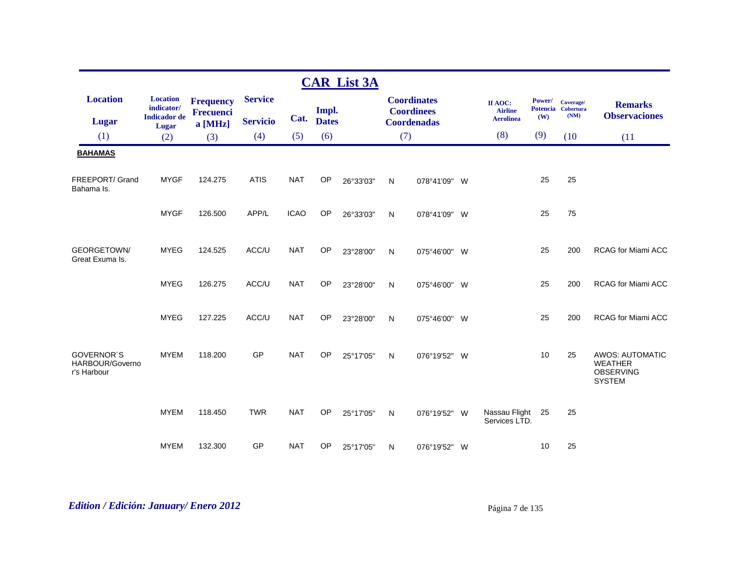# CAR List 3A

| Location<br>Lugar<br>(1) | Location indicator/<br>Indicador de Lugar<br>(2) | Frequency<br>Frecuencia [MHz]<br>(3) | Service<br>Servicio<br>(4) | Cat.<br>(5) | Impl. Dates<br>(6) | Coordinates<br>Coordinees<br>Coordenadas<br>(7) | | | | If AOC: Airline<br>Aerolinea<br>(8) | Power/ Potencia (W)<br>(9) | Coverage/ Cobertura (NM)<br>(10 | Remarks<br>Observaciones<br>(11 |
|---|---|---|---|---|---|---|---|---|---|---|---|---|---|
| **BAHAMAS** | | | | | | | | | | | | | |
| FREEPORT/ Grand Bahama Is. | MYGF | 124.275 | ATIS | NAT | OP | 26°33'03" | N | 078°41'09" | W | | 25 | 25 | |
| | MYGF | 126.500 | APP/L | ICAO | OP | 26°33'03" | N | 078°41'09" | W | | 25 | 75 | |
| GEORGETOWN/ Great Exuma Is. | MYEG | 124.525 | ACC/U | NAT | OP | 23°28'00" | N | 075°46'00" | W | | 25 | 200 | RCAG for Miami ACC |
| | MYEG | 126.275 | ACC/U | NAT | OP | 23°28'00" | N | 075°46'00" | W | | 25 | 200 | RCAG for Miami ACC |
| | MYEG | 127.225 | ACC/U | NAT | OP | 23°28'00" | N | 075°46'00" | W | | 25 | 200 | RCAG for Miami ACC |
| GOVERNOR´S HARBOUR/Governor's Harbour | MYEM | 118.200 | GP | NAT | OP | 25°17'05" | N | 076°19'52" | W | | 10 | 25 | AWOS: AUTOMATIC WEATHER OBSERVING SYSTEM |
| | MYEM | 118.450 | TWR | NAT | OP | 25°17'05" | N | 076°19'52" | W | Nassau Flight Services LTD. | 25 | 25 | |
| | MYEM | 132.300 | GP | NAT | OP | 25°17'05" | N | 076°19'52" | W | | 10 | 25 | |

*Edition / Edición: January/ Enero 2012*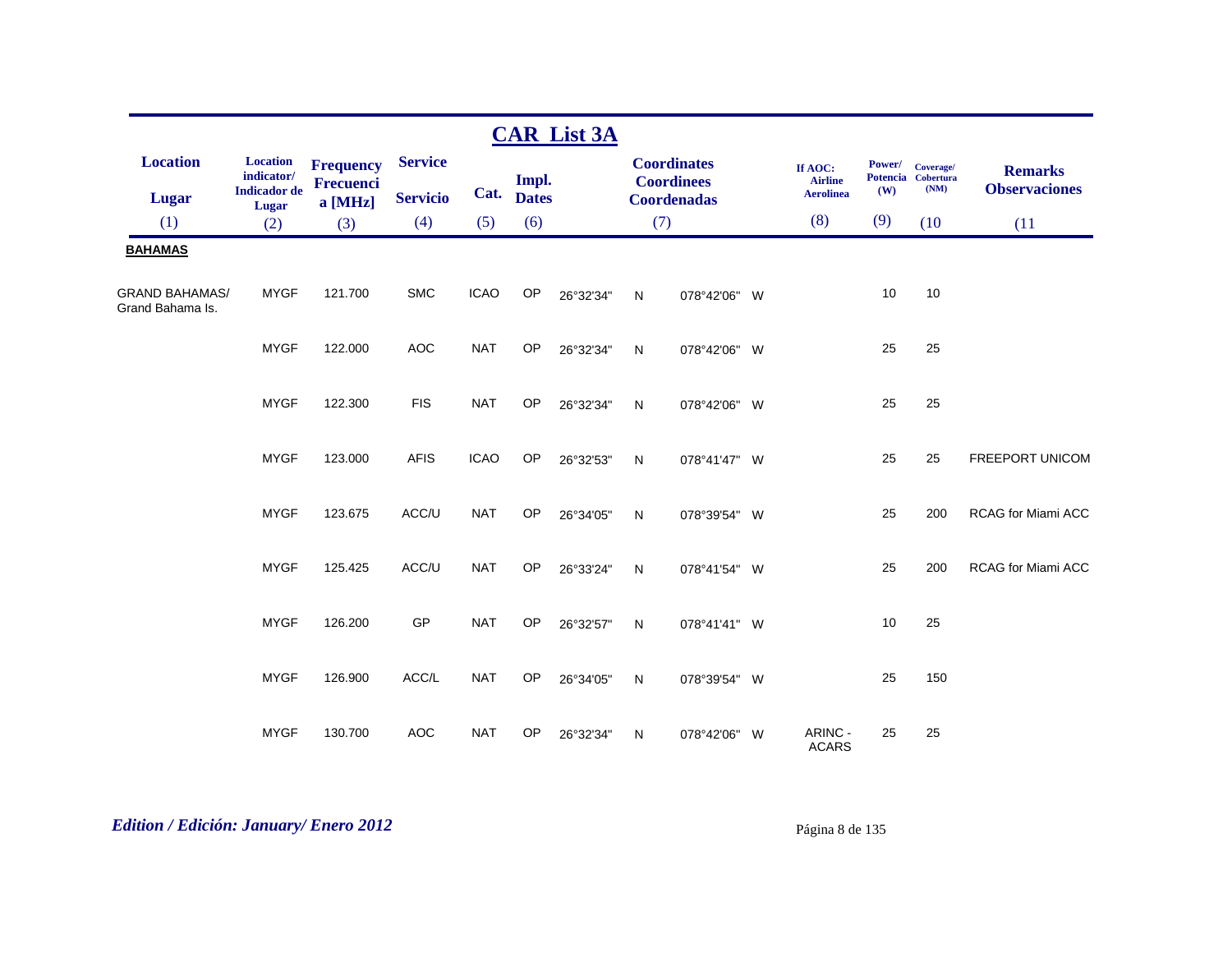# CAR List 3A

| Location<br>Lugar<br>(1) | Location indicator/<br>Indicador de Lugar<br>(2) | Frequency<br>Frecuencia [MHz]<br>(3) | Service<br>Servicio<br>(4) | Cat.<br>(5) | Impl. Dates<br>(6) | Coordinates<br>Coordinees<br>Coordenadas<br>(7) | | | | If AOC:<br>Airline<br>Aerolinea<br>(8) | Power/<br>Potencia<br>(W)<br>(9) | Coverage/<br>Cobertura<br>(NM)<br>(10 | Remarks<br>Observaciones<br>(11 |
|---|---|---|---|---|---|---|---|---|---|---|---|---|---|
| **BAHAMAS** | | | | | | | | | | | | | |
| GRAND BAHAMAS/<br>Grand Bahama Is. | MYGF | 121.700 | SMC | ICAO | OP | 26°32'34" | N | 078°42'06" | W | | 10 | 10 | |
| | MYGF | 122.000 | AOC | NAT | OP | 26°32'34" | N | 078°42'06" | W | | 25 | 25 | |
| | MYGF | 122.300 | FIS | NAT | OP | 26°32'34" | N | 078°42'06" | W | | 25 | 25 | |
| | MYGF | 123.000 | AFIS | ICAO | OP | 26°32'53" | N | 078°41'47" | W | | 25 | 25 | FREEPORT UNICOM |
| | MYGF | 123.675 | ACC/U | NAT | OP | 26°34'05" | N | 078°39'54" | W | | 25 | 200 | RCAG for Miami ACC |
| | MYGF | 125.425 | ACC/U | NAT | OP | 26°33'24" | N | 078°41'54" | W | | 25 | 200 | RCAG for Miami ACC |
| | MYGF | 126.200 | GP | NAT | OP | 26°32'57" | N | 078°41'41" | W | | 10 | 25 | |
| | MYGF | 126.900 | ACC/L | NAT | OP | 26°34'05" | N | 078°39'54" | W | | 25 | 150 | |
| | MYGF | 130.700 | AOC | NAT | OP | 26°32'34" | N | 078°42'06" | W | ARINC - ACARS | 25 | 25 | |

*Edition / Edición: January/ Enero 2012*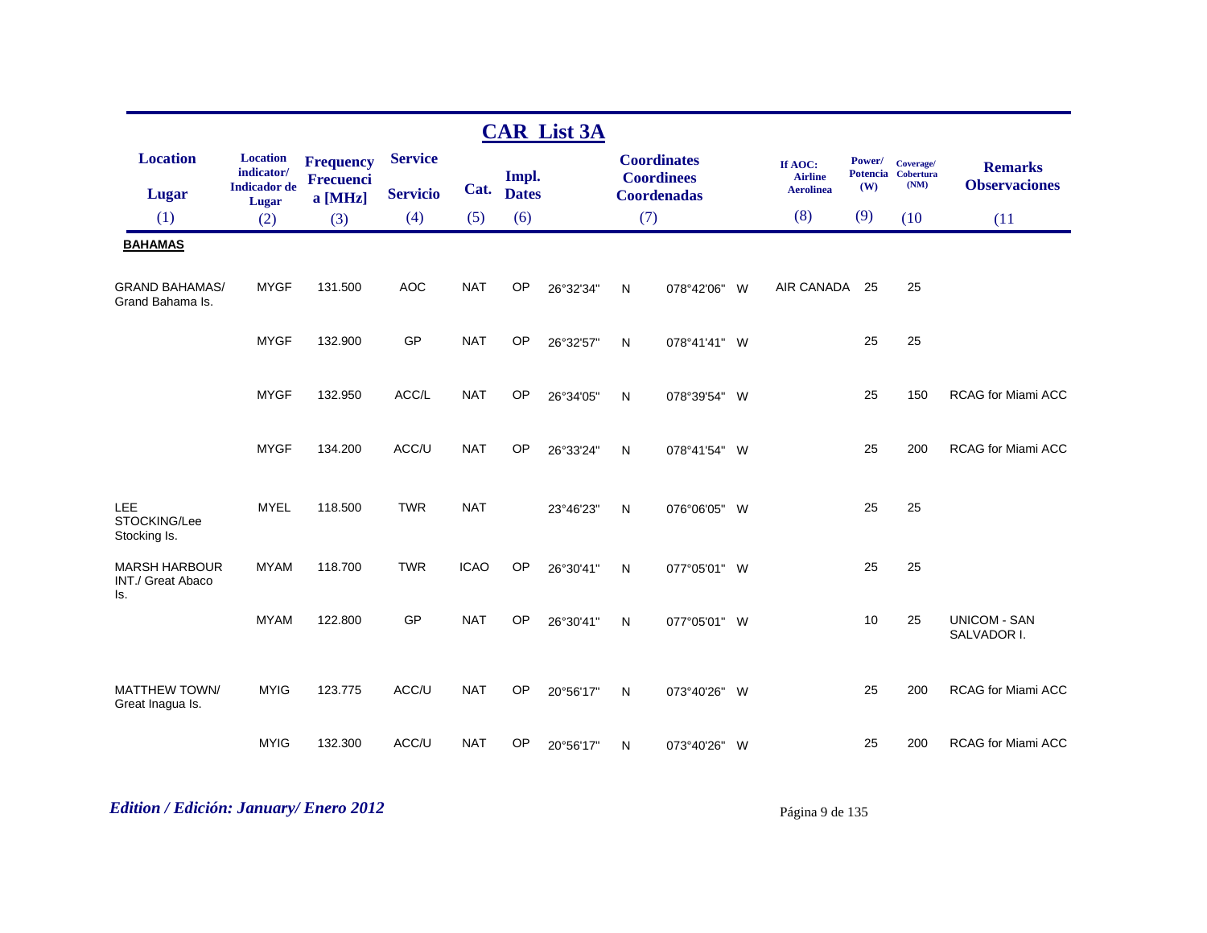# CAR List 3A

| Location / Lugar | Location indicator/ Indicador de Lugar | Frequency Frecuencia [MHz] | Service / Servicio | Cat. | Impl. Dates | Coordinates Coordinees Coordenadas | | | | If AOC: Airline Aerolinea | Power/ Potencia (W) | Coverage/ Cobertura (NM) | Remarks Observaciones |
|---|---|---|---|---|---|---|---|---|---|---|---|---|---|
| (1) | (2) | (3) | (4) | (5) | (6) | (7) | | | | (8) | (9) | (10 | (11 |
| **BAHAMAS** | | | | | | | | | | | | | |
| GRAND BAHAMAS/ Grand Bahama Is. | MYGF | 131.500 | AOC | NAT | OP | 26°32'34" | N | 078°42'06" | W | AIR CANADA | 25 | 25 | |
| | MYGF | 132.900 | GP | NAT | OP | 26°32'57" | N | 078°41'41" | W | | 25 | 25 | |
| | MYGF | 132.950 | ACC/L | NAT | OP | 26°34'05" | N | 078°39'54" | W | | 25 | 150 | RCAG for Miami ACC |
| | MYGF | 134.200 | ACC/U | NAT | OP | 26°33'24" | N | 078°41'54" | W | | 25 | 200 | RCAG for Miami ACC |
| LEE STOCKING/Lee Stocking Is. | MYEL | 118.500 | TWR | NAT | | 23°46'23" | N | 076°06'05" | W | | 25 | 25 | |
| MARSH HARBOUR INT./ Great Abaco Is. | MYAM | 118.700 | TWR | ICAO | OP | 26°30'41" | N | 077°05'01" | W | | 25 | 25 | |
| | MYAM | 122.800 | GP | NAT | OP | 26°30'41" | N | 077°05'01" | W | | 10 | 25 | UNICOM - SAN SALVADOR I. |
| MATTHEW TOWN/ Great Inagua Is. | MYIG | 123.775 | ACC/U | NAT | OP | 20°56'17" | N | 073°40'26" | W | | 25 | 200 | RCAG for Miami ACC |
| | MYIG | 132.300 | ACC/U | NAT | OP | 20°56'17" | N | 073°40'26" | W | | 25 | 200 | RCAG for Miami ACC |

*Edition / Edición: January/ Enero 2012*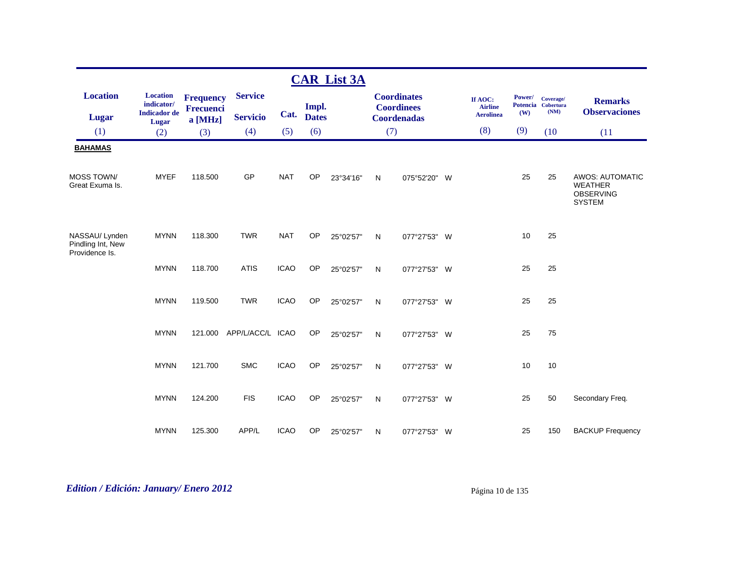# CAR List 3A

| Location<br>Lugar<br>(1) | Location indicator/ Indicador de Lugar<br>(2) | Frequency Frecuencia [MHz]<br>(3) | Service<br>Servicio<br>(4) | Cat.<br>(5) | Impl. Dates<br>(6) | Coordinates Coordinees Coordenadas<br>(7) | | | | If AOC: Airline Aerolinea<br>(8) | Power/ Potencia (W)<br>(9) | Coverage/ Cobertura (NM)<br>(10 | Remarks Observaciones<br>(11 |
|---|---|---|---|---|---|---|---|---|---|---|---|---|---|
| **BAHAMAS** | | | | | | | | | | | | | |
| MOSS TOWN/ Great Exuma Is. | MYEF | 118.500 | GP | NAT | OP | 23°34'16" | N | 075°52'20" | W | | 25 | 25 | AWOS: AUTOMATIC WEATHER OBSERVING SYSTEM |
| NASSAU/ Lynden Pindling Int, New Providence Is. | MYNN | 118.300 | TWR | NAT | OP | 25°02'57" | N | 077°27'53" | W | | 10 | 25 | |
| | MYNN | 118.700 | ATIS | ICAO | OP | 25°02'57" | N | 077°27'53" | W | | 25 | 25 | |
| | MYNN | 119.500 | TWR | ICAO | OP | 25°02'57" | N | 077°27'53" | W | | 25 | 25 | |
| | MYNN | 121.000 | APP/L/ACC/L | ICAO | OP | 25°02'57" | N | 077°27'53" | W | | 25 | 75 | |
| | MYNN | 121.700 | SMC | ICAO | OP | 25°02'57" | N | 077°27'53" | W | | 10 | 10 | |
| | MYNN | 124.200 | FIS | ICAO | OP | 25°02'57" | N | 077°27'53" | W | | 25 | 50 | Secondary Freq. |
| | MYNN | 125.300 | APP/L | ICAO | OP | 25°02'57" | N | 077°27'53" | W | | 25 | 150 | BACKUP Frequency |

*Edition / Edición: January/ Enero 2012*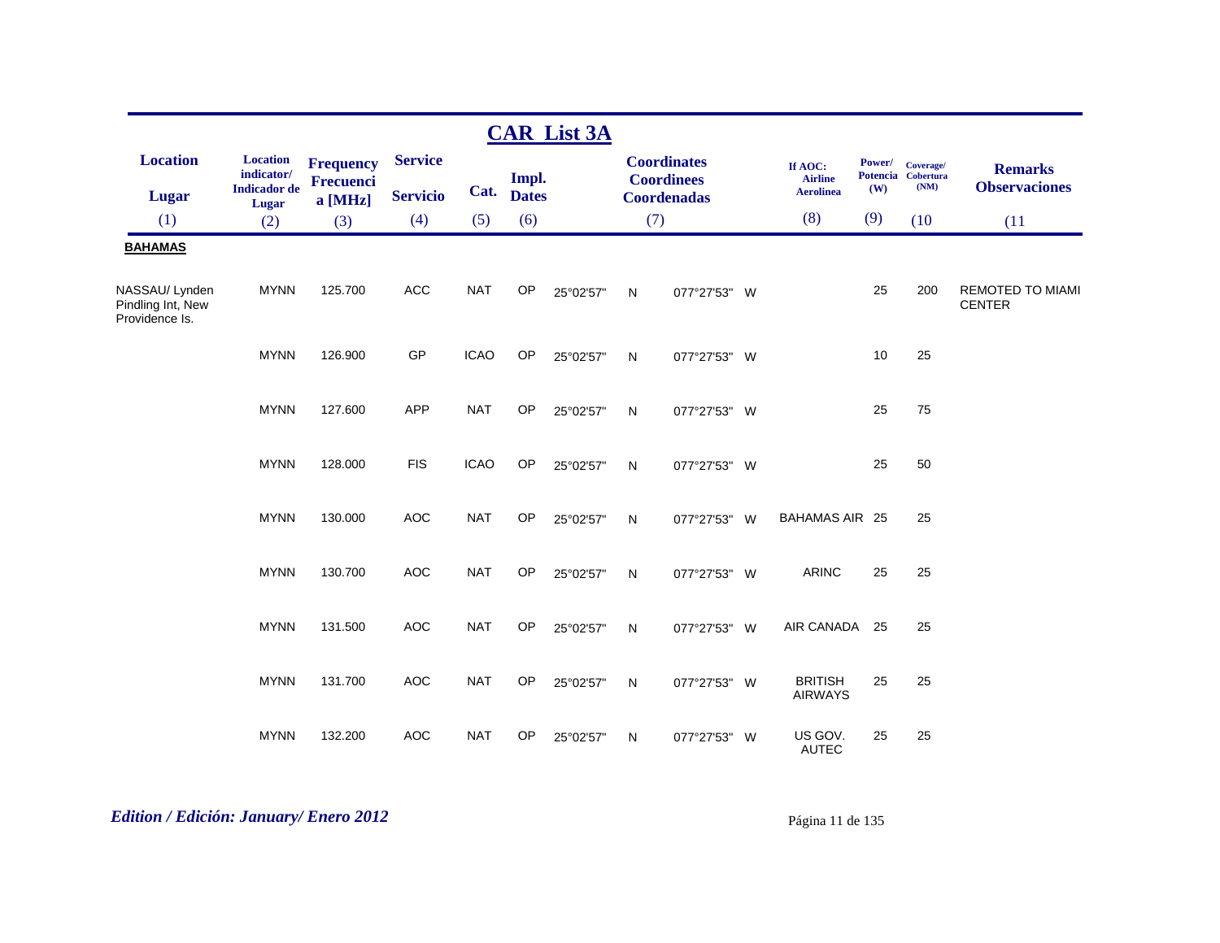# CAR List 3A

| Location<br>Lugar<br>(1) | Location indicator/ Indicador de Lugar<br>(2) | Frequency Frecuencia [MHz]<br>(3) | Service<br>Servicio<br>(4) | Cat.<br>(5) | Impl. Dates<br>(6) | Coordinates Coordinees Coordenadas<br>(7) | | | | If AOC: Airline Aerolinea<br>(8) | Power/ Potencia (W)<br>(9) | Coverage/ Cobertura (NM)<br>(10 | Remarks Observaciones<br>(11 |
|---|---|---|---|---|---|---|---|---|---|---|---|---|---|
| **BAHAMAS** | | | | | | | | | | | | | |
| NASSAU/ Lynden Pindling Int, New Providence Is. | MYNN | 125.700 | ACC | NAT | OP | 25°02'57" | N | 077°27'53" | W | | 25 | 200 | REMOTED TO MIAMI CENTER |
| | MYNN | 126.900 | GP | ICAO | OP | 25°02'57" | N | 077°27'53" | W | | 10 | 25 | |
| | MYNN | 127.600 | APP | NAT | OP | 25°02'57" | N | 077°27'53" | W | | 25 | 75 | |
| | MYNN | 128.000 | FIS | ICAO | OP | 25°02'57" | N | 077°27'53" | W | | 25 | 50 | |
| | MYNN | 130.000 | AOC | NAT | OP | 25°02'57" | N | 077°27'53" | W | BAHAMAS AIR | 25 | 25 | |
| | MYNN | 130.700 | AOC | NAT | OP | 25°02'57" | N | 077°27'53" | W | ARINC | 25 | 25 | |
| | MYNN | 131.500 | AOC | NAT | OP | 25°02'57" | N | 077°27'53" | W | AIR CANADA | 25 | 25 | |
| | MYNN | 131.700 | AOC | NAT | OP | 25°02'57" | N | 077°27'53" | W | BRITISH AIRWAYS | 25 | 25 | |
| | MYNN | 132.200 | AOC | NAT | OP | 25°02'57" | N | 077°27'53" | W | US GOV. AUTEC | 25 | 25 | |

*Edition / Edición: January/ Enero 2012*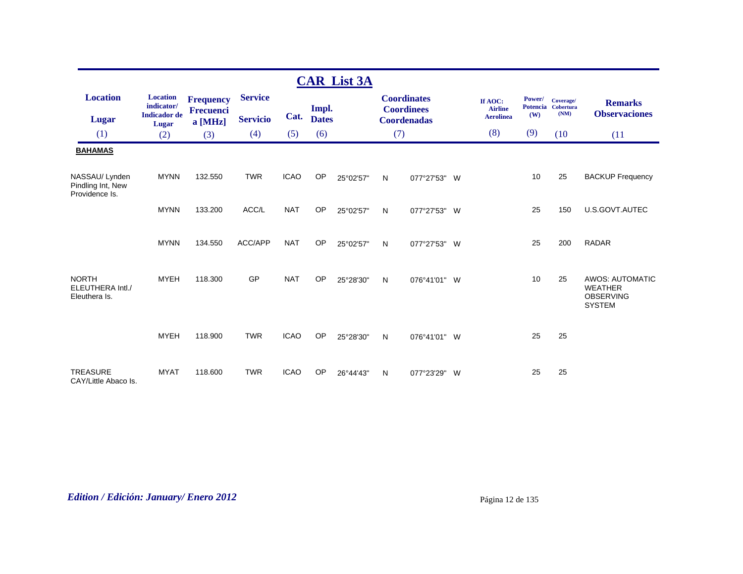## CAR List 3A

| Location<br>Lugar<br>(1) | Location indicator/<br>Indicador de Lugar<br>(2) | Frequency<br>Frecuencia [MHz]<br>(3) | Service<br>Servicio<br>(4) | Cat.<br>(5) | Impl. Dates<br>(6) | Coordinates<br>Coordinees<br>Coordenadas<br>(7) | | | | If AOC:<br>Airline<br>Aerolinea<br>(8) | Power/<br>Potencia<br>(W)<br>(9) | Coverage/<br>Cobertura<br>(NM)<br>(10 | Remarks<br>Observaciones<br>(11 |
|---|---|---|---|---|---|---|---|---|---|---|---|---|---|
| **BAHAMAS** | | | | | | | | | | | | | |
| NASSAU/ Lynden Pindling Int, New Providence Is. | MYNN | 132.550 | TWR | ICAO | OP | 25°02'57" | N | 077°27'53" | W | | 10 | 25 | BACKUP Frequency |
| | MYNN | 133.200 | ACC/L | NAT | OP | 25°02'57" | N | 077°27'53" | W | | 25 | 150 | U.S.GOVT.AUTEC |
| | MYNN | 134.550 | ACC/APP | NAT | OP | 25°02'57" | N | 077°27'53" | W | | 25 | 200 | RADAR |
| NORTH ELEUTHERA Intl./ Eleuthera Is. | MYEH | 118.300 | GP | NAT | OP | 25°28'30" | N | 076°41'01" | W | | 10 | 25 | AWOS: AUTOMATIC WEATHER OBSERVING SYSTEM |
| | MYEH | 118.900 | TWR | ICAO | OP | 25°28'30" | N | 076°41'01" | W | | 25 | 25 | |
| TREASURE CAY/Little Abaco Is. | MYAT | 118.600 | TWR | ICAO | OP | 26°44'43" | N | 077°23'29" | W | | 25 | 25 | |

*Edition / Edición: January/ Enero 2012*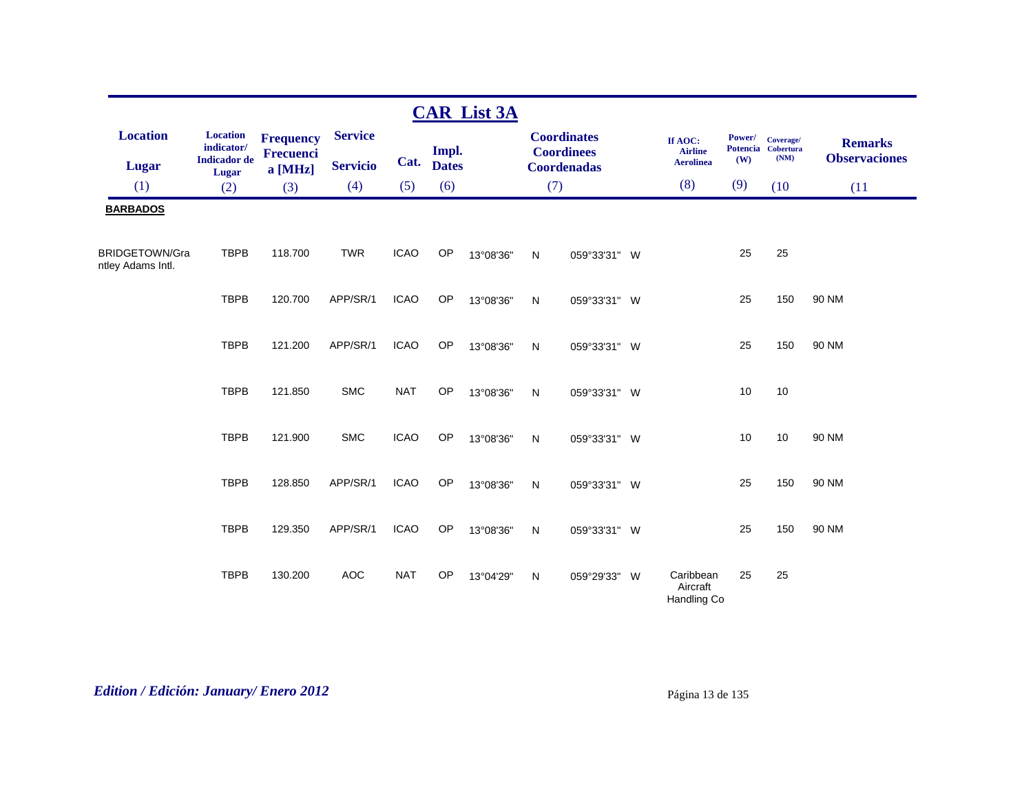## CAR List 3A

| Location<br>Lugar<br>(1) | Location indicator/ Indicador de Lugar<br>(2) | Frequency Frecuencia [MHz]<br>(3) | Service<br>Servicio<br>(4) | Cat.<br>(5) | Impl. Dates<br>(6) | Coordinates Coordinees Coordenadas<br>(7) | | | | If AOC: Airline Aerolinea<br>(8) | Power/ Potencia (W)<br>(9) | Coverage/ Cobertura (NM)<br>(10 | Remarks Observaciones<br>(11 |
|---|---|---|---|---|---|---|---|---|---|---|---|---|---|
| **BARBADOS** | | | | | | | | | | | | | |
| BRIDGETOWN/Grantley Adams Intl. | TBPB | 118.700 | TWR | ICAO | OP | 13°08'36" | N | 059°33'31" | W | | 25 | 25 | |
| | TBPB | 120.700 | APP/SR/1 | ICAO | OP | 13°08'36" | N | 059°33'31" | W | | 25 | 150 | 90 NM |
| | TBPB | 121.200 | APP/SR/1 | ICAO | OP | 13°08'36" | N | 059°33'31" | W | | 25 | 150 | 90 NM |
| | TBPB | 121.850 | SMC | NAT | OP | 13°08'36" | N | 059°33'31" | W | | 10 | 10 | |
| | TBPB | 121.900 | SMC | ICAO | OP | 13°08'36" | N | 059°33'31" | W | | 10 | 10 | 90 NM |
| | TBPB | 128.850 | APP/SR/1 | ICAO | OP | 13°08'36" | N | 059°33'31" | W | | 25 | 150 | 90 NM |
| | TBPB | 129.350 | APP/SR/1 | ICAO | OP | 13°08'36" | N | 059°33'31" | W | | 25 | 150 | 90 NM |
| | TBPB | 130.200 | AOC | NAT | OP | 13°04'29" | N | 059°29'33" | W | Caribbean Aircraft Handling Co | 25 | 25 | |

*Edition / Edición: January/ Enero 2012*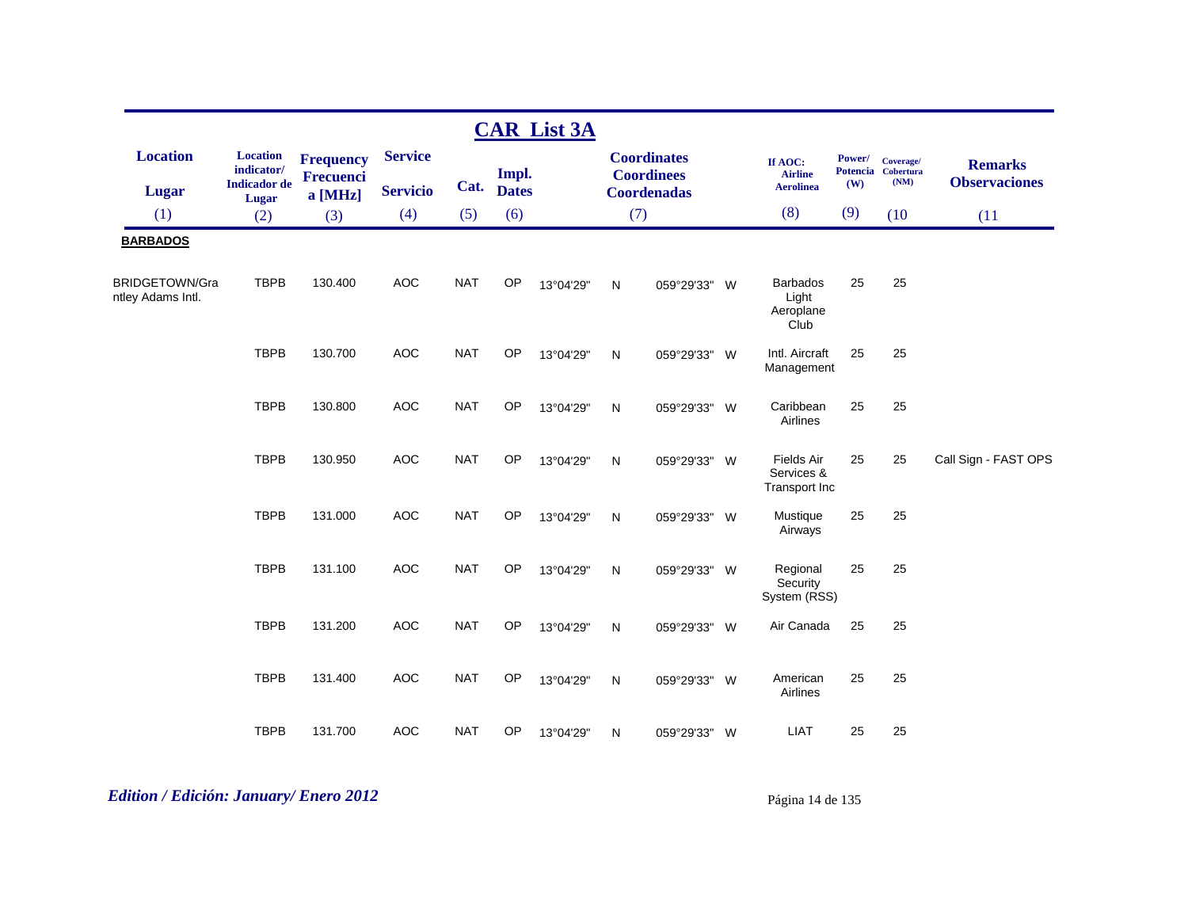# CAR List 3A

| Location / Lugar (1) | Location indicator/ Indicador de Lugar (2) | Frequency Frecuencia [MHz] (3) | Service / Servicio (4) | Cat. (5) | Impl. Dates (6) | Coordinates Coordinees Coordenadas (7) | | | | If AOC: Airline Aerolinea (8) | Power/ Potencia (W) (9) | Coverage/ Cobertura (NM) (10 | Remarks Observaciones (11 |
|---|---|---|---|---|---|---|---|---|---|---|---|---|---|
| **BARBADOS** | | | | | | | | | | | | | |
| BRIDGETOWN/Grantley Adams Intl. | TBPB | 130.400 | AOC | NAT | OP | 13°04'29" | N | 059°29'33" | W | Barbados Light Aeroplane Club | 25 | 25 | |
| | TBPB | 130.700 | AOC | NAT | OP | 13°04'29" | N | 059°29'33" | W | Intl. Aircraft Management | 25 | 25 | |
| | TBPB | 130.800 | AOC | NAT | OP | 13°04'29" | N | 059°29'33" | W | Caribbean Airlines | 25 | 25 | |
| | TBPB | 130.950 | AOC | NAT | OP | 13°04'29" | N | 059°29'33" | W | Fields Air Services & Transport Inc | 25 | 25 | Call Sign - FAST OPS |
| | TBPB | 131.000 | AOC | NAT | OP | 13°04'29" | N | 059°29'33" | W | Mustique Airways | 25 | 25 | |
| | TBPB | 131.100 | AOC | NAT | OP | 13°04'29" | N | 059°29'33" | W | Regional Security System (RSS) | 25 | 25 | |
| | TBPB | 131.200 | AOC | NAT | OP | 13°04'29" | N | 059°29'33" | W | Air Canada | 25 | 25 | |
| | TBPB | 131.400 | AOC | NAT | OP | 13°04'29" | N | 059°29'33" | W | American Airlines | 25 | 25 | |
| | TBPB | 131.700 | AOC | NAT | OP | 13°04'29" | N | 059°29'33" | W | LIAT | 25 | 25 | |

*Edition / Edición: January/ Enero 2012*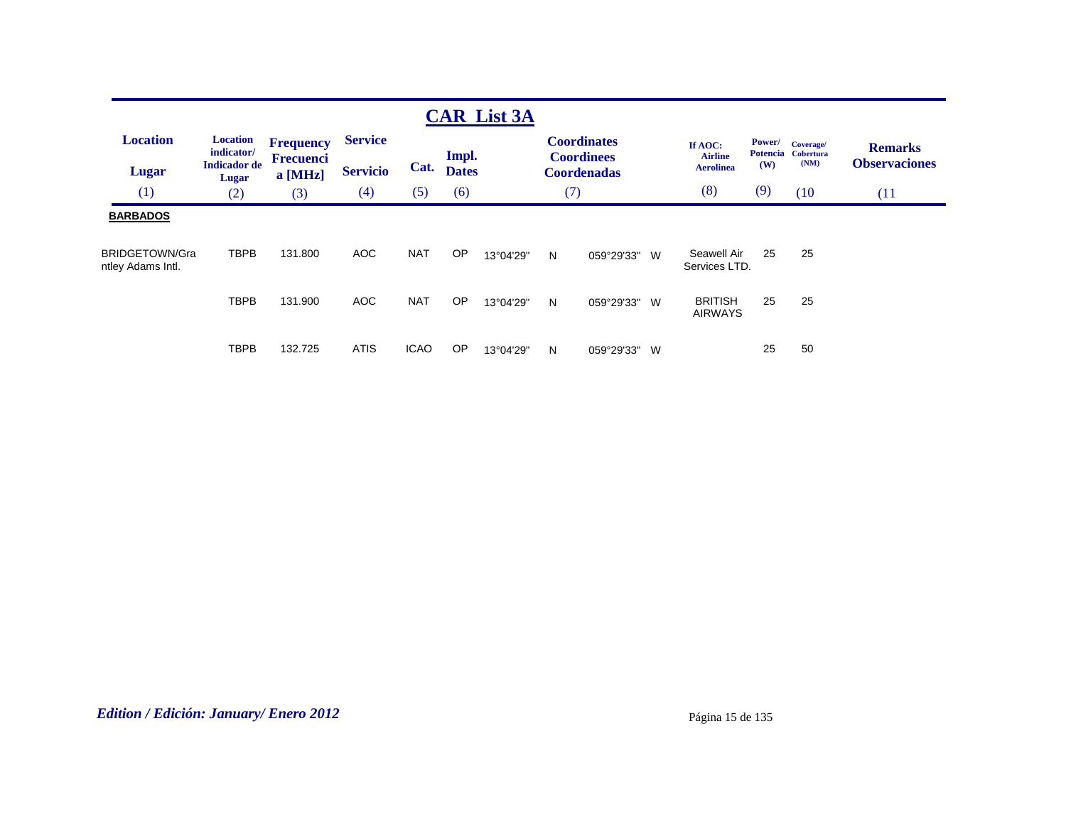# CAR List 3A

| Location<br>Lugar<br>(1) | Location indicator/ Indicador de Lugar<br>(2) | Frequency Frecuencia [MHz]<br>(3) | Service<br>Servicio<br>(4) | Cat.<br>(5) | Impl. Dates<br>(6) | Coordinates Coordinees Coordenadas<br>(7) | | | | If AOC: Airline Aerolinea<br>(8) | Power/ Potencia (W)<br>(9) | Coverage/ Cobertura (NM)<br>(10 | Remarks Observaciones<br>(11 |
|---|---|---|---|---|---|---|---|---|---|---|---|---|---|
| **BARBADOS** | | | | | | | | | | | | | |
| BRIDGETOWN/Grantley Adams Intl. | TBPB | 131.800 | AOC | NAT | OP | 13°04'29" | N | 059°29'33" | W | Seawell Air Services LTD. | 25 | 25 | |
| | TBPB | 131.900 | AOC | NAT | OP | 13°04'29" | N | 059°29'33" | W | BRITISH AIRWAYS | 25 | 25 | |
| | TBPB | 132.725 | ATIS | ICAO | OP | 13°04'29" | N | 059°29'33" | W | | 25 | 50 | |

*Edition / Edición: January/ Enero 2012*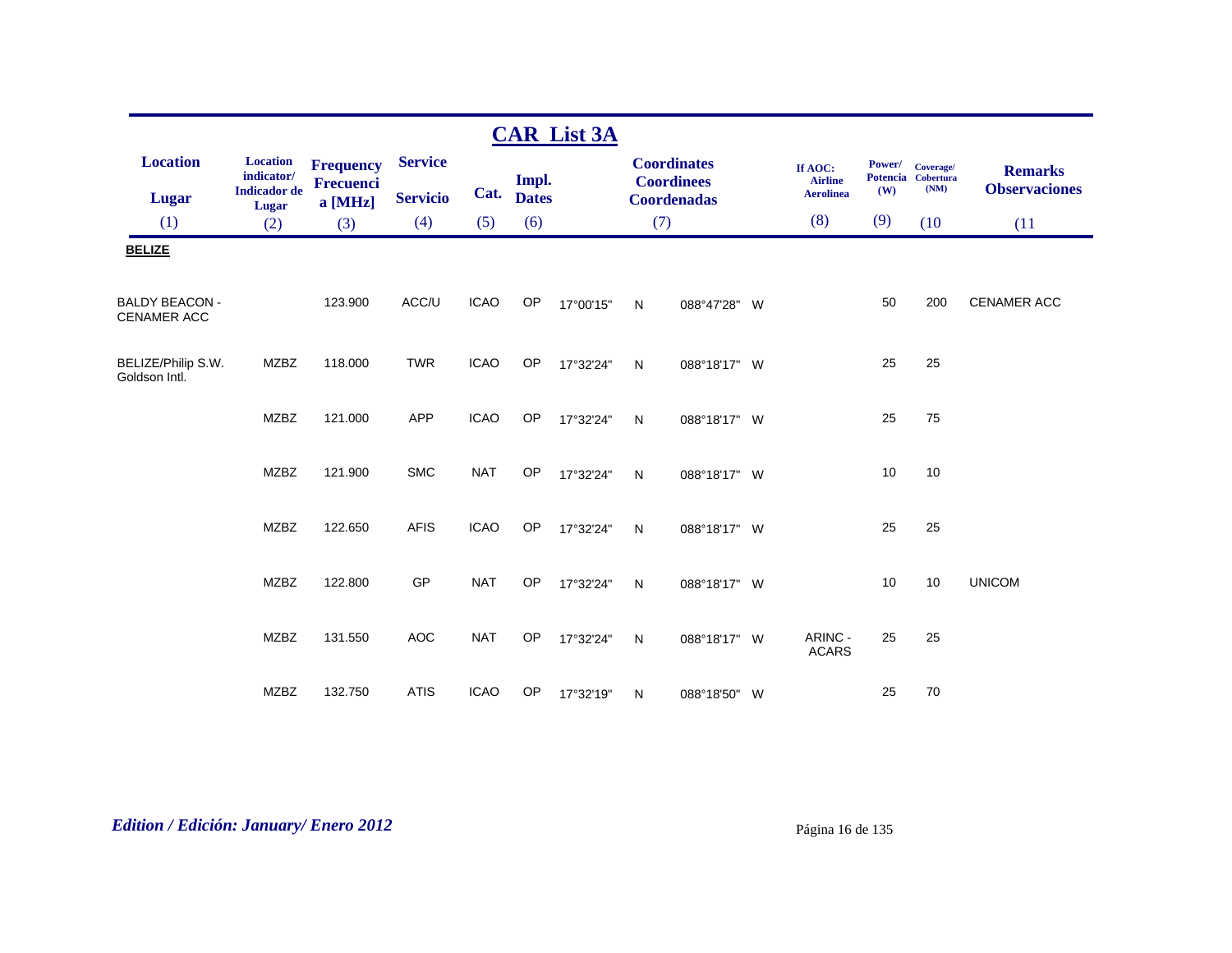## CAR List 3A

| Location<br>Lugar<br>(1) | Location indicator/<br>Indicador de Lugar<br>(2) | Frequency<br>Frecuencia [MHz]<br>(3) | Service<br>Servicio<br>(4) | Cat.<br>(5) | Impl. Dates<br>(6) | Coordinates<br>Coordinees<br>Coordenadas<br>(7) | | | | If AOC: Airline<br>Aerolinea<br>(8) | Power/<br>Potencia<br>(W)<br>(9) | Coverage/<br>Cobertura<br>(NM)<br>(10 | Remarks<br>Observaciones<br>(11 |
|---|---|---|---|---|---|---|---|---|---|---|---|---|---|
| **BELIZE** | | | | | | | | | | | | | |
| BALDY BEACON - CENAMER ACC | | 123.900 | ACC/U | ICAO | OP | 17°00'15" | N | 088°47'28" | W | | 50 | 200 | CENAMER ACC |
| BELIZE/Philip S.W. Goldson Intl. | MZBZ | 118.000 | TWR | ICAO | OP | 17°32'24" | N | 088°18'17" | W | | 25 | 25 | |
| | MZBZ | 121.000 | APP | ICAO | OP | 17°32'24" | N | 088°18'17" | W | | 25 | 75 | |
| | MZBZ | 121.900 | SMC | NAT | OP | 17°32'24" | N | 088°18'17" | W | | 10 | 10 | |
| | MZBZ | 122.650 | AFIS | ICAO | OP | 17°32'24" | N | 088°18'17" | W | | 25 | 25 | |
| | MZBZ | 122.800 | GP | NAT | OP | 17°32'24" | N | 088°18'17" | W | | 10 | 10 | UNICOM |
| | MZBZ | 131.550 | AOC | NAT | OP | 17°32'24" | N | 088°18'17" | W | ARINC - ACARS | 25 | 25 | |
| | MZBZ | 132.750 | ATIS | ICAO | OP | 17°32'19" | N | 088°18'50" | W | | 25 | 70 | |

*Edition / Edición: January/ Enero 2012*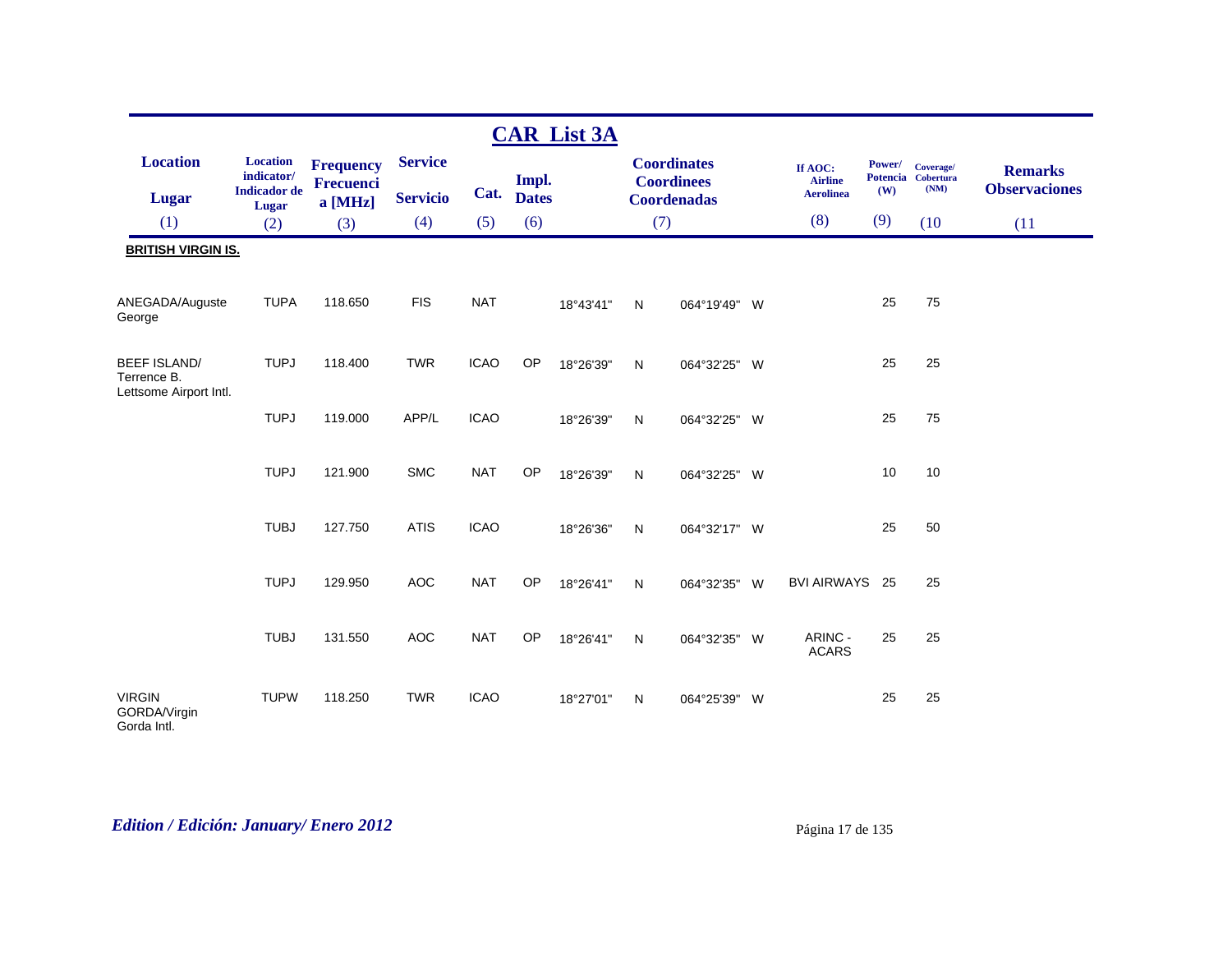## CAR List 3A

| Location / Lugar (1) | Location indicator/ Indicador de Lugar (2) | Frequency Frecuencia [MHz] (3) | Service / Servicio (4) | Cat. (5) | Impl. Dates (6) | Coordinates Coordinees Coordenadas (7) | | | | If AOC: Airline Aerolinea (8) | Power/ Potencia (W) (9) | Coverage/ Cobertura (NM) (10) | Remarks Observaciones (11) |
|---|---|---|---|---|---|---|---|---|---|---|---|---|---|
| **BRITISH VIRGIN IS.** | | | | | | | | | | | | | |
| ANEGADA/Auguste George | TUPA | 118.650 | FIS | NAT | | 18°43'41" | N | 064°19'49" | W | | 25 | 75 | |
| BEEF ISLAND/ Terrence B. Lettsome Airport Intl. | TUPJ | 118.400 | TWR | ICAO | OP | 18°26'39" | N | 064°32'25" | W | | 25 | 25 | |
| | TUPJ | 119.000 | APP/L | ICAO | | 18°26'39" | N | 064°32'25" | W | | 25 | 75 | |
| | TUPJ | 121.900 | SMC | NAT | OP | 18°26'39" | N | 064°32'25" | W | | 10 | 10 | |
| | TUBJ | 127.750 | ATIS | ICAO | | 18°26'36" | N | 064°32'17" | W | | 25 | 50 | |
| | TUPJ | 129.950 | AOC | NAT | OP | 18°26'41" | N | 064°32'35" | W | BVI AIRWAYS | 25 | 25 | |
| | TUBJ | 131.550 | AOC | NAT | OP | 18°26'41" | N | 064°32'35" | W | ARINC - ACARS | 25 | 25 | |
| VIRGIN GORDA/Virgin Gorda Intl. | TUPW | 118.250 | TWR | ICAO | | 18°27'01" | N | 064°25'39" | W | | 25 | 25 | |

*Edition / Edición: January/ Enero 2012*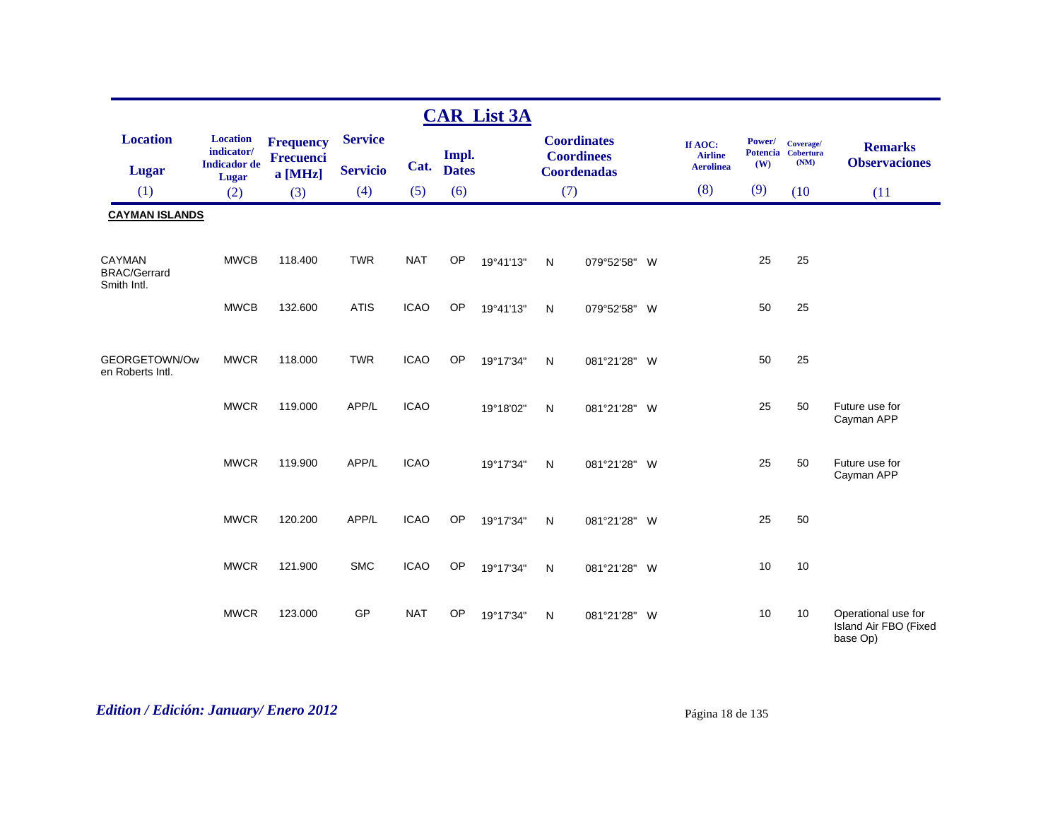## CAR List 3A

| Location / Lugar (1) | Location indicator/ Indicador de Lugar (2) | Frequency Frecuencia [MHz] (3) | Service Servicio (4) | Cat. (5) | Impl. Dates (6) | Coordinates Coordinees Coordenadas (7) | | | | If AOC: Airline Aerolinea (8) | Power/ Potencia (W) (9) | Coverage/ Cobertura (NM) (10 | Remarks Observaciones (11 |
|---|---|---|---|---|---|---|---|---|---|---|---|---|---|
| **CAYMAN ISLANDS** | | | | | | | | | | | | | |
| CAYMAN BRAC/Gerrard Smith Intl. | MWCB | 118.400 | TWR | NAT | OP | 19°41'13" | N | 079°52'58" | W | | 25 | 25 | |
| | MWCB | 132.600 | ATIS | ICAO | OP | 19°41'13" | N | 079°52'58" | W | | 50 | 25 | |
| GEORGETOWN/Owen Roberts Intl. | MWCR | 118.000 | TWR | ICAO | OP | 19°17'34" | N | 081°21'28" | W | | 50 | 25 | |
| | MWCR | 119.000 | APP/L | ICAO | | 19°18'02" | N | 081°21'28" | W | | 25 | 50 | Future use for Cayman APP |
| | MWCR | 119.900 | APP/L | ICAO | | 19°17'34" | N | 081°21'28" | W | | 25 | 50 | Future use for Cayman APP |
| | MWCR | 120.200 | APP/L | ICAO | OP | 19°17'34" | N | 081°21'28" | W | | 25 | 50 | |
| | MWCR | 121.900 | SMC | ICAO | OP | 19°17'34" | N | 081°21'28" | W | | 10 | 10 | |
| | MWCR | 123.000 | GP | NAT | OP | 19°17'34" | N | 081°21'28" | W | | 10 | 10 | Operational use for Island Air FBO (Fixed base Op) |

*Edition / Edición: January/ Enero 2012*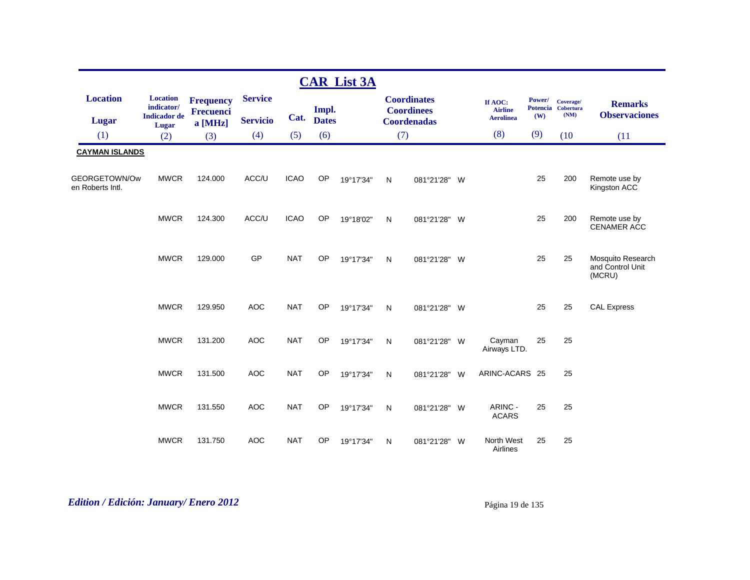# CAR List 3A

| Location<br>Lugar<br>(1) | Location indicator/<br>Indicador de Lugar<br>(2) | Frequency<br>Frecuencia [MHz]<br>(3) | Service<br>Servicio<br>(4) | Cat.<br>(5) | Impl. Dates<br>(6) | Coordinates<br>Coordinees<br>Coordenadas<br>(7) | | | | If AOC: Airline<br>Aerolinea<br>(8) | Power/ Potencia (W)<br>(9) | Coverage/ Cobertura (NM)<br>(10 | Remarks<br>Observaciones<br>(11 |
|---|---|---|---|---|---|---|---|---|---|---|---|---|---|
| **CAYMAN ISLANDS** | | | | | | | | | | | | | |
| GEORGETOWN/Owen Roberts Intl. | MWCR | 124.000 | ACC/U | ICAO | OP | 19°17'34" | N | 081°21'28" | W | | 25 | 200 | Remote use by Kingston ACC |
| | MWCR | 124.300 | ACC/U | ICAO | OP | 19°18'02" | N | 081°21'28" | W | | 25 | 200 | Remote use by CENAMER ACC |
| | MWCR | 129.000 | GP | NAT | OP | 19°17'34" | N | 081°21'28" | W | | 25 | 25 | Mosquito Research and Control Unit (MCRU) |
| | MWCR | 129.950 | AOC | NAT | OP | 19°17'34" | N | 081°21'28" | W | | 25 | 25 | CAL Express |
| | MWCR | 131.200 | AOC | NAT | OP | 19°17'34" | N | 081°21'28" | W | Cayman Airways LTD. | 25 | 25 | |
| | MWCR | 131.500 | AOC | NAT | OP | 19°17'34" | N | 081°21'28" | W | ARINC-ACARS | 25 | 25 | |
| | MWCR | 131.550 | AOC | NAT | OP | 19°17'34" | N | 081°21'28" | W | ARINC - ACARS | 25 | 25 | |
| | MWCR | 131.750 | AOC | NAT | OP | 19°17'34" | N | 081°21'28" | W | North West Airlines | 25 | 25 | |

*Edition / Edición: January/ Enero 2012*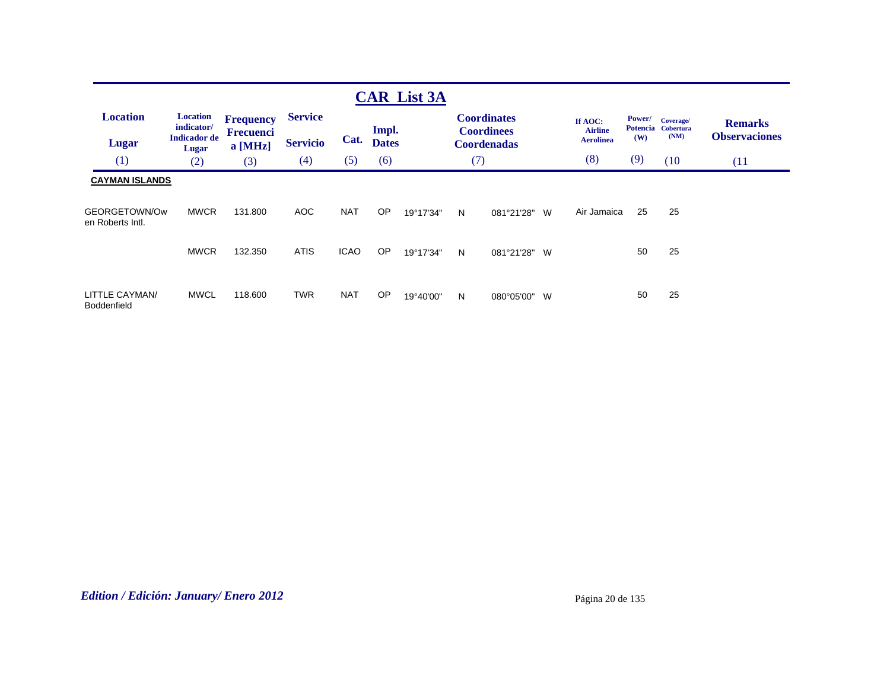## CAR List 3A

| Location / Lugar (1) | Location indicator/ Indicador de Lugar (2) | Frequency Frecuencia [MHz] (3) | Service / Servicio (4) | Cat. (5) | Impl. Dates (6) | Coordinates Coordinees Coordenadas (7) | | | | If AOC: Airline Aerolinea (8) | Power/ Potencia (W) (9) | Coverage/ Cobertura (NM) (10) | Remarks Observaciones (11) |
|---|---|---|---|---|---|---|---|---|---|---|---|---|---|
| **CAYMAN ISLANDS** | | | | | | | | | | | | | |
| GEORGETOWN/Owen Roberts Intl. | MWCR | 131.800 | AOC | NAT | OP | 19°17'34" | N | 081°21'28" | W | Air Jamaica | 25 | 25 | |
| | MWCR | 132.350 | ATIS | ICAO | OP | 19°17'34" | N | 081°21'28" | W | | 50 | 25 | |
| LITTLE CAYMAN/ Boddenfield | MWCL | 118.600 | TWR | NAT | OP | 19°40'00" | N | 080°05'00" | W | | 50 | 25 | |

*Edition / Edición: January/ Enero 2012*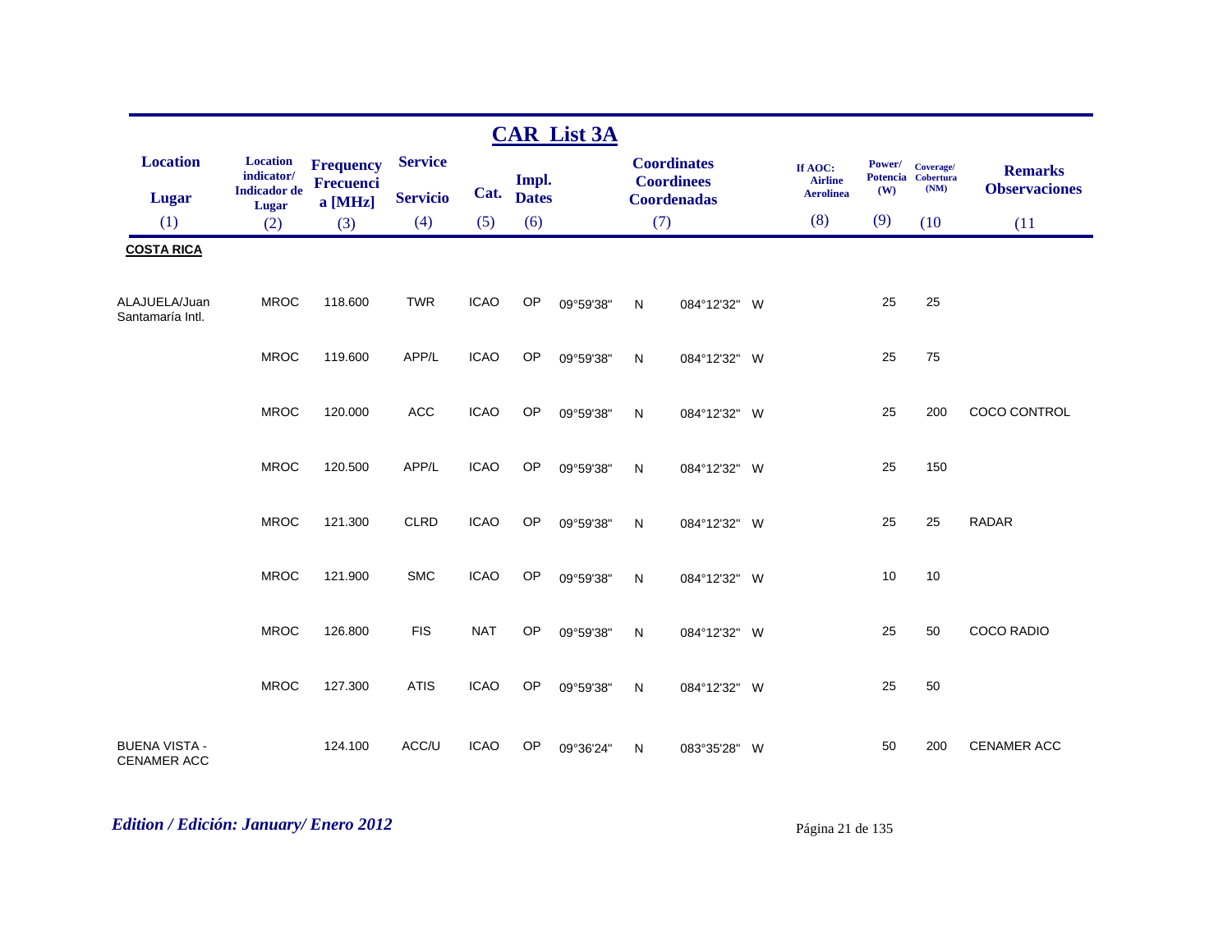## CAR List 3A

| Location / Lugar (1) | Location indicator/ Indicador de Lugar (2) | Frequency Frecuencia [MHz] (3) | Service / Servicio (4) | Cat. (5) | Impl. Dates (6) | Coordinates Coordinees Coordenadas (7) | | | | If AOC: Airline Aerolinea (8) | Power/ Potencia (W) (9) | Coverage/ Cobertura (NM) (10) | Remarks Observaciones (11) |
|---|---|---|---|---|---|---|---|---|---|---|---|---|---|
| **COSTA RICA** | | | | | | | | | | | | | |
| ALAJUELA/Juan Santamaría Intl. | MROC | 118.600 | TWR | ICAO | OP | 09°59'38" | N | 084°12'32" | W | | 25 | 25 | |
| | MROC | 119.600 | APP/L | ICAO | OP | 09°59'38" | N | 084°12'32" | W | | 25 | 75 | |
| | MROC | 120.000 | ACC | ICAO | OP | 09°59'38" | N | 084°12'32" | W | | 25 | 200 | COCO CONTROL |
| | MROC | 120.500 | APP/L | ICAO | OP | 09°59'38" | N | 084°12'32" | W | | 25 | 150 | |
| | MROC | 121.300 | CLRD | ICAO | OP | 09°59'38" | N | 084°12'32" | W | | 25 | 25 | RADAR |
| | MROC | 121.900 | SMC | ICAO | OP | 09°59'38" | N | 084°12'32" | W | | 10 | 10 | |
| | MROC | 126.800 | FIS | NAT | OP | 09°59'38" | N | 084°12'32" | W | | 25 | 50 | COCO RADIO |
| | MROC | 127.300 | ATIS | ICAO | OP | 09°59'38" | N | 084°12'32" | W | | 25 | 50 | |
| BUENA VISTA - CENAMER ACC | | 124.100 | ACC/U | ICAO | OP | 09°36'24" | N | 083°35'28" | W | | 50 | 200 | CENAMER ACC |

*Edition / Edición: January/ Enero 2012*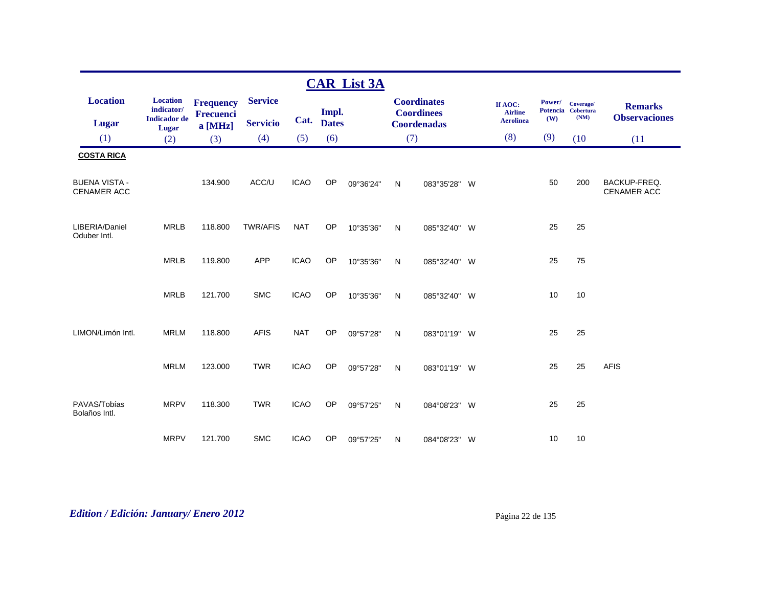## CAR List 3A

| Location / Lugar | Location indicator/ Indicador de Lugar | Frequency Frecuencia [MHz] | Service / Servicio | Cat. | Impl. Dates | Coordinates Coordinees Coordenadas | | | | If AOC: Airline Aerolinea | Power/ Potencia (W) | Coverage/ Cobertura (NM) | Remarks Observaciones |
|---|---|---|---|---|---|---|---|---|---|---|---|---|---|
| (1) | (2) | (3) | (4) | (5) | (6) | (7) | | | | (8) | (9) | (10 | (11 |
| **COSTA RICA** | | | | | | | | | | | | | |
| BUENA VISTA - CENAMER ACC | | 134.900 | ACC/U | ICAO | OP | 09°36'24" | N | 083°35'28" | W | | 50 | 200 | BACKUP-FREQ. CENAMER ACC |
| LIBERIA/Daniel Oduber Intl. | MRLB | 118.800 | TWR/AFIS | NAT | OP | 10°35'36" | N | 085°32'40" | W | | 25 | 25 | |
| | MRLB | 119.800 | APP | ICAO | OP | 10°35'36" | N | 085°32'40" | W | | 25 | 75 | |
| | MRLB | 121.700 | SMC | ICAO | OP | 10°35'36" | N | 085°32'40" | W | | 10 | 10 | |
| LIMON/Limón Intl. | MRLM | 118.800 | AFIS | NAT | OP | 09°57'28" | N | 083°01'19" | W | | 25 | 25 | |
| | MRLM | 123.000 | TWR | ICAO | OP | 09°57'28" | N | 083°01'19" | W | | 25 | 25 | AFIS |
| PAVAS/Tobías Bolaños Intl. | MRPV | 118.300 | TWR | ICAO | OP | 09°57'25" | N | 084°08'23" | W | | 25 | 25 | |
| | MRPV | 121.700 | SMC | ICAO | OP | 09°57'25" | N | 084°08'23" | W | | 10 | 10 | |

*Edition / Edición: January/ Enero 2012*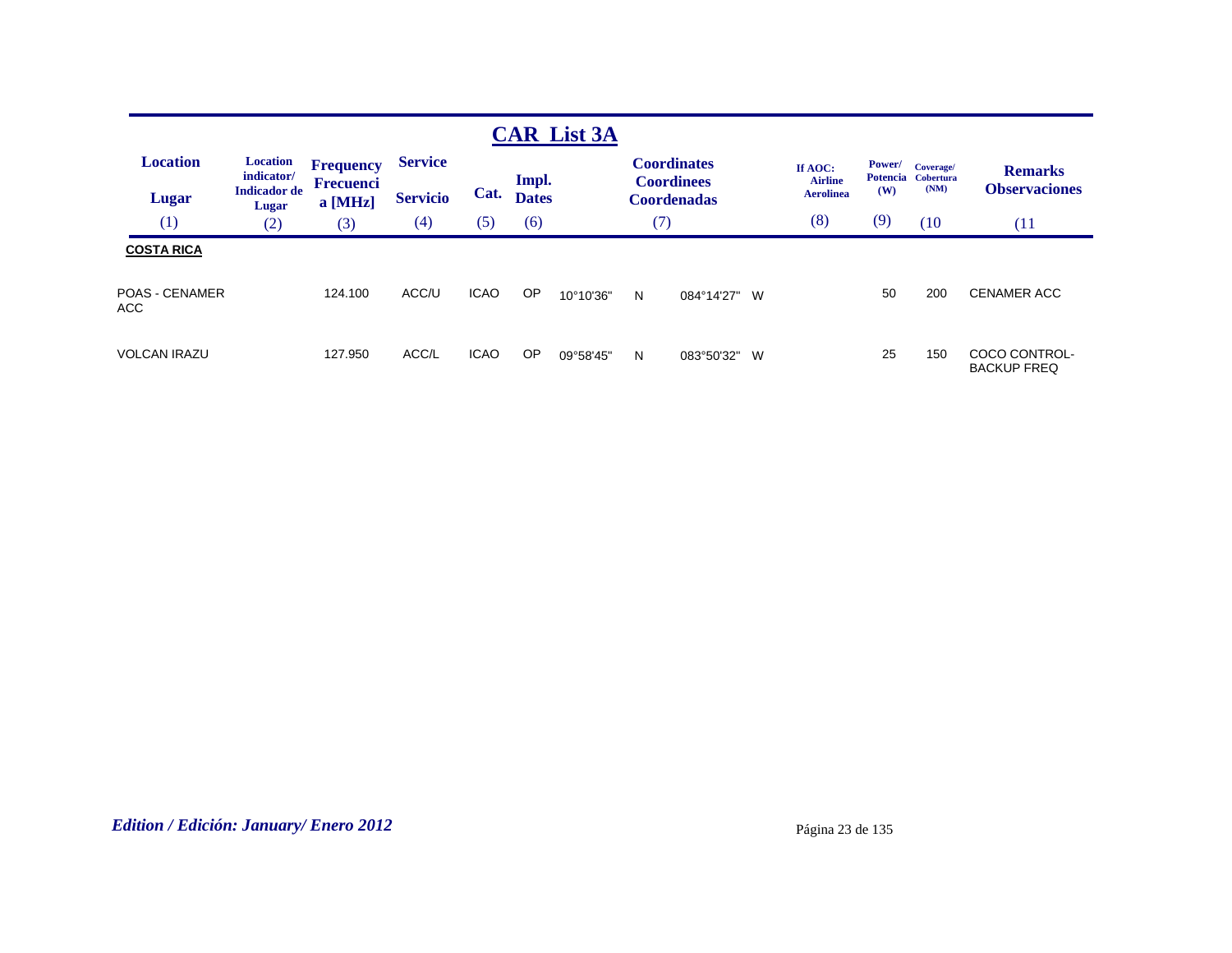# CAR List 3A

| Location / Lugar | Location indicator/ Indicador de Lugar | Frequency Frecuencia [MHz] | Service / Servicio | Cat. | Impl. Dates | Coordinates / Coordinees / Coordenadas | | | | If AOC: Airline Aerolinea | Power/ Potencia (W) | Coverage/ Cobertura (NM) | Remarks / Observaciones |
|---|---|---|---|---|---|---|---|---|---|---|---|---|---|
| (1) | (2) | (3) | (4) | (5) | (6) | (7) | | | | (8) | (9) | (10 | (11 |
| **COSTA RICA** | | | | | | | | | | | | | |
| POAS - CENAMER ACC | | 124.100 | ACC/U | ICAO | OP | 10°10'36" | N | 084°14'27" | W | | 50 | 200 | CENAMER ACC |
| VOLCAN IRAZU | | 127.950 | ACC/L | ICAO | OP | 09°58'45" | N | 083°50'32" | W | | 25 | 150 | COCO CONTROL-BACKUP FREQ |

*Edition / Edición: January/ Enero 2012*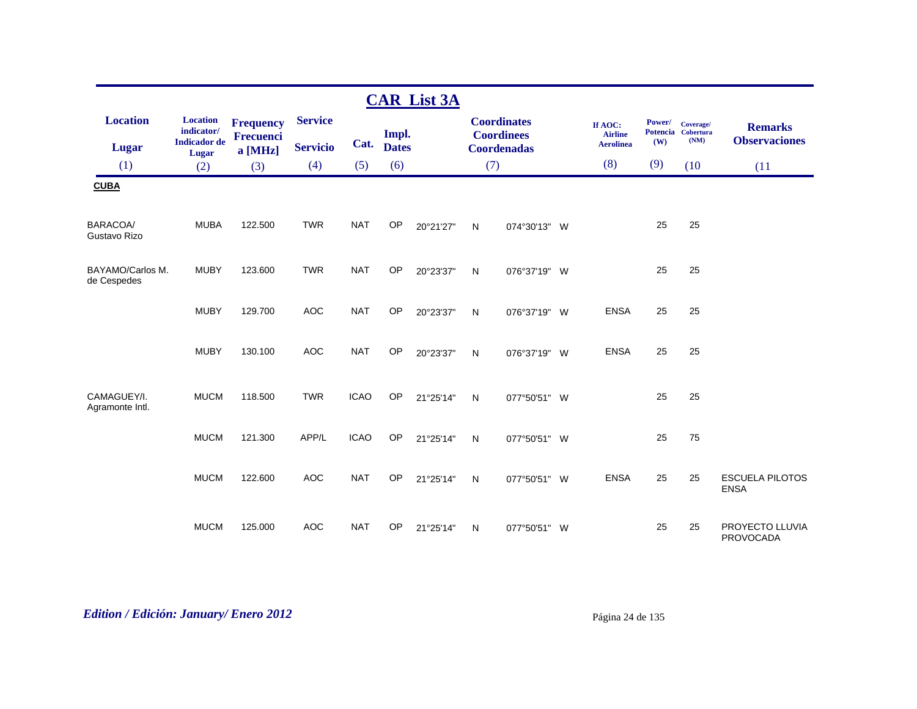## CAR List 3A

| Location / Lugar (1) | Location indicator/ Indicador de Lugar (2) | Frequency Frecuencia [MHz] (3) | Service / Servicio (4) | Cat. (5) | Impl. Dates (6) | Coordinates Coordinees Coordenadas (7) | | | | If AOC: Airline Aerolinea (8) | Power/ Potencia (W) (9) | Coverage/ Cobertura (NM) (10) | Remarks / Observaciones (11) |
|---|---|---|---|---|---|---|---|---|---|---|---|---|---|
| **CUBA** | | | | | | | | | | | | | |
| BARACOA/ Gustavo Rizo | MUBA | 122.500 | TWR | NAT | OP | 20°21'27" | N | 074°30'13" | W | | 25 | 25 | |
| BAYAMO/Carlos M. de Cespedes | MUBY | 123.600 | TWR | NAT | OP | 20°23'37" | N | 076°37'19" | W | | 25 | 25 | |
| | MUBY | 129.700 | AOC | NAT | OP | 20°23'37" | N | 076°37'19" | W | ENSA | 25 | 25 | |
| | MUBY | 130.100 | AOC | NAT | OP | 20°23'37" | N | 076°37'19" | W | ENSA | 25 | 25 | |
| CAMAGUEY/I. Agramonte Intl. | MUCM | 118.500 | TWR | ICAO | OP | 21°25'14" | N | 077°50'51" | W | | 25 | 25 | |
| | MUCM | 121.300 | APP/L | ICAO | OP | 21°25'14" | N | 077°50'51" | W | | 25 | 75 | |
| | MUCM | 122.600 | AOC | NAT | OP | 21°25'14" | N | 077°50'51" | W | ENSA | 25 | 25 | ESCUELA PILOTOS ENSA |
| | MUCM | 125.000 | AOC | NAT | OP | 21°25'14" | N | 077°50'51" | W | | 25 | 25 | PROYECTO LLUVIA PROVOCADA |

*Edition / Edición: January/ Enero 2012*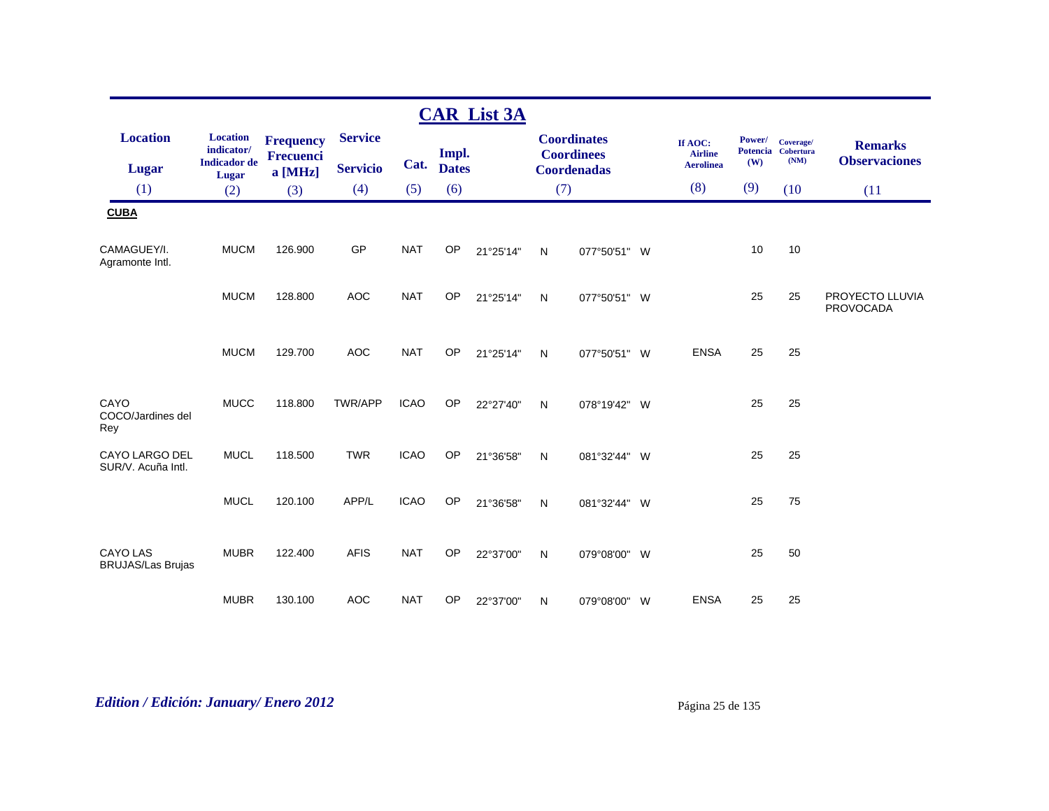# CAR List 3A

| Location / Lugar (1) | Location indicator/ Indicador de Lugar (2) | Frequency Frecuencia [MHz] (3) | Service / Servicio (4) | Cat. (5) | Impl. Dates (6) | Coordinates Coordinees Coordenadas (7) | | | | If AOC: Airline Aerolinea (8) | Power/ Potencia (W) (9) | Coverage/ Cobertura (NM) (10 | Remarks Observaciones (11 |
|---|---|---|---|---|---|---|---|---|---|---|---|---|---|
| **CUBA** | | | | | | | | | | | | | |
| CAMAGUEY/I. Agramonte Intl. | MUCM | 126.900 | GP | NAT | OP | 21°25'14" | N | 077°50'51" | W | | 10 | 10 | |
| | MUCM | 128.800 | AOC | NAT | OP | 21°25'14" | N | 077°50'51" | W | | 25 | 25 | PROYECTO LLUVIA PROVOCADA |
| | MUCM | 129.700 | AOC | NAT | OP | 21°25'14" | N | 077°50'51" | W | ENSA | 25 | 25 | |
| CAYO COCO/Jardines del Rey | MUCC | 118.800 | TWR/APP | ICAO | OP | 22°27'40" | N | 078°19'42" | W | | 25 | 25 | |
| CAYO LARGO DEL SUR/V. Acuña Intl. | MUCL | 118.500 | TWR | ICAO | OP | 21°36'58" | N | 081°32'44" | W | | 25 | 25 | |
| | MUCL | 120.100 | APP/L | ICAO | OP | 21°36'58" | N | 081°32'44" | W | | 25 | 75 | |
| CAYO LAS BRUJAS/Las Brujas | MUBR | 122.400 | AFIS | NAT | OP | 22°37'00" | N | 079°08'00" | W | | 25 | 50 | |
| | MUBR | 130.100 | AOC | NAT | OP | 22°37'00" | N | 079°08'00" | W | ENSA | 25 | 25 | |

*Edition / Edición: January/ Enero 2012*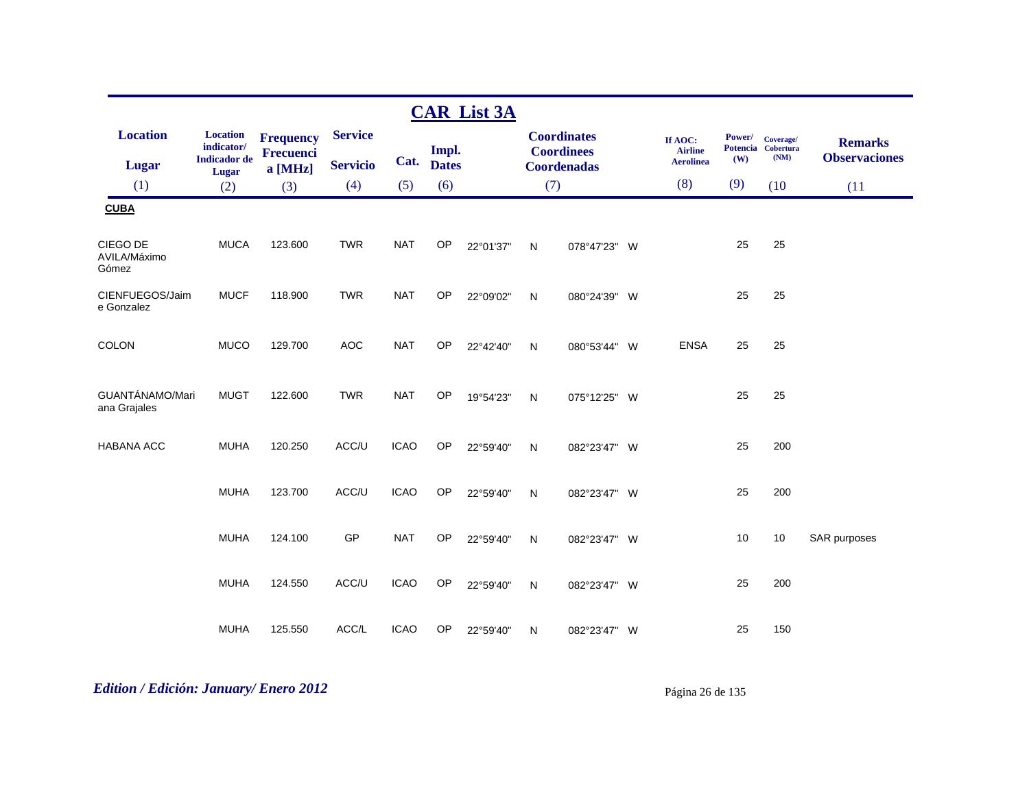# CAR List 3A

| Location<br>Lugar | Location indicator/ Indicador de Lugar | Frequency Frecuencia [MHz] | Service<br>Servicio | Cat. | Impl. Dates | Coordinates Coordinees Coordenadas | | | | If AOC: Airline Aerolinea | Power/ Potencia (W) | Coverage/ Cobertura (NM) | Remarks Observaciones |
|---|---|---|---|---|---|---|---|---|---|---|---|---|---|
| (1) | (2) | (3) | (4) | (5) | (6) | (7) | | | | (8) | (9) | (10 | (11 |
| **CUBA** | | | | | | | | | | | | | |
| CIEGO DE AVILA/Máximo Gómez | MUCA | 123.600 | TWR | NAT | OP | 22°01'37" | N | 078°47'23" | W | | 25 | 25 | |
| CIENFUEGOS/Jaime Gonzalez | MUCF | 118.900 | TWR | NAT | OP | 22°09'02" | N | 080°24'39" | W | | 25 | 25 | |
| COLON | MUCO | 129.700 | AOC | NAT | OP | 22°42'40" | N | 080°53'44" | W | ENSA | 25 | 25 | |
| GUANTÁNAMO/Mariana Grajales | MUGT | 122.600 | TWR | NAT | OP | 19°54'23" | N | 075°12'25" | W | | 25 | 25 | |
| HABANA ACC | MUHA | 120.250 | ACC/U | ICAO | OP | 22°59'40" | N | 082°23'47" | W | | 25 | 200 | |
| | MUHA | 123.700 | ACC/U | ICAO | OP | 22°59'40" | N | 082°23'47" | W | | 25 | 200 | |
| | MUHA | 124.100 | GP | NAT | OP | 22°59'40" | N | 082°23'47" | W | | 10 | 10 | SAR purposes |
| | MUHA | 124.550 | ACC/U | ICAO | OP | 22°59'40" | N | 082°23'47" | W | | 25 | 200 | |
| | MUHA | 125.550 | ACC/L | ICAO | OP | 22°59'40" | N | 082°23'47" | W | | 25 | 150 | |

*Edition / Edición: January/ Enero 2012*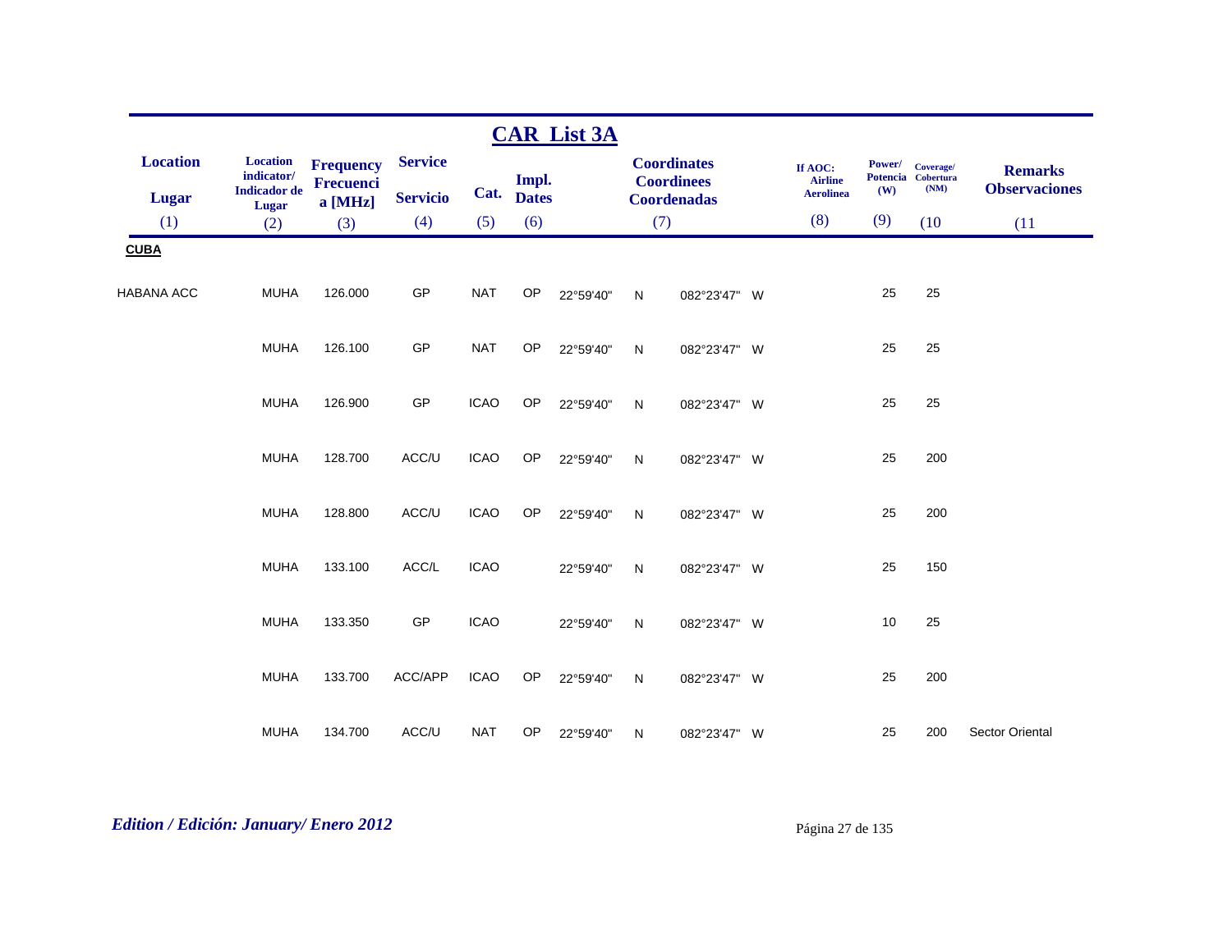# CAR List 3A

| Location<br>Lugar<br>(1) | Location indicator/<br>Indicador de Lugar<br>(2) | Frequency<br>Frecuencia [MHz]<br>(3) | Service<br>Servicio<br>(4) | Cat.<br>(5) | Impl. Dates<br>(6) | Coordinates<br>Coordinees<br>Coordenadas<br>(7) | | | | If AOC:<br>Airline<br>Aerolinea<br>(8) | Power/<br>Potencia<br>(W)<br>(9) | Coverage/<br>Cobertura<br>(NM)<br>(10 | Remarks<br>Observaciones<br>(11 |
|---|---|---|---|---|---|---|---|---|---|---|---|---|---|
| **CUBA** | | | | | | | | | | | | | |
| HABANA ACC | MUHA | 126.000 | GP | NAT | OP | 22°59'40" | N | 082°23'47" | W | | 25 | 25 | |
| | MUHA | 126.100 | GP | NAT | OP | 22°59'40" | N | 082°23'47" | W | | 25 | 25 | |
| | MUHA | 126.900 | GP | ICAO | OP | 22°59'40" | N | 082°23'47" | W | | 25 | 25 | |
| | MUHA | 128.700 | ACC/U | ICAO | OP | 22°59'40" | N | 082°23'47" | W | | 25 | 200 | |
| | MUHA | 128.800 | ACC/U | ICAO | OP | 22°59'40" | N | 082°23'47" | W | | 25 | 200 | |
| | MUHA | 133.100 | ACC/L | ICAO | | 22°59'40" | N | 082°23'47" | W | | 25 | 150 | |
| | MUHA | 133.350 | GP | ICAO | | 22°59'40" | N | 082°23'47" | W | | 10 | 25 | |
| | MUHA | 133.700 | ACC/APP | ICAO | OP | 22°59'40" | N | 082°23'47" | W | | 25 | 200 | |
| | MUHA | 134.700 | ACC/U | NAT | OP | 22°59'40" | N | 082°23'47" | W | | 25 | 200 | Sector Oriental |

*Edition / Edición: January/ Enero 2012*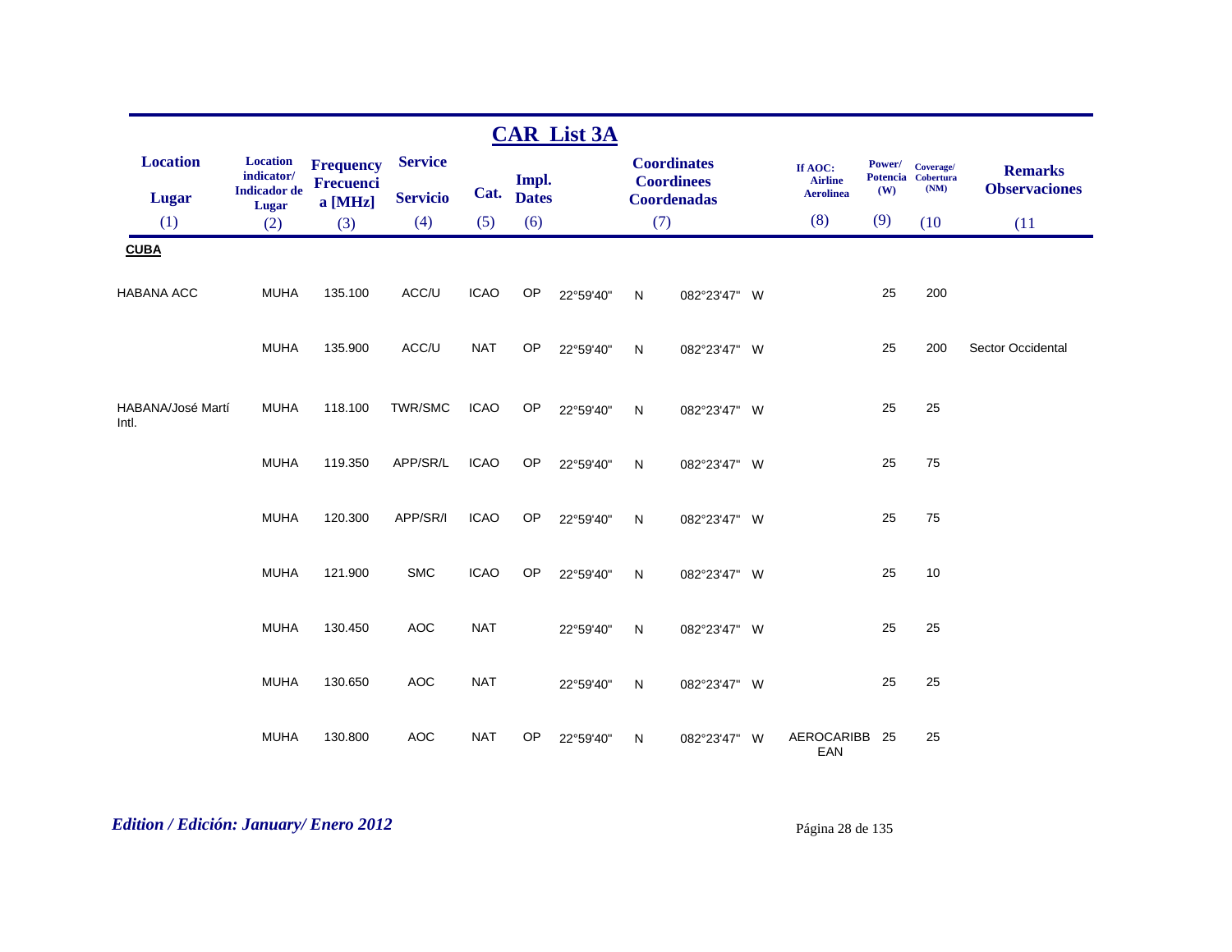# CAR List 3A

| Location / Lugar (1) | Location indicator/ Indicador de Lugar (2) | Frequency Frecuencia [MHz] (3) | Service / Servicio (4) | Cat. (5) | Impl. Dates (6) | Coordinates Coordinees Coordenadas (7) | | | | If AOC: Airline Aerolinea (8) | Power/ Potencia (W) (9) | Coverage/ Cobertura (NM) (10) | Remarks Observaciones (11) |
|---|---|---|---|---|---|---|---|---|---|---|---|---|---|
| **CUBA** | | | | | | | | | | | | | |
| HABANA ACC | MUHA | 135.100 | ACC/U | ICAO | OP | 22°59'40" | N | 082°23'47" | W | | 25 | 200 | |
| | MUHA | 135.900 | ACC/U | NAT | OP | 22°59'40" | N | 082°23'47" | W | | 25 | 200 | Sector Occidental |
| HABANA/José Martí Intl. | MUHA | 118.100 | TWR/SMC | ICAO | OP | 22°59'40" | N | 082°23'47" | W | | 25 | 25 | |
| | MUHA | 119.350 | APP/SR/L | ICAO | OP | 22°59'40" | N | 082°23'47" | W | | 25 | 75 | |
| | MUHA | 120.300 | APP/SR/I | ICAO | OP | 22°59'40" | N | 082°23'47" | W | | 25 | 75 | |
| | MUHA | 121.900 | SMC | ICAO | OP | 22°59'40" | N | 082°23'47" | W | | 25 | 10 | |
| | MUHA | 130.450 | AOC | NAT | | 22°59'40" | N | 082°23'47" | W | | 25 | 25 | |
| | MUHA | 130.650 | AOC | NAT | | 22°59'40" | N | 082°23'47" | W | | 25 | 25 | |
| | MUHA | 130.800 | AOC | NAT | OP | 22°59'40" | N | 082°23'47" | W | AEROCARIBBEAN | 25 | 25 | |

*Edition / Edición: January/ Enero 2012*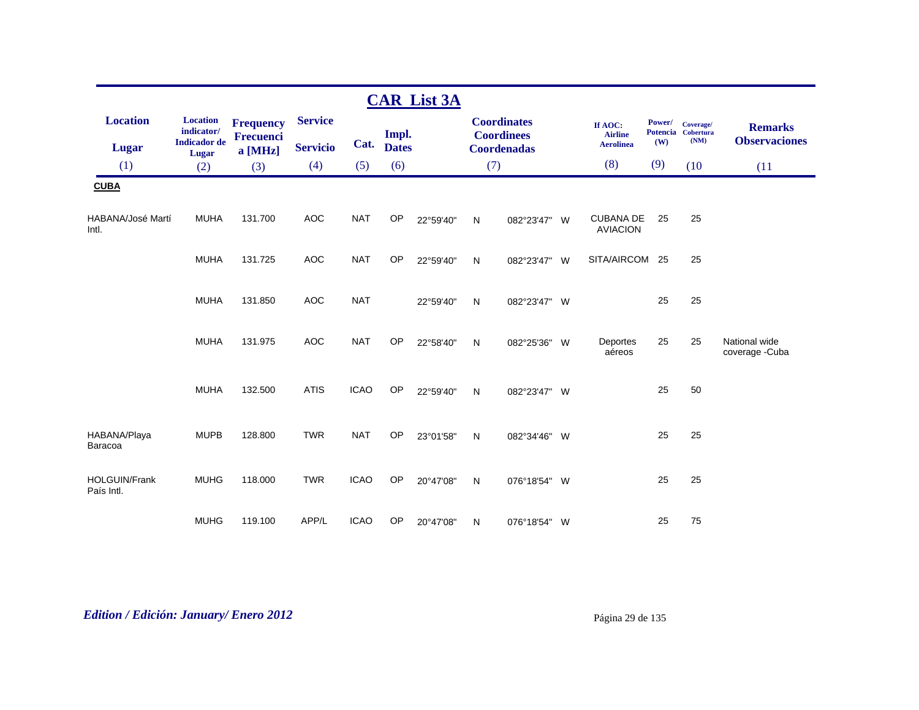# CAR List 3A

| Location / Lugar (1) | Location indicator/ Indicador de Lugar (2) | Frequency Frecuencia [MHz] (3) | Service Servicio (4) | Cat. (5) | Impl. Dates (6) | Coordinates Coordinees Coordenadas (7) | | | | If AOC: Airline Aerolinea (8) | Power/ Potencia (W) (9) | Coverage/ Cobertura (NM) (10 | Remarks Observaciones (11 |
|---|---|---|---|---|---|---|---|---|---|---|---|---|---|
| **CUBA** | | | | | | | | | | | | | |
| HABANA/José Martí Intl. | MUHA | 131.700 | AOC | NAT | OP | 22°59'40" | N | 082°23'47" | W | CUBANA DE AVIACION | 25 | 25 | |
| | MUHA | 131.725 | AOC | NAT | OP | 22°59'40" | N | 082°23'47" | W | SITA/AIRCOM | 25 | 25 | |
| | MUHA | 131.850 | AOC | NAT | | 22°59'40" | N | 082°23'47" | W | | 25 | 25 | |
| | MUHA | 131.975 | AOC | NAT | OP | 22°58'40" | N | 082°25'36" | W | Deportes aéreos | 25 | 25 | National wide coverage -Cuba |
| | MUHA | 132.500 | ATIS | ICAO | OP | 22°59'40" | N | 082°23'47" | W | | 25 | 50 | |
| HABANA/Playa Baracoa | MUPB | 128.800 | TWR | NAT | OP | 23°01'58" | N | 082°34'46" | W | | 25 | 25 | |
| HOLGUIN/Frank País Intl. | MUHG | 118.000 | TWR | ICAO | OP | 20°47'08" | N | 076°18'54" | W | | 25 | 25 | |
| | MUHG | 119.100 | APP/L | ICAO | OP | 20°47'08" | N | 076°18'54" | W | | 25 | 75 | |

*Edition / Edición: January/ Enero 2012*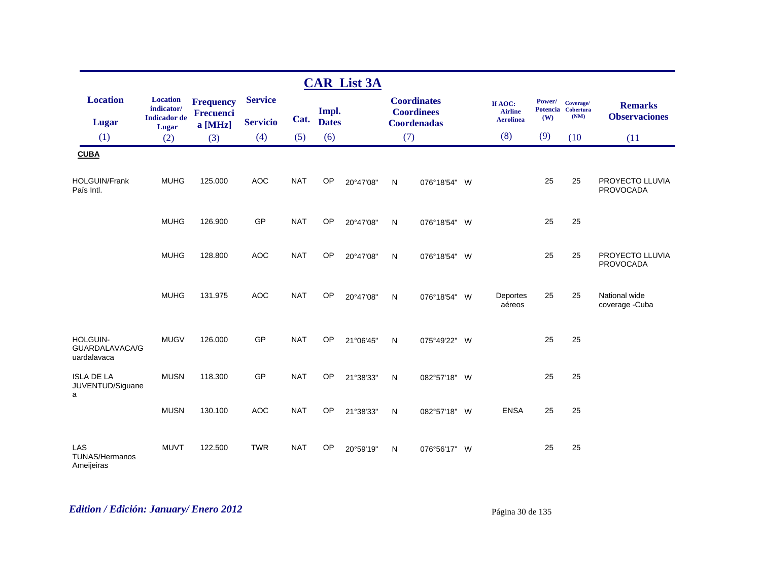## CAR List 3A

| Location / Lugar (1) | Location indicator/ Indicador de Lugar (2) | Frequency Frecuencia [MHz] (3) | Service Servicio (4) | Cat. (5) | Impl. Dates (6) | Coordinates Coordinees Coordenadas (7) | | | | If AOC: Airline Aerolinea (8) | Power/ Potencia (W) (9) | Coverage/ Cobertura (NM) (10 | Remarks Observaciones (11 |
|---|---|---|---|---|---|---|---|---|---|---|---|---|---|
| **CUBA** | | | | | | | | | | | | | |
| HOLGUIN/Frank País Intl. | MUHG | 125.000 | AOC | NAT | OP | 20°47'08" | N | 076°18'54" | W | | 25 | 25 | PROYECTO LLUVIA PROVOCADA |
| | MUHG | 126.900 | GP | NAT | OP | 20°47'08" | N | 076°18'54" | W | | 25 | 25 | |
| | MUHG | 128.800 | AOC | NAT | OP | 20°47'08" | N | 076°18'54" | W | | 25 | 25 | PROYECTO LLUVIA PROVOCADA |
| | MUHG | 131.975 | AOC | NAT | OP | 20°47'08" | N | 076°18'54" | W | Deportes aéreos | 25 | 25 | National wide coverage -Cuba |
| HOLGUIN-GUARDALAVACA/Guardalavaca | MUGV | 126.000 | GP | NAT | OP | 21°06'45" | N | 075°49'22" | W | | 25 | 25 | |
| ISLA DE LA JUVENTUD/Siguanea | MUSN | 118.300 | GP | NAT | OP | 21°38'33" | N | 082°57'18" | W | | 25 | 25 | |
| | MUSN | 130.100 | AOC | NAT | OP | 21°38'33" | N | 082°57'18" | W | ENSA | 25 | 25 | |
| LAS TUNAS/Hermanos Ameijeiras | MUVT | 122.500 | TWR | NAT | OP | 20°59'19" | N | 076°56'17" | W | | 25 | 25 | |

*Edition / Edición: January/ Enero 2012*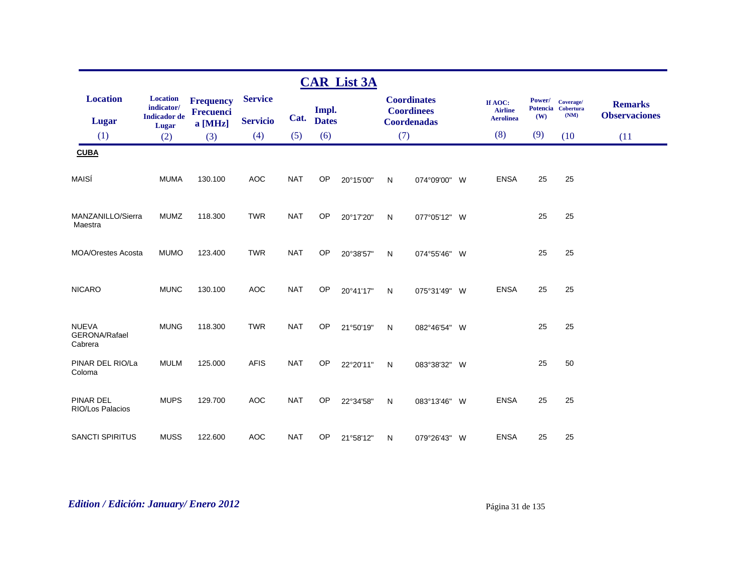## CAR List 3A

| Location / Lugar (1) | Location indicator/ Indicador de Lugar (2) | Frequency Frecuencia [MHz] (3) | Service / Servicio (4) | Cat. (5) | Impl. Dates (6) | Coordinates Coordinees Coordenadas (7) | | | | If AOC: Airline Aerolinea (8) | Power/ Potencia (W) (9) | Coverage/ Cobertura (NM) (10) | Remarks Observaciones (11) |
|---|---|---|---|---|---|---|---|---|---|---|---|---|---|
| **CUBA** | | | | | | | | | | | | | |
| MAISÍ | MUMA | 130.100 | AOC | NAT | OP | 20°15'00" | N | 074°09'00" | W | ENSA | 25 | 25 | |
| MANZANILLO/Sierra Maestra | MUMZ | 118.300 | TWR | NAT | OP | 20°17'20" | N | 077°05'12" | W | | 25 | 25 | |
| MOA/Orestes Acosta | MUMO | 123.400 | TWR | NAT | OP | 20°38'57" | N | 074°55'46" | W | | 25 | 25 | |
| NICARO | MUNC | 130.100 | AOC | NAT | OP | 20°41'17" | N | 075°31'49" | W | ENSA | 25 | 25 | |
| NUEVA GERONA/Rafael Cabrera | MUNG | 118.300 | TWR | NAT | OP | 21°50'19" | N | 082°46'54" | W | | 25 | 25 | |
| PINAR DEL RIO/La Coloma | MULM | 125.000 | AFIS | NAT | OP | 22°20'11" | N | 083°38'32" | W | | 25 | 50 | |
| PINAR DEL RIO/Los Palacios | MUPS | 129.700 | AOC | NAT | OP | 22°34'58" | N | 083°13'46" | W | ENSA | 25 | 25 | |
| SANCTI SPIRITUS | MUSS | 122.600 | AOC | NAT | OP | 21°58'12" | N | 079°26'43" | W | ENSA | 25 | 25 | |

*Edition / Edición: January/ Enero 2012*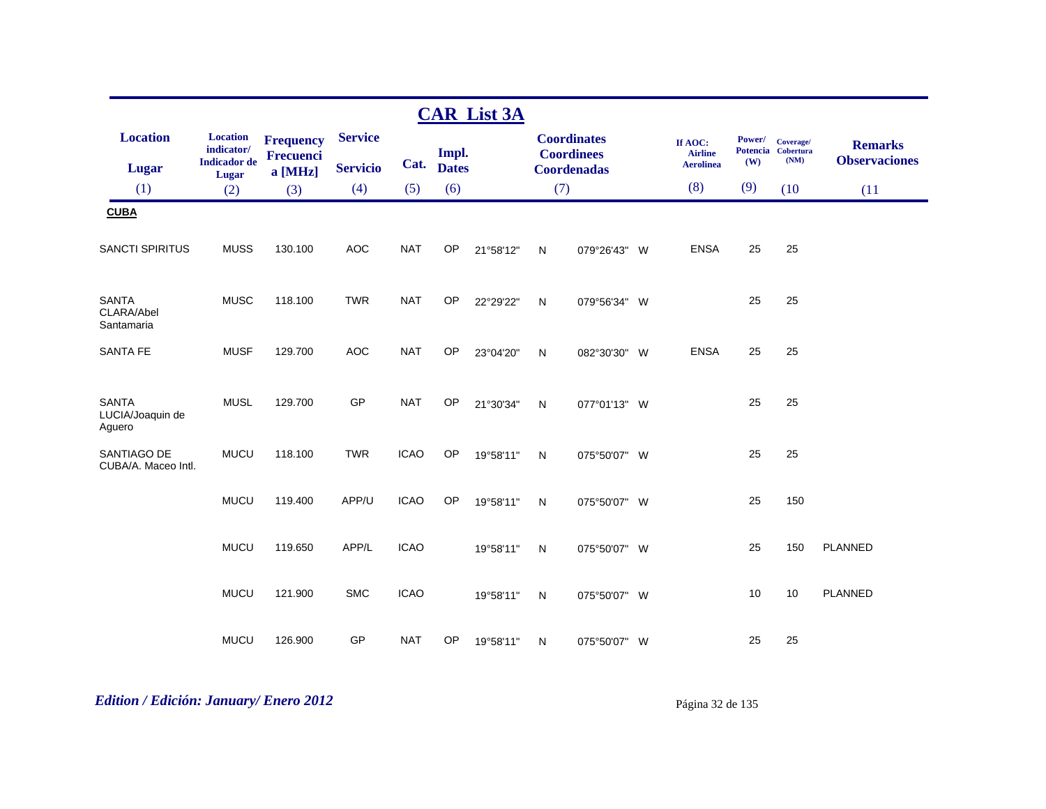## CAR List 3A

| Location / Lugar (1) | Location indicator/ Indicador de Lugar (2) | Frequency Frecuencia [MHz] (3) | Service / Servicio (4) | Cat. (5) | Impl. Dates (6) | Coordinates Coordinees Coordenadas (7) | | | | If AOC: Airline Aerolinea (8) | Power/ Potencia (W) (9) | Coverage/ Cobertura (NM) (10 | Remarks Observaciones (11 |
|---|---|---|---|---|---|---|---|---|---|---|---|---|---|
| **CUBA** | | | | | | | | | | | | | |
| SANCTI SPIRITUS | MUSS | 130.100 | AOC | NAT | OP | 21°58'12" | N | 079°26'43" | W | ENSA | 25 | 25 | |
| SANTA CLARA/Abel Santamaria | MUSC | 118.100 | TWR | NAT | OP | 22°29'22" | N | 079°56'34" | W | | 25 | 25 | |
| SANTA FE | MUSF | 129.700 | AOC | NAT | OP | 23°04'20" | N | 082°30'30" | W | ENSA | 25 | 25 | |
| SANTA LUCIA/Joaquin de Aguero | MUSL | 129.700 | GP | NAT | OP | 21°30'34" | N | 077°01'13" | W | | 25 | 25 | |
| SANTIAGO DE CUBA/A. Maceo Intl. | MUCU | 118.100 | TWR | ICAO | OP | 19°58'11" | N | 075°50'07" | W | | 25 | 25 | |
| | MUCU | 119.400 | APP/U | ICAO | OP | 19°58'11" | N | 075°50'07" | W | | 25 | 150 | |
| | MUCU | 119.650 | APP/L | ICAO | | 19°58'11" | N | 075°50'07" | W | | 25 | 150 | PLANNED |
| | MUCU | 121.900 | SMC | ICAO | | 19°58'11" | N | 075°50'07" | W | | 10 | 10 | PLANNED |
| | MUCU | 126.900 | GP | NAT | OP | 19°58'11" | N | 075°50'07" | W | | 25 | 25 | |

*Edition / Edición: January/ Enero 2012*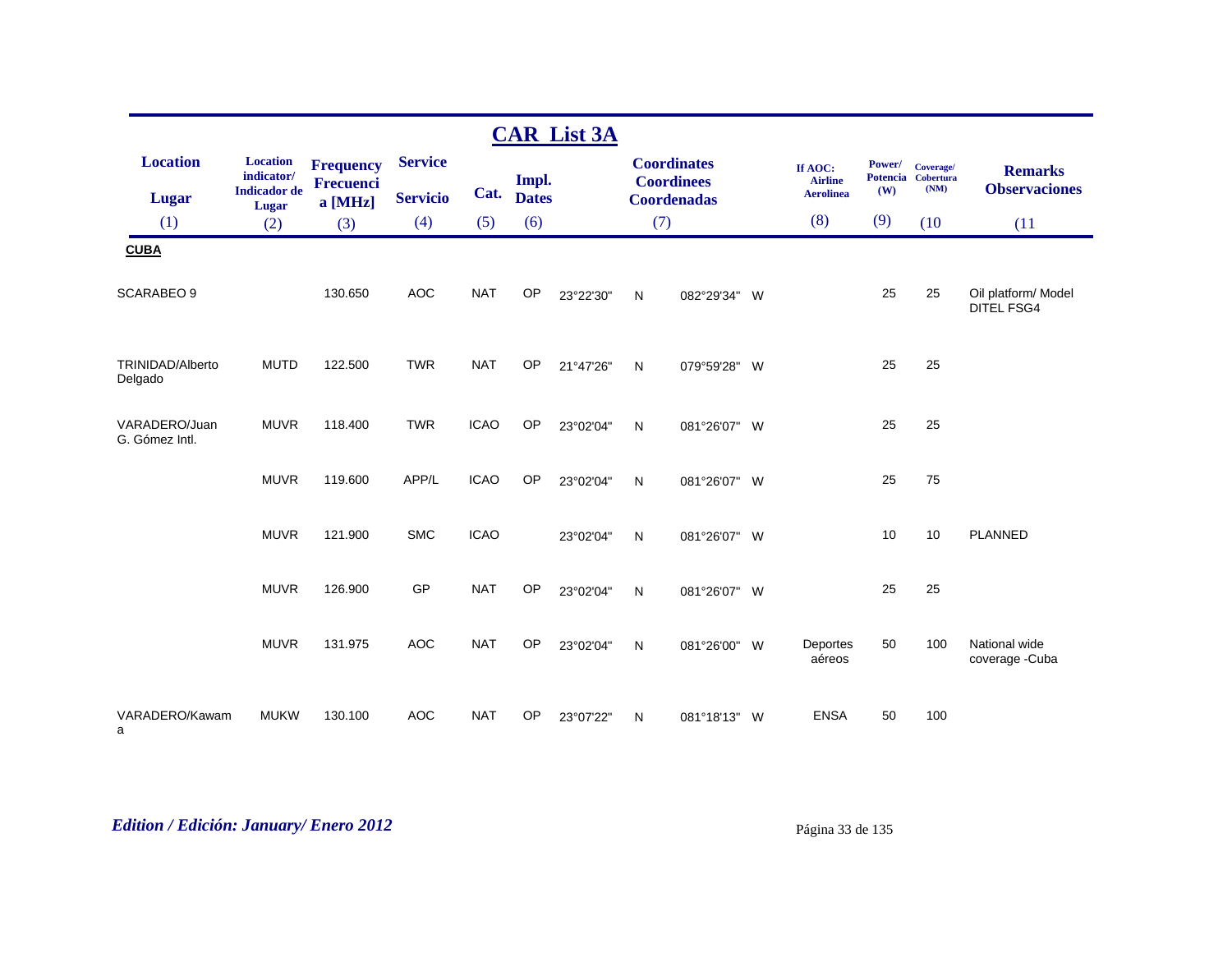## CAR List 3A

| Location / Lugar (1) | Location indicator/ Indicador de Lugar (2) | Frequency / Frecuencia [MHz] (3) | Service / Servicio (4) | Cat. (5) | Impl. Dates (6) | Coordinates / Coordinees / Coordenadas (7) | | | | If AOC: Airline / Aerolinea (8) | Power/ Potencia (W) (9) | Coverage/ Cobertura (NM) (10) | Remarks / Observaciones (11) |
|---|---|---|---|---|---|---|---|---|---|---|---|---|---|
| **CUBA** | | | | | | | | | | | | | |
| SCARABEO 9 | | 130.650 | AOC | NAT | OP | 23°22'30" | N | 082°29'34" | W | | 25 | 25 | Oil platform/ Model DITEL FSG4 |
| TRINIDAD/Alberto Delgado | MUTD | 122.500 | TWR | NAT | OP | 21°47'26" | N | 079°59'28" | W | | 25 | 25 | |
| VARADERO/Juan G. Gómez Intl. | MUVR | 118.400 | TWR | ICAO | OP | 23°02'04" | N | 081°26'07" | W | | 25 | 25 | |
| | MUVR | 119.600 | APP/L | ICAO | OP | 23°02'04" | N | 081°26'07" | W | | 25 | 75 | |
| | MUVR | 121.900 | SMC | ICAO | | 23°02'04" | N | 081°26'07" | W | | 10 | 10 | PLANNED |
| | MUVR | 126.900 | GP | NAT | OP | 23°02'04" | N | 081°26'07" | W | | 25 | 25 | |
| | MUVR | 131.975 | AOC | NAT | OP | 23°02'04" | N | 081°26'00" | W | Deportes aéreos | 50 | 100 | National wide coverage -Cuba |
| VARADERO/Kawama | MUKW | 130.100 | AOC | NAT | OP | 23°07'22" | N | 081°18'13" | W | ENSA | 50 | 100 | |

*Edition / Edición: January/ Enero 2012*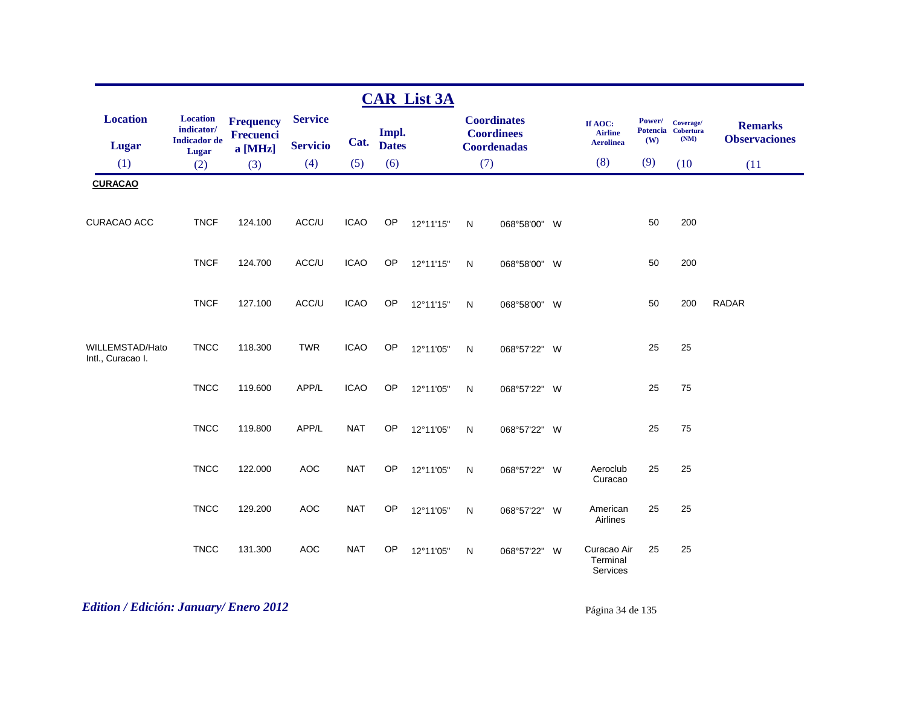## CAR List 3A

| Location<br>Lugar<br>(1) | Location indicator/<br>Indicador de Lugar<br>(2) | Frequency<br>Frecuencia [MHz]<br>(3) | Service<br>Servicio<br>(4) | Cat.<br>(5) | Impl. Dates<br>(6) | Coordinates<br>Coordinees<br>Coordenadas<br>(7) | | | | If AOC:<br>Airline<br>Aerolinea<br>(8) | Power/<br>Potencia<br>(W)<br>(9) | Coverage/<br>Cobertura<br>(NM)<br>(10 | Remarks<br>Observaciones<br>(11 |
|---|---|---|---|---|---|---|---|---|---|---|---|---|---|
| **CURACAO** | | | | | | | | | | | | | |
| CURACAO ACC | TNCF | 124.100 | ACC/U | ICAO | OP | 12°11'15" | N | 068°58'00" | W | | 50 | 200 | |
| | TNCF | 124.700 | ACC/U | ICAO | OP | 12°11'15" | N | 068°58'00" | W | | 50 | 200 | |
| | TNCF | 127.100 | ACC/U | ICAO | OP | 12°11'15" | N | 068°58'00" | W | | 50 | 200 | RADAR |
| WILLEMSTAD/Hato Intl., Curacao I. | TNCC | 118.300 | TWR | ICAO | OP | 12°11'05" | N | 068°57'22" | W | | 25 | 25 | |
| | TNCC | 119.600 | APP/L | ICAO | OP | 12°11'05" | N | 068°57'22" | W | | 25 | 75 | |
| | TNCC | 119.800 | APP/L | NAT | OP | 12°11'05" | N | 068°57'22" | W | | 25 | 75 | |
| | TNCC | 122.000 | AOC | NAT | OP | 12°11'05" | N | 068°57'22" | W | Aeroclub Curacao | 25 | 25 | |
| | TNCC | 129.200 | AOC | NAT | OP | 12°11'05" | N | 068°57'22" | W | American Airlines | 25 | 25 | |
| | TNCC | 131.300 | AOC | NAT | OP | 12°11'05" | N | 068°57'22" | W | Curacao Air Terminal Services | 25 | 25 | |

*Edition / Edición: January/ Enero 2012*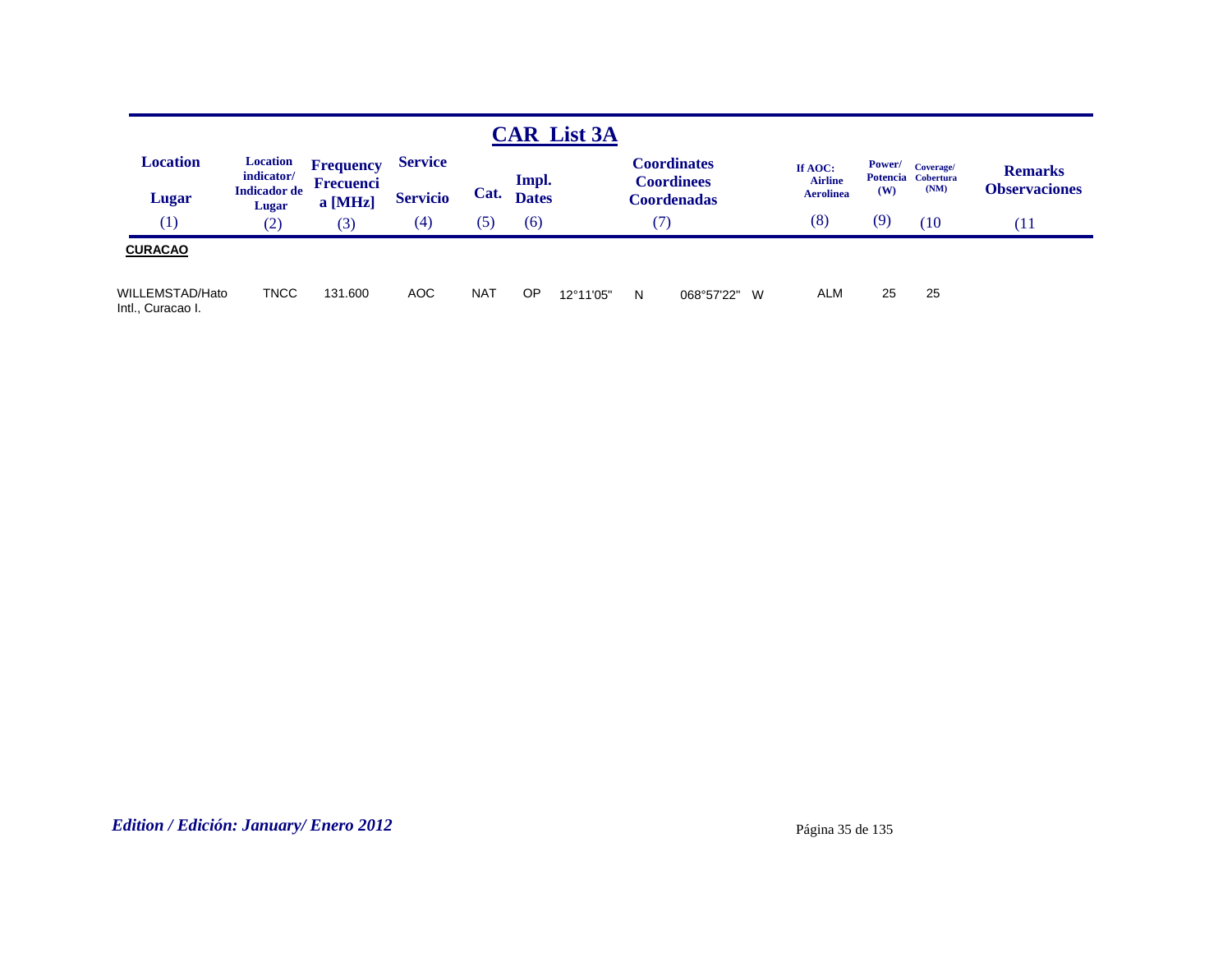## CAR List 3A

| Location<br>Lugar | Location indicator/<br>Indicador de Lugar | Frequency<br>Frecuencia [MHz] | Service<br>Servicio | Cat. | Impl.<br>Dates | Coordinates<br>Coordinees<br>Coordenadas | | | | If AOC:<br>Airline<br>Aerolinea | Power/<br>Potencia<br>(W) | Coverage/<br>Cobertura<br>(NM) | Remarks<br>Observaciones |
|---|---|---|---|---|---|---|---|---|---|---|---|---|---|
| (1) | (2) | (3) | (4) | (5) | (6) | (7) | | | | (8) | (9) | (10 | (11 |
| **CURACAO** | | | | | | | | | | | | | |
| WILLEMSTAD/Hato Intl., Curacao I. | TNCC | 131.600 | AOC | NAT | OP | 12°11'05" | N | 068°57'22" | W | ALM | 25 | 25 | |

*Edition / Edición: January/ Enero 2012*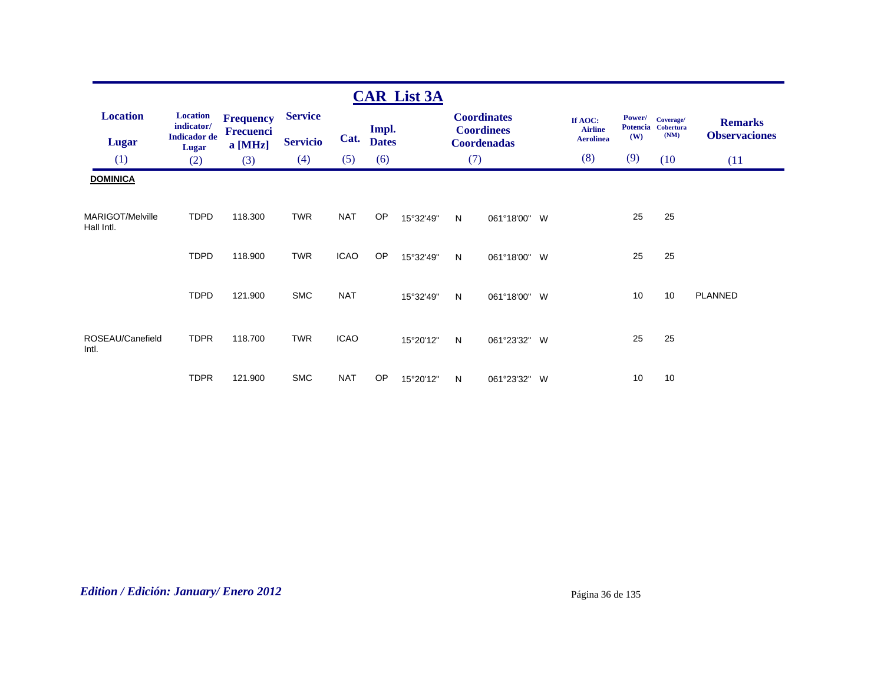## CAR List 3A

| Location / Lugar (1) | Location indicator/ Indicador de Lugar (2) | Frequency Frecuencia [MHz] (3) | Service / Servicio (4) | Cat. (5) | Impl. Dates (6) | Coordinates Coordinees Coordenadas (7) | | | | If AOC: Airline Aerolinea (8) | Power/ Potencia (W) (9) | Coverage/ Cobertura (NM) (10) | Remarks Observaciones (11) |
|---|---|---|---|---|---|---|---|---|---|---|---|---|---|
| **DOMINICA** | | | | | | | | | | | | | |
| MARIGOT/Melville Hall Intl. | TDPD | 118.300 | TWR | NAT | OP | 15°32'49" | N | 061°18'00" | W | | 25 | 25 | |
| | TDPD | 118.900 | TWR | ICAO | OP | 15°32'49" | N | 061°18'00" | W | | 25 | 25 | |
| | TDPD | 121.900 | SMC | NAT | | 15°32'49" | N | 061°18'00" | W | | 10 | 10 | PLANNED |
| ROSEAU/Canefield Intl. | TDPR | 118.700 | TWR | ICAO | | 15°20'12" | N | 061°23'32" | W | | 25 | 25 | |
| | TDPR | 121.900 | SMC | NAT | OP | 15°20'12" | N | 061°23'32" | W | | 10 | 10 | |

*Edition / Edición: January/ Enero 2012*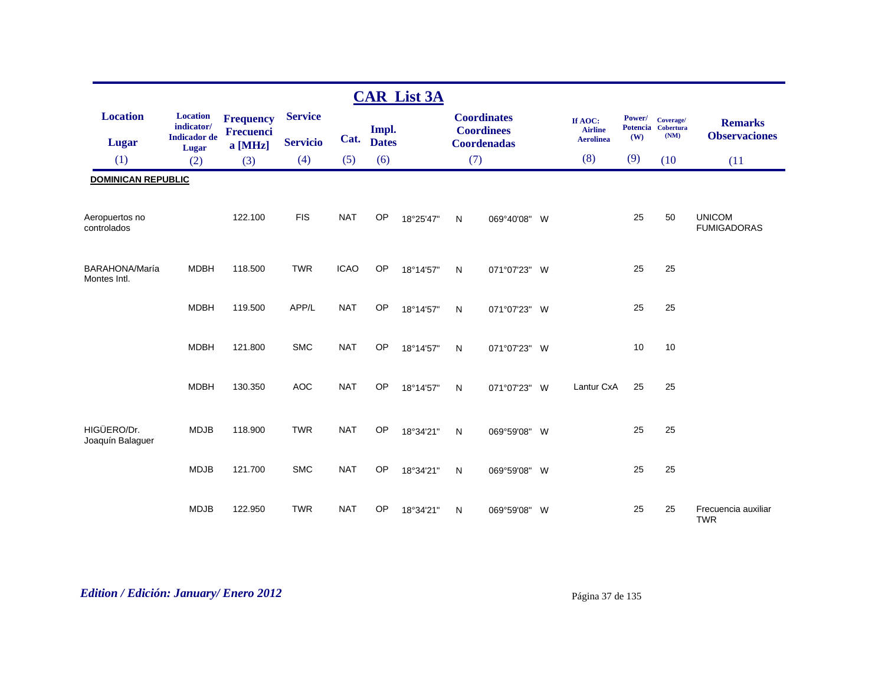## CAR List 3A

| Location<br>Lugar<br>(1) | Location indicator/<br>Indicador de Lugar<br>(2) | Frequency<br>Frecuencia [MHz]<br>(3) | Service<br>Servicio<br>(4) | Cat.<br>(5) | Impl. Dates<br>(6) | Coordinates<br>Coordinees<br>Coordenadas<br>(7) | | | | If AOC: Airline<br>Aerolinea<br>(8) | Power/<br>Potencia<br>(W)<br>(9) | Coverage/<br>Cobertura<br>(NM)<br>(10 | Remarks<br>Observaciones<br>(11 |
|---|---|---|---|---|---|---|---|---|---|---|---|---|---|
| **DOMINICAN REPUBLIC** | | | | | | | | | | | | | |
| Aeropuertos no controlados | | 122.100 | FIS | NAT | OP | 18°25'47" | N | 069°40'08" | W | | 25 | 50 | UNICOM FUMIGADORAS |
| BARAHONA/María Montes Intl. | MDBH | 118.500 | TWR | ICAO | OP | 18°14'57" | N | 071°07'23" | W | | 25 | 25 | |
| | MDBH | 119.500 | APP/L | NAT | OP | 18°14'57" | N | 071°07'23" | W | | 25 | 25 | |
| | MDBH | 121.800 | SMC | NAT | OP | 18°14'57" | N | 071°07'23" | W | | 10 | 10 | |
| | MDBH | 130.350 | AOC | NAT | OP | 18°14'57" | N | 071°07'23" | W | Lantur CxA | 25 | 25 | |
| HIGÜERO/Dr. Joaquín Balaguer | MDJB | 118.900 | TWR | NAT | OP | 18°34'21" | N | 069°59'08" | W | | 25 | 25 | |
| | MDJB | 121.700 | SMC | NAT | OP | 18°34'21" | N | 069°59'08" | W | | 25 | 25 | |
| | MDJB | 122.950 | TWR | NAT | OP | 18°34'21" | N | 069°59'08" | W | | 25 | 25 | Frecuencia auxiliar TWR |

*Edition / Edición: January/ Enero 2012*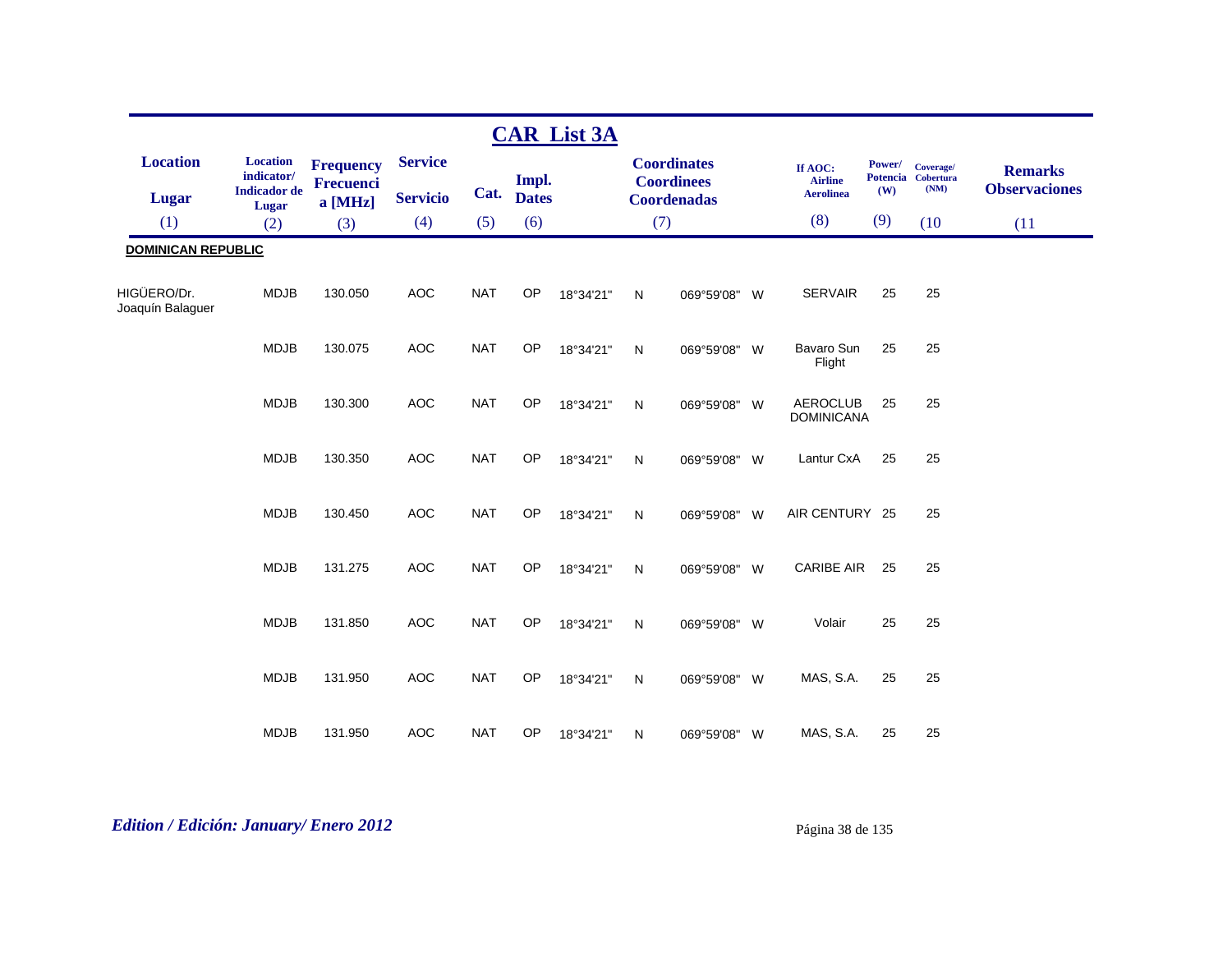## CAR List 3A

| Location<br>Lugar<br>(1) | Location indicator/ Indicador de Lugar<br>(2) | Frequency Frecuencia [MHz]<br>(3) | Service<br>Servicio<br>(4) | Cat.<br>(5) | Impl. Dates<br>(6) | Coordinates Coordinees Coordenadas<br>(7) | | | | If AOC: Airline Aerolinea<br>(8) | Power/ Potencia (W)<br>(9) | Coverage/ Cobertura (NM)<br>(10 | Remarks Observaciones<br>(11 |
|---|---|---|---|---|---|---|---|---|---|---|---|---|---|
| **DOMINICAN REPUBLIC** | | | | | | | | | | | | | |
| HIGÜERO/Dr. Joaquín Balaguer | MDJB | 130.050 | AOC | NAT | OP | 18°34'21" | N | 069°59'08" | W | SERVAIR | 25 | 25 | |
| | MDJB | 130.075 | AOC | NAT | OP | 18°34'21" | N | 069°59'08" | W | Bavaro Sun Flight | 25 | 25 | |
| | MDJB | 130.300 | AOC | NAT | OP | 18°34'21" | N | 069°59'08" | W | AEROCLUB DOMINICANA | 25 | 25 | |
| | MDJB | 130.350 | AOC | NAT | OP | 18°34'21" | N | 069°59'08" | W | Lantur CxA | 25 | 25 | |
| | MDJB | 130.450 | AOC | NAT | OP | 18°34'21" | N | 069°59'08" | W | AIR CENTURY | 25 | 25 | |
| | MDJB | 131.275 | AOC | NAT | OP | 18°34'21" | N | 069°59'08" | W | CARIBE AIR | 25 | 25 | |
| | MDJB | 131.850 | AOC | NAT | OP | 18°34'21" | N | 069°59'08" | W | Volair | 25 | 25 | |
| | MDJB | 131.950 | AOC | NAT | OP | 18°34'21" | N | 069°59'08" | W | MAS, S.A. | 25 | 25 | |
| | MDJB | 131.950 | AOC | NAT | OP | 18°34'21" | N | 069°59'08" | W | MAS, S.A. | 25 | 25 | |

*Edition / Edición: January/ Enero 2012*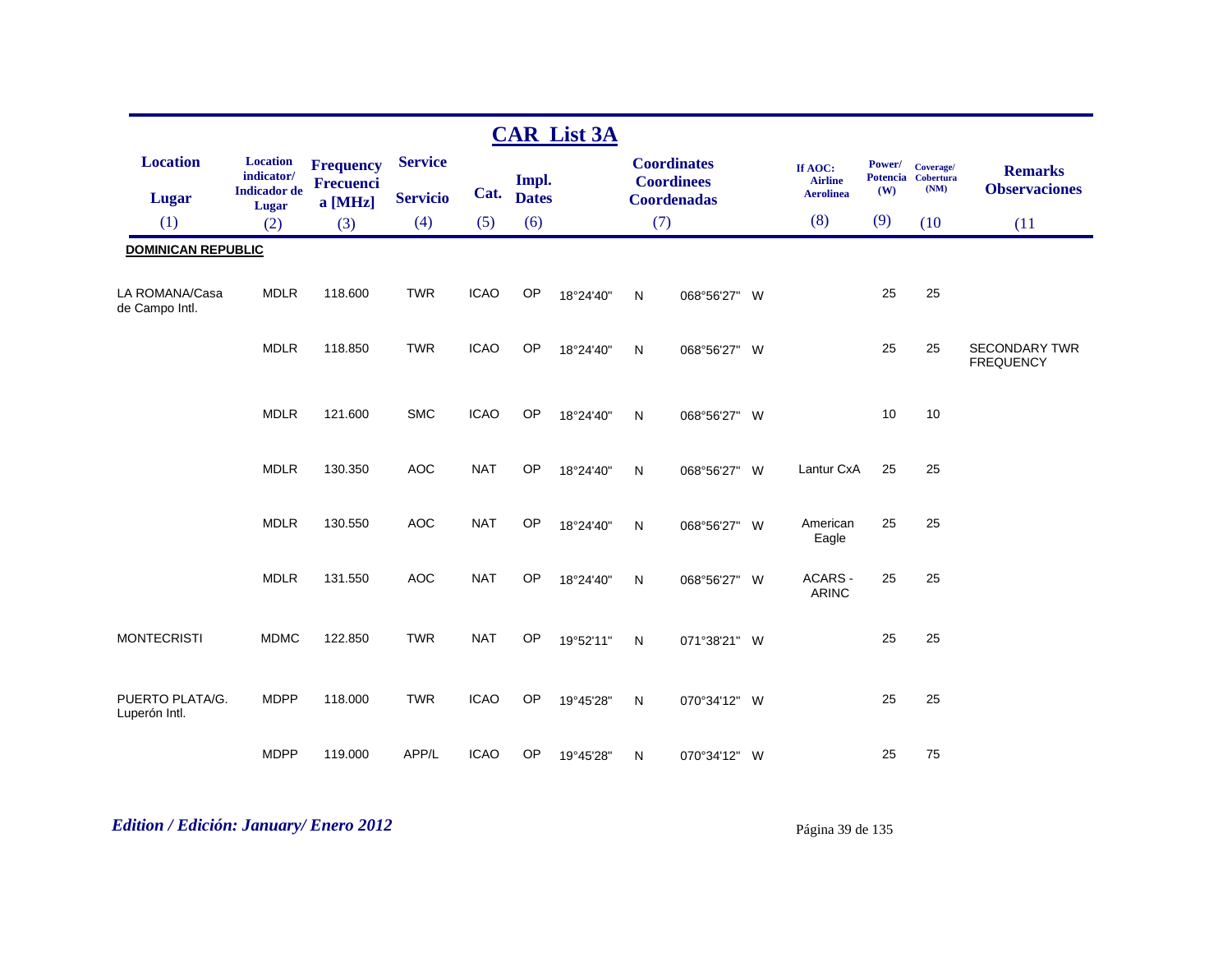## CAR List 3A

| Location<br>Lugar<br>(1) | Location indicator/<br>Indicador de Lugar<br>(2) | Frequency<br>Frecuencia [MHz]<br>(3) | Service<br>Servicio<br>(4) | Cat.<br>(5) | Impl. Dates<br>(6) | Coordinates<br>Coordinees<br>Coordenadas<br>(7) | | | | If AOC: Airline<br>Aerolinea<br>(8) | Power/<br>Potencia<br>(W)<br>(9) | Coverage/<br>Cobertura<br>(NM)<br>(10 | Remarks<br>Observaciones<br>(11 |
|---|---|---|---|---|---|---|---|---|---|---|---|---|---|
| **DOMINICAN REPUBLIC** | | | | | | | | | | | | | |
| LA ROMANA/Casa de Campo Intl. | MDLR | 118.600 | TWR | ICAO | OP | 18°24'40" | N | 068°56'27" | W | | 25 | 25 | |
| | MDLR | 118.850 | TWR | ICAO | OP | 18°24'40" | N | 068°56'27" | W | | 25 | 25 | SECONDARY TWR FREQUENCY |
| | MDLR | 121.600 | SMC | ICAO | OP | 18°24'40" | N | 068°56'27" | W | | 10 | 10 | |
| | MDLR | 130.350 | AOC | NAT | OP | 18°24'40" | N | 068°56'27" | W | Lantur CxA | 25 | 25 | |
| | MDLR | 130.550 | AOC | NAT | OP | 18°24'40" | N | 068°56'27" | W | American Eagle | 25 | 25 | |
| | MDLR | 131.550 | AOC | NAT | OP | 18°24'40" | N | 068°56'27" | W | ACARS - ARINC | 25 | 25 | |
| MONTECRISTI | MDMC | 122.850 | TWR | NAT | OP | 19°52'11" | N | 071°38'21" | W | | 25 | 25 | |
| PUERTO PLATA/G. Luperón Intl. | MDPP | 118.000 | TWR | ICAO | OP | 19°45'28" | N | 070°34'12" | W | | 25 | 25 | |
| | MDPP | 119.000 | APP/L | ICAO | OP | 19°45'28" | N | 070°34'12" | W | | 25 | 75 | |

*Edition / Edición: January/ Enero 2012*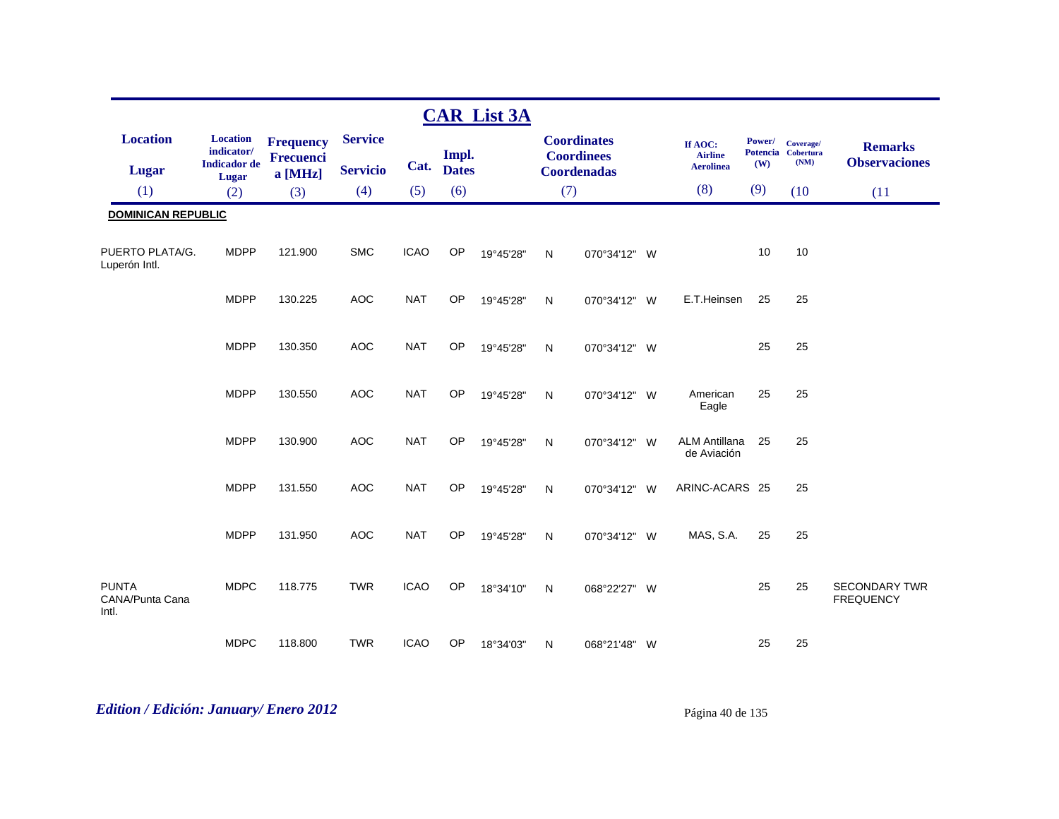## CAR List 3A

| Location<br>Lugar<br>(1) | Location indicator/ Indicador de Lugar<br>(2) | Frequency Frecuencia [MHz]<br>(3) | Service<br>Servicio<br>(4) | Cat.<br>(5) | Impl. Dates<br>(6) | Coordinates Coordinees Coordenadas<br>(7) | | | | If AOC: Airline Aerolinea<br>(8) | Power/ Potencia (W)<br>(9) | Coverage/ Cobertura (NM)<br>(10 | Remarks Observaciones<br>(11 |
|---|---|---|---|---|---|---|---|---|---|---|---|---|---|
| **DOMINICAN REPUBLIC** | | | | | | | | | | | | | |
| PUERTO PLATA/G. Luperón Intl. | MDPP | 121.900 | SMC | ICAO | OP | 19°45'28" | N | 070°34'12" | W | | 10 | 10 | |
| | MDPP | 130.225 | AOC | NAT | OP | 19°45'28" | N | 070°34'12" | W | E.T.Heinsen | 25 | 25 | |
| | MDPP | 130.350 | AOC | NAT | OP | 19°45'28" | N | 070°34'12" | W | | 25 | 25 | |
| | MDPP | 130.550 | AOC | NAT | OP | 19°45'28" | N | 070°34'12" | W | American Eagle | 25 | 25 | |
| | MDPP | 130.900 | AOC | NAT | OP | 19°45'28" | N | 070°34'12" | W | ALM Antillana de Aviación | 25 | 25 | |
| | MDPP | 131.550 | AOC | NAT | OP | 19°45'28" | N | 070°34'12" | W | ARINC-ACARS | 25 | 25 | |
| | MDPP | 131.950 | AOC | NAT | OP | 19°45'28" | N | 070°34'12" | W | MAS, S.A. | 25 | 25 | |
| PUNTA CANA/Punta Cana Intl. | MDPC | 118.775 | TWR | ICAO | OP | 18°34'10" | N | 068°22'27" | W | | 25 | 25 | SECONDARY TWR FREQUENCY |
| | MDPC | 118.800 | TWR | ICAO | OP | 18°34'03" | N | 068°21'48" | W | | 25 | 25 | |

*Edition / Edición: January/ Enero 2012*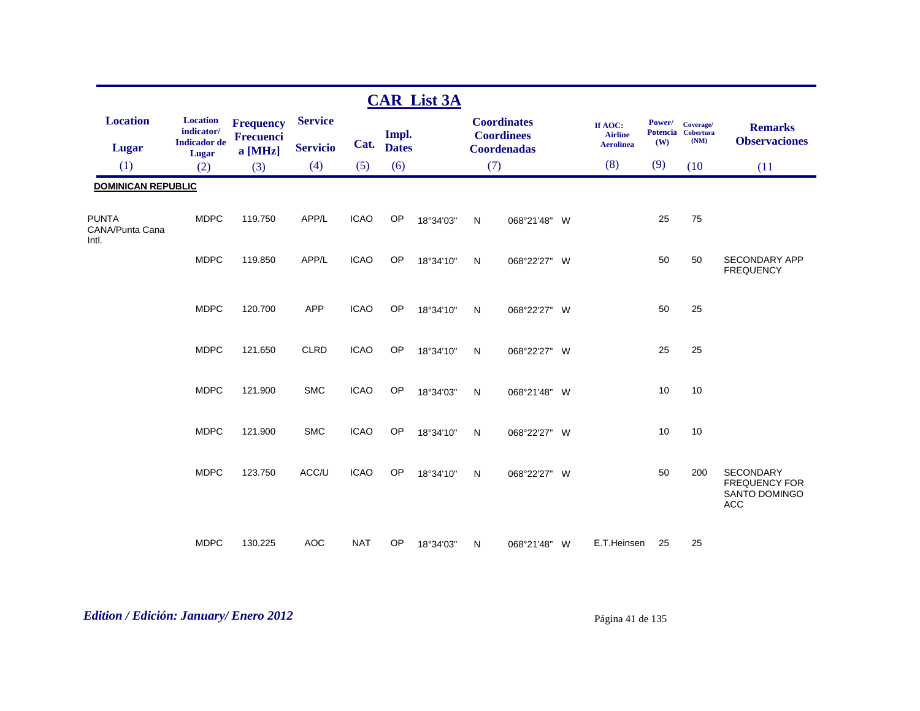# CAR List 3A

| Location / Lugar (1) | Location indicator/ Indicador de Lugar (2) | Frequency Frecuencia [MHz] (3) | Service / Servicio (4) | Cat. (5) | Impl. Dates (6) | Coordinates / Coordinees / Coordenadas (7) | | | | If AOC: Airline Aerolinea (8) | Power/ Potencia (W) (9) | Coverage/ Cobertura (NM) (10) | Remarks / Observaciones (11) |
|---|---|---|---|---|---|---|---|---|---|---|---|---|---|
| **DOMINICAN REPUBLIC** | | | | | | | | | | | | | |
| PUNTA CANA/Punta Cana Intl. | MDPC | 119.750 | APP/L | ICAO | OP | 18°34'03" | N | 068°21'48" | W | | 25 | 75 | |
| | MDPC | 119.850 | APP/L | ICAO | OP | 18°34'10" | N | 068°22'27" | W | | 50 | 50 | SECONDARY APP FREQUENCY |
| | MDPC | 120.700 | APP | ICAO | OP | 18°34'10" | N | 068°22'27" | W | | 50 | 25 | |
| | MDPC | 121.650 | CLRD | ICAO | OP | 18°34'10" | N | 068°22'27" | W | | 25 | 25 | |
| | MDPC | 121.900 | SMC | ICAO | OP | 18°34'03" | N | 068°21'48" | W | | 10 | 10 | |
| | MDPC | 121.900 | SMC | ICAO | OP | 18°34'10" | N | 068°22'27" | W | | 10 | 10 | |
| | MDPC | 123.750 | ACC/U | ICAO | OP | 18°34'10" | N | 068°22'27" | W | | 50 | 200 | SECONDARY FREQUENCY FOR SANTO DOMINGO ACC |
| | MDPC | 130.225 | AOC | NAT | OP | 18°34'03" | N | 068°21'48" | W | E.T.Heinsen | 25 | 25 | |

*Edition / Edición: January/ Enero 2012*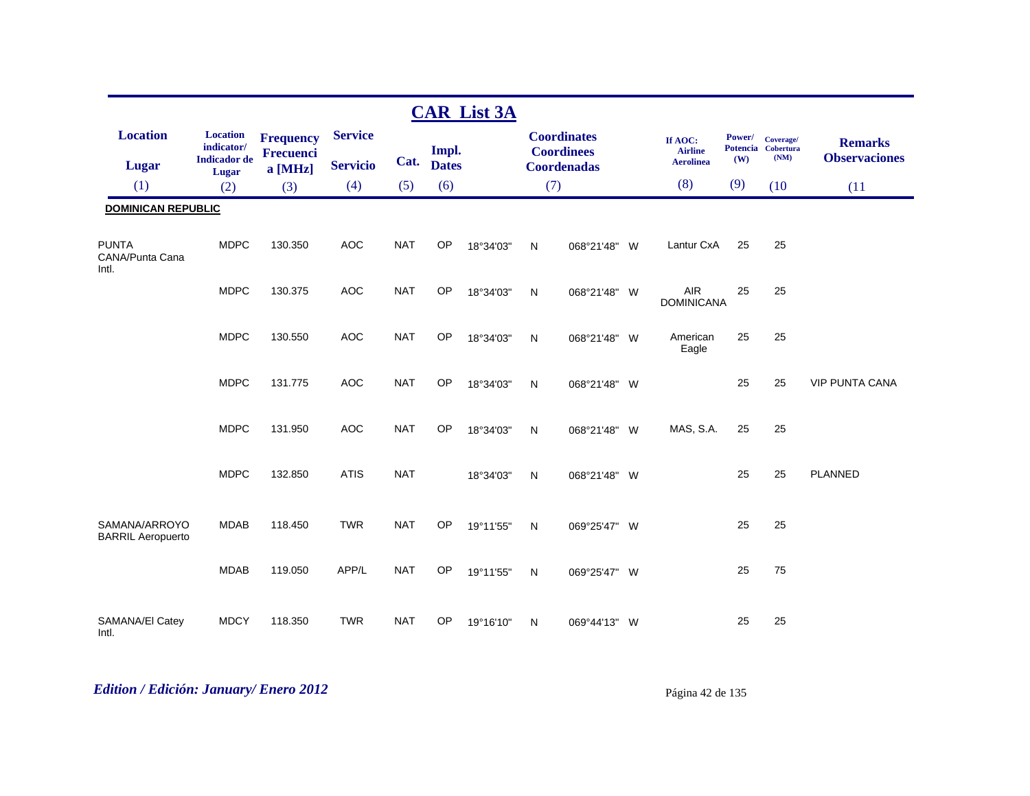# CAR List 3A

| Location / Lugar (1) | Location indicator/ Indicador de Lugar (2) | Frequency Frecuencia [MHz] (3) | Service / Servicio (4) | Cat. (5) | Impl. Dates (6) | Coordinates Coordinees Coordenadas (7) | | | | If AOC: Airline Aerolinea (8) | Power/ Potencia (W) (9) | Coverage/ Cobertura (NM) (10 | Remarks Observaciones (11 |
|---|---|---|---|---|---|---|---|---|---|---|---|---|---|
| **DOMINICAN REPUBLIC** | | | | | | | | | | | | | |
| PUNTA CANA/Punta Cana Intl. | MDPC | 130.350 | AOC | NAT | OP | 18°34'03" | N | 068°21'48" | W | Lantur CxA | 25 | 25 | |
| | MDPC | 130.375 | AOC | NAT | OP | 18°34'03" | N | 068°21'48" | W | AIR DOMINICANA | 25 | 25 | |
| | MDPC | 130.550 | AOC | NAT | OP | 18°34'03" | N | 068°21'48" | W | American Eagle | 25 | 25 | |
| | MDPC | 131.775 | AOC | NAT | OP | 18°34'03" | N | 068°21'48" | W | | 25 | 25 | VIP PUNTA CANA |
| | MDPC | 131.950 | AOC | NAT | OP | 18°34'03" | N | 068°21'48" | W | MAS, S.A. | 25 | 25 | |
| | MDPC | 132.850 | ATIS | NAT | | 18°34'03" | N | 068°21'48" | W | | 25 | 25 | PLANNED |
| SAMANA/ARROYO BARRIL Aeropuerto | MDAB | 118.450 | TWR | NAT | OP | 19°11'55" | N | 069°25'47" | W | | 25 | 25 | |
| | MDAB | 119.050 | APP/L | NAT | OP | 19°11'55" | N | 069°25'47" | W | | 25 | 75 | |
| SAMANA/El Catey Intl. | MDCY | 118.350 | TWR | NAT | OP | 19°16'10" | N | 069°44'13" | W | | 25 | 25 | |

*Edition / Edición: January/ Enero 2012*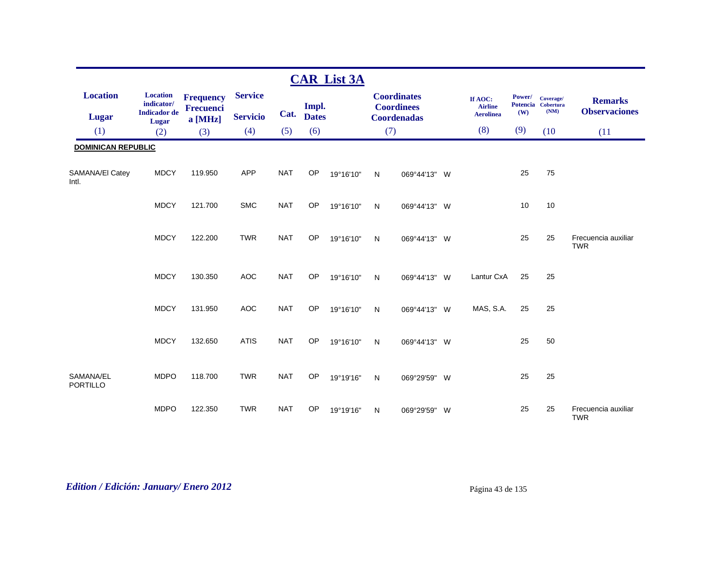# CAR List 3A

| Location<br>Lugar<br>(1) | Location indicator/ Indicador de Lugar<br>(2) | Frequency Frecuencia [MHz]<br>(3) | Service<br>Servicio<br>(4) | Cat.<br>(5) | Impl. Dates<br>(6) | Coordinates Coordinees Coordenadas<br>(7) | | | | If AOC: Airline Aerolinea<br>(8) | Power/ Potencia (W)<br>(9) | Coverage/ Cobertura (NM)<br>(10 | Remarks Observaciones<br>(11 |
|---|---|---|---|---|---|---|---|---|---|---|---|---|---|
| **DOMINICAN REPUBLIC** | | | | | | | | | | | | | |
| SAMANA/El Catey Intl. | MDCY | 119.950 | APP | NAT | OP | 19°16'10" | N | 069°44'13" | W | | 25 | 75 | |
| | MDCY | 121.700 | SMC | NAT | OP | 19°16'10" | N | 069°44'13" | W | | 10 | 10 | |
| | MDCY | 122.200 | TWR | NAT | OP | 19°16'10" | N | 069°44'13" | W | | 25 | 25 | Frecuencia auxiliar TWR |
| | MDCY | 130.350 | AOC | NAT | OP | 19°16'10" | N | 069°44'13" | W | Lantur CxA | 25 | 25 | |
| | MDCY | 131.950 | AOC | NAT | OP | 19°16'10" | N | 069°44'13" | W | MAS, S.A. | 25 | 25 | |
| | MDCY | 132.650 | ATIS | NAT | OP | 19°16'10" | N | 069°44'13" | W | | 25 | 50 | |
| SAMANA/EL PORTILLO | MDPO | 118.700 | TWR | NAT | OP | 19°19'16" | N | 069°29'59" | W | | 25 | 25 | |
| | MDPO | 122.350 | TWR | NAT | OP | 19°19'16" | N | 069°29'59" | W | | 25 | 25 | Frecuencia auxiliar TWR |

*Edition / Edición: January/ Enero 2012*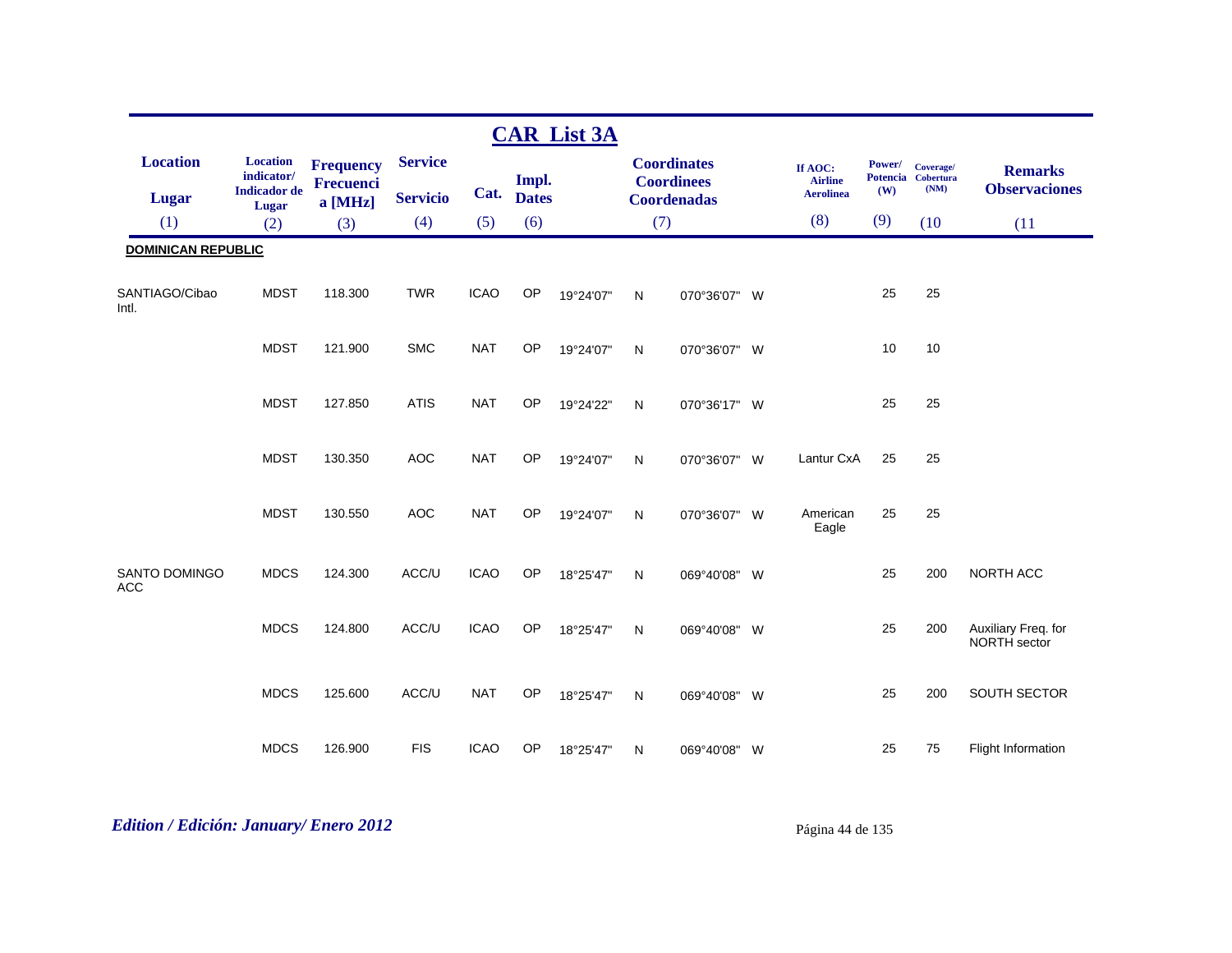## CAR List 3A

| Location / Lugar (1) | Location indicator/ Indicador de Lugar (2) | Frequency Frecuencia [MHz] (3) | Service / Servicio (4) | Cat. (5) | Impl. Dates (6) | Coordinates Coordinees Coordenadas (7) | | | | If AOC: Airline Aerolinea (8) | Power/ Potencia (W) (9) | Coverage/ Cobertura (NM) (10) | Remarks Observaciones (11) |
|---|---|---|---|---|---|---|---|---|---|---|---|---|---|
| **DOMINICAN REPUBLIC** | | | | | | | | | | | | | |
| SANTIAGO/Cibao Intl. | MDST | 118.300 | TWR | ICAO | OP | 19°24'07" | N | 070°36'07" | W | | 25 | 25 | |
| | MDST | 121.900 | SMC | NAT | OP | 19°24'07" | N | 070°36'07" | W | | 10 | 10 | |
| | MDST | 127.850 | ATIS | NAT | OP | 19°24'22" | N | 070°36'17" | W | | 25 | 25 | |
| | MDST | 130.350 | AOC | NAT | OP | 19°24'07" | N | 070°36'07" | W | Lantur CxA | 25 | 25 | |
| | MDST | 130.550 | AOC | NAT | OP | 19°24'07" | N | 070°36'07" | W | American Eagle | 25 | 25 | |
| SANTO DOMINGO ACC | MDCS | 124.300 | ACC/U | ICAO | OP | 18°25'47" | N | 069°40'08" | W | | 25 | 200 | NORTH ACC |
| | MDCS | 124.800 | ACC/U | ICAO | OP | 18°25'47" | N | 069°40'08" | W | | 25 | 200 | Auxiliary Freq. for NORTH sector |
| | MDCS | 125.600 | ACC/U | NAT | OP | 18°25'47" | N | 069°40'08" | W | | 25 | 200 | SOUTH SECTOR |
| | MDCS | 126.900 | FIS | ICAO | OP | 18°25'47" | N | 069°40'08" | W | | 25 | 75 | Flight Information |

*Edition / Edición: January/ Enero 2012*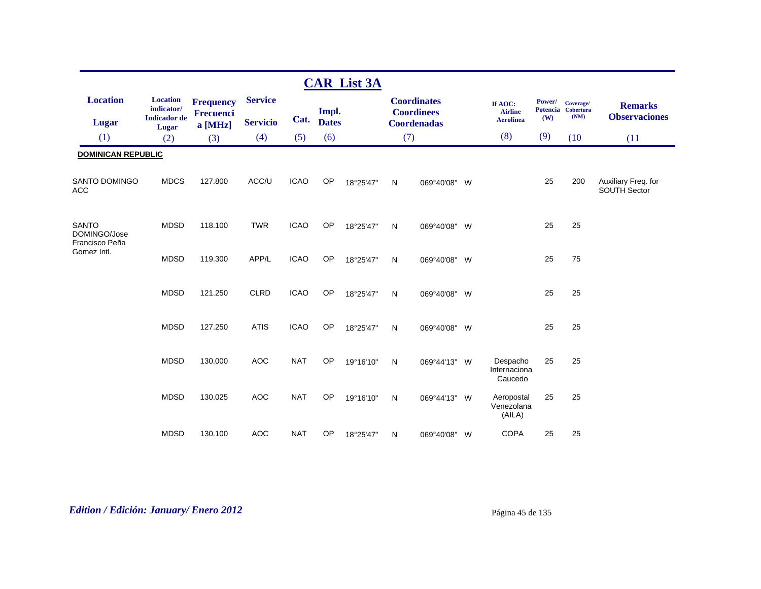## CAR List 3A

| Location / Lugar (1) | Location indicator/ Indicador de Lugar (2) | Frequency Frecuencia [MHz] (3) | Service / Servicio (4) | Cat. (5) | Impl. Dates (6) | Coordinates Coordinees Coordenadas (7) | | | | If AOC: Airline Aerolinea (8) | Power/ Potencia (W) (9) | Coverage/ Cobertura (NM) (10) | Remarks / Observaciones (11) |
|---|---|---|---|---|---|---|---|---|---|---|---|---|---|
| **DOMINICAN REPUBLIC** | | | | | | | | | | | | | |
| SANTO DOMINGO ACC | MDCS | 127.800 | ACC/U | ICAO | OP | 18°25'47" | N | 069°40'08" | W | | 25 | 200 | Auxiliary Freq. for SOUTH Sector |
| SANTO DOMINGO/Jose Francisco Peña Gomez Intl. | MDSD | 118.100 | TWR | ICAO | OP | 18°25'47" | N | 069°40'08" | W | | 25 | 25 | |
| | MDSD | 119.300 | APP/L | ICAO | OP | 18°25'47" | N | 069°40'08" | W | | 25 | 75 | |
| | MDSD | 121.250 | CLRD | ICAO | OP | 18°25'47" | N | 069°40'08" | W | | 25 | 25 | |
| | MDSD | 127.250 | ATIS | ICAO | OP | 18°25'47" | N | 069°40'08" | W | | 25 | 25 | |
| | MDSD | 130.000 | AOC | NAT | OP | 19°16'10" | N | 069°44'13" | W | Despacho Internaciona Caucedo | 25 | 25 | |
| | MDSD | 130.025 | AOC | NAT | OP | 19°16'10" | N | 069°44'13" | W | Aeropostal Venezolana (AILA) | 25 | 25 | |
| | MDSD | 130.100 | AOC | NAT | OP | 18°25'47" | N | 069°40'08" | W | COPA | 25 | 25 | |

*Edition / Edición: January/ Enero 2012*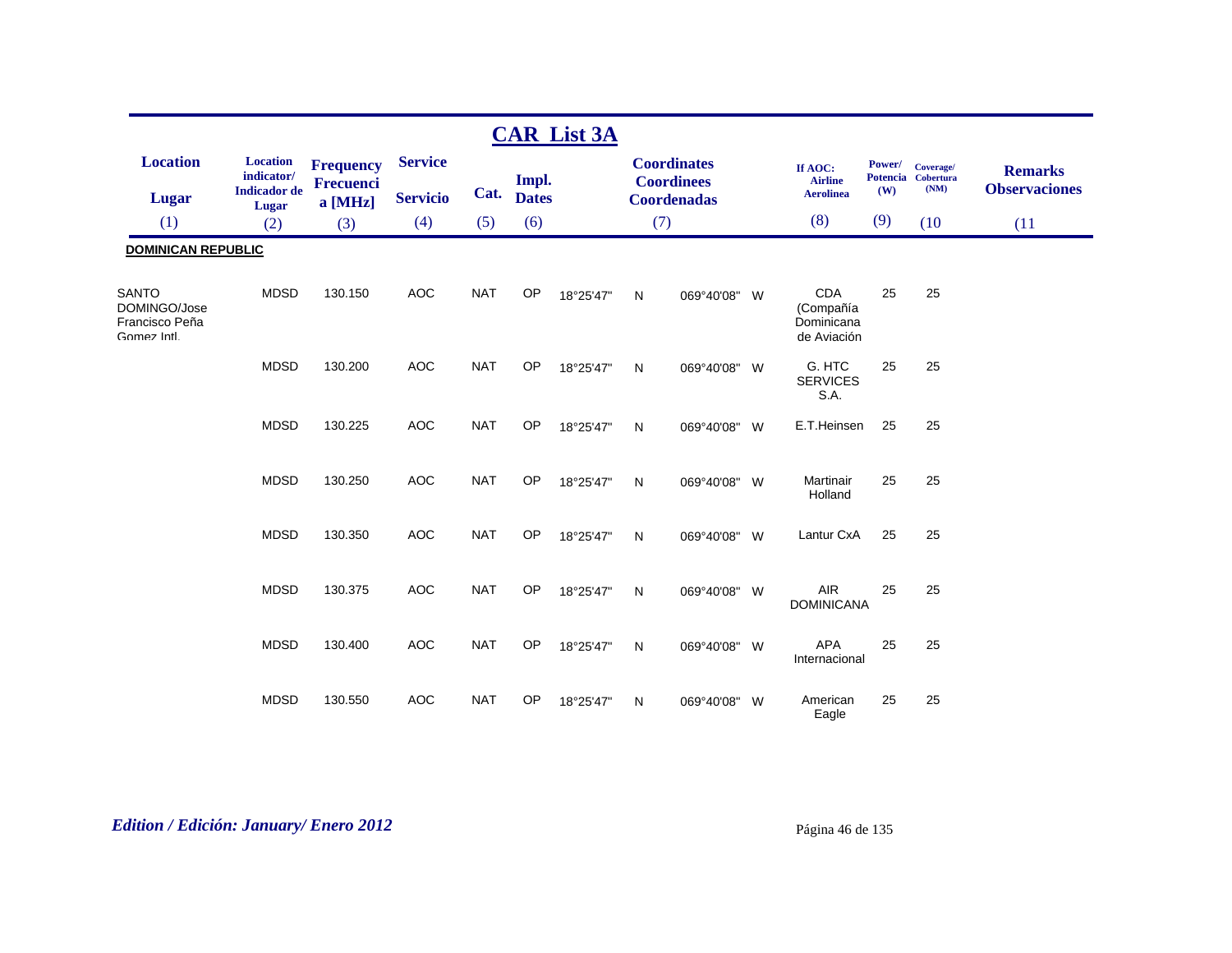# CAR List 3A

| Location / Lugar (1) | Location indicator/ Indicador de Lugar (2) | Frequency Frecuencia [MHz] (3) | Service / Servicio (4) | Cat. (5) | Impl. Dates (6) | Coordinates Coordinees Coordenadas (7) | | | | If AOC: Airline Aerolinea (8) | Power/ Potencia (W) (9) | Coverage/ Cobertura (NM) (10) | Remarks Observaciones (11 |
|---|---|---|---|---|---|---|---|---|---|---|---|---|---|
| **DOMINICAN REPUBLIC** | | | | | | | | | | | | | |
| SANTO DOMINGO/Jose Francisco Peña Gomez Intl. | MDSD | 130.150 | AOC | NAT | OP | 18°25'47" | N | 069°40'08" | W | CDA (Compañía Dominicana de Aviación | 25 | 25 | |
| | MDSD | 130.200 | AOC | NAT | OP | 18°25'47" | N | 069°40'08" | W | G. HTC SERVICES S.A. | 25 | 25 | |
| | MDSD | 130.225 | AOC | NAT | OP | 18°25'47" | N | 069°40'08" | W | E.T.Heinsen | 25 | 25 | |
| | MDSD | 130.250 | AOC | NAT | OP | 18°25'47" | N | 069°40'08" | W | Martinair Holland | 25 | 25 | |
| | MDSD | 130.350 | AOC | NAT | OP | 18°25'47" | N | 069°40'08" | W | Lantur CxA | 25 | 25 | |
| | MDSD | 130.375 | AOC | NAT | OP | 18°25'47" | N | 069°40'08" | W | AIR DOMINICANA | 25 | 25 | |
| | MDSD | 130.400 | AOC | NAT | OP | 18°25'47" | N | 069°40'08" | W | APA Internacional | 25 | 25 | |
| | MDSD | 130.550 | AOC | NAT | OP | 18°25'47" | N | 069°40'08" | W | American Eagle | 25 | 25 | |

*Edition / Edición: January/ Enero 2012*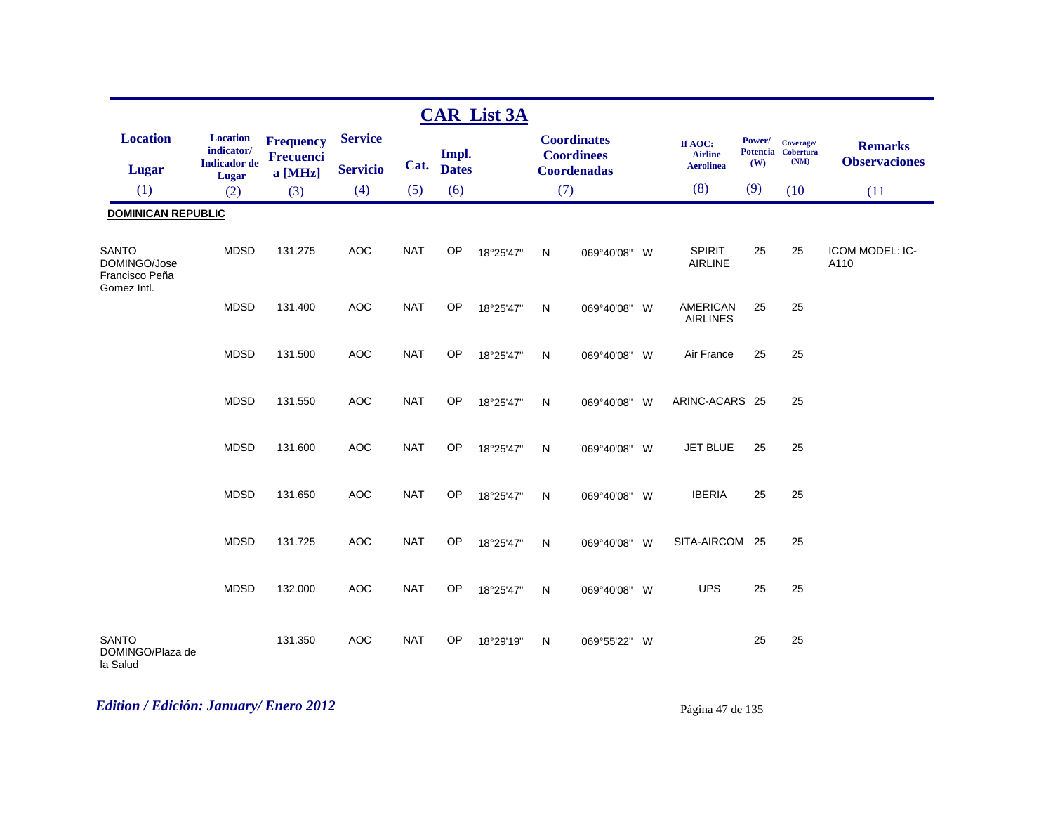## CAR List 3A

| Location / Lugar (1) | Location indicator/ Indicador de Lugar (2) | Frequency Frecuencia [MHz] (3) | Service / Servicio (4) | Cat. (5) | Impl. Dates (6) | Coordinates Coordinees Coordenadas (7) | | | | If AOC: Airline Aerolinea (8) | Power/ Potencia (W) (9) | Coverage/ Cobertura (NM) (10 | Remarks Observaciones (11 |
|---|---|---|---|---|---|---|---|---|---|---|---|---|---|
| **DOMINICAN REPUBLIC** | | | | | | | | | | | | | |
| SANTO DOMINGO/Jose Francisco Peña Gomez Intl. | MDSD | 131.275 | AOC | NAT | OP | 18°25'47" | N | 069°40'08" | W | SPIRIT AIRLINE | 25 | 25 | ICOM MODEL: IC-A110 |
| | MDSD | 131.400 | AOC | NAT | OP | 18°25'47" | N | 069°40'08" | W | AMERICAN AIRLINES | 25 | 25 | |
| | MDSD | 131.500 | AOC | NAT | OP | 18°25'47" | N | 069°40'08" | W | Air France | 25 | 25 | |
| | MDSD | 131.550 | AOC | NAT | OP | 18°25'47" | N | 069°40'08" | W | ARINC-ACARS | 25 | 25 | |
| | MDSD | 131.600 | AOC | NAT | OP | 18°25'47" | N | 069°40'08" | W | JET BLUE | 25 | 25 | |
| | MDSD | 131.650 | AOC | NAT | OP | 18°25'47" | N | 069°40'08" | W | IBERIA | 25 | 25 | |
| | MDSD | 131.725 | AOC | NAT | OP | 18°25'47" | N | 069°40'08" | W | SITA-AIRCOM | 25 | 25 | |
| | MDSD | 132.000 | AOC | NAT | OP | 18°25'47" | N | 069°40'08" | W | UPS | 25 | 25 | |
| SANTO DOMINGO/Plaza de la Salud | | 131.350 | AOC | NAT | OP | 18°29'19" | N | 069°55'22" | W | | 25 | 25 | |

*Edition / Edición: January/ Enero 2012*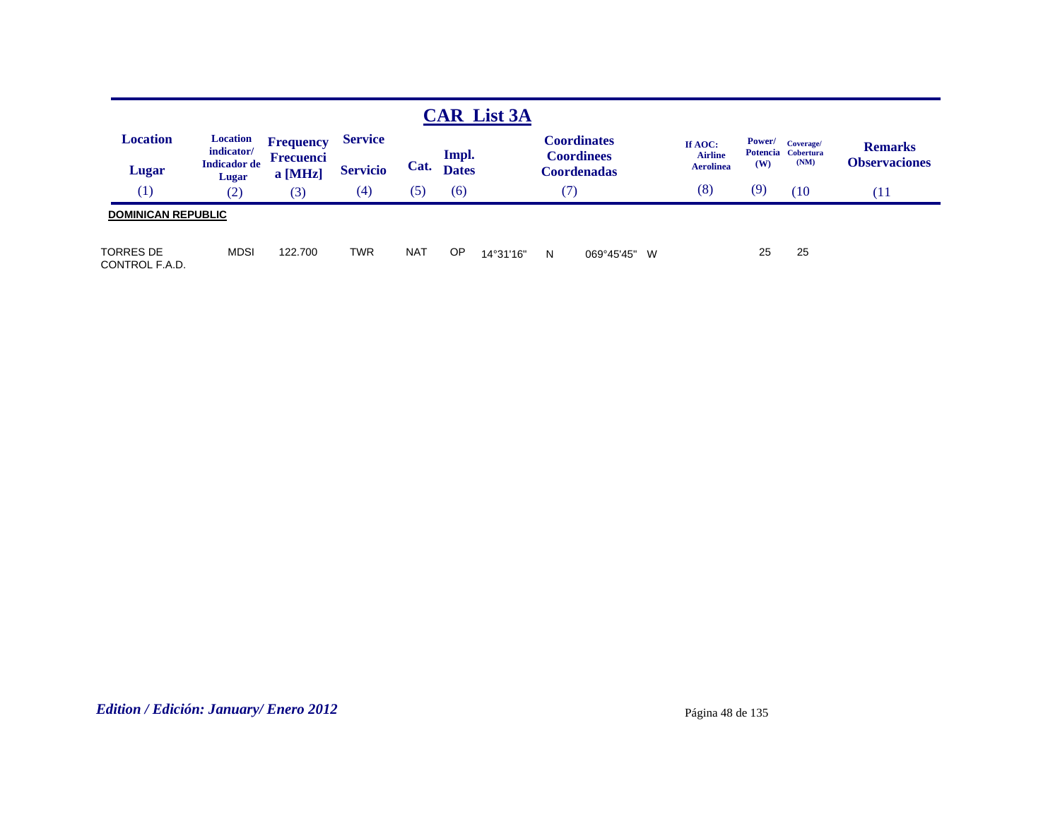## CAR List 3A

| Location / Lugar | Location indicator/ Indicador de Lugar | Frequency Frecuencia [MHz] | Service / Servicio | Cat. | Impl. Dates | Coordinates Coordinees Coordenadas | | | | If AOC: Airline Aerolinea | Power/ Potencia (W) | Coverage/ Cobertura (NM) | Remarks Observaciones |
|---|---|---|---|---|---|---|---|---|---|---|---|---|---|
| (1) | (2) | (3) | (4) | (5) | (6) | (7) | | | | (8) | (9) | (10 | (11 |
| **DOMINICAN REPUBLIC** | | | | | | | | | | | | | |
| TORRES DE CONTROL F.A.D. | MDSI | 122.700 | TWR | NAT | OP | 14°31'16" | N | 069°45'45" | W | | 25 | 25 | |

*Edition / Edición: January/ Enero 2012*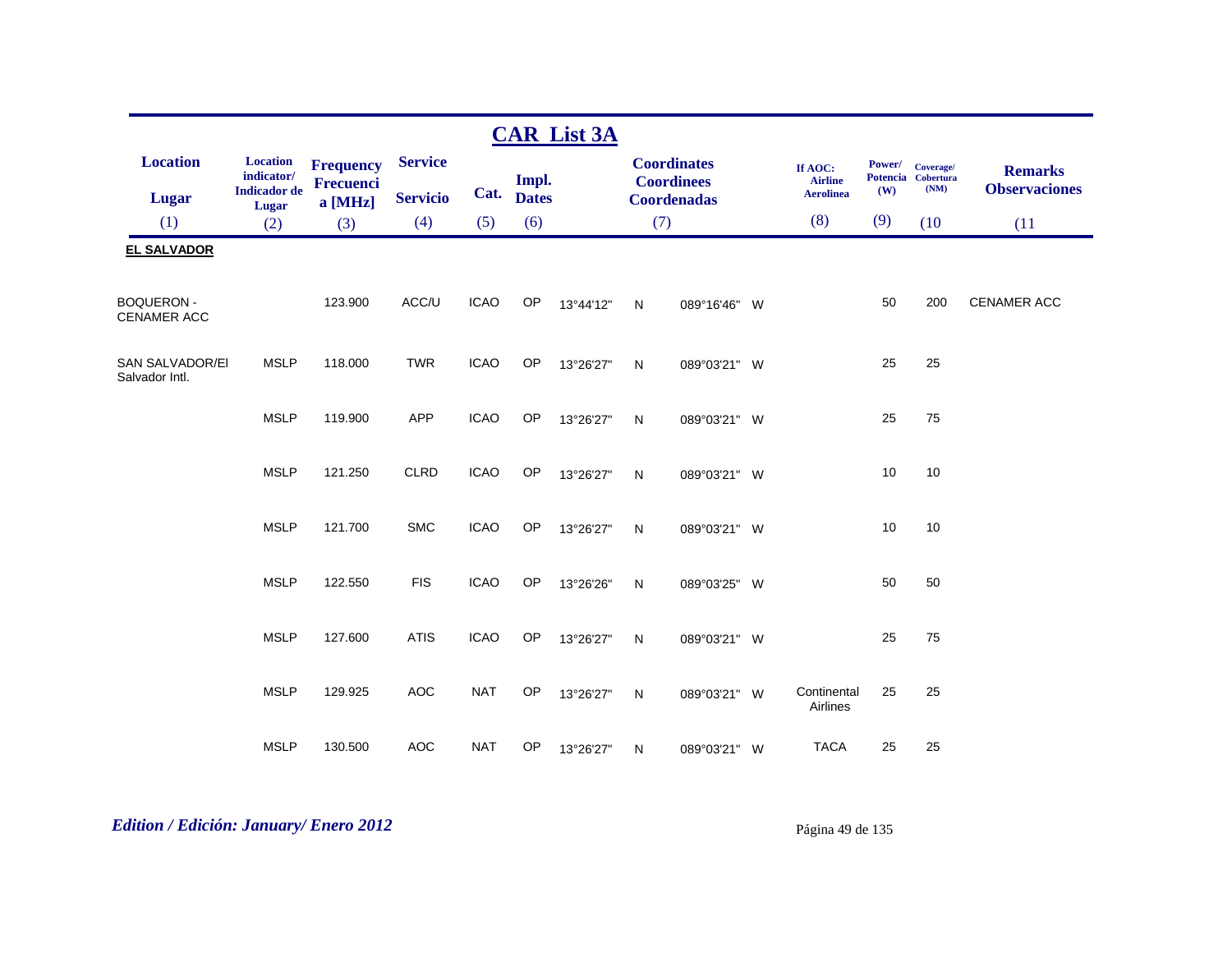## CAR List 3A

| Location<br>Lugar<br>(1) | Location indicator/ Indicador de Lugar<br>(2) | Frequency Frecuencia [MHz]<br>(3) | Service<br>Servicio<br>(4) | Cat.<br>(5) | Impl. Dates<br>(6) | Coordinates Coordinees Coordenadas<br>(7) | | | | If AOC: Airline Aerolinea<br>(8) | Power/ Potencia (W)<br>(9) | Coverage/ Cobertura (NM)<br>(10) | Remarks Observaciones<br>(11) |
|---|---|---|---|---|---|---|---|---|---|---|---|---|---|
| **EL SALVADOR** | | | | | | | | | | | | | |
| BOQUERON - CENAMER ACC | | 123.900 | ACC/U | ICAO | OP | 13°44'12" | N | 089°16'46" | W | | 50 | 200 | CENAMER ACC |
| SAN SALVADOR/El Salvador Intl. | MSLP | 118.000 | TWR | ICAO | OP | 13°26'27" | N | 089°03'21" | W | | 25 | 25 | |
| | MSLP | 119.900 | APP | ICAO | OP | 13°26'27" | N | 089°03'21" | W | | 25 | 75 | |
| | MSLP | 121.250 | CLRD | ICAO | OP | 13°26'27" | N | 089°03'21" | W | | 10 | 10 | |
| | MSLP | 121.700 | SMC | ICAO | OP | 13°26'27" | N | 089°03'21" | W | | 10 | 10 | |
| | MSLP | 122.550 | FIS | ICAO | OP | 13°26'26" | N | 089°03'25" | W | | 50 | 50 | |
| | MSLP | 127.600 | ATIS | ICAO | OP | 13°26'27" | N | 089°03'21" | W | | 25 | 75 | |
| | MSLP | 129.925 | AOC | NAT | OP | 13°26'27" | N | 089°03'21" | W | Continental Airlines | 25 | 25 | |
| | MSLP | 130.500 | AOC | NAT | OP | 13°26'27" | N | 089°03'21" | W | TACA | 25 | 25 | |

*Edition / Edición: January/ Enero 2012*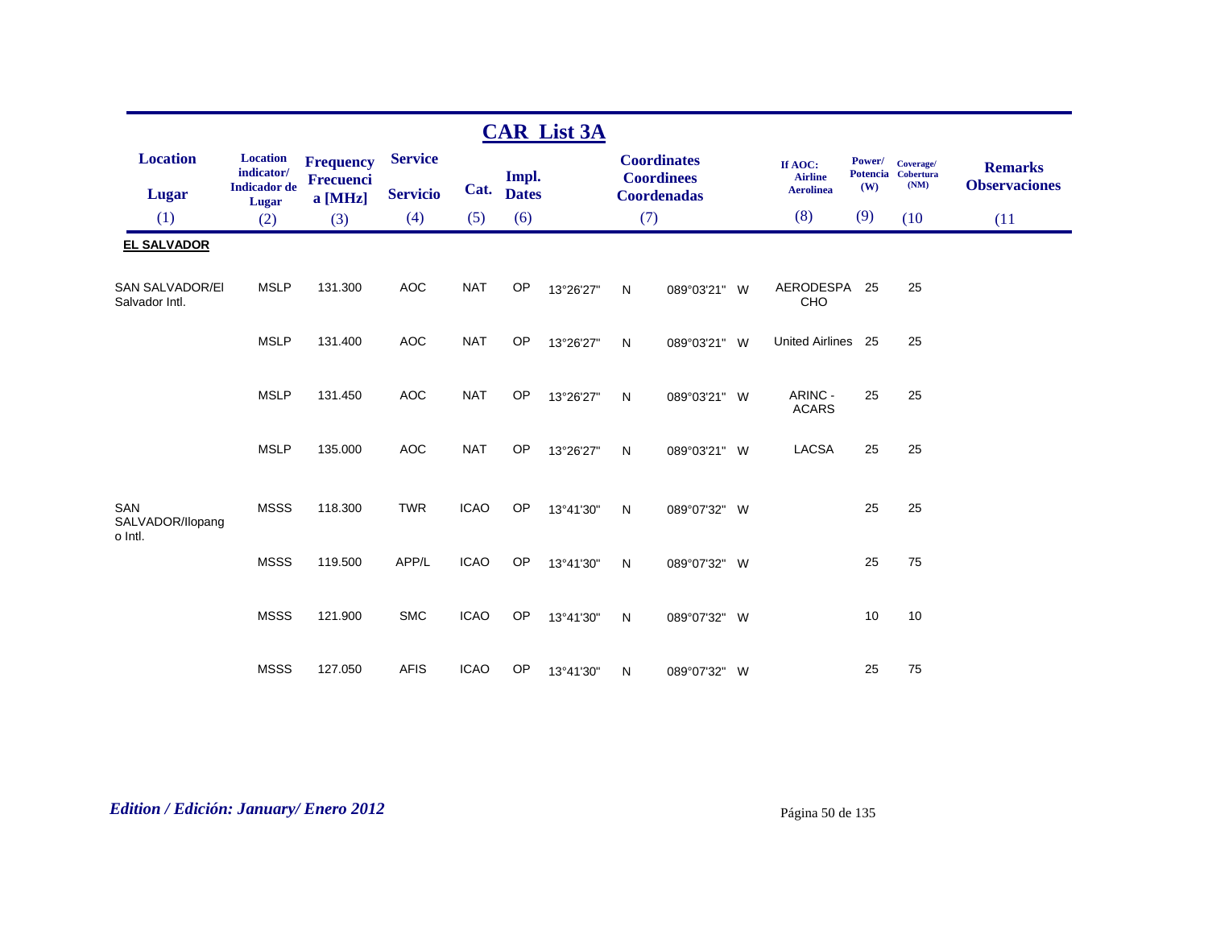## CAR List 3A

| Location<br>Lugar<br>(1) | Location indicator/<br>Indicador de Lugar<br>(2) | Frequency<br>Frecuencia [MHz]<br>(3) | Service<br>Servicio<br>(4) | Cat.<br>(5) | Impl.<br>Dates<br>(6) | Coordinates<br>Coordinees<br>Coordenadas<br>(7) | | | | If AOC:<br>Airline<br>Aerolinea<br>(8) | Power/<br>Potencia<br>(W)<br>(9) | Coverage/<br>Cobertura<br>(NM)<br>(10) | Remarks<br>Observaciones<br>(11) |
|---|---|---|---|---|---|---|---|---|---|---|---|---|---|
| **EL SALVADOR** | | | | | | | | | | | | | |
| SAN SALVADOR/El Salvador Intl. | MSLP | 131.300 | AOC | NAT | OP | 13°26'27" | N | 089°03'21" | W | AERODESPACHO | 25 | 25 | |
| | MSLP | 131.400 | AOC | NAT | OP | 13°26'27" | N | 089°03'21" | W | United Airlines | 25 | 25 | |
| | MSLP | 131.450 | AOC | NAT | OP | 13°26'27" | N | 089°03'21" | W | ARINC - ACARS | 25 | 25 | |
| | MSLP | 135.000 | AOC | NAT | OP | 13°26'27" | N | 089°03'21" | W | LACSA | 25 | 25 | |
| SAN SALVADOR/Ilopango Intl. | MSSS | 118.300 | TWR | ICAO | OP | 13°41'30" | N | 089°07'32" | W | | 25 | 25 | |
| | MSSS | 119.500 | APP/L | ICAO | OP | 13°41'30" | N | 089°07'32" | W | | 25 | 75 | |
| | MSSS | 121.900 | SMC | ICAO | OP | 13°41'30" | N | 089°07'32" | W | | 10 | 10 | |
| | MSSS | 127.050 | AFIS | ICAO | OP | 13°41'30" | N | 089°07'32" | W | | 25 | 75 | |

*Edition / Edición: January/ Enero 2012*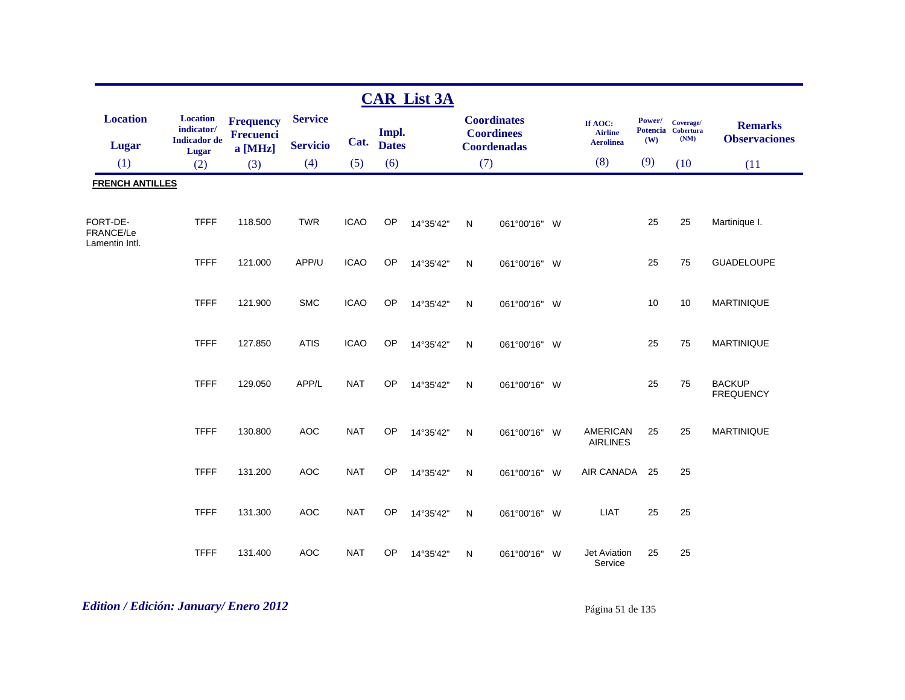## CAR List 3A

| Location<br>Lugar<br>(1) | Location indicator/ Indicador de Lugar<br>(2) | Frequency Frecuencia [MHz]<br>(3) | Service<br>Servicio<br>(4) | Cat.<br>(5) | Impl. Dates<br>(6) | Coordinates Coordinees Coordenadas<br>(7) | | | | If AOC: Airline Aerolinea<br>(8) | Power/ Potencia (W)<br>(9) | Coverage/ Cobertura (NM)<br>(10 | Remarks Observaciones<br>(11 |
|---|---|---|---|---|---|---|---|---|---|---|---|---|---|
| **FRENCH ANTILLES** | | | | | | | | | | | | | |
| FORT-DE-FRANCE/Le Lamentin Intl. | TFFF | 118.500 | TWR | ICAO | OP | 14°35'42" | N | 061°00'16" | W | | 25 | 25 | Martinique I. |
| | TFFF | 121.000 | APP/U | ICAO | OP | 14°35'42" | N | 061°00'16" | W | | 25 | 75 | GUADELOUPE |
| | TFFF | 121.900 | SMC | ICAO | OP | 14°35'42" | N | 061°00'16" | W | | 10 | 10 | MARTINIQUE |
| | TFFF | 127.850 | ATIS | ICAO | OP | 14°35'42" | N | 061°00'16" | W | | 25 | 75 | MARTINIQUE |
| | TFFF | 129.050 | APP/L | NAT | OP | 14°35'42" | N | 061°00'16" | W | | 25 | 75 | BACKUP FREQUENCY |
| | TFFF | 130.800 | AOC | NAT | OP | 14°35'42" | N | 061°00'16" | W | AMERICAN AIRLINES | 25 | 25 | MARTINIQUE |
| | TFFF | 131.200 | AOC | NAT | OP | 14°35'42" | N | 061°00'16" | W | AIR CANADA | 25 | 25 | |
| | TFFF | 131.300 | AOC | NAT | OP | 14°35'42" | N | 061°00'16" | W | LIAT | 25 | 25 | |
| | TFFF | 131.400 | AOC | NAT | OP | 14°35'42" | N | 061°00'16" | W | Jet Aviation Service | 25 | 25 | |

*Edition / Edición: January/ Enero 2012*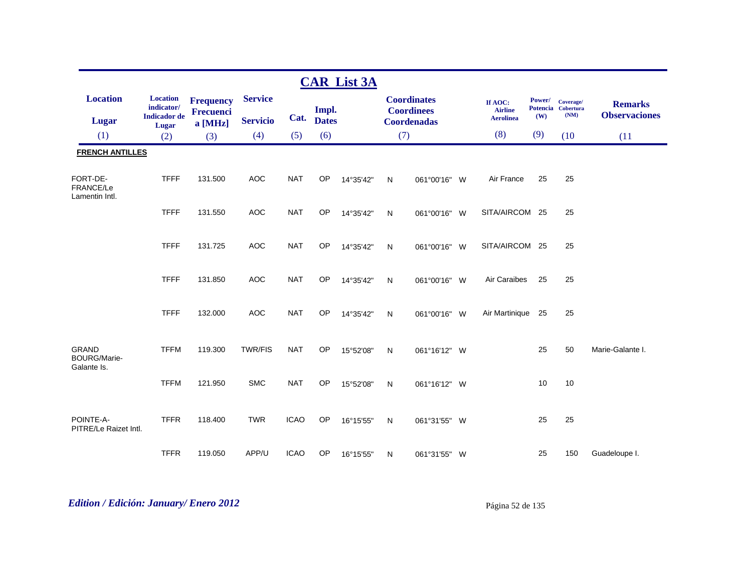## CAR List 3A

| Location / Lugar (1) | Location indicator/ Indicador de Lugar (2) | Frequency Frecuencia [MHz] (3) | Service / Servicio (4) | Cat. (5) | Impl. Dates (6) | Coordinates Coordinees Coordenadas (7) | | | | If AOC: Airline Aerolinea (8) | Power/ Potencia (W) (9) | Coverage/ Cobertura (NM) (10 | Remarks Observaciones (11 |
|---|---|---|---|---|---|---|---|---|---|---|---|---|---|
| **FRENCH ANTILLES** | | | | | | | | | | | | | |
| FORT-DE-FRANCE/Le Lamentin Intl. | TFFF | 131.500 | AOC | NAT | OP | 14°35'42" | N | 061°00'16" | W | Air France | 25 | 25 | |
| | TFFF | 131.550 | AOC | NAT | OP | 14°35'42" | N | 061°00'16" | W | SITA/AIRCOM | 25 | 25 | |
| | TFFF | 131.725 | AOC | NAT | OP | 14°35'42" | N | 061°00'16" | W | SITA/AIRCOM | 25 | 25 | |
| | TFFF | 131.850 | AOC | NAT | OP | 14°35'42" | N | 061°00'16" | W | Air Caraibes | 25 | 25 | |
| | TFFF | 132.000 | AOC | NAT | OP | 14°35'42" | N | 061°00'16" | W | Air Martinique | 25 | 25 | |
| GRAND BOURG/Marie-Galante Is. | TFFM | 119.300 | TWR/FIS | NAT | OP | 15°52'08" | N | 061°16'12" | W | | 25 | 50 | Marie-Galante I. |
| | TFFM | 121.950 | SMC | NAT | OP | 15°52'08" | N | 061°16'12" | W | | 10 | 10 | |
| POINTE-A-PITRE/Le Raizet Intl. | TFFR | 118.400 | TWR | ICAO | OP | 16°15'55" | N | 061°31'55" | W | | 25 | 25 | |
| | TFFR | 119.050 | APP/U | ICAO | OP | 16°15'55" | N | 061°31'55" | W | | 25 | 150 | Guadeloupe I. |

*Edition / Edición: January/ Enero 2012*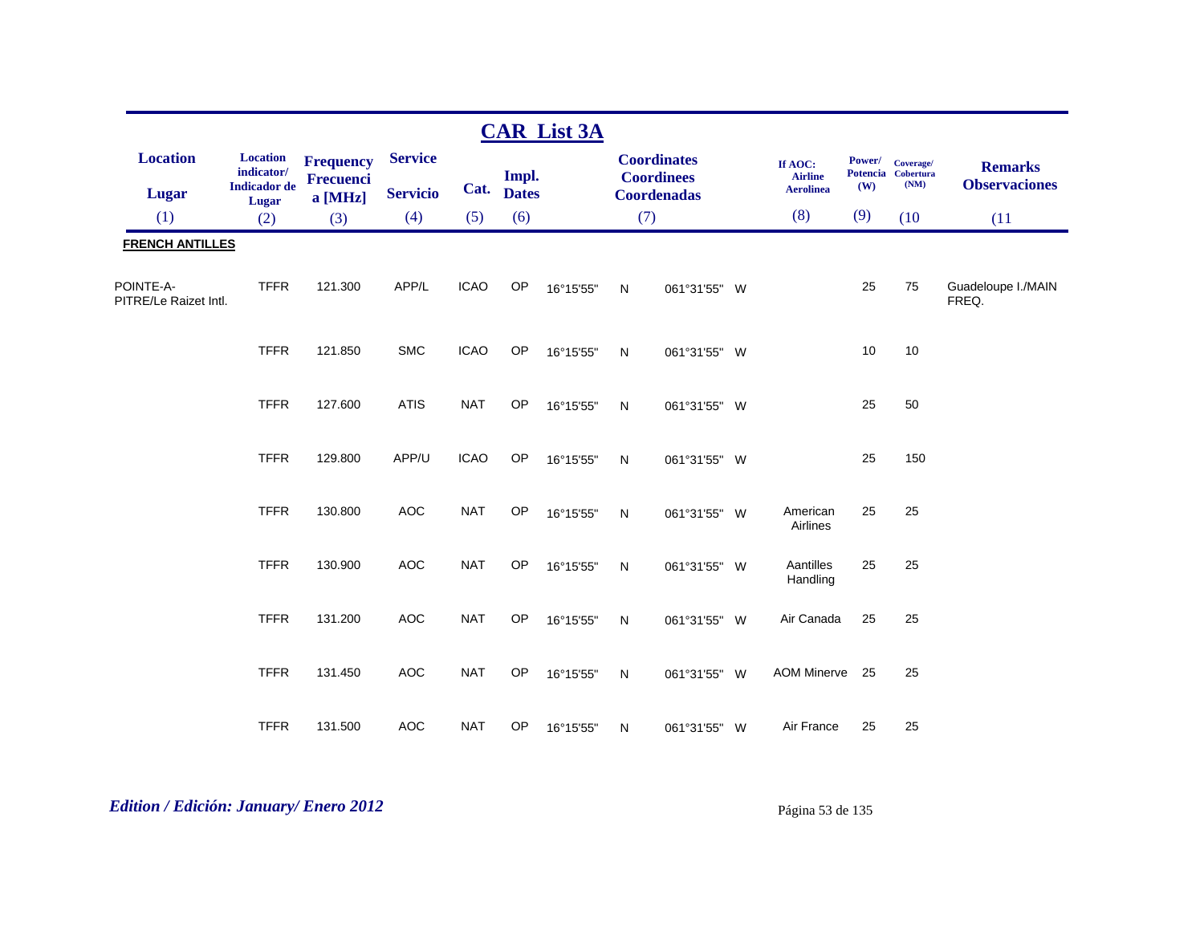# CAR List 3A

| Location / Lugar (1) | Location indicator/ Indicador de Lugar (2) | Frequency Frecuencia [MHz] (3) | Service Servicio (4) | Cat. (5) | Impl. Dates (6) | Coordinates Coordinees Coordenadas (7) | | | | If AOC: Airline Aerolinea (8) | Power/ Potencia (W) (9) | Coverage/ Cobertura (NM) (10) | Remarks Observaciones (11) |
|---|---|---|---|---|---|---|---|---|---|---|---|---|---|
| **FRENCH ANTILLES** | | | | | | | | | | | | | |
| POINTE-A-PITRE/Le Raizet Intl. | TFFR | 121.300 | APP/L | ICAO | OP | 16°15'55" | N | 061°31'55" | W | | 25 | 75 | Guadeloupe I./MAIN FREQ. |
| | TFFR | 121.850 | SMC | ICAO | OP | 16°15'55" | N | 061°31'55" | W | | 10 | 10 | |
| | TFFR | 127.600 | ATIS | NAT | OP | 16°15'55" | N | 061°31'55" | W | | 25 | 50 | |
| | TFFR | 129.800 | APP/U | ICAO | OP | 16°15'55" | N | 061°31'55" | W | | 25 | 150 | |
| | TFFR | 130.800 | AOC | NAT | OP | 16°15'55" | N | 061°31'55" | W | American Airlines | 25 | 25 | |
| | TFFR | 130.900 | AOC | NAT | OP | 16°15'55" | N | 061°31'55" | W | Aantilles Handling | 25 | 25 | |
| | TFFR | 131.200 | AOC | NAT | OP | 16°15'55" | N | 061°31'55" | W | Air Canada | 25 | 25 | |
| | TFFR | 131.450 | AOC | NAT | OP | 16°15'55" | N | 061°31'55" | W | AOM Minerve | 25 | 25 | |
| | TFFR | 131.500 | AOC | NAT | OP | 16°15'55" | N | 061°31'55" | W | Air France | 25 | 25 | |

*Edition / Edición: January/ Enero 2012*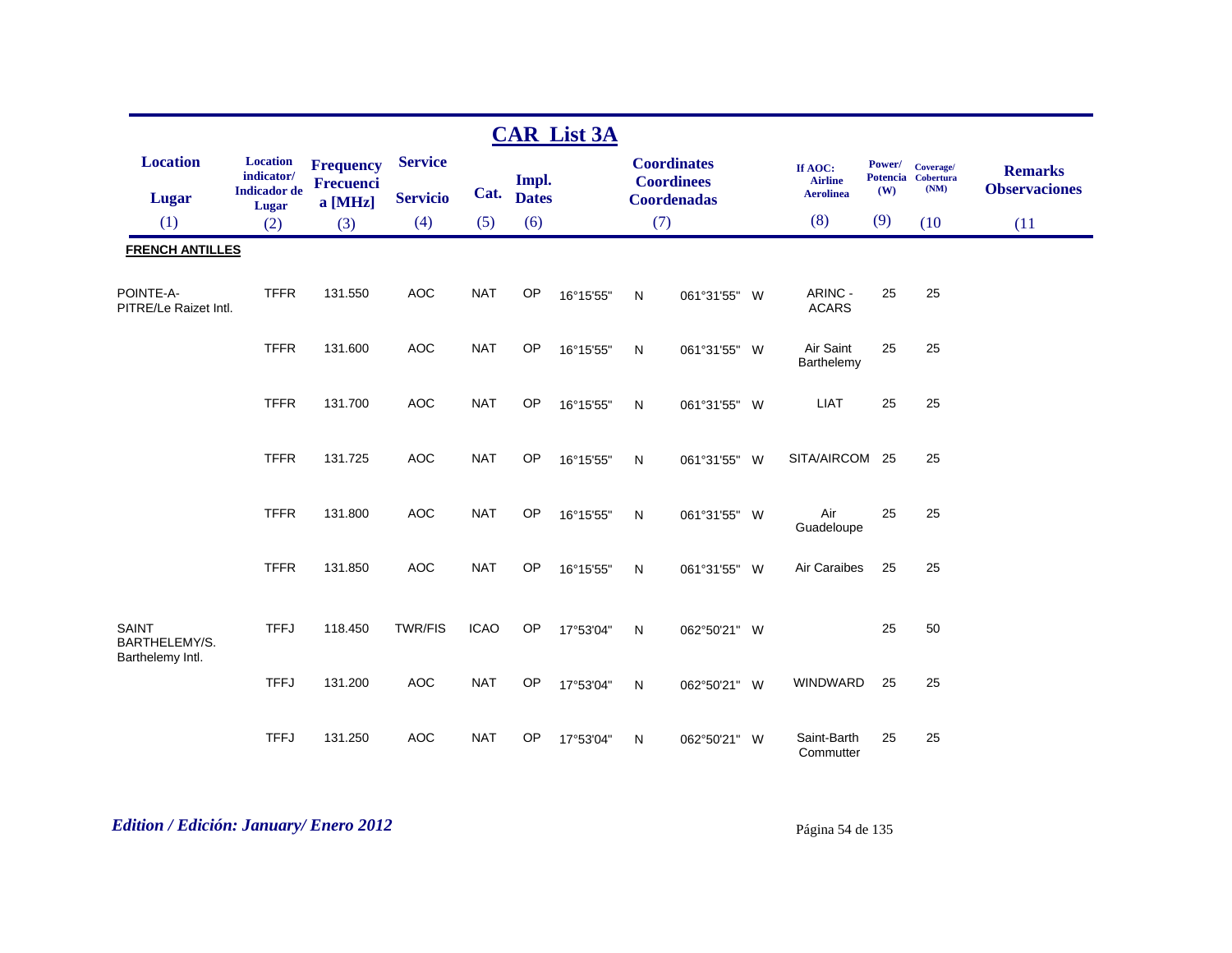## CAR List 3A

| Location<br>Lugar<br>(1) | Location indicator/ Indicador de Lugar<br>(2) | Frequency Frecuencia [MHz]<br>(3) | Service<br>Servicio<br>(4) | Cat.<br>(5) | Impl. Dates<br>(6) | Coordinates Coordinees Coordenadas<br>(7) | | | | If AOC: Airline Aerolinea<br>(8) | Power/ Potencia (W)<br>(9) | Coverage/ Cobertura (NM)<br>(10 | Remarks Observaciones<br>(11 |
|---|---|---|---|---|---|---|---|---|---|---|---|---|---|
| **FRENCH ANTILLES** | | | | | | | | | | | | | |
| POINTE-A-PITRE/Le Raizet Intl. | TFFR | 131.550 | AOC | NAT | OP | 16°15'55" | N | 061°31'55" | W | ARINC - ACARS | 25 | 25 | |
| | TFFR | 131.600 | AOC | NAT | OP | 16°15'55" | N | 061°31'55" | W | Air Saint Barthelemy | 25 | 25 | |
| | TFFR | 131.700 | AOC | NAT | OP | 16°15'55" | N | 061°31'55" | W | LIAT | 25 | 25 | |
| | TFFR | 131.725 | AOC | NAT | OP | 16°15'55" | N | 061°31'55" | W | SITA/AIRCOM | 25 | 25 | |
| | TFFR | 131.800 | AOC | NAT | OP | 16°15'55" | N | 061°31'55" | W | Air Guadeloupe | 25 | 25 | |
| | TFFR | 131.850 | AOC | NAT | OP | 16°15'55" | N | 061°31'55" | W | Air Caraibes | 25 | 25 | |
| SAINT BARTHELEMY/S. Barthelemy Intl. | TFFJ | 118.450 | TWR/FIS | ICAO | OP | 17°53'04" | N | 062°50'21" | W | | 25 | 50 | |
| | TFFJ | 131.200 | AOC | NAT | OP | 17°53'04" | N | 062°50'21" | W | WINDWARD | 25 | 25 | |
| | TFFJ | 131.250 | AOC | NAT | OP | 17°53'04" | N | 062°50'21" | W | Saint-Barth Commutter | 25 | 25 | |

*Edition / Edición: January/ Enero 2012*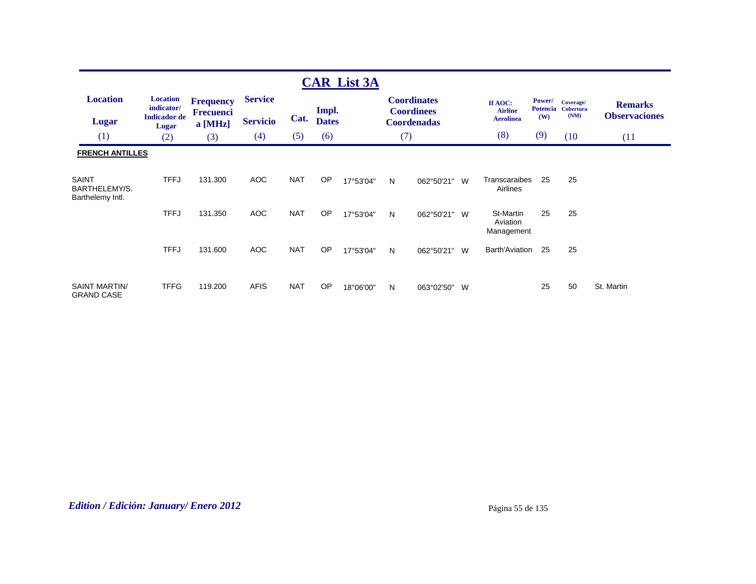# CAR List 3A

| Location<br>Lugar | Location indicator/<br>Indicador de Lugar | Frequency<br>Frecuencia [MHz] | Service<br>Servicio | Cat. | Impl.<br>Dates | Coordinates<br>Coordinees<br>Coordenadas | | | | If AOC:<br>Airline<br>Aerolinea | Power/<br>Potencia<br>(W) | Coverage/<br>Cobertura<br>(NM) | Remarks<br>Observaciones |
|---|---|---|---|---|---|---|---|---|---|---|---|---|---|
| (1) | (2) | (3) | (4) | (5) | (6) | (7) | | | | (8) | (9) | (10 | (11 |
| **FRENCH ANTILLES** | | | | | | | | | | | | | |
| SAINT BARTHELEMY/S. Barthelemy Intl. | TFFJ | 131.300 | AOC | NAT | OP | 17°53'04" | N | 062°50'21" | W | Transcaraibes Airlines | 25 | 25 | |
| | TFFJ | 131.350 | AOC | NAT | OP | 17°53'04" | N | 062°50'21" | W | St-Martin Aviation Management | 25 | 25 | |
| | TFFJ | 131.600 | AOC | NAT | OP | 17°53'04" | N | 062°50'21" | W | Barth'Aviation | 25 | 25 | |
| SAINT MARTIN/ GRAND CASE | TFFG | 119.200 | AFIS | NAT | OP | 18°06'00" | N | 063°02'50" | W | | 25 | 50 | St. Martin |

*Edition / Edición: January/ Enero 2012*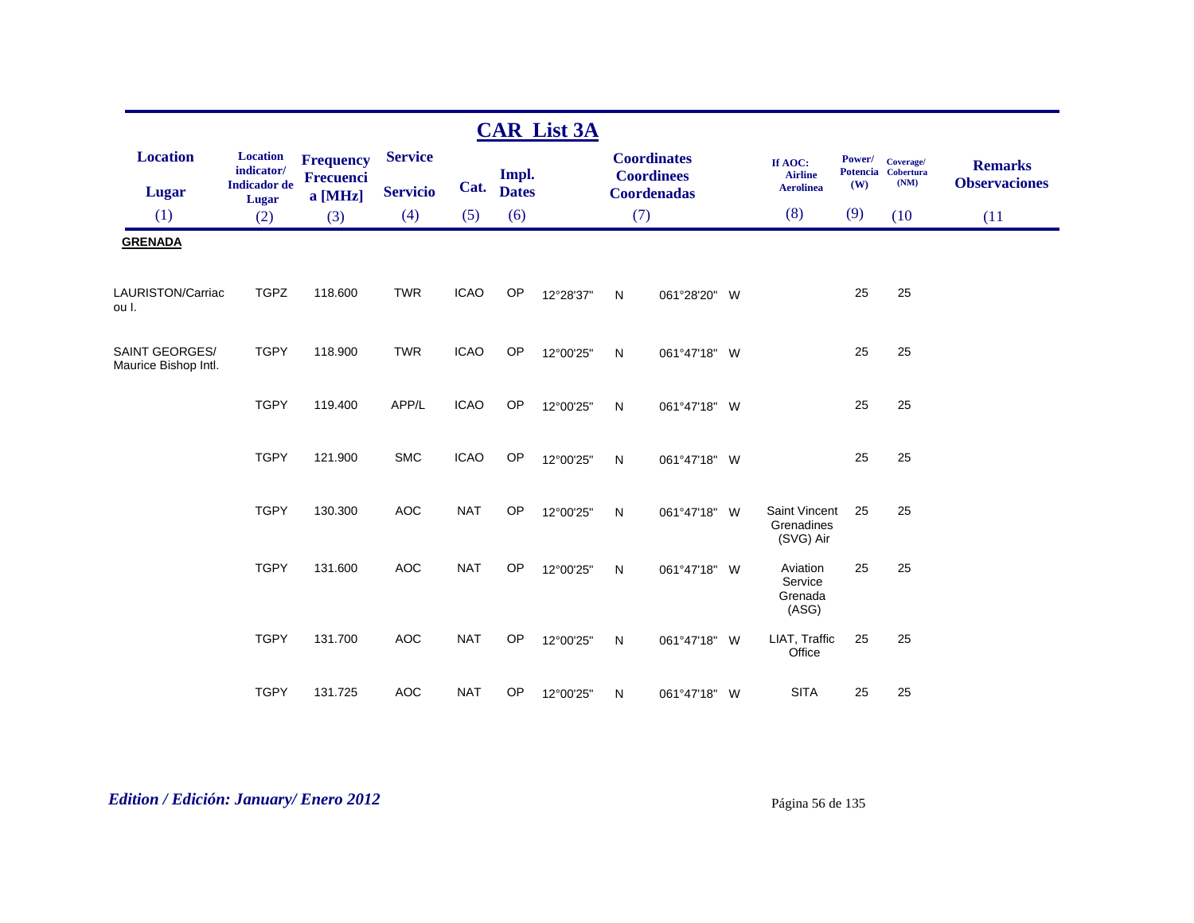## CAR List 3A

| Location<br>Lugar<br>(1) | Location indicator/ Indicador de Lugar<br>(2) | Frequency Frecuencia [MHz]<br>(3) | Service<br>Servicio<br>(4) | Cat.<br>(5) | Impl. Dates<br>(6) | Coordinates Coordinees Coordenadas<br>(7) | | | | If AOC: Airline Aerolinea<br>(8) | Power/ Potencia (W)<br>(9) | Coverage/ Cobertura (NM)<br>(10) | Remarks Observaciones<br>(11) |
|---|---|---|---|---|---|---|---|---|---|---|---|---|---|
| **GRENADA** | | | | | | | | | | | | | |
| LAURISTON/Carriacou I. | TGPZ | 118.600 | TWR | ICAO | OP | 12°28'37" | N | 061°28'20" | W | | 25 | 25 | |
| SAINT GEORGES/ Maurice Bishop Intl. | TGPY | 118.900 | TWR | ICAO | OP | 12°00'25" | N | 061°47'18" | W | | 25 | 25 | |
| | TGPY | 119.400 | APP/L | ICAO | OP | 12°00'25" | N | 061°47'18" | W | | 25 | 25 | |
| | TGPY | 121.900 | SMC | ICAO | OP | 12°00'25" | N | 061°47'18" | W | | 25 | 25 | |
| | TGPY | 130.300 | AOC | NAT | OP | 12°00'25" | N | 061°47'18" | W | Saint Vincent Grenadines (SVG) Air | 25 | 25 | |
| | TGPY | 131.600 | AOC | NAT | OP | 12°00'25" | N | 061°47'18" | W | Aviation Service Grenada (ASG) | 25 | 25 | |
| | TGPY | 131.700 | AOC | NAT | OP | 12°00'25" | N | 061°47'18" | W | LIAT, Traffic Office | 25 | 25 | |
| | TGPY | 131.725 | AOC | NAT | OP | 12°00'25" | N | 061°47'18" | W | SITA | 25 | 25 | |

*Edition / Edición: January/ Enero 2012*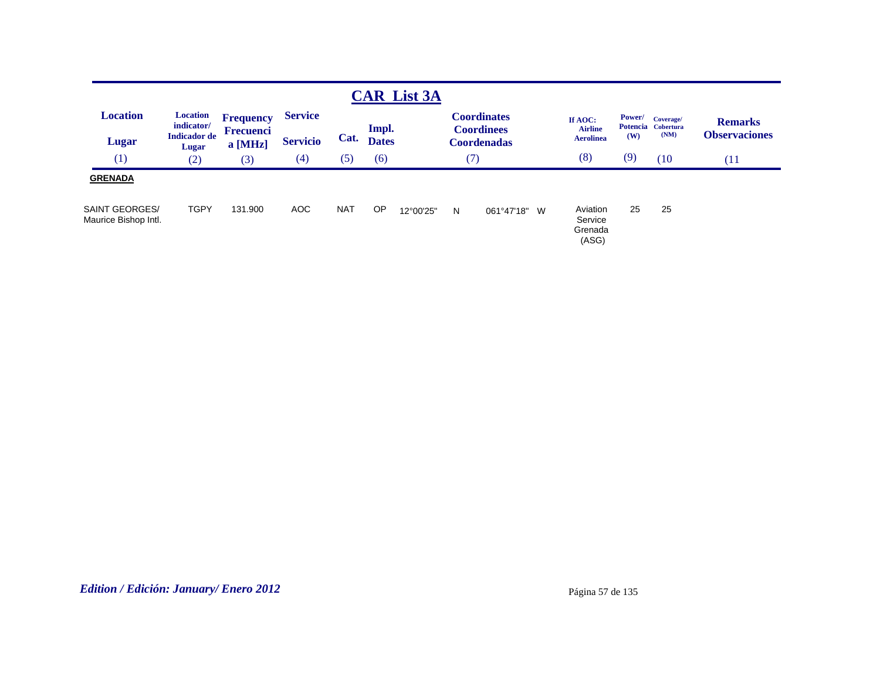# CAR List 3A

| Location<br>Lugar<br>(1) | Location indicator/<br>Indicador de Lugar<br>(2) | Frequency<br>Frecuencia [MHz]<br>(3) | Service<br>Servicio<br>(4) | Cat.<br>(5) | Impl.<br>Dates<br>(6) | Coordinates<br>Coordinees<br>Coordenadas<br>(7) | | | | If AOC:<br>Airline<br>Aerolinea<br>(8) | Power/<br>Potencia<br>(W)<br>(9) | Coverage/<br>Cobertura<br>(NM)<br>(10 | Remarks<br>Observaciones<br>(11 |
|---|---|---|---|---|---|---|---|---|---|---|---|---|---|
| **GRENADA** | | | | | | | | | | | | | |
| SAINT GEORGES/<br>Maurice Bishop Intl. | TGPY | 131.900 | AOC | NAT | OP | 12°00'25" | N | 061°47'18" | W | Aviation Service Grenada (ASG) | 25 | 25 | |

***Edition / Edición: January/ Enero 2012***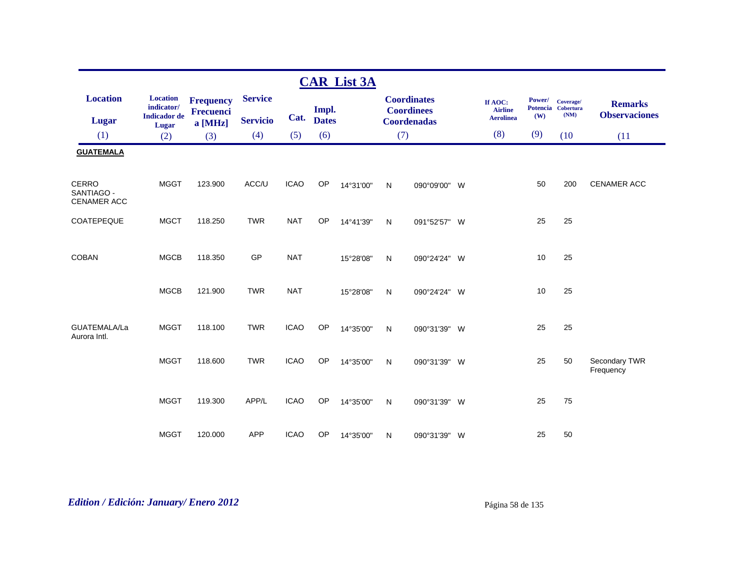## CAR List 3A

| Location<br>Lugar<br>(1) | Location indicator/ Indicador de Lugar<br>(2) | Frequency Frecuencia [MHz]<br>(3) | Service<br>Servicio<br>(4) | Cat.<br>(5) | Impl. Dates<br>(6) | Coordinates Coordinees Coordenadas<br>(7) | | | | If AOC: Airline Aerolinea<br>(8) | Power/ Potencia (W)<br>(9) | Coverage/ Cobertura (NM)<br>(10) | Remarks Observaciones<br>(11) |
|---|---|---|---|---|---|---|---|---|---|---|---|---|---|
| **GUATEMALA** | | | | | | | | | | | | | |
| CERRO SANTIAGO - CENAMER ACC | MGGT | 123.900 | ACC/U | ICAO | OP | 14°31'00" | N | 090°09'00" | W | | 50 | 200 | CENAMER ACC |
| COATEPEQUE | MGCT | 118.250 | TWR | NAT | OP | 14°41'39" | N | 091°52'57" | W | | 25 | 25 | |
| COBAN | MGCB | 118.350 | GP | NAT | | 15°28'08" | N | 090°24'24" | W | | 10 | 25 | |
| | MGCB | 121.900 | TWR | NAT | | 15°28'08" | N | 090°24'24" | W | | 10 | 25 | |
| GUATEMALA/La Aurora Intl. | MGGT | 118.100 | TWR | ICAO | OP | 14°35'00" | N | 090°31'39" | W | | 25 | 25 | |
| | MGGT | 118.600 | TWR | ICAO | OP | 14°35'00" | N | 090°31'39" | W | | 25 | 50 | Secondary TWR Frequency |
| | MGGT | 119.300 | APP/L | ICAO | OP | 14°35'00" | N | 090°31'39" | W | | 25 | 75 | |
| | MGGT | 120.000 | APP | ICAO | OP | 14°35'00" | N | 090°31'39" | W | | 25 | 50 | |

*Edition / Edición: January/ Enero 2012*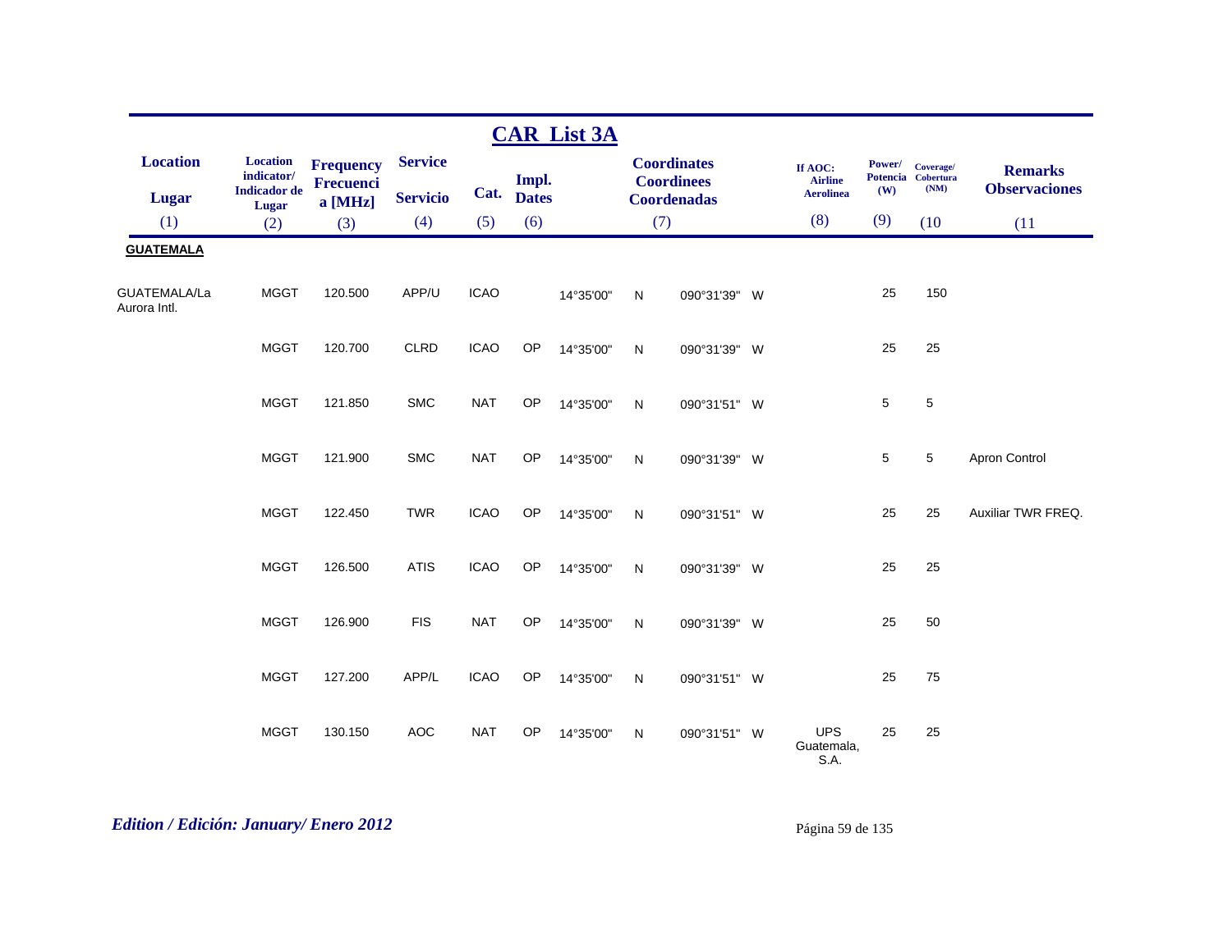## CAR List 3A

| Location / Lugar (1) | Location indicator/ Indicador de Lugar (2) | Frequency Frecuencia [MHz] (3) | Service / Servicio (4) | Cat. (5) | Impl. Dates (6) | Coordinates Coordinees Coordenadas (7) | | | | If AOC: Airline Aerolinea (8) | Power/ Potencia (W) (9) | Coverage/ Cobertura (NM) (10) | Remarks Observaciones (11) |
|---|---|---|---|---|---|---|---|---|---|---|---|---|---|
| **GUATEMALA** | | | | | | | | | | | | | |
| GUATEMALA/La Aurora Intl. | MGGT | 120.500 | APP/U | ICAO | | 14°35'00" | N | 090°31'39" | W | | 25 | 150 | |
| | MGGT | 120.700 | CLRD | ICAO | OP | 14°35'00" | N | 090°31'39" | W | | 25 | 25 | |
| | MGGT | 121.850 | SMC | NAT | OP | 14°35'00" | N | 090°31'51" | W | | 5 | 5 | |
| | MGGT | 121.900 | SMC | NAT | OP | 14°35'00" | N | 090°31'39" | W | | 5 | 5 | Apron Control |
| | MGGT | 122.450 | TWR | ICAO | OP | 14°35'00" | N | 090°31'51" | W | | 25 | 25 | Auxiliar TWR FREQ. |
| | MGGT | 126.500 | ATIS | ICAO | OP | 14°35'00" | N | 090°31'39" | W | | 25 | 25 | |
| | MGGT | 126.900 | FIS | NAT | OP | 14°35'00" | N | 090°31'39" | W | | 25 | 50 | |
| | MGGT | 127.200 | APP/L | ICAO | OP | 14°35'00" | N | 090°31'51" | W | | 25 | 75 | |
| | MGGT | 130.150 | AOC | NAT | OP | 14°35'00" | N | 090°31'51" | W | UPS Guatemala, S.A. | 25 | 25 | |

*Edition / Edición: January/ Enero 2012*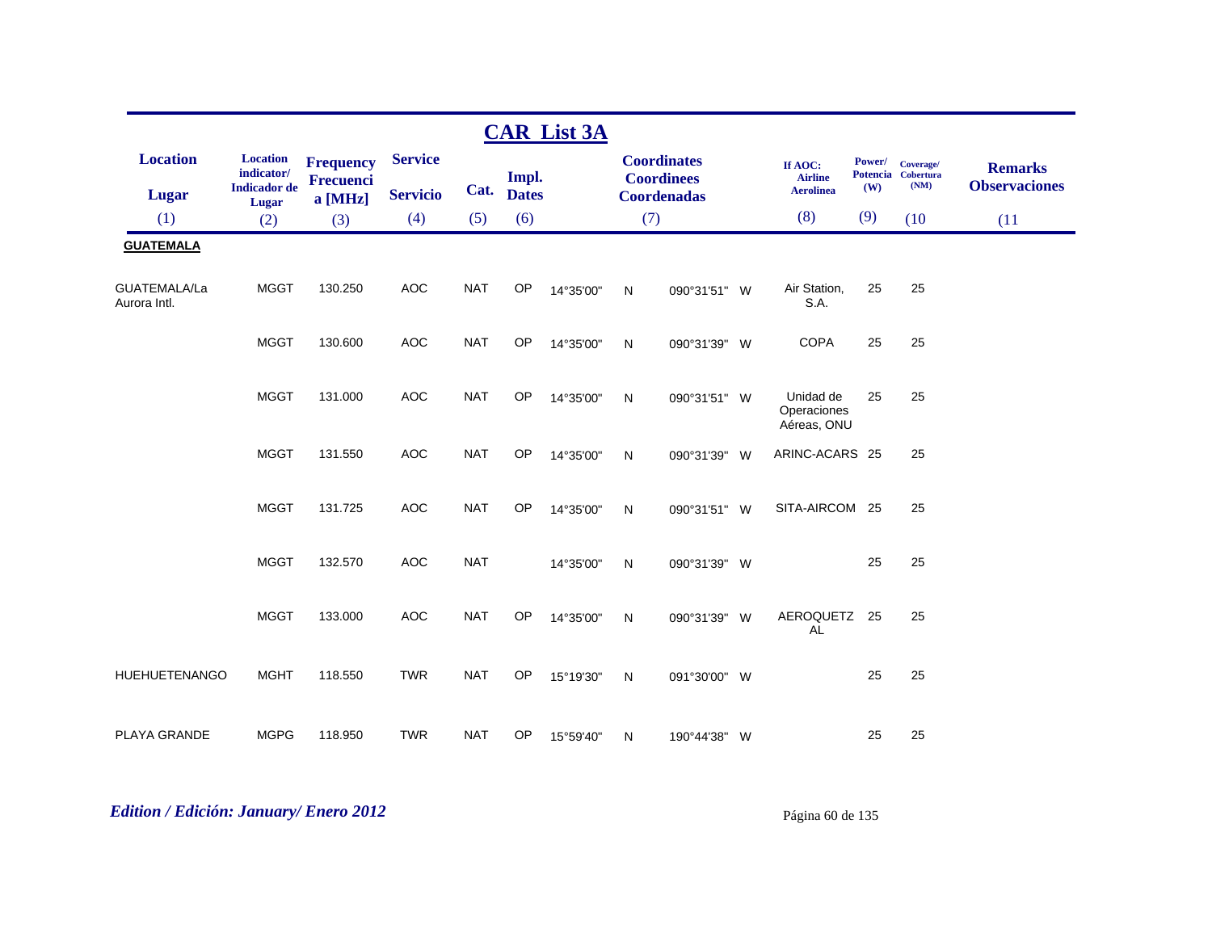## CAR List 3A

| Location<br>Lugar<br>(1) | Location indicator/ Indicador de Lugar<br>(2) | Frequency Frecuencia [MHz]<br>(3) | Service<br>Servicio<br>(4) | Cat.<br>(5) | Impl. Dates<br>(6) | Coordinates Coordinees Coordenadas<br>(7) | | | | If AOC: Airline Aerolinea<br>(8) | Power/ Potencia (W)<br>(9) | Coverage/ Cobertura (NM)<br>(10 | Remarks Observaciones<br>(11 |
|---|---|---|---|---|---|---|---|---|---|---|---|---|---|
| **GUATEMALA** | | | | | | | | | | | | | |
| GUATEMALA/La Aurora Intl. | MGGT | 130.250 | AOC | NAT | OP | 14°35'00" | N | 090°31'51" | W | Air Station, S.A. | 25 | 25 | |
| | MGGT | 130.600 | AOC | NAT | OP | 14°35'00" | N | 090°31'39" | W | COPA | 25 | 25 | |
| | MGGT | 131.000 | AOC | NAT | OP | 14°35'00" | N | 090°31'51" | W | Unidad de Operaciones Aéreas, ONU | 25 | 25 | |
| | MGGT | 131.550 | AOC | NAT | OP | 14°35'00" | N | 090°31'39" | W | ARINC-ACARS | 25 | 25 | |
| | MGGT | 131.725 | AOC | NAT | OP | 14°35'00" | N | 090°31'51" | W | SITA-AIRCOM | 25 | 25 | |
| | MGGT | 132.570 | AOC | NAT | | 14°35'00" | N | 090°31'39" | W | | 25 | 25 | |
| | MGGT | 133.000 | AOC | NAT | OP | 14°35'00" | N | 090°31'39" | W | AEROQUETZAL | 25 | 25 | |
| HUEHUETENANGO | MGHT | 118.550 | TWR | NAT | OP | 15°19'30" | N | 091°30'00" | W | | 25 | 25 | |
| PLAYA GRANDE | MGPG | 118.950 | TWR | NAT | OP | 15°59'40" | N | 190°44'38" | W | | 25 | 25 | |

*Edition / Edición: January/ Enero 2012*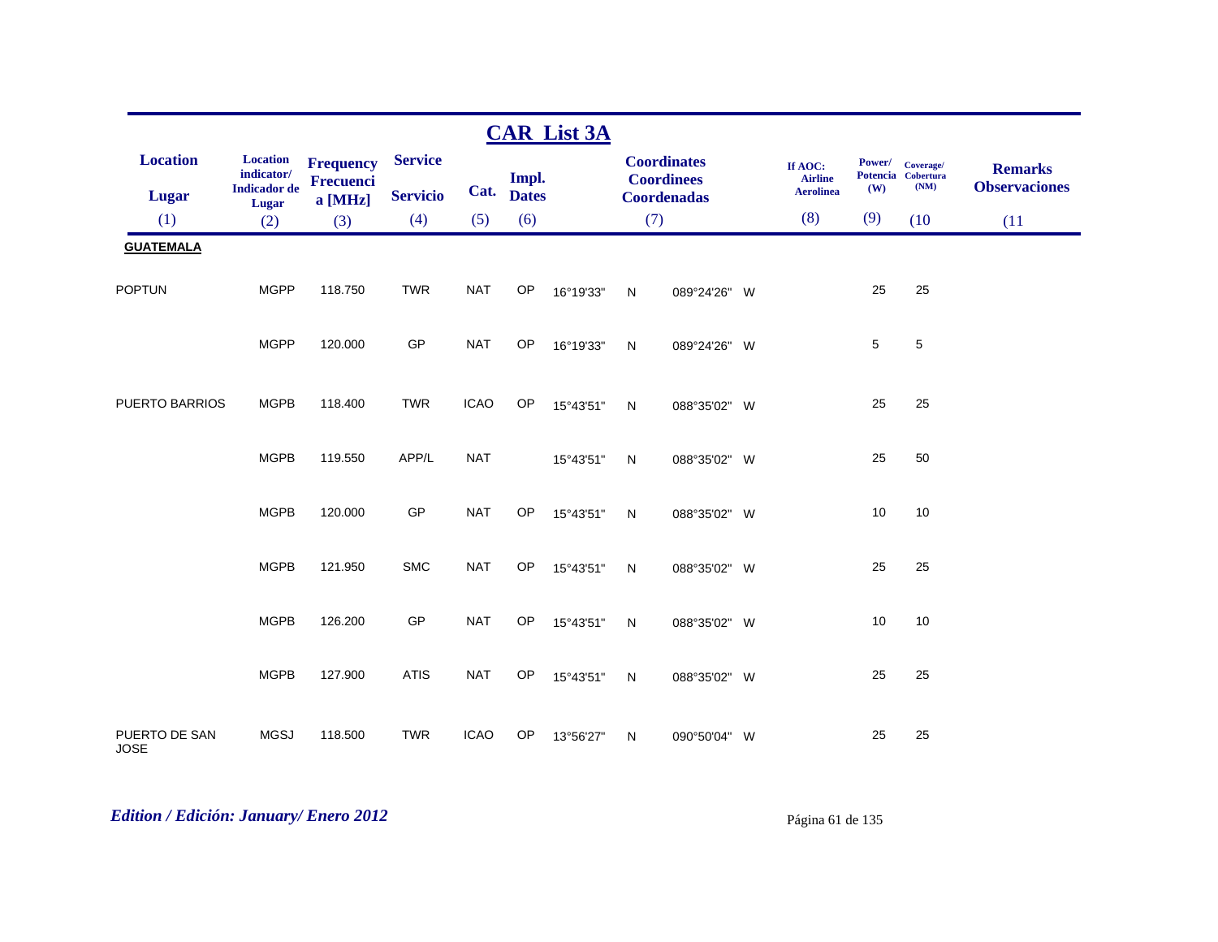## CAR List 3A

| Location<br>Lugar<br>(1) | Location indicator/ Indicador de Lugar<br>(2) | Frequency Frecuencia [MHz]<br>(3) | Service<br>Servicio<br>(4) | Cat.<br>(5) | Impl. Dates<br>(6) | Coordinates Coordinees Coordenadas<br>(7) | | | | If AOC: Airline Aerolinea<br>(8) | Power/ Potencia (W)<br>(9) | Coverage/ Cobertura (NM)<br>(10 | Remarks Observaciones<br>(11 |
|---|---|---|---|---|---|---|---|---|---|---|---|---|---|
| **GUATEMALA** | | | | | | | | | | | | | |
| POPTUN | MGPP | 118.750 | TWR | NAT | OP | 16°19'33" | N | 089°24'26" | W | | 25 | 25 | |
| | MGPP | 120.000 | GP | NAT | OP | 16°19'33" | N | 089°24'26" | W | | 5 | 5 | |
| PUERTO BARRIOS | MGPB | 118.400 | TWR | ICAO | OP | 15°43'51" | N | 088°35'02" | W | | 25 | 25 | |
| | MGPB | 119.550 | APP/L | NAT | | 15°43'51" | N | 088°35'02" | W | | 25 | 50 | |
| | MGPB | 120.000 | GP | NAT | OP | 15°43'51" | N | 088°35'02" | W | | 10 | 10 | |
| | MGPB | 121.950 | SMC | NAT | OP | 15°43'51" | N | 088°35'02" | W | | 25 | 25 | |
| | MGPB | 126.200 | GP | NAT | OP | 15°43'51" | N | 088°35'02" | W | | 10 | 10 | |
| | MGPB | 127.900 | ATIS | NAT | OP | 15°43'51" | N | 088°35'02" | W | | 25 | 25 | |
| PUERTO DE SAN JOSE | MGSJ | 118.500 | TWR | ICAO | OP | 13°56'27" | N | 090°50'04" | W | | 25 | 25 | |

*Edition / Edición: January/ Enero 2012*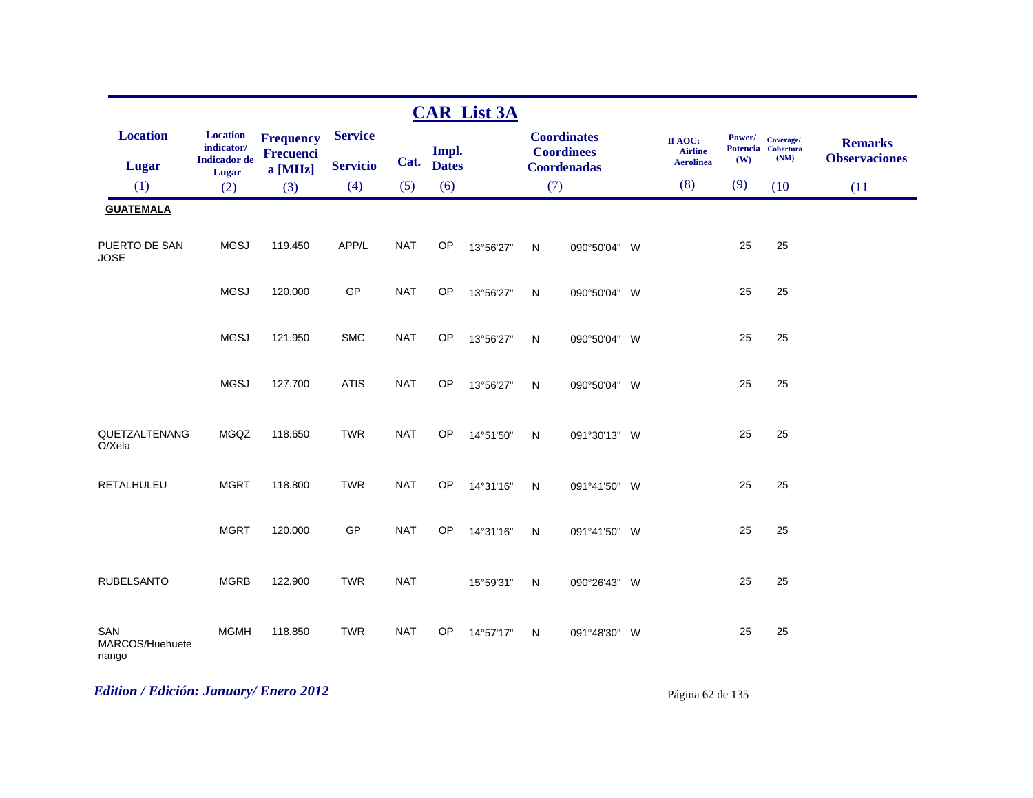## CAR List 3A

| Location<br>Lugar<br>(1) | Location indicator/ Indicador de Lugar<br>(2) | Frequency Frecuencia [MHz]<br>(3) | Service<br>Servicio<br>(4) | Cat.<br>(5) | Impl. Dates<br>(6) | Coordinates Coordinees Coordenadas<br>(7) | | | | If AOC: Airline Aerolinea<br>(8) | Power/ Potencia (W)<br>(9) | Coverage/ Cobertura (NM)<br>(10 | Remarks Observaciones<br>(11 |
|---|---|---|---|---|---|---|---|---|---|---|---|---|---|
| **GUATEMALA** | | | | | | | | | | | | | |
| PUERTO DE SAN JOSE | MGSJ | 119.450 | APP/L | NAT | OP | 13°56'27" | N | 090°50'04" | W | | 25 | 25 | |
| | MGSJ | 120.000 | GP | NAT | OP | 13°56'27" | N | 090°50'04" | W | | 25 | 25 | |
| | MGSJ | 121.950 | SMC | NAT | OP | 13°56'27" | N | 090°50'04" | W | | 25 | 25 | |
| | MGSJ | 127.700 | ATIS | NAT | OP | 13°56'27" | N | 090°50'04" | W | | 25 | 25 | |
| QUETZALTENANGO/Xela | MGQZ | 118.650 | TWR | NAT | OP | 14°51'50" | N | 091°30'13" | W | | 25 | 25 | |
| RETALHULEU | MGRT | 118.800 | TWR | NAT | OP | 14°31'16" | N | 091°41'50" | W | | 25 | 25 | |
| | MGRT | 120.000 | GP | NAT | OP | 14°31'16" | N | 091°41'50" | W | | 25 | 25 | |
| RUBELSANTO | MGRB | 122.900 | TWR | NAT | | 15°59'31" | N | 090°26'43" | W | | 25 | 25 | |
| SAN MARCOS/Huehuetenango | MGMH | 118.850 | TWR | NAT | OP | 14°57'17" | N | 091°48'30" | W | | 25 | 25 | |

*Edition / Edición: January/ Enero 2012*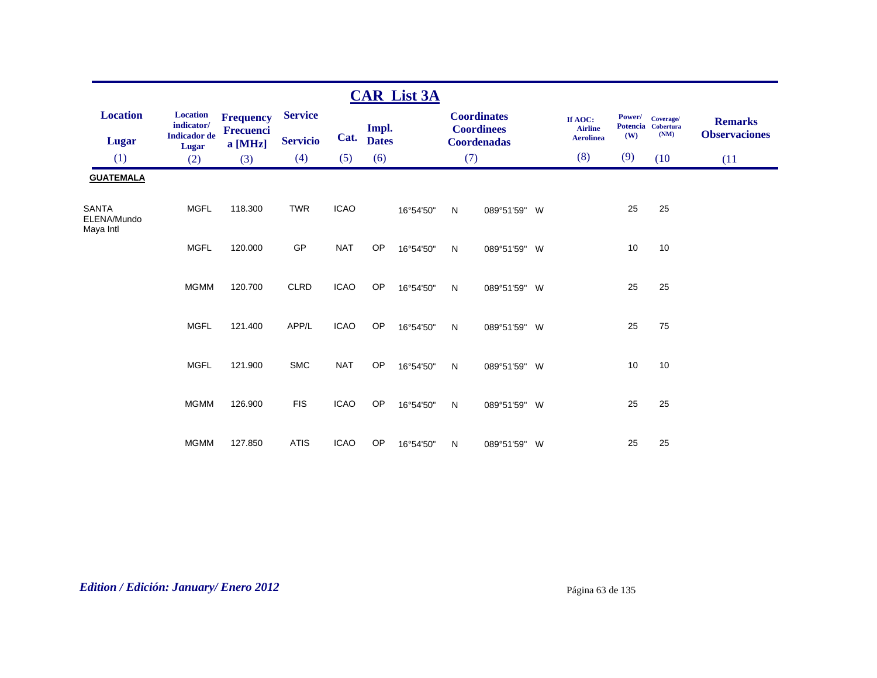## CAR List 3A

| Location<br>Lugar<br>(1) | Location indicator/ Indicador de Lugar<br>(2) | Frequency Frecuencia [MHz]<br>(3) | Service<br>Servicio<br>(4) | Cat.<br>(5) | Impl. Dates<br>(6) | Coordinates Coordinees Coordenadas<br>(7) | | | | If AOC: Airline Aerolinea<br>(8) | Power/ Potencia (W)<br>(9) | Coverage/ Cobertura (NM)<br>(10 | Remarks Observaciones<br>(11 |
|---|---|---|---|---|---|---|---|---|---|---|---|---|---|
| **GUATEMALA** | | | | | | | | | | | | | |
| SANTA ELENA/Mundo Maya Intl | MGFL | 118.300 | TWR | ICAO | | 16°54'50" | N | 089°51'59" | W | | 25 | 25 | |
| | MGFL | 120.000 | GP | NAT | OP | 16°54'50" | N | 089°51'59" | W | | 10 | 10 | |
| | MGMM | 120.700 | CLRD | ICAO | OP | 16°54'50" | N | 089°51'59" | W | | 25 | 25 | |
| | MGFL | 121.400 | APP/L | ICAO | OP | 16°54'50" | N | 089°51'59" | W | | 25 | 75 | |
| | MGFL | 121.900 | SMC | NAT | OP | 16°54'50" | N | 089°51'59" | W | | 10 | 10 | |
| | MGMM | 126.900 | FIS | ICAO | OP | 16°54'50" | N | 089°51'59" | W | | 25 | 25 | |
| | MGMM | 127.850 | ATIS | ICAO | OP | 16°54'50" | N | 089°51'59" | W | | 25 | 25 | |

*Edition / Edición: January/ Enero 2012*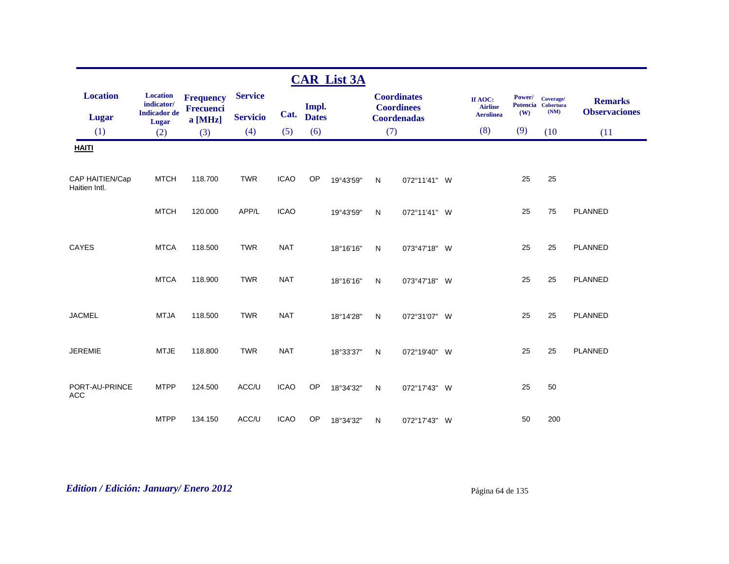# CAR List 3A

| Location / Lugar (1) | Location indicator/ Indicador de Lugar (2) | Frequency Frecuencia [MHz] (3) | Service / Servicio (4) | Cat. (5) | Impl. Dates (6) | Coordinates Coordinees Coordenadas (7) | | | | If AOC: Airline Aerolinea (8) | Power/ Potencia (W) (9) | Coverage/ Cobertura (NM) (10) | Remarks / Observaciones (11) |
|---|---|---|---|---|---|---|---|---|---|---|---|---|---|
| **HAITI** | | | | | | | | | | | | | |
| CAP HAITIEN/Cap Haitien Intl. | MTCH | 118.700 | TWR | ICAO | OP | 19°43'59" | N | 072°11'41" | W | | 25 | 25 | |
| | MTCH | 120.000 | APP/L | ICAO | | 19°43'59" | N | 072°11'41" | W | | 25 | 75 | PLANNED |
| CAYES | MTCA | 118.500 | TWR | NAT | | 18°16'16" | N | 073°47'18" | W | | 25 | 25 | PLANNED |
| | MTCA | 118.900 | TWR | NAT | | 18°16'16" | N | 073°47'18" | W | | 25 | 25 | PLANNED |
| JACMEL | MTJA | 118.500 | TWR | NAT | | 18°14'28" | N | 072°31'07" | W | | 25 | 25 | PLANNED |
| JEREMIE | MTJE | 118.800 | TWR | NAT | | 18°33'37" | N | 072°19'40" | W | | 25 | 25 | PLANNED |
| PORT-AU-PRINCE ACC | MTPP | 124.500 | ACC/U | ICAO | OP | 18°34'32" | N | 072°17'43" | W | | 25 | 50 | |
| | MTPP | 134.150 | ACC/U | ICAO | OP | 18°34'32" | N | 072°17'43" | W | | 50 | 200 | |

*Edition / Edición: January/ Enero 2012*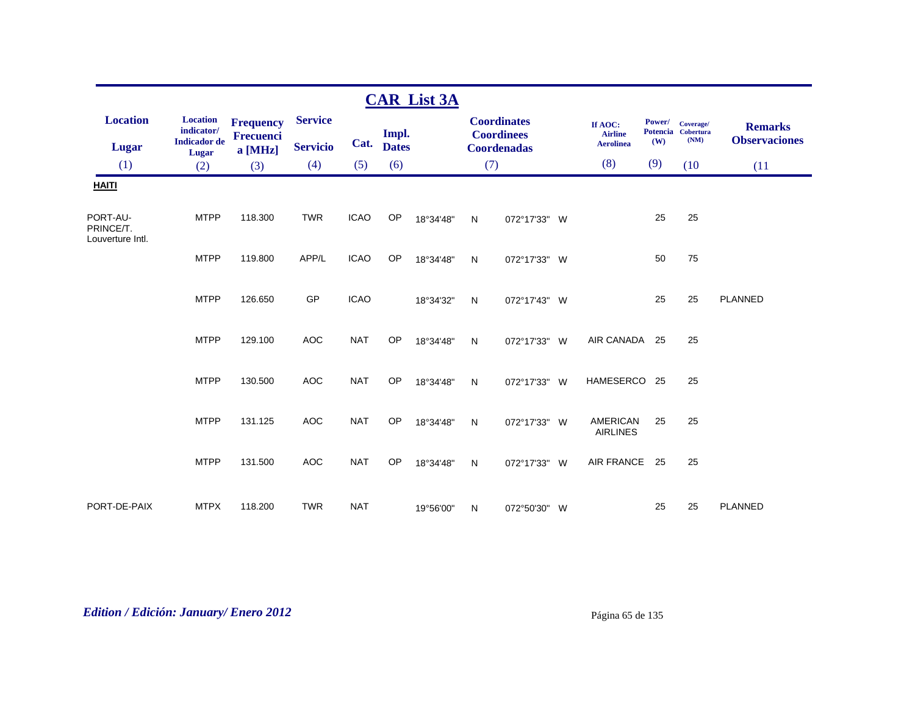# CAR List 3A

| Location / Lugar (1) | Location indicator/ Indicador de Lugar (2) | Frequency Frecuencia [MHz] (3) | Service / Servicio (4) | Cat. (5) | Impl. Dates (6) | Coordinates Coordinees Coordenadas (7) | | | | If AOC: Airline Aerolinea (8) | Power/ Potencia (W) (9) | Coverage/ Cobertura (NM) (10) | Remarks / Observaciones (11) |
|---|---|---|---|---|---|---|---|---|---|---|---|---|---|
| **HAITI** | | | | | | | | | | | | | |
| PORT-AU-PRINCE/T. Louverture Intl. | MTPP | 118.300 | TWR | ICAO | OP | 18°34'48" | N | 072°17'33" | W | | 25 | 25 | |
| | MTPP | 119.800 | APP/L | ICAO | OP | 18°34'48" | N | 072°17'33" | W | | 50 | 75 | |
| | MTPP | 126.650 | GP | ICAO | | 18°34'32" | N | 072°17'43" | W | | 25 | 25 | PLANNED |
| | MTPP | 129.100 | AOC | NAT | OP | 18°34'48" | N | 072°17'33" | W | AIR CANADA | 25 | 25 | |
| | MTPP | 130.500 | AOC | NAT | OP | 18°34'48" | N | 072°17'33" | W | HAMESERCO | 25 | 25 | |
| | MTPP | 131.125 | AOC | NAT | OP | 18°34'48" | N | 072°17'33" | W | AMERICAN AIRLINES | 25 | 25 | |
| | MTPP | 131.500 | AOC | NAT | OP | 18°34'48" | N | 072°17'33" | W | AIR FRANCE | 25 | 25 | |
| PORT-DE-PAIX | MTPX | 118.200 | TWR | NAT | | 19°56'00" | N | 072°50'30" | W | | 25 | 25 | PLANNED |

*Edition / Edición: January/ Enero 2012*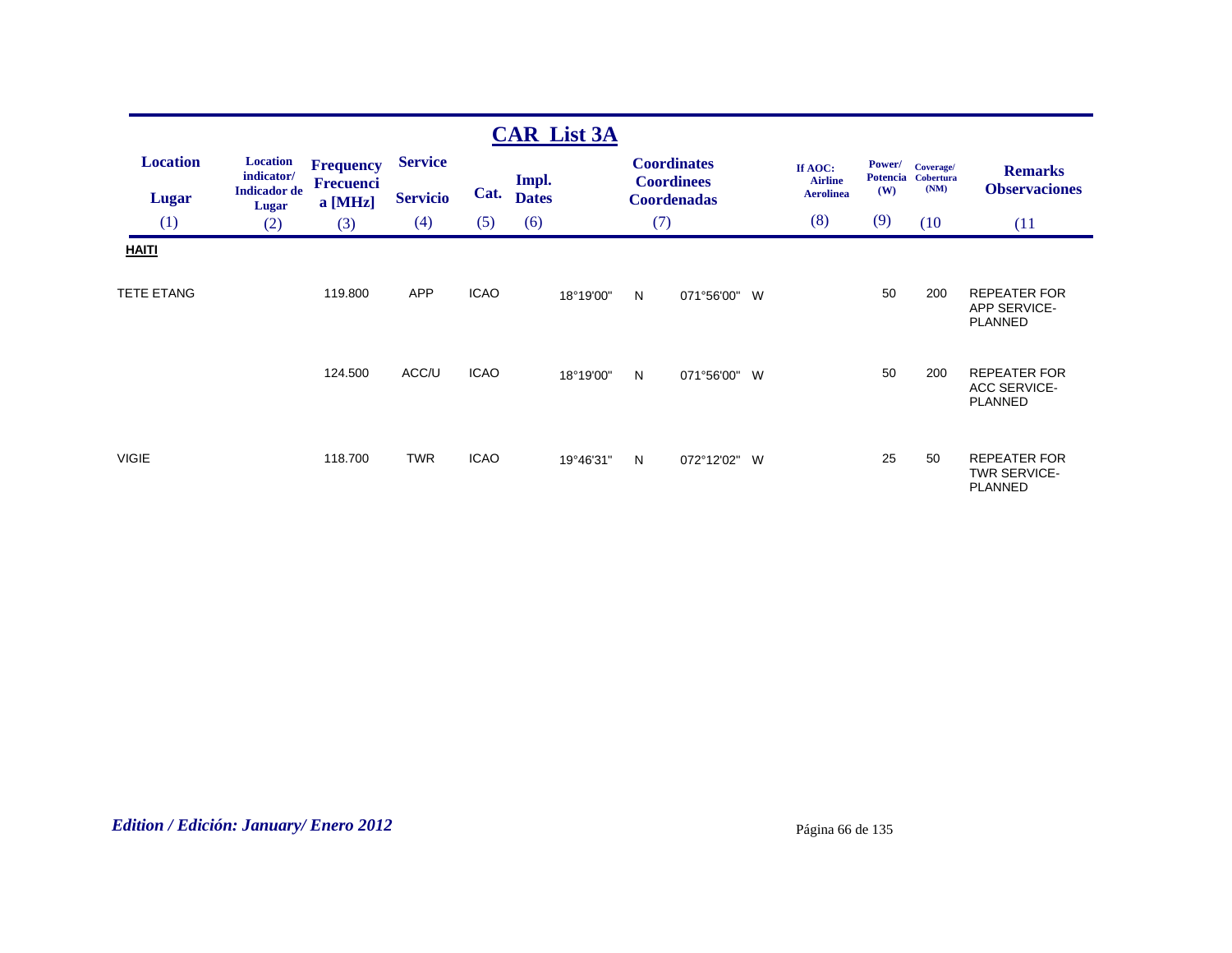## CAR List 3A

| Location / Lugar (1) | Location indicator/ Indicador de Lugar (2) | Frequency Frecuencia [MHz] (3) | Service / Servicio (4) | Cat. (5) | Impl. Dates (6) | Coordinates Coordinees Coordenadas (7) | | | | If AOC: Airline Aerolinea (8) | Power/ Potencia (W) (9) | Coverage/ Cobertura (NM) (10) | Remarks Observaciones (11) |
|---|---|---|---|---|---|---|---|---|---|---|---|---|---|
| **HAITI** | | | | | | | | | | | | | |
| TETE ETANG | | 119.800 | APP | ICAO | | 18°19'00" | N | 071°56'00" | W | | 50 | 200 | REPEATER FOR APP SERVICE-PLANNED |
| | | 124.500 | ACC/U | ICAO | | 18°19'00" | N | 071°56'00" | W | | 50 | 200 | REPEATER FOR ACC SERVICE-PLANNED |
| VIGIE | | 118.700 | TWR | ICAO | | 19°46'31" | N | 072°12'02" | W | | 25 | 50 | REPEATER FOR TWR SERVICE-PLANNED |

*Edition / Edición: January/ Enero 2012*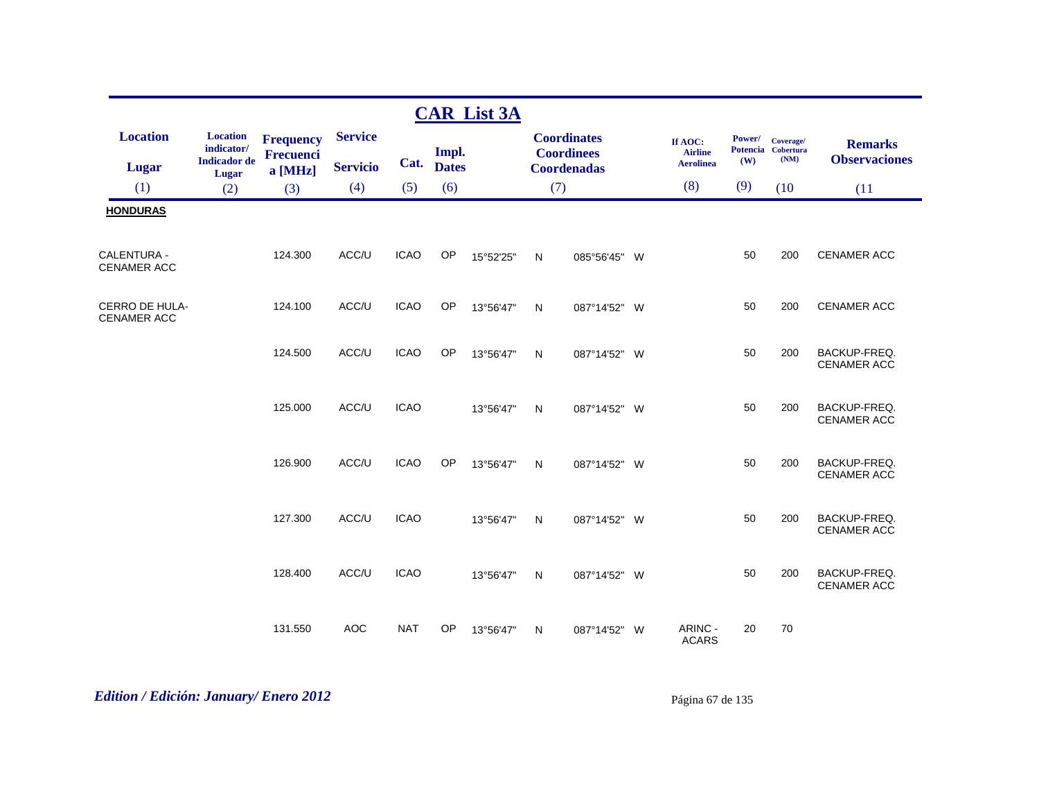## CAR List 3A

| Location / Lugar (1) | Location indicator/ Indicador de Lugar (2) | Frequency Frecuencia [MHz] (3) | Service / Servicio (4) | Cat. (5) | Impl. Dates (6) | Coordinates Coordinees Coordenadas (7) | | | | If AOC: Airline Aerolinea (8) | Power/ Potencia (W) (9) | Coverage/ Cobertura (NM) (10) | Remarks / Observaciones (11) |
|---|---|---|---|---|---|---|---|---|---|---|---|---|---|
| **HONDURAS** | | | | | | | | | | | | | |
| CALENTURA - CENAMER ACC | | 124.300 | ACC/U | ICAO | OP | 15°52'25" | N | 085°56'45" | W | | 50 | 200 | CENAMER ACC |
| CERRO DE HULA-CENAMER ACC | | 124.100 | ACC/U | ICAO | OP | 13°56'47" | N | 087°14'52" | W | | 50 | 200 | CENAMER ACC |
| | | 124.500 | ACC/U | ICAO | OP | 13°56'47" | N | 087°14'52" | W | | 50 | 200 | BACKUP-FREQ. CENAMER ACC |
| | | 125.000 | ACC/U | ICAO | | 13°56'47" | N | 087°14'52" | W | | 50 | 200 | BACKUP-FREQ. CENAMER ACC |
| | | 126.900 | ACC/U | ICAO | OP | 13°56'47" | N | 087°14'52" | W | | 50 | 200 | BACKUP-FREQ. CENAMER ACC |
| | | 127.300 | ACC/U | ICAO | | 13°56'47" | N | 087°14'52" | W | | 50 | 200 | BACKUP-FREQ. CENAMER ACC |
| | | 128.400 | ACC/U | ICAO | | 13°56'47" | N | 087°14'52" | W | | 50 | 200 | BACKUP-FREQ. CENAMER ACC |
| | | 131.550 | AOC | NAT | OP | 13°56'47" | N | 087°14'52" | W | ARINC - ACARS | 20 | 70 | |

*Edition / Edición: January/ Enero 2012*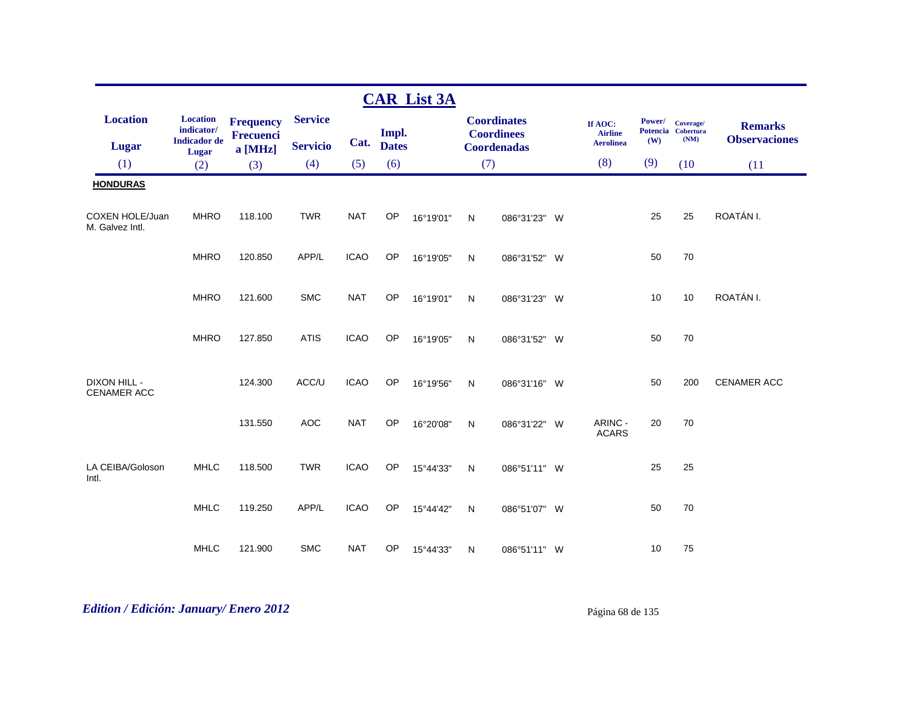# CAR List 3A

| Location / Lugar (1) | Location indicator/ Indicador de Lugar (2) | Frequency Frecuencia [MHz] (3) | Service / Servicio (4) | Cat. (5) | Impl. Dates (6) | Coordinates Coordinees Coordenadas (7) | | | | If AOC: Airline Aerolinea (8) | Power/ Potencia (W) (9) | Coverage/ Cobertura (NM) (10 | Remarks Observaciones (11 |
|---|---|---|---|---|---|---|---|---|---|---|---|---|---|
| **HONDURAS** | | | | | | | | | | | | | |
| COXEN HOLE/Juan M. Galvez Intl. | MHRO | 118.100 | TWR | NAT | OP | 16°19'01" | N | 086°31'23" | W | | 25 | 25 | ROATÁN I. |
| | MHRO | 120.850 | APP/L | ICAO | OP | 16°19'05" | N | 086°31'52" | W | | 50 | 70 | |
| | MHRO | 121.600 | SMC | NAT | OP | 16°19'01" | N | 086°31'23" | W | | 10 | 10 | ROATÁN I. |
| | MHRO | 127.850 | ATIS | ICAO | OP | 16°19'05" | N | 086°31'52" | W | | 50 | 70 | |
| DIXON HILL - CENAMER ACC | | 124.300 | ACC/U | ICAO | OP | 16°19'56" | N | 086°31'16" | W | | 50 | 200 | CENAMER ACC |
| | | 131.550 | AOC | NAT | OP | 16°20'08" | N | 086°31'22" | W | ARINC - ACARS | 20 | 70 | |
| LA CEIBA/Goloson Intl. | MHLC | 118.500 | TWR | ICAO | OP | 15°44'33" | N | 086°51'11" | W | | 25 | 25 | |
| | MHLC | 119.250 | APP/L | ICAO | OP | 15°44'42" | N | 086°51'07" | W | | 50 | 70 | |
| | MHLC | 121.900 | SMC | NAT | OP | 15°44'33" | N | 086°51'11" | W | | 10 | 75 | |

*Edition / Edición: January/ Enero 2012*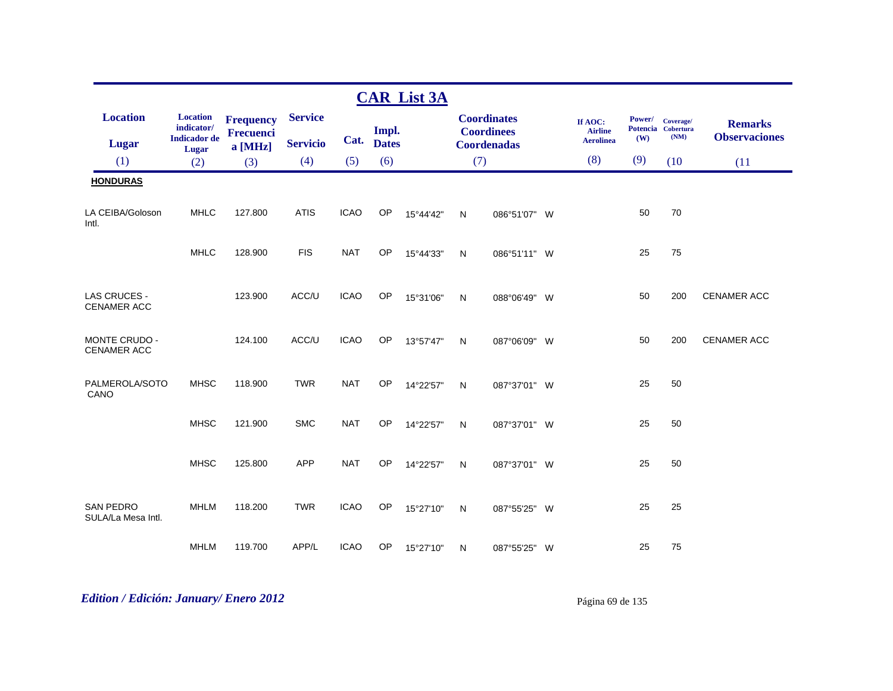## CAR List 3A

| Location<br>Lugar | Location indicator/ Indicador de Lugar | Frequency Frecuencia [MHz] | Service<br>Servicio | Cat. | Impl. Dates | Coordinates Coordinees Coordenadas | | | | If AOC: Airline Aerolinea | Power/ Potencia (W) | Coverage/ Cobertura (NM) | Remarks Observaciones |
|---|---|---|---|---|---|---|---|---|---|---|---|---|---|
| (1) | (2) | (3) | (4) | (5) | (6) | (7) | | | | (8) | (9) | (10 | (11 |
| **HONDURAS** | | | | | | | | | | | | | |
| LA CEIBA/Goloson Intl. | MHLC | 127.800 | ATIS | ICAO | OP | 15°44'42" | N | 086°51'07" | W | | 50 | 70 | |
| | MHLC | 128.900 | FIS | NAT | OP | 15°44'33" | N | 086°51'11" | W | | 25 | 75 | |
| LAS CRUCES - CENAMER ACC | | 123.900 | ACC/U | ICAO | OP | 15°31'06" | N | 088°06'49" | W | | 50 | 200 | CENAMER ACC |
| MONTE CRUDO - CENAMER ACC | | 124.100 | ACC/U | ICAO | OP | 13°57'47" | N | 087°06'09" | W | | 50 | 200 | CENAMER ACC |
| PALMEROLA/SOTO CANO | MHSC | 118.900 | TWR | NAT | OP | 14°22'57" | N | 087°37'01" | W | | 25 | 50 | |
| | MHSC | 121.900 | SMC | NAT | OP | 14°22'57" | N | 087°37'01" | W | | 25 | 50 | |
| | MHSC | 125.800 | APP | NAT | OP | 14°22'57" | N | 087°37'01" | W | | 25 | 50 | |
| SAN PEDRO SULA/La Mesa Intl. | MHLM | 118.200 | TWR | ICAO | OP | 15°27'10" | N | 087°55'25" | W | | 25 | 25 | |
| | MHLM | 119.700 | APP/L | ICAO | OP | 15°27'10" | N | 087°55'25" | W | | 25 | 75 | |

*Edition / Edición: January/ Enero 2012*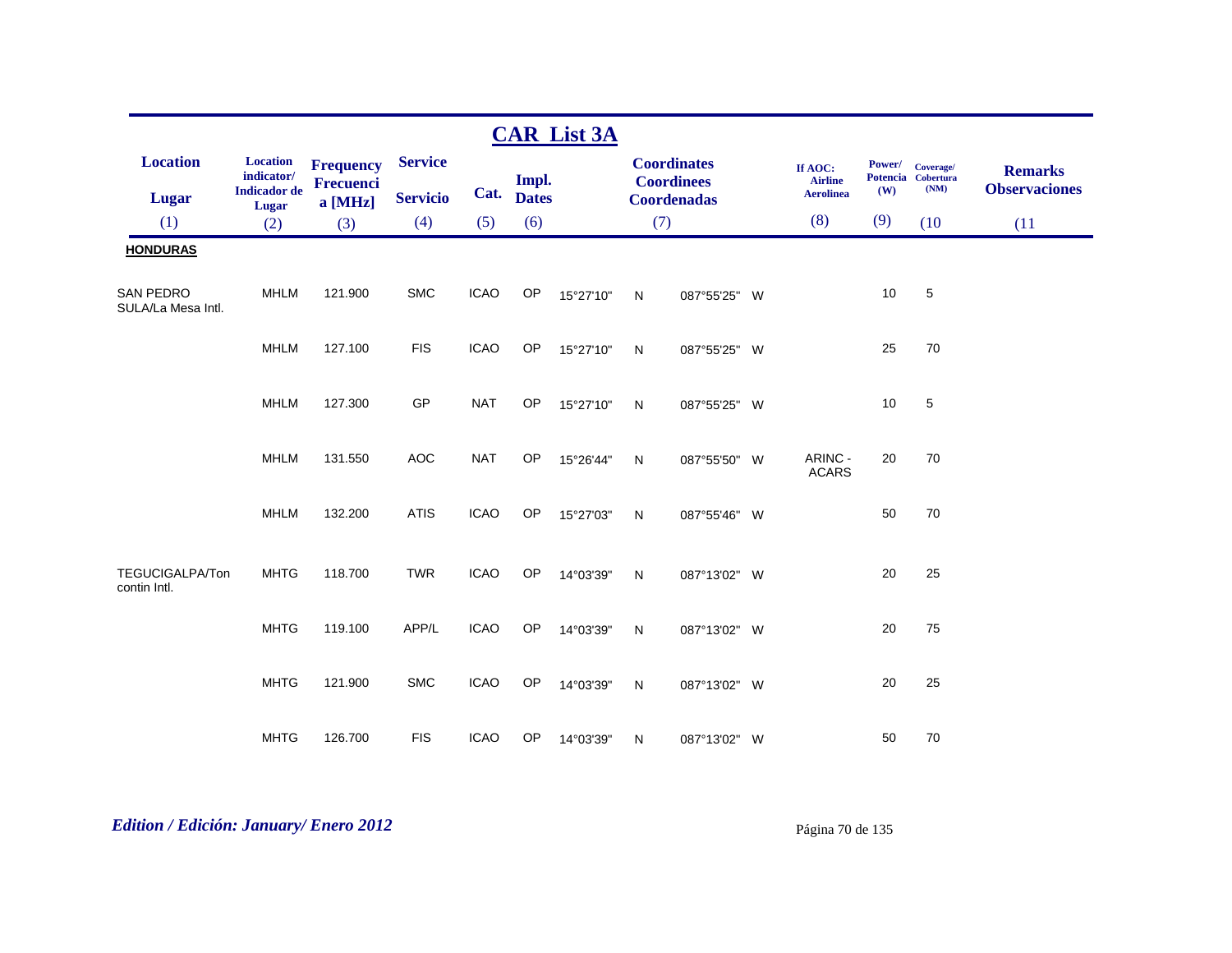## CAR List 3A

| Location<br>Lugar<br>(1) | Location indicator/ Indicador de Lugar<br>(2) | Frequency Frecuencia [MHz]<br>(3) | Service<br>Servicio<br>(4) | Cat.<br>(5) | Impl. Dates<br>(6) | Coordinates Coordinees Coordenadas<br>(7) | | | | If AOC: Airline Aerolinea<br>(8) | Power/ Potencia (W)<br>(9) | Coverage/ Cobertura (NM)<br>(10 | Remarks Observaciones<br>(11 |
|---|---|---|---|---|---|---|---|---|---|---|---|---|---|
| **HONDURAS** | | | | | | | | | | | | | |
| SAN PEDRO SULA/La Mesa Intl. | MHLM | 121.900 | SMC | ICAO | OP | 15°27'10" | N | 087°55'25" | W | | 10 | 5 | |
| | MHLM | 127.100 | FIS | ICAO | OP | 15°27'10" | N | 087°55'25" | W | | 25 | 70 | |
| | MHLM | 127.300 | GP | NAT | OP | 15°27'10" | N | 087°55'25" | W | | 10 | 5 | |
| | MHLM | 131.550 | AOC | NAT | OP | 15°26'44" | N | 087°55'50" | W | ARINC - ACARS | 20 | 70 | |
| | MHLM | 132.200 | ATIS | ICAO | OP | 15°27'03" | N | 087°55'46" | W | | 50 | 70 | |
| TEGUCIGALPA/Toncontin Intl. | MHTG | 118.700 | TWR | ICAO | OP | 14°03'39" | N | 087°13'02" | W | | 20 | 25 | |
| | MHTG | 119.100 | APP/L | ICAO | OP | 14°03'39" | N | 087°13'02" | W | | 20 | 75 | |
| | MHTG | 121.900 | SMC | ICAO | OP | 14°03'39" | N | 087°13'02" | W | | 20 | 25 | |
| | MHTG | 126.700 | FIS | ICAO | OP | 14°03'39" | N | 087°13'02" | W | | 50 | 70 | |

*Edition / Edición: January/ Enero 2012*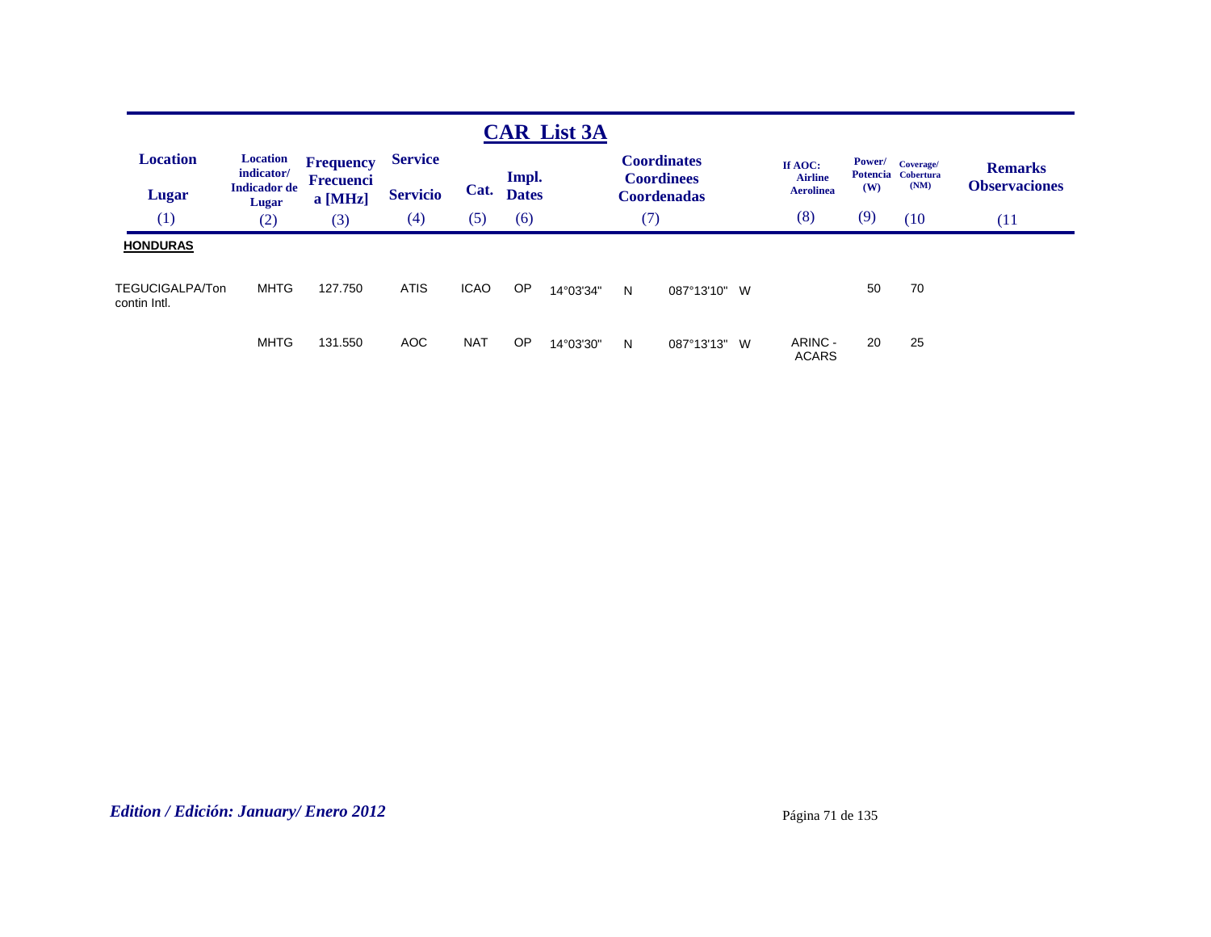## CAR List 3A

| Location / Lugar (1) | Location indicator/ Indicador de Lugar (2) | Frequency Frecuencia [MHz] (3) | Service / Servicio (4) | Cat. (5) | Impl. Dates (6) | Coordinates Coordinees Coordenadas (7) | | | | If AOC: Airline Aerolinea (8) | Power/ Potencia (W) (9) | Coverage/ Cobertura (NM) (10 | Remarks Observaciones (11 |
|---|---|---|---|---|---|---|---|---|---|---|---|---|---|
| **HONDURAS** | | | | | | | | | | | | | |
| TEGUCIGALPA/Toncontin Intl. | MHTG | 127.750 | ATIS | ICAO | OP | 14°03'34" | N | 087°13'10" | W | | 50 | 70 | |
| | MHTG | 131.550 | AOC | NAT | OP | 14°03'30" | N | 087°13'13" | W | ARINC - ACARS | 20 | 25 | |

*Edition / Edición: January/ Enero 2012*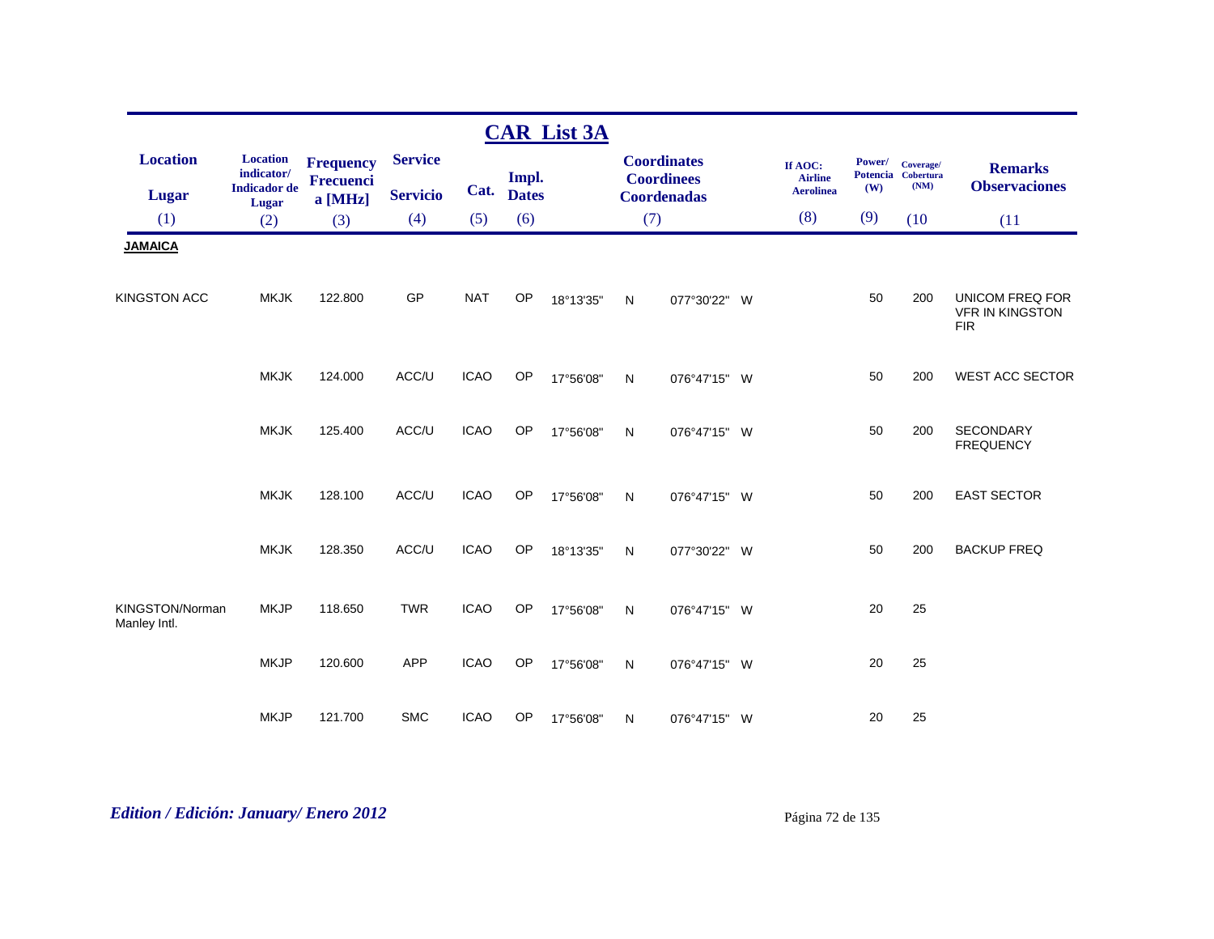## CAR List 3A

| Location<br>Lugar<br>(1) | Location indicator/<br>Indicador de Lugar<br>(2) | Frequency<br>Frecuencia [MHz]<br>(3) | Service<br>Servicio<br>(4) | Cat.<br>(5) | Impl.<br>Dates<br>(6) | Coordinates<br>Coordinees<br>Coordenadas<br>(7) | | | | If AOC:<br>Airline<br>Aerolinea<br>(8) | Power/<br>Potencia<br>(W)<br>(9) | Coverage/<br>Cobertura<br>(NM)<br>(10 | Remarks<br>Observaciones<br>(11 |
|---|---|---|---|---|---|---|---|---|---|---|---|---|---|
| **JAMAICA** | | | | | | | | | | | | | |
| KINGSTON ACC | MKJK | 122.800 | GP | NAT | OP | 18°13'35" | N | 077°30'22" | W | | 50 | 200 | UNICOM FREQ FOR VFR IN KINGSTON FIR |
| | MKJK | 124.000 | ACC/U | ICAO | OP | 17°56'08" | N | 076°47'15" | W | | 50 | 200 | WEST ACC SECTOR |
| | MKJK | 125.400 | ACC/U | ICAO | OP | 17°56'08" | N | 076°47'15" | W | | 50 | 200 | SECONDARY FREQUENCY |
| | MKJK | 128.100 | ACC/U | ICAO | OP | 17°56'08" | N | 076°47'15" | W | | 50 | 200 | EAST SECTOR |
| | MKJK | 128.350 | ACC/U | ICAO | OP | 18°13'35" | N | 077°30'22" | W | | 50 | 200 | BACKUP FREQ |
| KINGSTON/Norman Manley Intl. | MKJP | 118.650 | TWR | ICAO | OP | 17°56'08" | N | 076°47'15" | W | | 20 | 25 | |
| | MKJP | 120.600 | APP | ICAO | OP | 17°56'08" | N | 076°47'15" | W | | 20 | 25 | |
| | MKJP | 121.700 | SMC | ICAO | OP | 17°56'08" | N | 076°47'15" | W | | 20 | 25 | |

*Edition / Edición: January/ Enero 2012*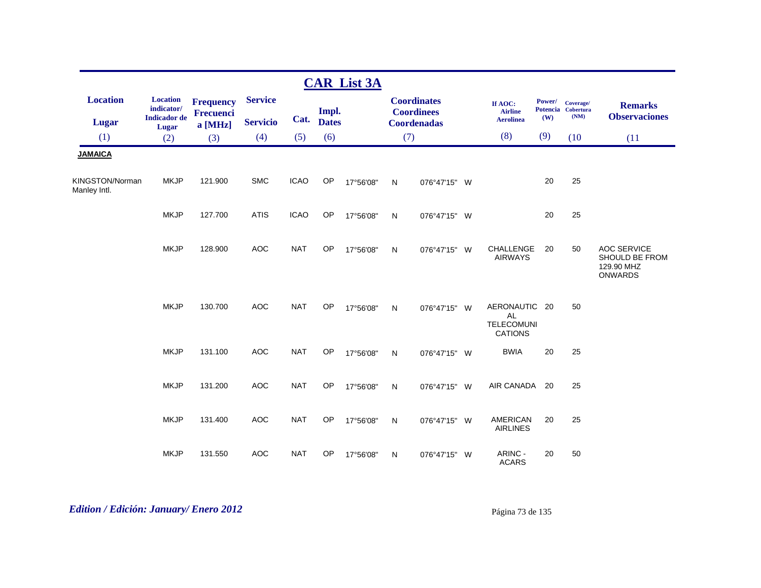## CAR List 3A

| Location<br>Lugar<br>(1) | Location indicator/<br>Indicador de Lugar<br>(2) | Frequency<br>Frecuencia [MHz]<br>(3) | Service<br>Servicio<br>(4) | Cat.<br>(5) | Impl. Dates<br>(6) | Coordinates<br>Coordinees<br>Coordenadas<br>(7) | | | | If AOC: Airline<br>Aerolinea<br>(8) | Power/<br>Potencia (W)<br>(9) | Coverage/<br>Cobertura (NM)<br>(10 | Remarks<br>Observaciones<br>(11 |
|---|---|---|---|---|---|---|---|---|---|---|---|---|---|
| **JAMAICA** | | | | | | | | | | | | | |
| KINGSTON/Norman Manley Intl. | MKJP | 121.900 | SMC | ICAO | OP | 17°56'08" | N | 076°47'15" | W | | 20 | 25 | |
| | MKJP | 127.700 | ATIS | ICAO | OP | 17°56'08" | N | 076°47'15" | W | | 20 | 25 | |
| | MKJP | 128.900 | AOC | NAT | OP | 17°56'08" | N | 076°47'15" | W | CHALLENGE AIRWAYS | 20 | 50 | AOC SERVICE SHOULD BE FROM 129.90 MHZ ONWARDS |
| | MKJP | 130.700 | AOC | NAT | OP | 17°56'08" | N | 076°47'15" | W | AERONAUTICAL TELECOMUNICATIONS | 20 | 50 | |
| | MKJP | 131.100 | AOC | NAT | OP | 17°56'08" | N | 076°47'15" | W | BWIA | 20 | 25 | |
| | MKJP | 131.200 | AOC | NAT | OP | 17°56'08" | N | 076°47'15" | W | AIR CANADA | 20 | 25 | |
| | MKJP | 131.400 | AOC | NAT | OP | 17°56'08" | N | 076°47'15" | W | AMERICAN AIRLINES | 20 | 25 | |
| | MKJP | 131.550 | AOC | NAT | OP | 17°56'08" | N | 076°47'15" | W | ARINC - ACARS | 20 | 50 | |

*Edition / Edición: January/ Enero 2012*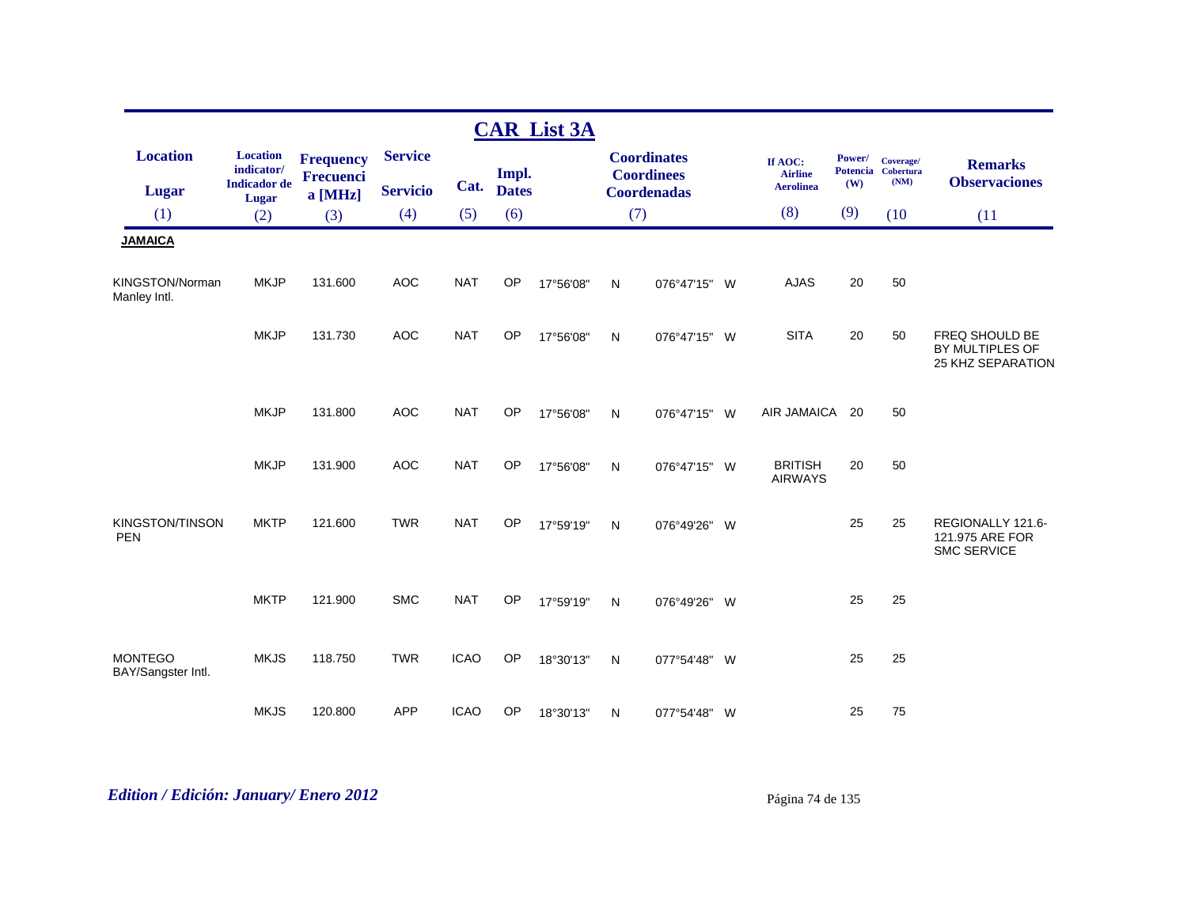## CAR List 3A

| Location<br>Lugar<br>(1) | Location indicator/ Indicador de Lugar<br>(2) | Frequency Frecuencia [MHz]<br>(3) | Service<br>Servicio<br>(4) | Cat.<br>(5) | Impl. Dates<br>(6) | Coordinates Coordinees Coordenadas<br>(7) | | | | If AOC: Airline Aerolinea<br>(8) | Power/ Potencia (W)<br>(9) | Coverage/ Cobertura (NM)<br>(10 | Remarks Observaciones<br>(11 |
|---|---|---|---|---|---|---|---|---|---|---|---|---|---|
| **JAMAICA** | | | | | | | | | | | | | |
| KINGSTON/Norman Manley Intl. | MKJP | 131.600 | AOC | NAT | OP | 17°56'08" | N | 076°47'15" | W | AJAS | 20 | 50 | |
| | MKJP | 131.730 | AOC | NAT | OP | 17°56'08" | N | 076°47'15" | W | SITA | 20 | 50 | FREQ SHOULD BE BY MULTIPLES OF 25 KHZ SEPARATION |
| | MKJP | 131.800 | AOC | NAT | OP | 17°56'08" | N | 076°47'15" | W | AIR JAMAICA | 20 | 50 | |
| | MKJP | 131.900 | AOC | NAT | OP | 17°56'08" | N | 076°47'15" | W | BRITISH AIRWAYS | 20 | 50 | |
| KINGSTON/TINSON PEN | MKTP | 121.600 | TWR | NAT | OP | 17°59'19" | N | 076°49'26" | W | | 25 | 25 | REGIONALLY 121.6-121.975 ARE FOR SMC SERVICE |
| | MKTP | 121.900 | SMC | NAT | OP | 17°59'19" | N | 076°49'26" | W | | 25 | 25 | |
| MONTEGO BAY/Sangster Intl. | MKJS | 118.750 | TWR | ICAO | OP | 18°30'13" | N | 077°54'48" | W | | 25 | 25 | |
| | MKJS | 120.800 | APP | ICAO | OP | 18°30'13" | N | 077°54'48" | W | | 25 | 75 | |

*Edition / Edición: January/ Enero 2012*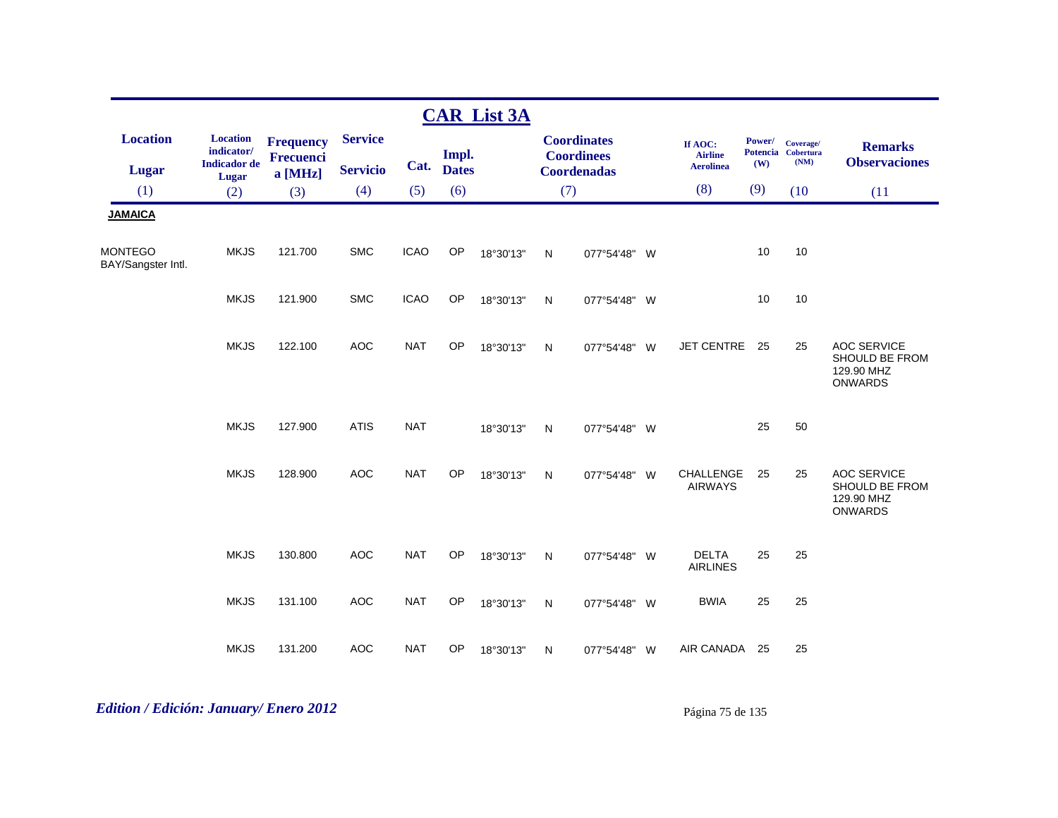# CAR List 3A

| Location<br>Lugar | Location indicator/<br>Indicador de Lugar | Frequency<br>Frecuencia [MHz] | Service<br>Servicio | Cat. | Impl.<br>Dates | Coordinates<br>Coordinees<br>Coordenadas | | | | If AOC:<br>Airline<br>Aerolinea | Power/<br>Potencia<br>(W) | Coverage/<br>Cobertura<br>(NM) | Remarks<br>Observaciones |
|---|---|---|---|---|---|---|---|---|---|---|---|---|---|
| (1) | (2) | (3) | (4) | (5) | (6) | (7) | | | | (8) | (9) | (10 | (11 |
| **JAMAICA** | | | | | | | | | | | | | |
| MONTEGO BAY/Sangster Intl. | MKJS | 121.700 | SMC | ICAO | OP | 18°30'13" | N | 077°54'48" | W | | 10 | 10 | |
| | MKJS | 121.900 | SMC | ICAO | OP | 18°30'13" | N | 077°54'48" | W | | 10 | 10 | |
| | MKJS | 122.100 | AOC | NAT | OP | 18°30'13" | N | 077°54'48" | W | JET CENTRE | 25 | 25 | AOC SERVICE SHOULD BE FROM 129.90 MHZ ONWARDS |
| | MKJS | 127.900 | ATIS | NAT | | 18°30'13" | N | 077°54'48" | W | | 25 | 50 | |
| | MKJS | 128.900 | AOC | NAT | OP | 18°30'13" | N | 077°54'48" | W | CHALLENGE AIRWAYS | 25 | 25 | AOC SERVICE SHOULD BE FROM 129.90 MHZ ONWARDS |
| | MKJS | 130.800 | AOC | NAT | OP | 18°30'13" | N | 077°54'48" | W | DELTA AIRLINES | 25 | 25 | |
| | MKJS | 131.100 | AOC | NAT | OP | 18°30'13" | N | 077°54'48" | W | BWIA | 25 | 25 | |
| | MKJS | 131.200 | AOC | NAT | OP | 18°30'13" | N | 077°54'48" | W | AIR CANADA | 25 | 25 | |

*Edition / Edición: January/ Enero 2012*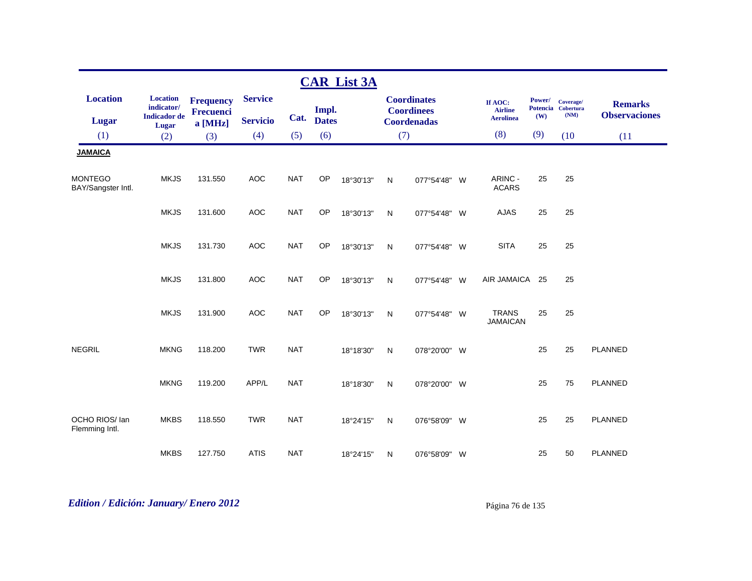## CAR List 3A

| Location<br>Lugar<br>(1) | Location indicator/<br>Indicador de Lugar<br>(2) | Frequency<br>Frecuencia [MHz]<br>(3) | Service<br>Servicio<br>(4) | Cat.<br>(5) | Impl. Dates<br>(6) | Coordinates<br>Coordinees<br>Coordenadas<br>(7) | | | | If AOC: Airline<br>Aerolinea<br>(8) | Power/<br>Potencia (W)<br>(9) | Coverage/<br>Cobertura (NM)<br>(10 | Remarks<br>Observaciones<br>(11 |
|---|---|---|---|---|---|---|---|---|---|---|---|---|---|
| **JAMAICA** | | | | | | | | | | | | | |
| MONTEGO BAY/Sangster Intl. | MKJS | 131.550 | AOC | NAT | OP | 18°30'13" | N | 077°54'48" | W | ARINC - ACARS | 25 | 25 | |
| | MKJS | 131.600 | AOC | NAT | OP | 18°30'13" | N | 077°54'48" | W | AJAS | 25 | 25 | |
| | MKJS | 131.730 | AOC | NAT | OP | 18°30'13" | N | 077°54'48" | W | SITA | 25 | 25 | |
| | MKJS | 131.800 | AOC | NAT | OP | 18°30'13" | N | 077°54'48" | W | AIR JAMAICA | 25 | 25 | |
| | MKJS | 131.900 | AOC | NAT | OP | 18°30'13" | N | 077°54'48" | W | TRANS JAMAICAN | 25 | 25 | |
| NEGRIL | MKNG | 118.200 | TWR | NAT | | 18°18'30" | N | 078°20'00" | W | | 25 | 25 | PLANNED |
| | MKNG | 119.200 | APP/L | NAT | | 18°18'30" | N | 078°20'00" | W | | 25 | 75 | PLANNED |
| OCHO RIOS/ Ian Flemming Intl. | MKBS | 118.550 | TWR | NAT | | 18°24'15" | N | 076°58'09" | W | | 25 | 25 | PLANNED |
| | MKBS | 127.750 | ATIS | NAT | | 18°24'15" | N | 076°58'09" | W | | 25 | 50 | PLANNED |

*Edition / Edición: January/ Enero 2012*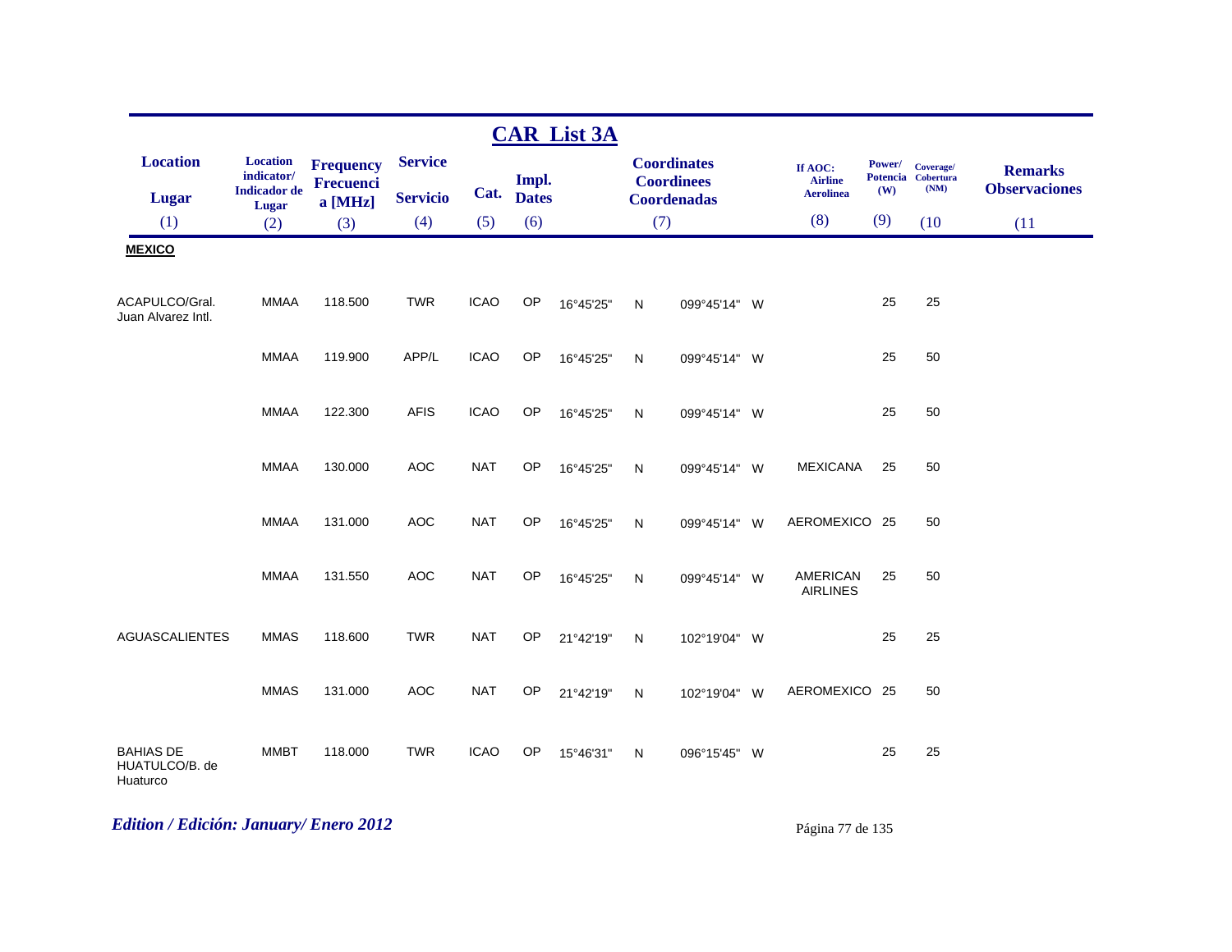# CAR List 3A

| Location / Lugar (1) | Location indicator/ Indicador de Lugar (2) | Frequency Frecuencia [MHz] (3) | Service / Servicio (4) | Cat. (5) | Impl. Dates (6) | Coordinates Coordinees Coordenadas (7) | | | | If AOC: Airline Aerolinea (8) | Power/ Potencia (W) (9) | Coverage/ Cobertura (NM) (10) | Remarks Observaciones (11) |
|---|---|---|---|---|---|---|---|---|---|---|---|---|---|
| **MEXICO** | | | | | | | | | | | | | |
| ACAPULCO/Gral. Juan Alvarez Intl. | MMAA | 118.500 | TWR | ICAO | OP | 16°45'25" | N | 099°45'14" | W | | 25 | 25 | |
| | MMAA | 119.900 | APP/L | ICAO | OP | 16°45'25" | N | 099°45'14" | W | | 25 | 50 | |
| | MMAA | 122.300 | AFIS | ICAO | OP | 16°45'25" | N | 099°45'14" | W | | 25 | 50 | |
| | MMAA | 130.000 | AOC | NAT | OP | 16°45'25" | N | 099°45'14" | W | MEXICANA | 25 | 50 | |
| | MMAA | 131.000 | AOC | NAT | OP | 16°45'25" | N | 099°45'14" | W | AEROMEXICO | 25 | 50 | |
| | MMAA | 131.550 | AOC | NAT | OP | 16°45'25" | N | 099°45'14" | W | AMERICAN AIRLINES | 25 | 50 | |
| AGUASCALIENTES | MMAS | 118.600 | TWR | NAT | OP | 21°42'19" | N | 102°19'04" | W | | 25 | 25 | |
| | MMAS | 131.000 | AOC | NAT | OP | 21°42'19" | N | 102°19'04" | W | AEROMEXICO | 25 | 50 | |
| BAHIAS DE HUATULCO/B. de Huaturco | MMBT | 118.000 | TWR | ICAO | OP | 15°46'31" | N | 096°15'45" | W | | 25 | 25 | |

*Edition / Edición: January/ Enero 2012*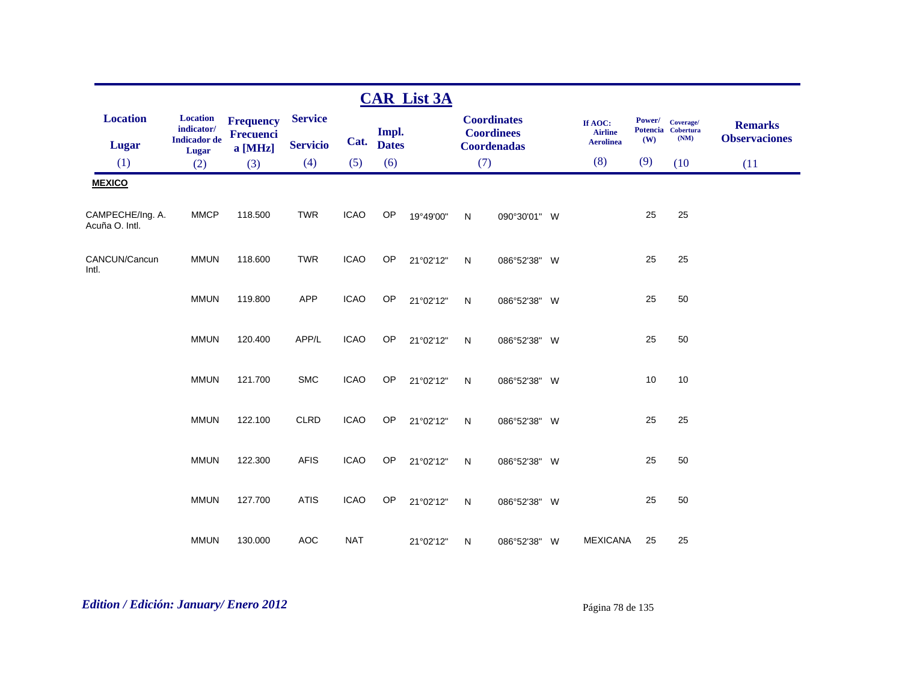## CAR List 3A

| Location<br>Lugar<br>(1) | Location indicator/<br>Indicador de Lugar<br>(2) | Frequency<br>Frecuencia [MHz]<br>(3) | Service<br>Servicio<br>(4) | Cat.<br>(5) | Impl. Dates<br>(6) | Coordinates<br>Coordinees<br>Coordenadas<br>(7) | | | | If AOC: Airline<br>Aerolinea<br>(8) | Power/<br>Potencia<br>(W)<br>(9) | Coverage/<br>Cobertura<br>(NM)<br>(10 | Remarks<br>Observaciones<br>(11 |
|---|---|---|---|---|---|---|---|---|---|---|---|---|---|
| **MEXICO** | | | | | | | | | | | | | |
| CAMPECHE/Ing. A. Acuña O. Intl. | MMCP | 118.500 | TWR | ICAO | OP | 19°49'00" | N | 090°30'01" | W | | 25 | 25 | |
| CANCUN/Cancun Intl. | MMUN | 118.600 | TWR | ICAO | OP | 21°02'12" | N | 086°52'38" | W | | 25 | 25 | |
| | MMUN | 119.800 | APP | ICAO | OP | 21°02'12" | N | 086°52'38" | W | | 25 | 50 | |
| | MMUN | 120.400 | APP/L | ICAO | OP | 21°02'12" | N | 086°52'38" | W | | 25 | 50 | |
| | MMUN | 121.700 | SMC | ICAO | OP | 21°02'12" | N | 086°52'38" | W | | 10 | 10 | |
| | MMUN | 122.100 | CLRD | ICAO | OP | 21°02'12" | N | 086°52'38" | W | | 25 | 25 | |
| | MMUN | 122.300 | AFIS | ICAO | OP | 21°02'12" | N | 086°52'38" | W | | 25 | 50 | |
| | MMUN | 127.700 | ATIS | ICAO | OP | 21°02'12" | N | 086°52'38" | W | | 25 | 50 | |
| | MMUN | 130.000 | AOC | NAT | | 21°02'12" | N | 086°52'38" | W | MEXICANA | 25 | 25 | |

*Edition / Edición: January/ Enero 2012*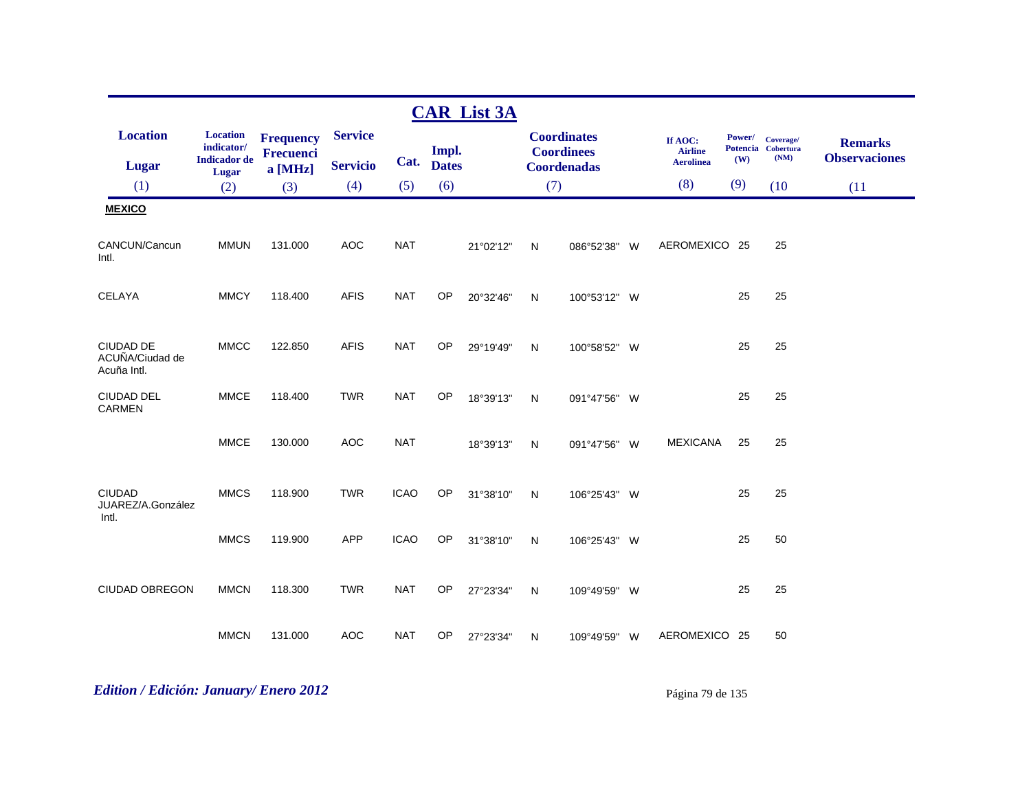## CAR List 3A

| Location<br>Lugar<br>(1) | Location indicator/<br>Indicador de Lugar<br>(2) | Frequency<br>Frecuencia [MHz]<br>(3) | Service<br>Servicio<br>(4) | Cat.<br>(5) | Impl.<br>Dates<br>(6) | Coordinates<br>Coordinees<br>Coordenadas<br>(7) | | | | If AOC:<br>Airline<br>Aerolinea<br>(8) | Power/<br>Potencia<br>(W)<br>(9) | Coverage/<br>Cobertura<br>(NM)<br>(10 | Remarks<br>Observaciones<br>(11 |
|---|---|---|---|---|---|---|---|---|---|---|---|---|---|
| **MEXICO** | | | | | | | | | | | | | |
| CANCUN/Cancun Intl. | MMUN | 131.000 | AOC | NAT | | 21°02'12" | N | 086°52'38" | W | AEROMEXICO | 25 | 25 | |
| CELAYA | MMCY | 118.400 | AFIS | NAT | OP | 20°32'46" | N | 100°53'12" | W | | 25 | 25 | |
| CIUDAD DE ACUÑA/Ciudad de Acuña Intl. | MMCC | 122.850 | AFIS | NAT | OP | 29°19'49" | N | 100°58'52" | W | | 25 | 25 | |
| CIUDAD DEL CARMEN | MMCE | 118.400 | TWR | NAT | OP | 18°39'13" | N | 091°47'56" | W | | 25 | 25 | |
| | MMCE | 130.000 | AOC | NAT | | 18°39'13" | N | 091°47'56" | W | MEXICANA | 25 | 25 | |
| CIUDAD JUAREZ/A.González Intl. | MMCS | 118.900 | TWR | ICAO | OP | 31°38'10" | N | 106°25'43" | W | | 25 | 25 | |
| | MMCS | 119.900 | APP | ICAO | OP | 31°38'10" | N | 106°25'43" | W | | 25 | 50 | |
| CIUDAD OBREGON | MMCN | 118.300 | TWR | NAT | OP | 27°23'34" | N | 109°49'59" | W | | 25 | 25 | |
| | MMCN | 131.000 | AOC | NAT | OP | 27°23'34" | N | 109°49'59" | W | AEROMEXICO | 25 | 50 | |

*Edition / Edición: January/ Enero 2012*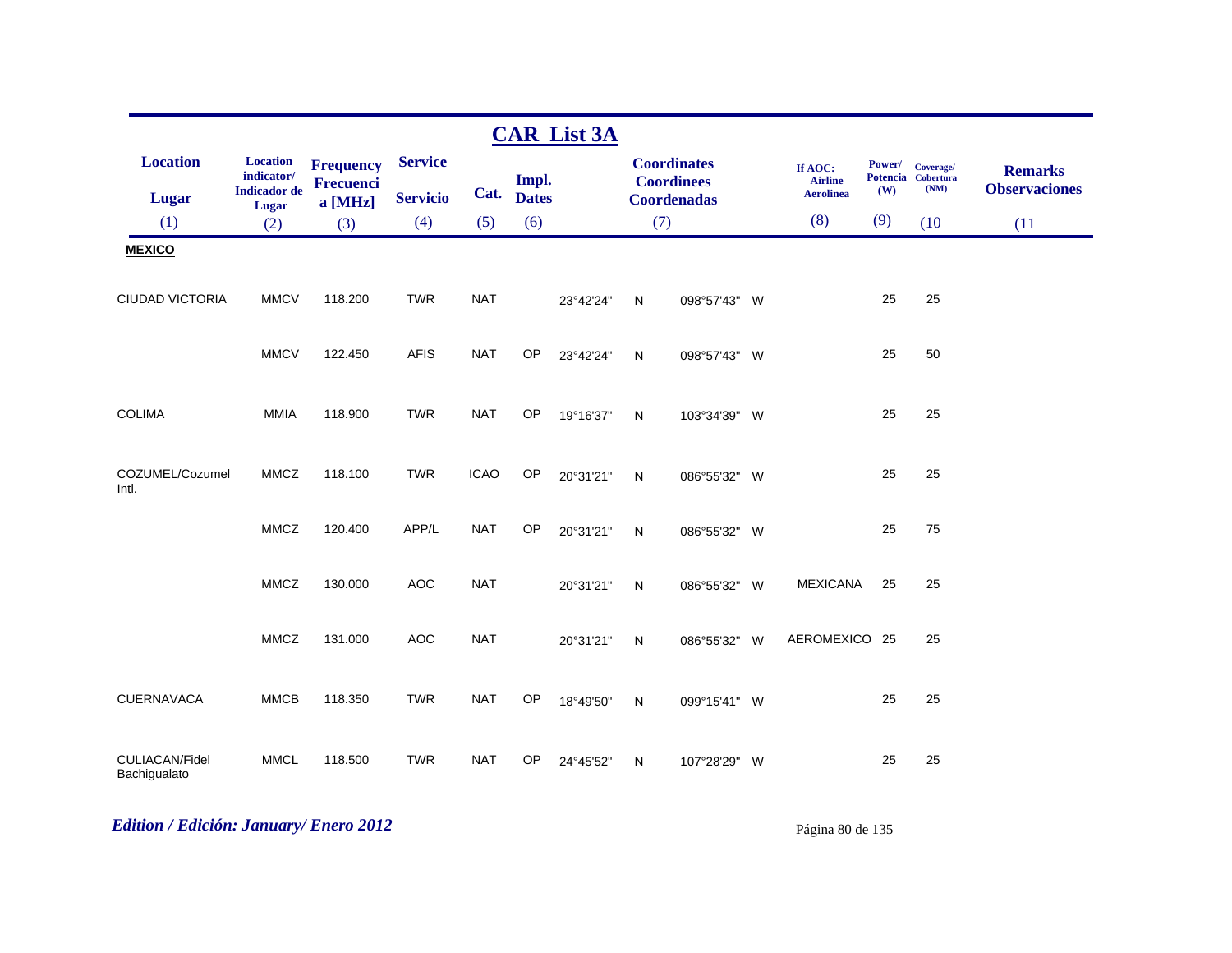## CAR List 3A

| Location / Lugar (1) | Location indicator/ Indicador de Lugar (2) | Frequency Frecuencia [MHz] (3) | Service Servicio (4) | Cat. (5) | Impl. Dates (6) | Coordinates Coordinees Coordenadas (7) | | | | If AOC: Airline Aerolinea (8) | Power/ Potencia (W) (9) | Coverage/ Cobertura (NM) (10) | Remarks Observaciones (11) |
|---|---|---|---|---|---|---|---|---|---|---|---|---|---|
| **MEXICO** | | | | | | | | | | | | | |
| CIUDAD VICTORIA | MMCV | 118.200 | TWR | NAT | | 23°42'24" | N | 098°57'43" | W | | 25 | 25 | |
| | MMCV | 122.450 | AFIS | NAT | OP | 23°42'24" | N | 098°57'43" | W | | 25 | 50 | |
| COLIMA | MMIA | 118.900 | TWR | NAT | OP | 19°16'37" | N | 103°34'39" | W | | 25 | 25 | |
| COZUMEL/Cozumel Intl. | MMCZ | 118.100 | TWR | ICAO | OP | 20°31'21" | N | 086°55'32" | W | | 25 | 25 | |
| | MMCZ | 120.400 | APP/L | NAT | OP | 20°31'21" | N | 086°55'32" | W | | 25 | 75 | |
| | MMCZ | 130.000 | AOC | NAT | | 20°31'21" | N | 086°55'32" | W | MEXICANA | 25 | 25 | |
| | MMCZ | 131.000 | AOC | NAT | | 20°31'21" | N | 086°55'32" | W | AEROMEXICO | 25 | 25 | |
| CUERNAVACA | MMCB | 118.350 | TWR | NAT | OP | 18°49'50" | N | 099°15'41" | W | | 25 | 25 | |
| CULIACAN/Fidel Bachigualato | MMCL | 118.500 | TWR | NAT | OP | 24°45'52" | N | 107°28'29" | W | | 25 | 25 | |

*Edition / Edición: January/ Enero 2012*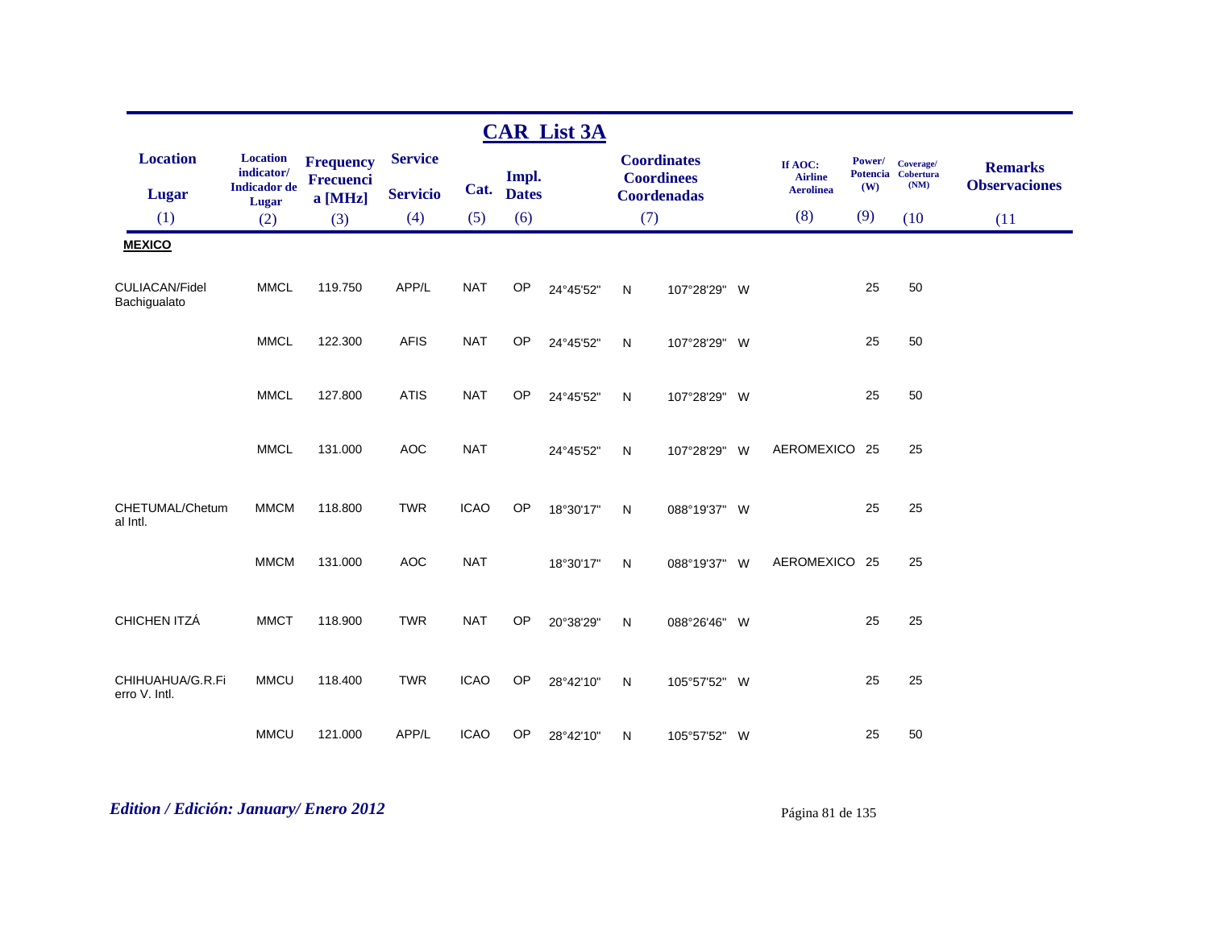# CAR List 3A

| Location / Lugar (1) | Location indicator/ Indicador de Lugar (2) | Frequency Frecuencia [MHz] (3) | Service / Servicio (4) | Cat. (5) | Impl. Dates (6) | Coordinates Coordinees Coordenadas (7) | | | | If AOC: Airline Aerolinea (8) | Power/ Potencia (W) (9) | Coverage/ Cobertura (NM) (10) | Remarks Observaciones (11) |
|---|---|---|---|---|---|---|---|---|---|---|---|---|---|
| **MEXICO** | | | | | | | | | | | | | |
| CULIACAN/Fidel Bachigualato | MMCL | 119.750 | APP/L | NAT | OP | 24°45'52" | N | 107°28'29" | W | | 25 | 50 | |
| | MMCL | 122.300 | AFIS | NAT | OP | 24°45'52" | N | 107°28'29" | W | | 25 | 50 | |
| | MMCL | 127.800 | ATIS | NAT | OP | 24°45'52" | N | 107°28'29" | W | | 25 | 50 | |
| | MMCL | 131.000 | AOC | NAT | | 24°45'52" | N | 107°28'29" | W | AEROMEXICO | 25 | 25 | |
| CHETUMAL/Chetumal Intl. | MMCM | 118.800 | TWR | ICAO | OP | 18°30'17" | N | 088°19'37" | W | | 25 | 25 | |
| | MMCM | 131.000 | AOC | NAT | | 18°30'17" | N | 088°19'37" | W | AEROMEXICO | 25 | 25 | |
| CHICHEN ITZÁ | MMCT | 118.900 | TWR | NAT | OP | 20°38'29" | N | 088°26'46" | W | | 25 | 25 | |
| CHIHUAHUA/G.R.Fierro V. Intl. | MMCU | 118.400 | TWR | ICAO | OP | 28°42'10" | N | 105°57'52" | W | | 25 | 25 | |
| | MMCU | 121.000 | APP/L | ICAO | OP | 28°42'10" | N | 105°57'52" | W | | 25 | 50 | |

*Edition / Edición: January/ Enero 2012*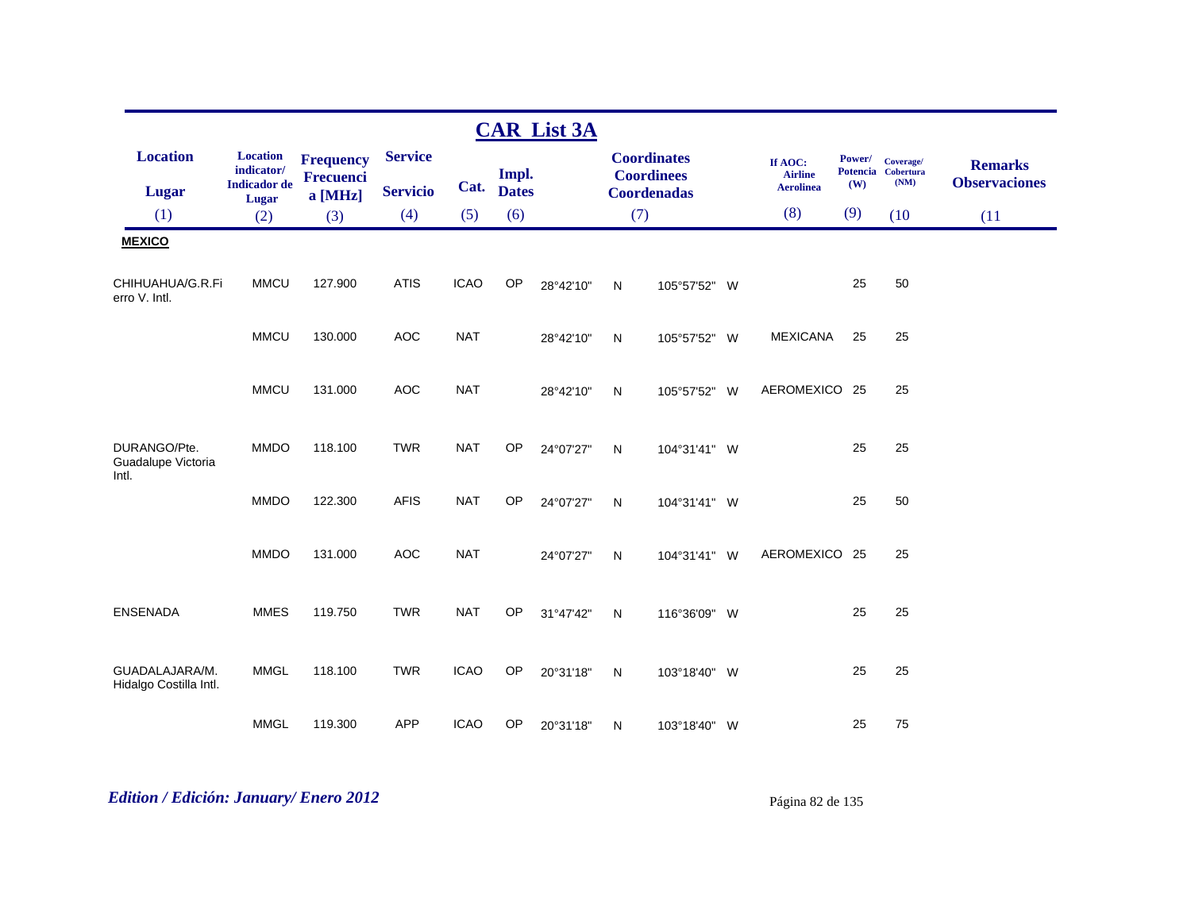## CAR List 3A

| Location / Lugar (1) | Location indicator/ Indicador de Lugar (2) | Frequency Frecuencia [MHz] (3) | Service / Servicio (4) | Cat. (5) | Impl. Dates (6) | Coordinates Coordinees Coordenadas (7) | | | | If AOC: Airline Aerolinea (8) | Power/ Potencia (W) (9) | Coverage/ Cobertura (NM) (10) | Remarks Observaciones (11) |
|---|---|---|---|---|---|---|---|---|---|---|---|---|---|
| **MEXICO** | | | | | | | | | | | | | |
| CHIHUAHUA/G.R.Fierro V. Intl. | MMCU | 127.900 | ATIS | ICAO | OP | 28°42'10" | N | 105°57'52" | W | | 25 | 50 | |
| | MMCU | 130.000 | AOC | NAT | | 28°42'10" | N | 105°57'52" | W | MEXICANA | 25 | 25 | |
| | MMCU | 131.000 | AOC | NAT | | 28°42'10" | N | 105°57'52" | W | AEROMEXICO | 25 | 25 | |
| DURANGO/Pte. Guadalupe Victoria Intl. | MMDO | 118.100 | TWR | NAT | OP | 24°07'27" | N | 104°31'41" | W | | 25 | 25 | |
| | MMDO | 122.300 | AFIS | NAT | OP | 24°07'27" | N | 104°31'41" | W | | 25 | 50 | |
| | MMDO | 131.000 | AOC | NAT | | 24°07'27" | N | 104°31'41" | W | AEROMEXICO | 25 | 25 | |
| ENSENADA | MMES | 119.750 | TWR | NAT | OP | 31°47'42" | N | 116°36'09" | W | | 25 | 25 | |
| GUADALAJARA/M. Hidalgo Costilla Intl. | MMGL | 118.100 | TWR | ICAO | OP | 20°31'18" | N | 103°18'40" | W | | 25 | 25 | |
| | MMGL | 119.300 | APP | ICAO | OP | 20°31'18" | N | 103°18'40" | W | | 25 | 75 | |

*Edition / Edición: January/ Enero 2012*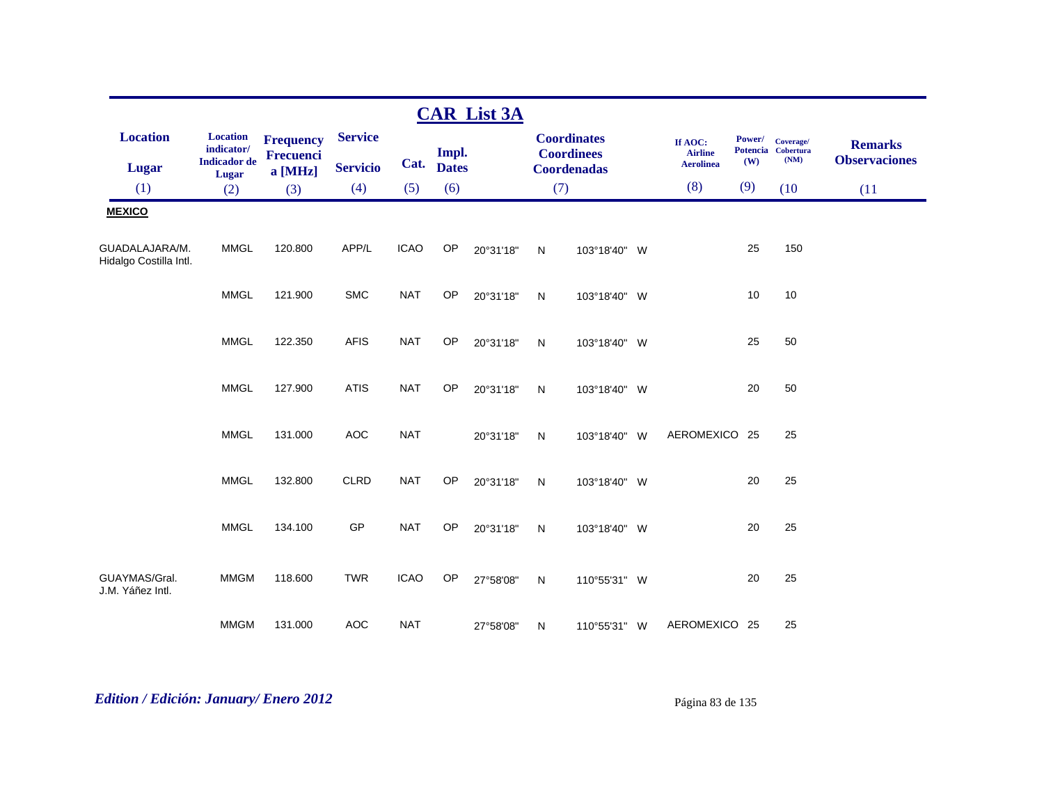## CAR List 3A

| Location<br>Lugar<br>(1) | Location indicator/ Indicador de Lugar<br>(2) | Frequency Frecuencia [MHz]<br>(3) | Service<br>Servicio<br>(4) | Cat.<br>(5) | Impl. Dates<br>(6) | Coordinates Coordinees Coordenadas<br>(7) | | | | If AOC: Airline Aerolinea<br>(8) | Power/ Potencia (W)<br>(9) | Coverage/ Cobertura (NM)<br>(10 | Remarks Observaciones<br>(11 |
|---|---|---|---|---|---|---|---|---|---|---|---|---|---|
| **MEXICO** | | | | | | | | | | | | | |
| GUADALAJARA/M. Hidalgo Costilla Intl. | MMGL | 120.800 | APP/L | ICAO | OP | 20°31'18" | N | 103°18'40" | W | | 25 | 150 | |
| | MMGL | 121.900 | SMC | NAT | OP | 20°31'18" | N | 103°18'40" | W | | 10 | 10 | |
| | MMGL | 122.350 | AFIS | NAT | OP | 20°31'18" | N | 103°18'40" | W | | 25 | 50 | |
| | MMGL | 127.900 | ATIS | NAT | OP | 20°31'18" | N | 103°18'40" | W | | 20 | 50 | |
| | MMGL | 131.000 | AOC | NAT | | 20°31'18" | N | 103°18'40" | W | AEROMEXICO | 25 | 25 | |
| | MMGL | 132.800 | CLRD | NAT | OP | 20°31'18" | N | 103°18'40" | W | | 20 | 25 | |
| | MMGL | 134.100 | GP | NAT | OP | 20°31'18" | N | 103°18'40" | W | | 20 | 25 | |
| GUAYMAS/Gral. J.M. Yáñez Intl. | MMGM | 118.600 | TWR | ICAO | OP | 27°58'08" | N | 110°55'31" | W | | 20 | 25 | |
| | MMGM | 131.000 | AOC | NAT | | 27°58'08" | N | 110°55'31" | W | AEROMEXICO | 25 | 25 | |

*Edition / Edición: January/ Enero 2012*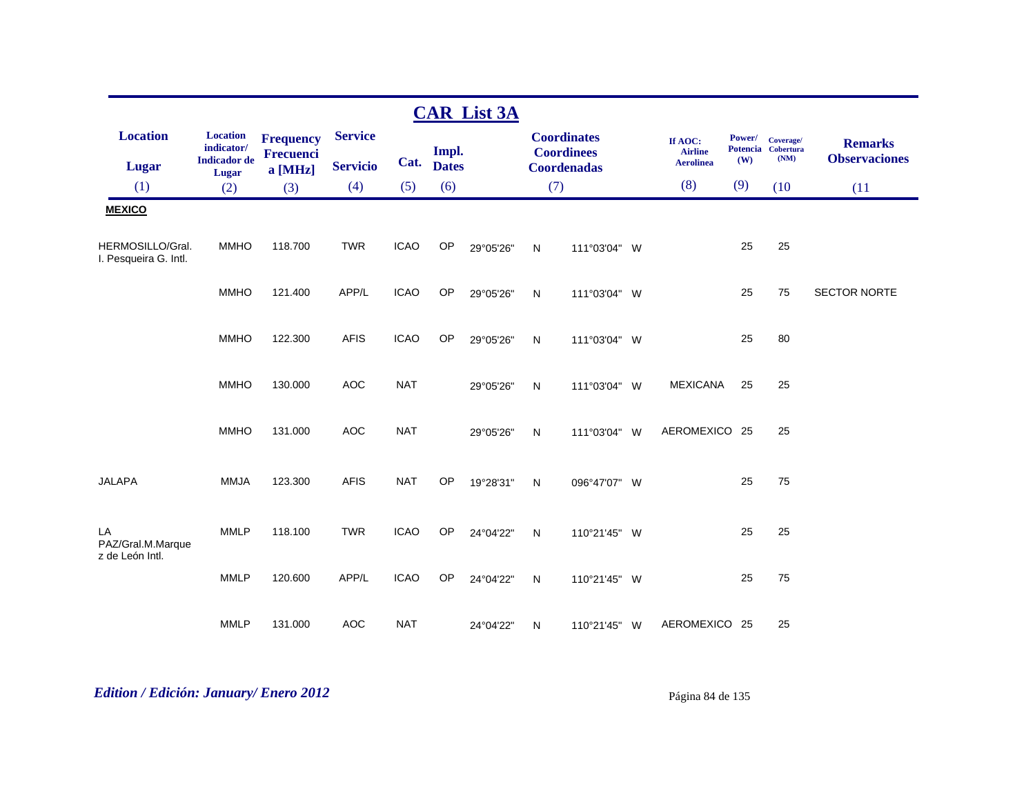# CAR List 3A

| Location / Lugar (1) | Location indicator/ Indicador de Lugar (2) | Frequency Frecuencia [MHz] (3) | Service Servicio (4) | Cat. (5) | Impl. Dates (6) | Coordinates Coordinees Coordenadas (7) | | | | If AOC: Airline Aerolinea (8) | Power/ Potencia (W) (9) | Coverage/ Cobertura (NM) (10) | Remarks Observaciones (11) |
|---|---|---|---|---|---|---|---|---|---|---|---|---|---|
| **MEXICO** | | | | | | | | | | | | | |
| HERMOSILLO/Gral. I. Pesqueira G. Intl. | MMHO | 118.700 | TWR | ICAO | OP | 29°05'26" | N | 111°03'04" | W | | 25 | 25 | |
| | MMHO | 121.400 | APP/L | ICAO | OP | 29°05'26" | N | 111°03'04" | W | | 25 | 75 | SECTOR NORTE |
| | MMHO | 122.300 | AFIS | ICAO | OP | 29°05'26" | N | 111°03'04" | W | | 25 | 80 | |
| | MMHO | 130.000 | AOC | NAT | | 29°05'26" | N | 111°03'04" | W | MEXICANA | 25 | 25 | |
| | MMHO | 131.000 | AOC | NAT | | 29°05'26" | N | 111°03'04" | W | AEROMEXICO | 25 | 25 | |
| JALAPA | MMJA | 123.300 | AFIS | NAT | OP | 19°28'31" | N | 096°47'07" | W | | 25 | 75 | |
| LA PAZ/Gral.M.Marquez de León Intl. | MMLP | 118.100 | TWR | ICAO | OP | 24°04'22" | N | 110°21'45" | W | | 25 | 25 | |
| | MMLP | 120.600 | APP/L | ICAO | OP | 24°04'22" | N | 110°21'45" | W | | 25 | 75 | |
| | MMLP | 131.000 | AOC | NAT | | 24°04'22" | N | 110°21'45" | W | AEROMEXICO | 25 | 25 | |

*Edition / Edición: January/ Enero 2012*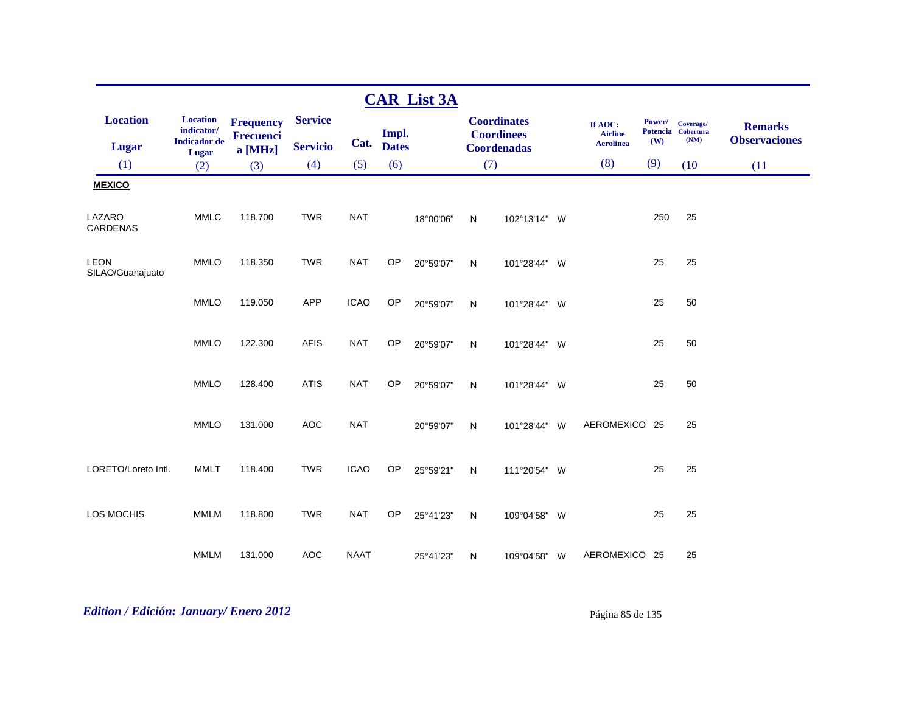## CAR List 3A

| Location / Lugar (1) | Location indicator/ Indicador de Lugar (2) | Frequency Frecuencia [MHz] (3) | Service / Servicio (4) | Cat. (5) | Impl. Dates (6) | Coordinates / Coordinees / Coordenadas (7) | | | | If AOC: Airline Aerolinea (8) | Power/ Potencia (W) (9) | Coverage/ Cobertura (NM) (10) | Remarks / Observaciones (11) |
|---|---|---|---|---|---|---|---|---|---|---|---|---|---|
| **MEXICO** | | | | | | | | | | | | | |
| LAZARO CARDENAS | MMLC | 118.700 | TWR | NAT | | 18°00'06" | N | 102°13'14" | W | | 250 | 25 | |
| LEON SILAO/Guanajuato | MMLO | 118.350 | TWR | NAT | OP | 20°59'07" | N | 101°28'44" | W | | 25 | 25 | |
| | MMLO | 119.050 | APP | ICAO | OP | 20°59'07" | N | 101°28'44" | W | | 25 | 50 | |
| | MMLO | 122.300 | AFIS | NAT | OP | 20°59'07" | N | 101°28'44" | W | | 25 | 50 | |
| | MMLO | 128.400 | ATIS | NAT | OP | 20°59'07" | N | 101°28'44" | W | | 25 | 50 | |
| | MMLO | 131.000 | AOC | NAT | | 20°59'07" | N | 101°28'44" | W | AEROMEXICO | 25 | 25 | |
| LORETO/Loreto Intl. | MMLT | 118.400 | TWR | ICAO | OP | 25°59'21" | N | 111°20'54" | W | | 25 | 25 | |
| LOS MOCHIS | MMLM | 118.800 | TWR | NAT | OP | 25°41'23" | N | 109°04'58" | W | | 25 | 25 | |
| | MMLM | 131.000 | AOC | NAAT | | 25°41'23" | N | 109°04'58" | W | AEROMEXICO | 25 | 25 | |

*Edition / Edición: January/ Enero 2012*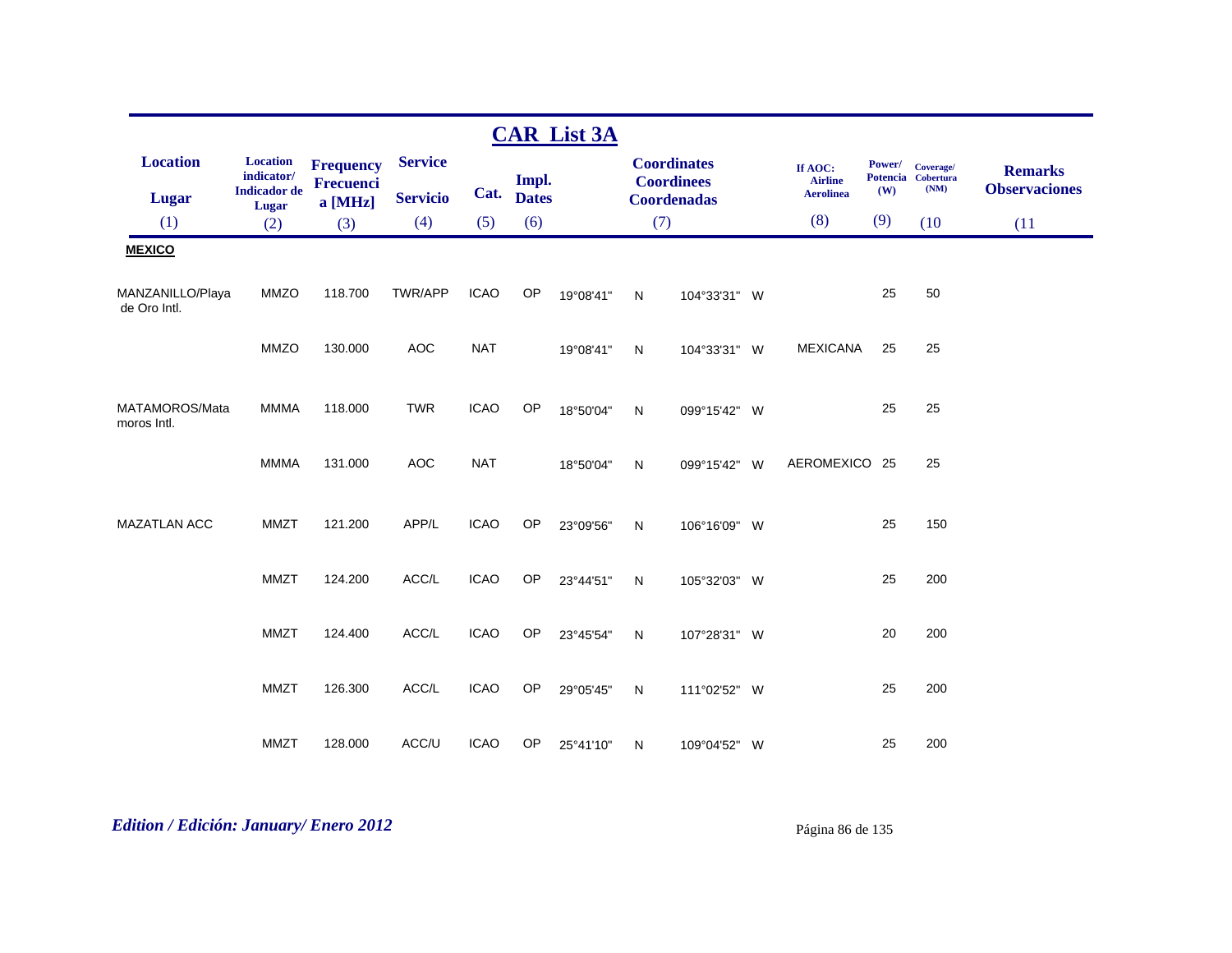## CAR List 3A

| Location<br>Lugar<br>(1) | Location indicator/ Indicador de Lugar<br>(2) | Frequency Frecuencia [MHz]<br>(3) | Service<br>Servicio<br>(4) | Cat.<br>(5) | Impl. Dates<br>(6) | Coordinates Coordinees Coordenadas<br>(7) | | | | If AOC: Airline Aerolinea<br>(8) | Power/ Potencia (W)<br>(9) | Coverage/ Cobertura (NM)<br>(10) | Remarks Observaciones<br>(11) |
|---|---|---|---|---|---|---|---|---|---|---|---|---|---|
| **MEXICO** | | | | | | | | | | | | | |
| MANZANILLO/Playa de Oro Intl. | MMZO | 118.700 | TWR/APP | ICAO | OP | 19°08'41" | N | 104°33'31" | W | | 25 | 50 | |
| | MMZO | 130.000 | AOC | NAT | | 19°08'41" | N | 104°33'31" | W | MEXICANA | 25 | 25 | |
| MATAMOROS/Matamoros Intl. | MMMA | 118.000 | TWR | ICAO | OP | 18°50'04" | N | 099°15'42" | W | | 25 | 25 | |
| | MMMA | 131.000 | AOC | NAT | | 18°50'04" | N | 099°15'42" | W | AEROMEXICO | 25 | 25 | |
| MAZATLAN ACC | MMZT | 121.200 | APP/L | ICAO | OP | 23°09'56" | N | 106°16'09" | W | | 25 | 150 | |
| | MMZT | 124.200 | ACC/L | ICAO | OP | 23°44'51" | N | 105°32'03" | W | | 25 | 200 | |
| | MMZT | 124.400 | ACC/L | ICAO | OP | 23°45'54" | N | 107°28'31" | W | | 20 | 200 | |
| | MMZT | 126.300 | ACC/L | ICAO | OP | 29°05'45" | N | 111°02'52" | W | | 25 | 200 | |
| | MMZT | 128.000 | ACC/U | ICAO | OP | 25°41'10" | N | 109°04'52" | W | | 25 | 200 | |

*Edition / Edición: January/ Enero 2012*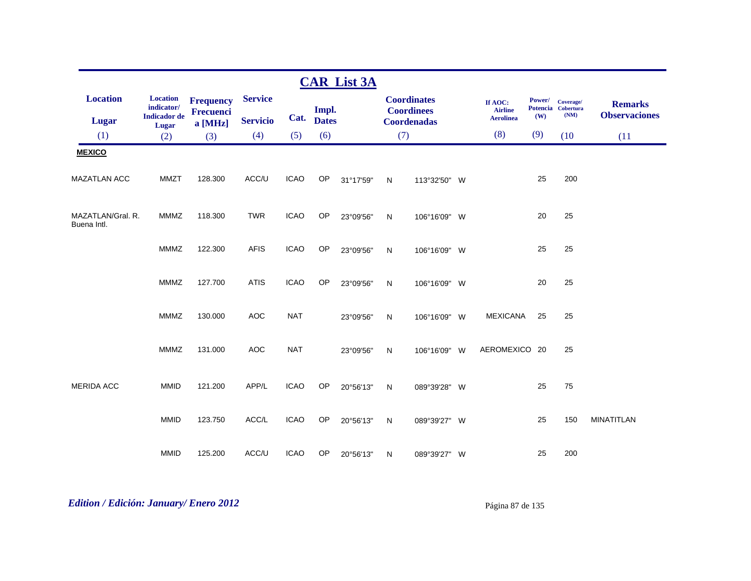## CAR List 3A

| Location<br>Lugar<br>(1) | Location indicator/<br>Indicador de Lugar<br>(2) | Frequency<br>Frecuencia [MHz]<br>(3) | Service<br>Servicio<br>(4) | Cat.<br>(5) | Impl. Dates<br>(6) | Coordinates<br>Coordinees<br>Coordenadas<br>(7) | | | | If AOC: Airline<br>Aerolinea<br>(8) | Power/<br>Potencia<br>(W)<br>(9) | Coverage/<br>Cobertura<br>(NM)<br>(10 | Remarks<br>Observaciones<br>(11 |
|---|---|---|---|---|---|---|---|---|---|---|---|---|---|
| **MEXICO** | | | | | | | | | | | | | |
| MAZATLAN ACC | MMZT | 128.300 | ACC/U | ICAO | OP | 31°17'59" | N | 113°32'50" | W | | 25 | 200 | |
| MAZATLAN/Gral. R. Buena Intl. | MMMZ | 118.300 | TWR | ICAO | OP | 23°09'56" | N | 106°16'09" | W | | 20 | 25 | |
| | MMMZ | 122.300 | AFIS | ICAO | OP | 23°09'56" | N | 106°16'09" | W | | 25 | 25 | |
| | MMMZ | 127.700 | ATIS | ICAO | OP | 23°09'56" | N | 106°16'09" | W | | 20 | 25 | |
| | MMMZ | 130.000 | AOC | NAT | | 23°09'56" | N | 106°16'09" | W | MEXICANA | 25 | 25 | |
| | MMMZ | 131.000 | AOC | NAT | | 23°09'56" | N | 106°16'09" | W | AEROMEXICO | 20 | 25 | |
| MERIDA ACC | MMID | 121.200 | APP/L | ICAO | OP | 20°56'13" | N | 089°39'28" | W | | 25 | 75 | |
| | MMID | 123.750 | ACC/L | ICAO | OP | 20°56'13" | N | 089°39'27" | W | | 25 | 150 | MINATITLAN |
| | MMID | 125.200 | ACC/U | ICAO | OP | 20°56'13" | N | 089°39'27" | W | | 25 | 200 | |

*Edition / Edición: January/ Enero 2012*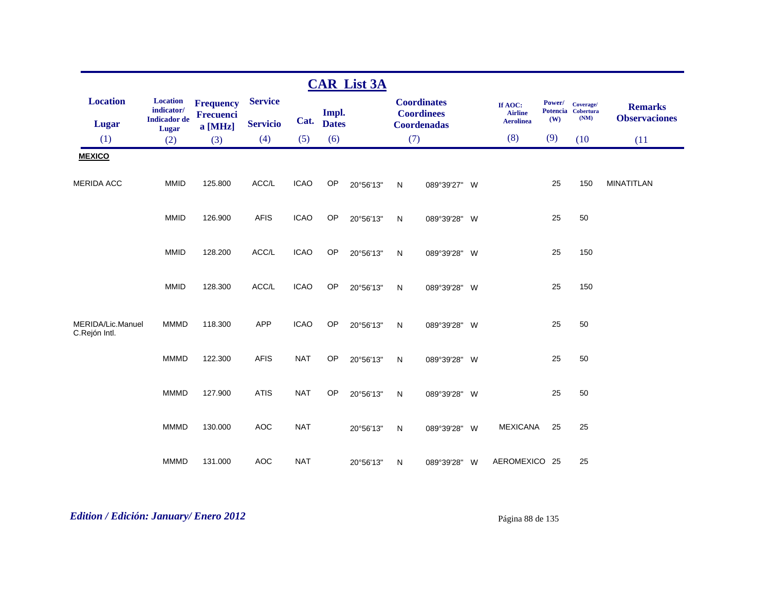# CAR List 3A

| Location / Lugar (1) | Location indicator/ Indicador de Lugar (2) | Frequency Frecuencia [MHz] (3) | Service Servicio (4) | Cat. (5) | Impl. Dates (6) | Coordinates Coordinees Coordenadas (7) | | | | If AOC: Airline Aerolinea (8) | Power/ Potencia (W) (9) | Coverage/ Cobertura (NM) (10) | Remarks Observaciones (11) |
|---|---|---|---|---|---|---|---|---|---|---|---|---|---|
| **MEXICO** | | | | | | | | | | | | | |
| MERIDA ACC | MMID | 125.800 | ACC/L | ICAO | OP | 20°56'13" | N | 089°39'27" | W | | 25 | 150 | MINATITLAN |
| | MMID | 126.900 | AFIS | ICAO | OP | 20°56'13" | N | 089°39'28" | W | | 25 | 50 | |
| | MMID | 128.200 | ACC/L | ICAO | OP | 20°56'13" | N | 089°39'28" | W | | 25 | 150 | |
| | MMID | 128.300 | ACC/L | ICAO | OP | 20°56'13" | N | 089°39'28" | W | | 25 | 150 | |
| MERIDA/Lic.Manuel C.Rejón Intl. | MMMD | 118.300 | APP | ICAO | OP | 20°56'13" | N | 089°39'28" | W | | 25 | 50 | |
| | MMMD | 122.300 | AFIS | NAT | OP | 20°56'13" | N | 089°39'28" | W | | 25 | 50 | |
| | MMMD | 127.900 | ATIS | NAT | OP | 20°56'13" | N | 089°39'28" | W | | 25 | 50 | |
| | MMMD | 130.000 | AOC | NAT | | 20°56'13" | N | 089°39'28" | W | MEXICANA | 25 | 25 | |
| | MMMD | 131.000 | AOC | NAT | | 20°56'13" | N | 089°39'28" | W | AEROMEXICO | 25 | 25 | |

*Edition / Edición: January/ Enero 2012*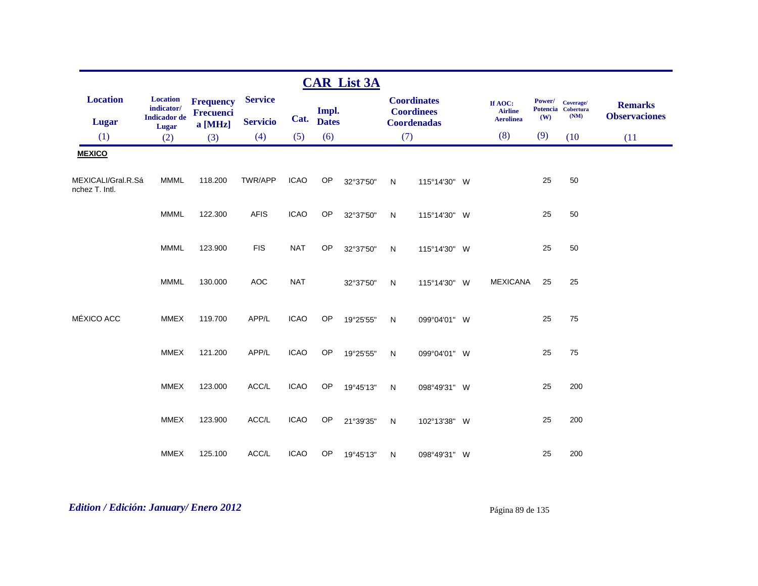## CAR List 3A

| Location<br>Lugar<br>(1) | Location indicator/<br>Indicador de Lugar<br>(2) | Frequency<br>Frecuencia [MHz]<br>(3) | Service<br>Servicio<br>(4) | Cat.<br>(5) | Impl.<br>Dates<br>(6) | Coordinates<br>Coordinees<br>Coordenadas<br>(7) | | | | If AOC:<br>Airline<br>Aerolinea<br>(8) | Power/<br>Potencia<br>(W)<br>(9) | Coverage/<br>Cobertura<br>(NM)<br>(10 | Remarks<br>Observaciones<br>(11 |
|---|---|---|---|---|---|---|---|---|---|---|---|---|---|
| **MEXICO** | | | | | | | | | | | | | |
| MEXICALI/Gral.R.Sánchez T. Intl. | MMML | 118.200 | TWR/APP | ICAO | OP | 32°37'50" | N | 115°14'30" | W | | 25 | 50 | |
| | MMML | 122.300 | AFIS | ICAO | OP | 32°37'50" | N | 115°14'30" | W | | 25 | 50 | |
| | MMML | 123.900 | FIS | NAT | OP | 32°37'50" | N | 115°14'30" | W | | 25 | 50 | |
| | MMML | 130.000 | AOC | NAT | | 32°37'50" | N | 115°14'30" | W | MEXICANA | 25 | 25 | |
| MÉXICO ACC | MMEX | 119.700 | APP/L | ICAO | OP | 19°25'55" | N | 099°04'01" | W | | 25 | 75 | |
| | MMEX | 121.200 | APP/L | ICAO | OP | 19°25'55" | N | 099°04'01" | W | | 25 | 75 | |
| | MMEX | 123.000 | ACC/L | ICAO | OP | 19°45'13" | N | 098°49'31" | W | | 25 | 200 | |
| | MMEX | 123.900 | ACC/L | ICAO | OP | 21°39'35" | N | 102°13'38" | W | | 25 | 200 | |
| | MMEX | 125.100 | ACC/L | ICAO | OP | 19°45'13" | N | 098°49'31" | W | | 25 | 200 | |

*Edition / Edición: January/ Enero 2012*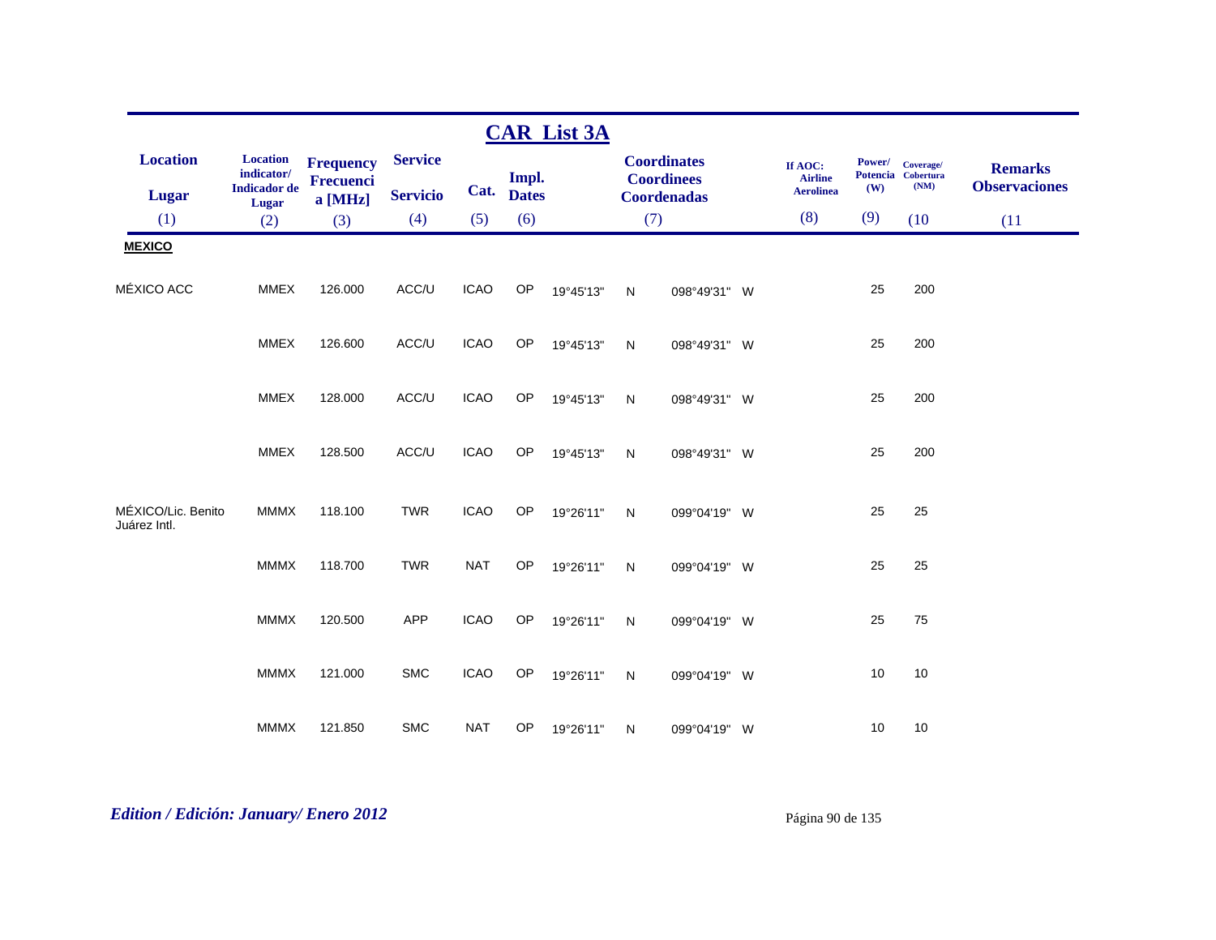## CAR List 3A

| Location / Lugar (1) | Location indicator/ Indicador de Lugar (2) | Frequency Frecuencia [MHz] (3) | Service / Servicio (4) | Cat. (5) | Impl. Dates (6) | Coordinates Coordinees Coordenadas (7) | | | | If AOC: Airline Aerolinea (8) | Power/ Potencia (W) (9) | Coverage/ Cobertura (NM) (10 | Remarks Observaciones (11 |
|---|---|---|---|---|---|---|---|---|---|---|---|---|---|
| **MEXICO** | | | | | | | | | | | | | |
| MÉXICO ACC | MMEX | 126.000 | ACC/U | ICAO | OP | 19°45'13" | N | 098°49'31" | W | | 25 | 200 | |
| | MMEX | 126.600 | ACC/U | ICAO | OP | 19°45'13" | N | 098°49'31" | W | | 25 | 200 | |
| | MMEX | 128.000 | ACC/U | ICAO | OP | 19°45'13" | N | 098°49'31" | W | | 25 | 200 | |
| | MMEX | 128.500 | ACC/U | ICAO | OP | 19°45'13" | N | 098°49'31" | W | | 25 | 200 | |
| MÉXICO/Lic. Benito Juárez Intl. | MMMX | 118.100 | TWR | ICAO | OP | 19°26'11" | N | 099°04'19" | W | | 25 | 25 | |
| | MMMX | 118.700 | TWR | NAT | OP | 19°26'11" | N | 099°04'19" | W | | 25 | 25 | |
| | MMMX | 120.500 | APP | ICAO | OP | 19°26'11" | N | 099°04'19" | W | | 25 | 75 | |
| | MMMX | 121.000 | SMC | ICAO | OP | 19°26'11" | N | 099°04'19" | W | | 10 | 10 | |
| | MMMX | 121.850 | SMC | NAT | OP | 19°26'11" | N | 099°04'19" | W | | 10 | 10 | |

*Edition / Edición: January/ Enero 2012*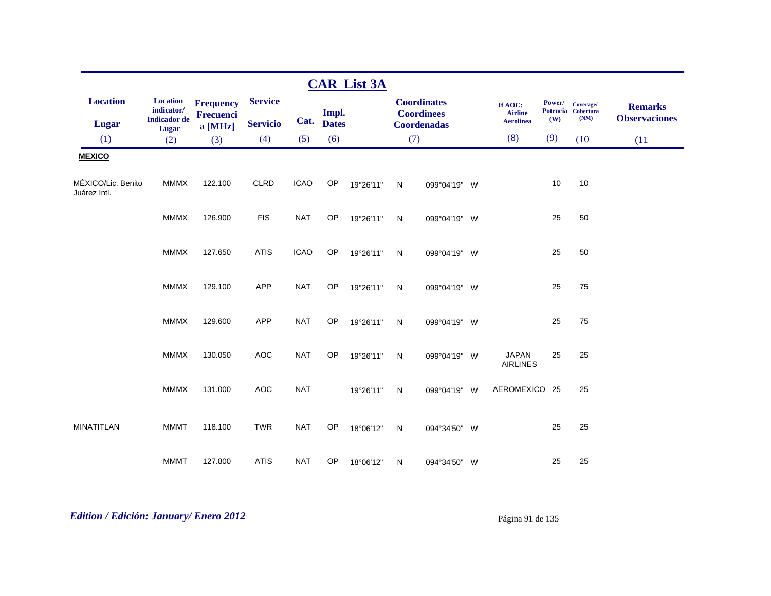# CAR List 3A

| Location / Lugar (1) | Location indicator/ Indicador de Lugar (2) | Frequency Frecuencia [MHz] (3) | Service / Servicio (4) | Cat. (5) | Impl. Dates (6) | Coordinates Coordinees Coordenadas (7) | | | | If AOC: Airline Aerolinea (8) | Power/ Potencia (W) (9) | Coverage/ Cobertura (NM) (10) | Remarks Observaciones (11) |
|---|---|---|---|---|---|---|---|---|---|---|---|---|---|
| **MEXICO** | | | | | | | | | | | | | |
| MÉXICO/Lic. Benito Juárez Intl. | MMMX | 122.100 | CLRD | ICAO | OP | 19°26'11" | N | 099°04'19" | W | | 10 | 10 | |
| | MMMX | 126.900 | FIS | NAT | OP | 19°26'11" | N | 099°04'19" | W | | 25 | 50 | |
| | MMMX | 127.650 | ATIS | ICAO | OP | 19°26'11" | N | 099°04'19" | W | | 25 | 50 | |
| | MMMX | 129.100 | APP | NAT | OP | 19°26'11" | N | 099°04'19" | W | | 25 | 75 | |
| | MMMX | 129.600 | APP | NAT | OP | 19°26'11" | N | 099°04'19" | W | | 25 | 75 | |
| | MMMX | 130.050 | AOC | NAT | OP | 19°26'11" | N | 099°04'19" | W | JAPAN AIRLINES | 25 | 25 | |
| | MMMX | 131.000 | AOC | NAT | | 19°26'11" | N | 099°04'19" | W | AEROMEXICO | 25 | 25 | |
| MINATITLAN | MMMT | 118.100 | TWR | NAT | OP | 18°06'12" | N | 094°34'50" | W | | 25 | 25 | |
| | MMMT | 127.800 | ATIS | NAT | OP | 18°06'12" | N | 094°34'50" | W | | 25 | 25 | |

*Edition / Edición: January/ Enero 2012*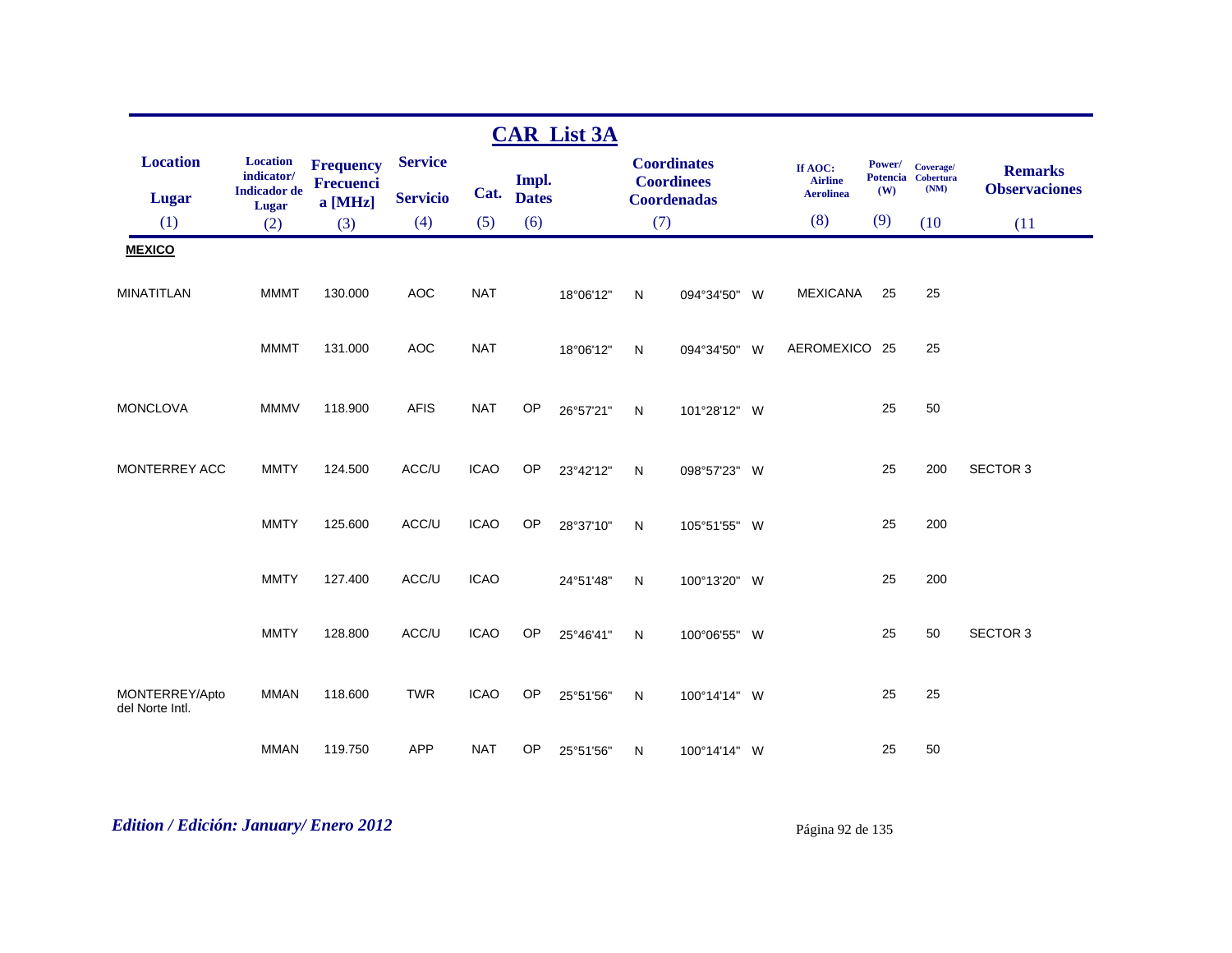## CAR List 3A

| Location<br>Lugar<br>(1) | Location indicator/ Indicador de Lugar<br>(2) | Frequency Frecuencia [MHz]<br>(3) | Service<br>Servicio<br>(4) | Cat.<br>(5) | Impl. Dates<br>(6) | Coordinates Coordinees Coordenadas<br>(7) | | | | If AOC: Airline Aerolinea<br>(8) | Power/ Potencia (W)<br>(9) | Coverage/ Cobertura (NM)<br>(10 | Remarks Observaciones<br>(11 |
|---|---|---|---|---|---|---|---|---|---|---|---|---|---|
| **MEXICO** | | | | | | | | | | | | | |
| MINATITLAN | MMMT | 130.000 | AOC | NAT | | 18°06'12" | N | 094°34'50" | W | MEXICANA | 25 | 25 | |
| | MMMT | 131.000 | AOC | NAT | | 18°06'12" | N | 094°34'50" | W | AEROMEXICO | 25 | 25 | |
| MONCLOVA | MMMV | 118.900 | AFIS | NAT | OP | 26°57'21" | N | 101°28'12" | W | | 25 | 50 | |
| MONTERREY ACC | MMTY | 124.500 | ACC/U | ICAO | OP | 23°42'12" | N | 098°57'23" | W | | 25 | 200 | SECTOR 3 |
| | MMTY | 125.600 | ACC/U | ICAO | OP | 28°37'10" | N | 105°51'55" | W | | 25 | 200 | |
| | MMTY | 127.400 | ACC/U | ICAO | | 24°51'48" | N | 100°13'20" | W | | 25 | 200 | |
| | MMTY | 128.800 | ACC/U | ICAO | OP | 25°46'41" | N | 100°06'55" | W | | 25 | 50 | SECTOR 3 |
| MONTERREY/Apto del Norte Intl. | MMAN | 118.600 | TWR | ICAO | OP | 25°51'56" | N | 100°14'14" | W | | 25 | 25 | |
| | MMAN | 119.750 | APP | NAT | OP | 25°51'56" | N | 100°14'14" | W | | 25 | 50 | |

*Edition / Edición: January/ Enero 2012*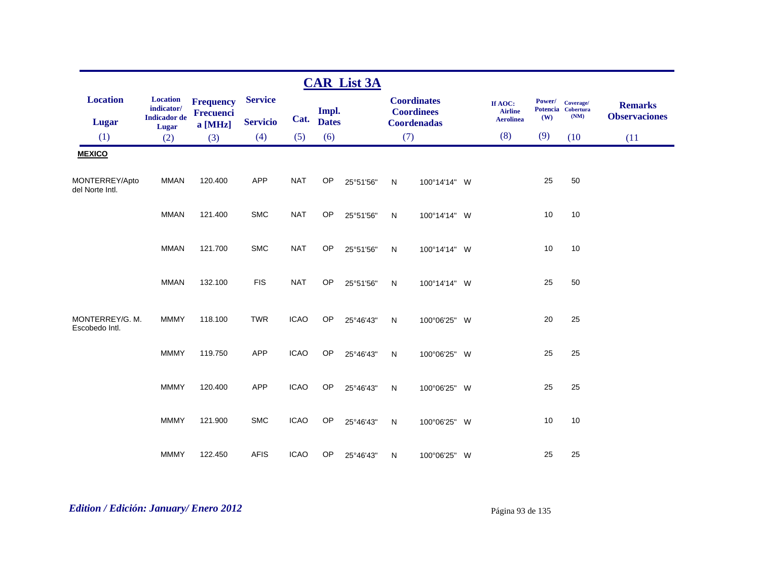## CAR List 3A

| Location / Lugar | Location indicator/ Indicador de Lugar | Frequency Frecuencia [MHz] | Service / Servicio | Cat. | Impl. Dates | Coordinates Coordinees Coordenadas | | | | If AOC: Airline Aerolinea | Power/ Potencia (W) | Coverage/ Cobertura (NM) | Remarks Observaciones |
|---|---|---|---|---|---|---|---|---|---|---|---|---|---|
| (1) | (2) | (3) | (4) | (5) | (6) | (7) | | | | (8) | (9) | (10 | (11 |
| **MEXICO** | | | | | | | | | | | | | |
| MONTERREY/Apto del Norte Intl. | MMAN | 120.400 | APP | NAT | OP | 25°51'56" | N | 100°14'14" | W | | 25 | 50 | |
| | MMAN | 121.400 | SMC | NAT | OP | 25°51'56" | N | 100°14'14" | W | | 10 | 10 | |
| | MMAN | 121.700 | SMC | NAT | OP | 25°51'56" | N | 100°14'14" | W | | 10 | 10 | |
| | MMAN | 132.100 | FIS | NAT | OP | 25°51'56" | N | 100°14'14" | W | | 25 | 50 | |
| MONTERREY/G. M. Escobedo Intl. | MMMY | 118.100 | TWR | ICAO | OP | 25°46'43" | N | 100°06'25" | W | | 20 | 25 | |
| | MMMY | 119.750 | APP | ICAO | OP | 25°46'43" | N | 100°06'25" | W | | 25 | 25 | |
| | MMMY | 120.400 | APP | ICAO | OP | 25°46'43" | N | 100°06'25" | W | | 25 | 25 | |
| | MMMY | 121.900 | SMC | ICAO | OP | 25°46'43" | N | 100°06'25" | W | | 10 | 10 | |
| | MMMY | 122.450 | AFIS | ICAO | OP | 25°46'43" | N | 100°06'25" | W | | 25 | 25 | |

*Edition / Edición: January/ Enero 2012*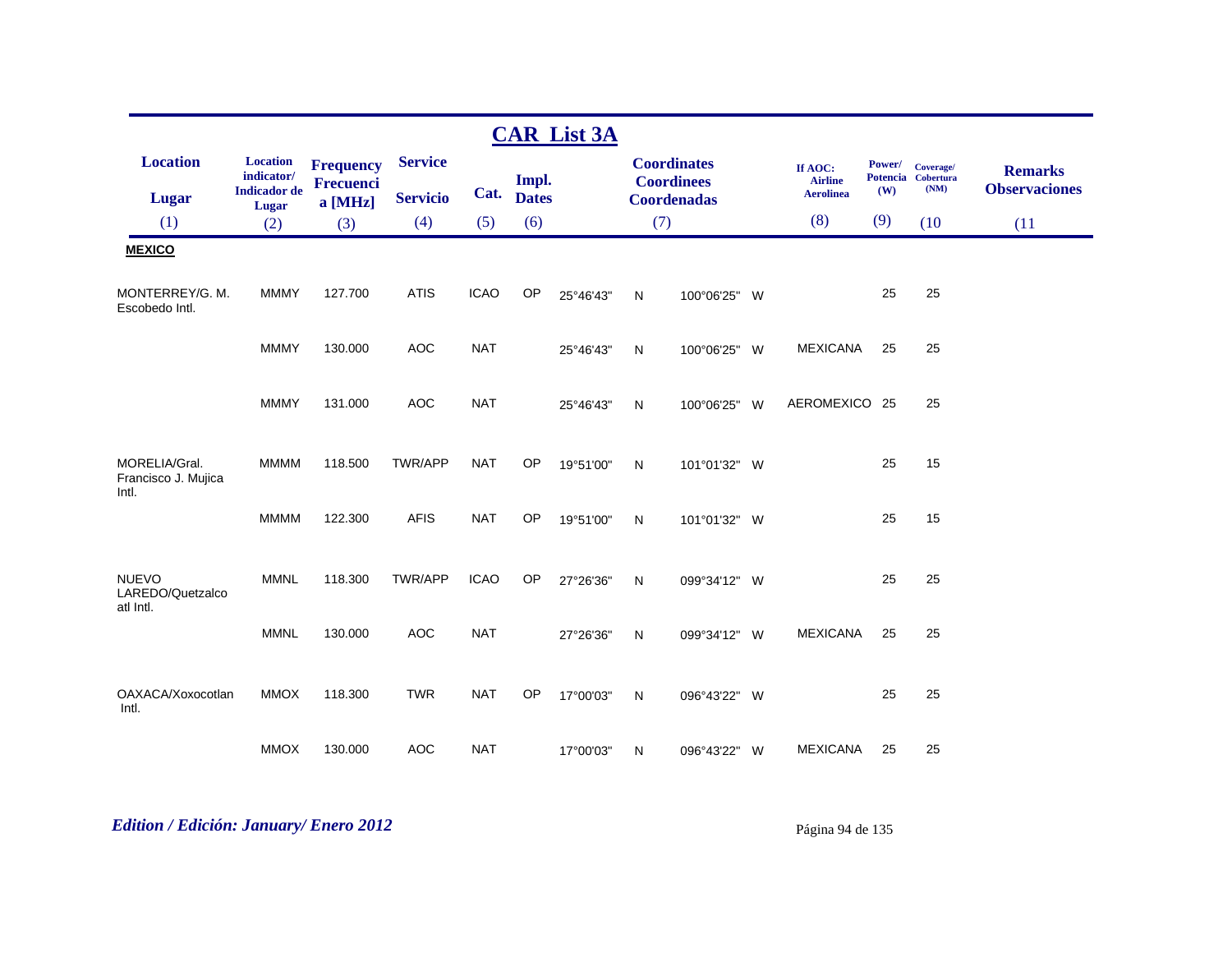## CAR List 3A

| Location<br>Lugar<br>(1) | Location indicator/ Indicador de Lugar<br>(2) | Frequency Frecuencia [MHz]<br>(3) | Service<br>Servicio<br>(4) | Cat.<br>(5) | Impl. Dates<br>(6) | Coordinates Coordinees Coordenadas<br>(7) | | | | If AOC: Airline Aerolinea<br>(8) | Power/ Potencia (W)<br>(9) | Coverage/ Cobertura (NM)<br>(10 | Remarks Observaciones<br>(11 |
|---|---|---|---|---|---|---|---|---|---|---|---|---|---|
| **MEXICO** | | | | | | | | | | | | | |
| MONTERREY/G. M. Escobedo Intl. | MMMY | 127.700 | ATIS | ICAO | OP | 25°46'43" | N | 100°06'25" | W | | 25 | 25 | |
| | MMMY | 130.000 | AOC | NAT | | 25°46'43" | N | 100°06'25" | W | MEXICANA | 25 | 25 | |
| | MMMY | 131.000 | AOC | NAT | | 25°46'43" | N | 100°06'25" | W | AEROMEXICO | 25 | 25 | |
| MORELIA/Gral. Francisco J. Mujica Intl. | MMMM | 118.500 | TWR/APP | NAT | OP | 19°51'00" | N | 101°01'32" | W | | 25 | 15 | |
| | MMMM | 122.300 | AFIS | NAT | OP | 19°51'00" | N | 101°01'32" | W | | 25 | 15 | |
| NUEVO LAREDO/Quetzalcoatl Intl. | MMNL | 118.300 | TWR/APP | ICAO | OP | 27°26'36" | N | 099°34'12" | W | | 25 | 25 | |
| | MMNL | 130.000 | AOC | NAT | | 27°26'36" | N | 099°34'12" | W | MEXICANA | 25 | 25 | |
| OAXACA/Xoxocotlan Intl. | MMOX | 118.300 | TWR | NAT | OP | 17°00'03" | N | 096°43'22" | W | | 25 | 25 | |
| | MMOX | 130.000 | AOC | NAT | | 17°00'03" | N | 096°43'22" | W | MEXICANA | 25 | 25 | |

*Edition / Edición: January/ Enero 2012*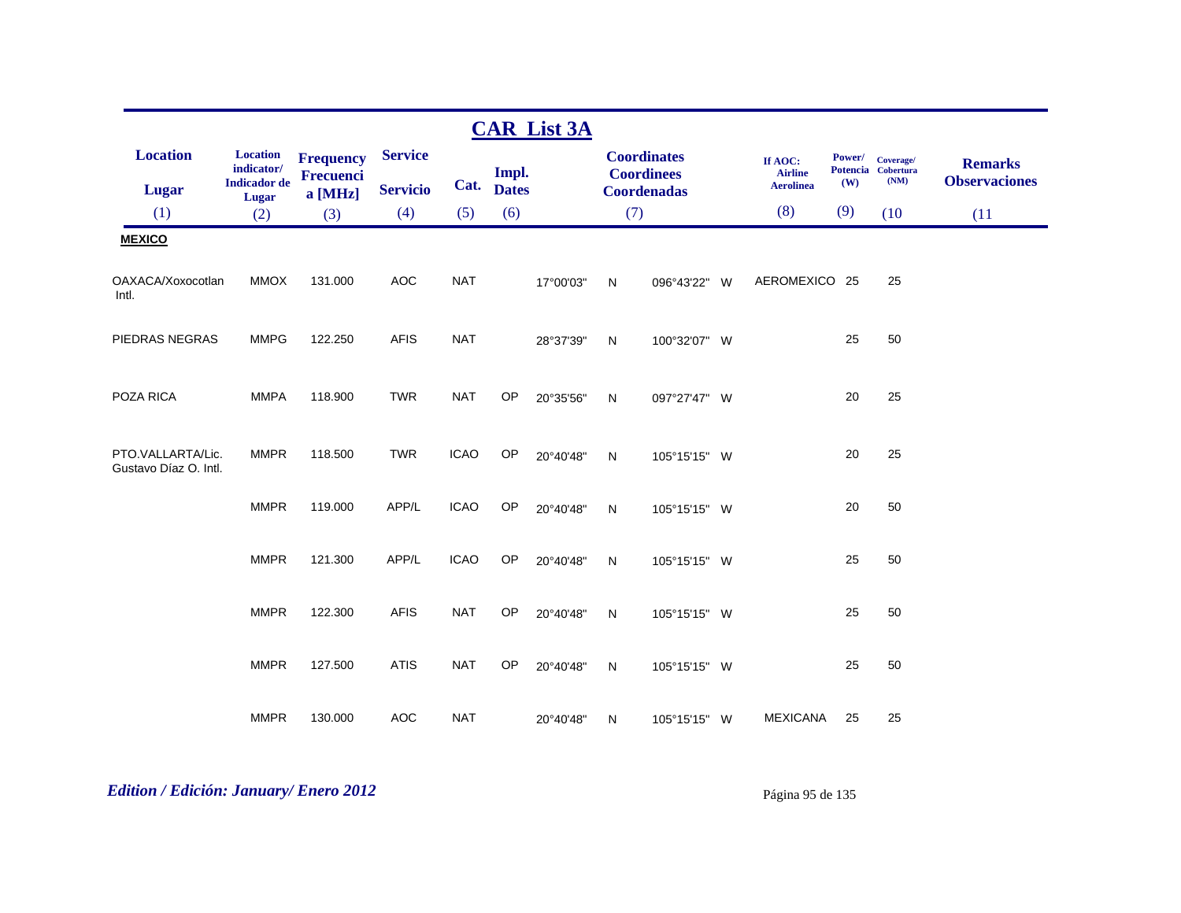## CAR List 3A

| Location / Lugar | Location indicator/ Indicador de Lugar | Frequency Frecuencia [MHz] | Service / Servicio | Cat. | Impl. Dates | Coordinates Coordinees Coordenadas | | | | If AOC: Airline Aerolinea | Power/ Potencia (W) | Coverage/ Cobertura (NM) | Remarks / Observaciones |
|---|---|---|---|---|---|---|---|---|---|---|---|---|---|
| (1) | (2) | (3) | (4) | (5) | (6) | (7) | | | | (8) | (9) | (10 | (11 |
| **MEXICO** | | | | | | | | | | | | | |
| OAXACA/Xoxocotlan Intl. | MMOX | 131.000 | AOC | NAT | | 17°00'03" | N | 096°43'22" | W | AEROMEXICO | 25 | 25 | |
| PIEDRAS NEGRAS | MMPG | 122.250 | AFIS | NAT | | 28°37'39" | N | 100°32'07" | W | | 25 | 50 | |
| POZA RICA | MMPA | 118.900 | TWR | NAT | OP | 20°35'56" | N | 097°27'47" | W | | 20 | 25 | |
| PTO.VALLARTA/Lic. Gustavo Díaz O. Intl. | MMPR | 118.500 | TWR | ICAO | OP | 20°40'48" | N | 105°15'15" | W | | 20 | 25 | |
| | MMPR | 119.000 | APP/L | ICAO | OP | 20°40'48" | N | 105°15'15" | W | | 20 | 50 | |
| | MMPR | 121.300 | APP/L | ICAO | OP | 20°40'48" | N | 105°15'15" | W | | 25 | 50 | |
| | MMPR | 122.300 | AFIS | NAT | OP | 20°40'48" | N | 105°15'15" | W | | 25 | 50 | |
| | MMPR | 127.500 | ATIS | NAT | OP | 20°40'48" | N | 105°15'15" | W | | 25 | 50 | |
| | MMPR | 130.000 | AOC | NAT | | 20°40'48" | N | 105°15'15" | W | MEXICANA | 25 | 25 | |

*Edition / Edición: January/ Enero 2012*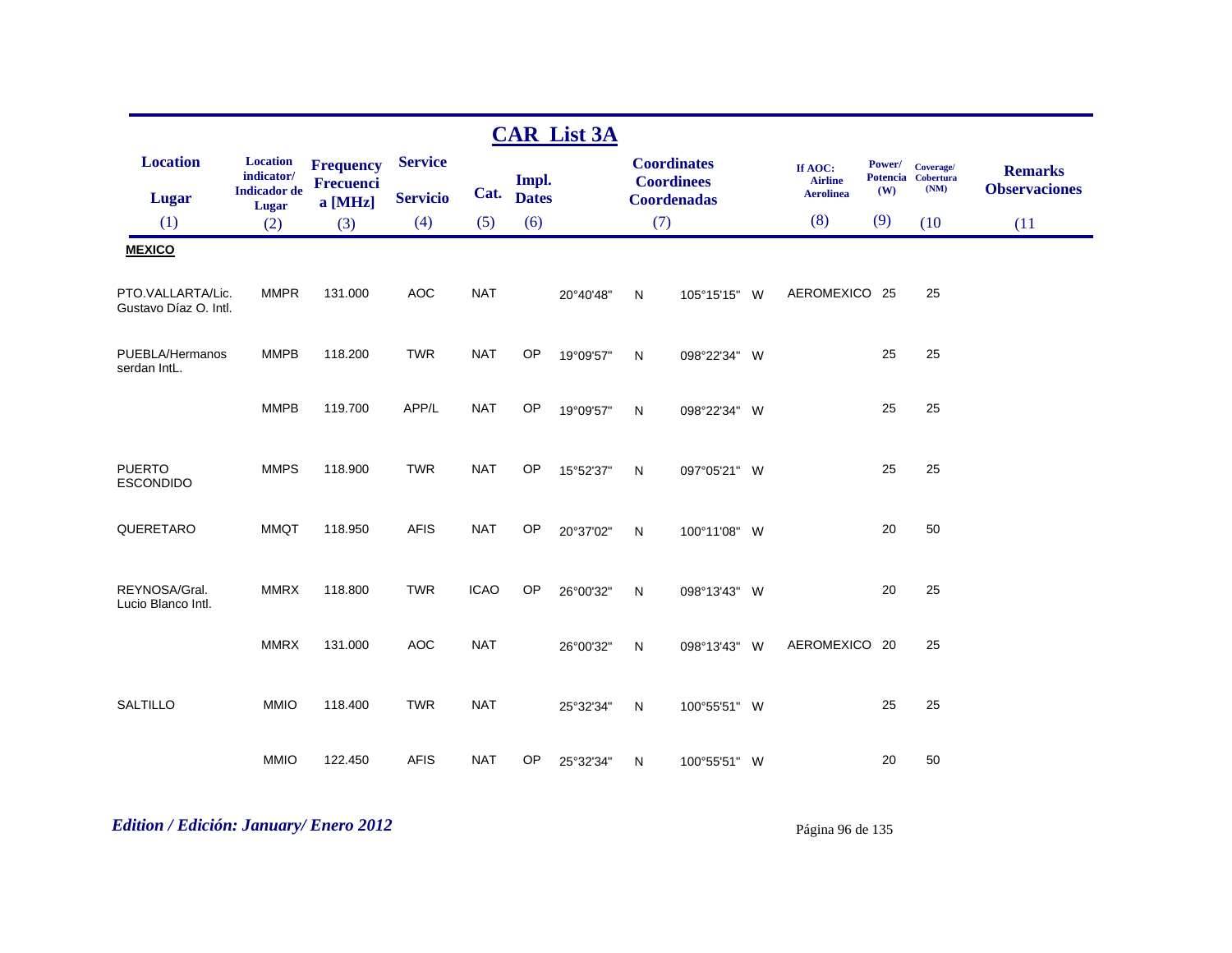## CAR List 3A

| Location<br>Lugar<br>(1) | Location indicator/ Indicador de Lugar<br>(2) | Frequency Frecuencia [MHz]<br>(3) | Service<br>Servicio<br>(4) | Cat.<br>(5) | Impl. Dates<br>(6) | Coordinates Coordinees Coordenadas<br>(7) | | | | If AOC: Airline Aerolinea<br>(8) | Power/ Potencia (W)<br>(9) | Coverage/ Cobertura (NM)<br>(10) | Remarks Observaciones<br>(11) |
|---|---|---|---|---|---|---|---|---|---|---|---|---|---|
| **MEXICO** | | | | | | | | | | | | | |
| PTO.VALLARTA/Lic. Gustavo Díaz O. Intl. | MMPR | 131.000 | AOC | NAT | | 20°40'48" | N | 105°15'15" | W | AEROMEXICO | 25 | 25 | |
| PUEBLA/Hermanos serdan IntL. | MMPB | 118.200 | TWR | NAT | OP | 19°09'57" | N | 098°22'34" | W | | 25 | 25 | |
| | MMPB | 119.700 | APP/L | NAT | OP | 19°09'57" | N | 098°22'34" | W | | 25 | 25 | |
| PUERTO ESCONDIDO | MMPS | 118.900 | TWR | NAT | OP | 15°52'37" | N | 097°05'21" | W | | 25 | 25 | |
| QUERETARO | MMQT | 118.950 | AFIS | NAT | OP | 20°37'02" | N | 100°11'08" | W | | 20 | 50 | |
| REYNOSA/Gral. Lucio Blanco Intl. | MMRX | 118.800 | TWR | ICAO | OP | 26°00'32" | N | 098°13'43" | W | | 20 | 25 | |
| | MMRX | 131.000 | AOC | NAT | | 26°00'32" | N | 098°13'43" | W | AEROMEXICO | 20 | 25 | |
| SALTILLO | MMIO | 118.400 | TWR | NAT | | 25°32'34" | N | 100°55'51" | W | | 25 | 25 | |
| | MMIO | 122.450 | AFIS | NAT | OP | 25°32'34" | N | 100°55'51" | W | | 20 | 50 | |

*Edition / Edición: January/ Enero 2012*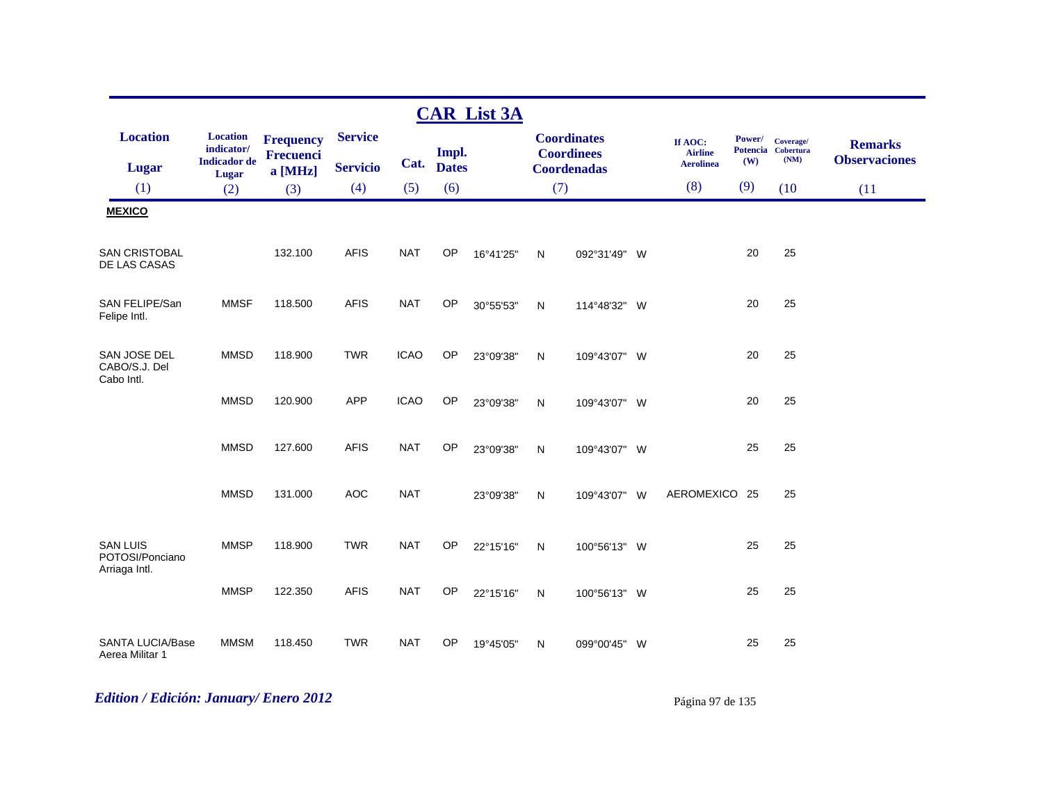## CAR List 3A

| Location / Lugar | Location indicator/ Indicador de Lugar | Frequency Frecuencia [MHz] | Service / Servicio | Cat. | Impl. Dates | Coordinates Coordinees Coordenadas | | | | If AOC: Airline Aerolinea | Power/ Potencia (W) | Coverage/ Cobertura (NM) | Remarks Observaciones |
|---|---|---|---|---|---|---|---|---|---|---|---|---|---|
| (1) | (2) | (3) | (4) | (5) | (6) | (7) | | | | (8) | (9) | (10 | (11 |
| **MEXICO** | | | | | | | | | | | | | |
| SAN CRISTOBAL DE LAS CASAS | | 132.100 | AFIS | NAT | OP | 16°41'25" | N | 092°31'49" | W | | 20 | 25 | |
| SAN FELIPE/San Felipe Intl. | MMSF | 118.500 | AFIS | NAT | OP | 30°55'53" | N | 114°48'32" | W | | 20 | 25 | |
| SAN JOSE DEL CABO/S.J. Del Cabo Intl. | MMSD | 118.900 | TWR | ICAO | OP | 23°09'38" | N | 109°43'07" | W | | 20 | 25 | |
| | MMSD | 120.900 | APP | ICAO | OP | 23°09'38" | N | 109°43'07" | W | | 20 | 25 | |
| | MMSD | 127.600 | AFIS | NAT | OP | 23°09'38" | N | 109°43'07" | W | | 25 | 25 | |
| | MMSD | 131.000 | AOC | NAT | | 23°09'38" | N | 109°43'07" | W | AEROMEXICO | 25 | 25 | |
| SAN LUIS POTOSI/Ponciano Arriaga Intl. | MMSP | 118.900 | TWR | NAT | OP | 22°15'16" | N | 100°56'13" | W | | 25 | 25 | |
| | MMSP | 122.350 | AFIS | NAT | OP | 22°15'16" | N | 100°56'13" | W | | 25 | 25 | |
| SANTA LUCIA/Base Aerea Militar 1 | MMSM | 118.450 | TWR | NAT | OP | 19°45'05" | N | 099°00'45" | W | | 25 | 25 | |

*Edition / Edición: January/ Enero 2012*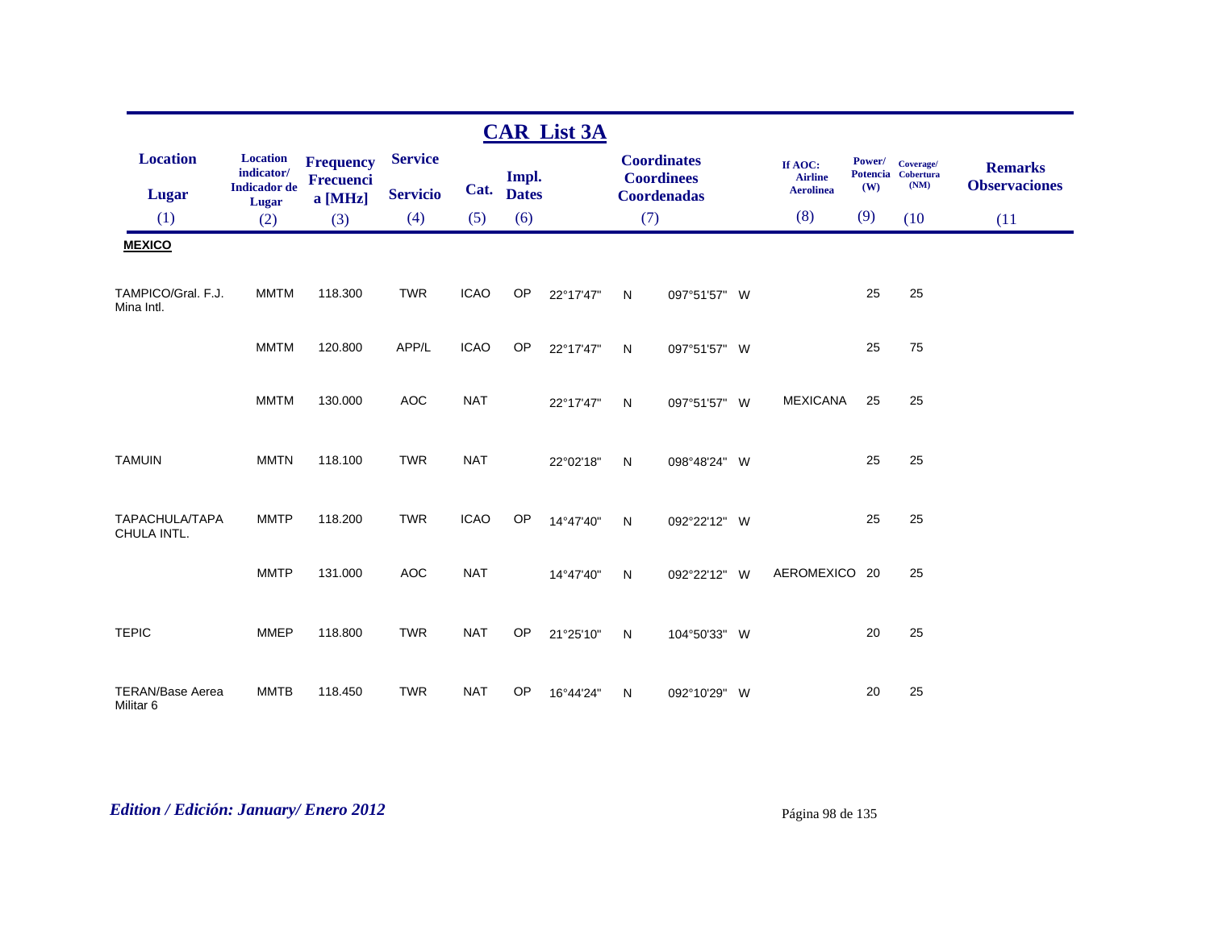# CAR List 3A

| Location / Lugar (1) | Location indicator/ Indicador de Lugar (2) | Frequency Frecuencia [MHz] (3) | Service / Servicio (4) | Cat. (5) | Impl. Dates (6) | Coordinates Coordinees Coordenadas (7) | | | | If AOC: Airline Aerolinea (8) | Power/ Potencia (W) (9) | Coverage/ Cobertura (NM) (10) | Remarks Observaciones (11) |
|---|---|---|---|---|---|---|---|---|---|---|---|---|---|
| **MEXICO** | | | | | | | | | | | | | |
| TAMPICO/Gral. F.J. Mina Intl. | MMTM | 118.300 | TWR | ICAO | OP | 22°17'47" | N | 097°51'57" | W | | 25 | 25 | |
| | MMTM | 120.800 | APP/L | ICAO | OP | 22°17'47" | N | 097°51'57" | W | | 25 | 75 | |
| | MMTM | 130.000 | AOC | NAT | | 22°17'47" | N | 097°51'57" | W | MEXICANA | 25 | 25 | |
| TAMUIN | MMTN | 118.100 | TWR | NAT | | 22°02'18" | N | 098°48'24" | W | | 25 | 25 | |
| TAPACHULA/TAPACHULA INTL. | MMTP | 118.200 | TWR | ICAO | OP | 14°47'40" | N | 092°22'12" | W | | 25 | 25 | |
| | MMTP | 131.000 | AOC | NAT | | 14°47'40" | N | 092°22'12" | W | AEROMEXICO | 20 | 25 | |
| TEPIC | MMEP | 118.800 | TWR | NAT | OP | 21°25'10" | N | 104°50'33" | W | | 20 | 25 | |
| TERAN/Base Aerea Militar 6 | MMTB | 118.450 | TWR | NAT | OP | 16°44'24" | N | 092°10'29" | W | | 20 | 25 | |

*Edition / Edición: January/ Enero 2012*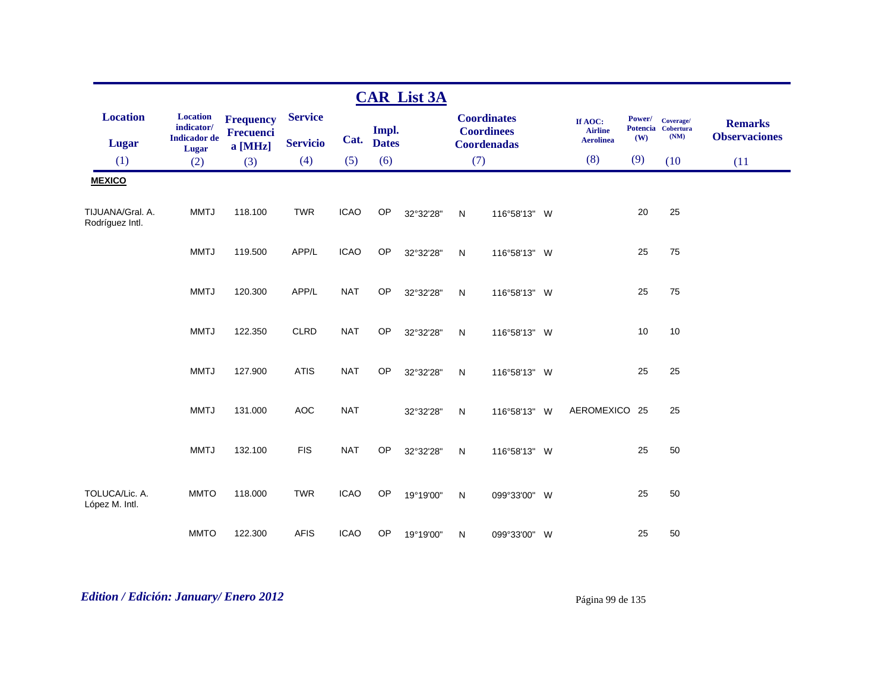## CAR List 3A

| Location<br>Lugar | Location indicator/<br>Indicador de Lugar | Frequency<br>Frecuencia [MHz] | Service<br>Servicio | Cat. | Impl. Dates | Coordinates<br>Coordinees<br>Coordenadas | | | | If AOC: Airline<br>Aerolinea | Power/<br>Potencia (W) | Coverage/<br>Cobertura (NM) | Remarks<br>Observaciones |
|---|---|---|---|---|---|---|---|---|---|---|---|---|---|
| (1) | (2) | (3) | (4) | (5) | (6) | (7) | | | | (8) | (9) | (10 | (11 |
| **MEXICO** | | | | | | | | | | | | | |
| TIJUANA/Gral. A. Rodríguez Intl. | MMTJ | 118.100 | TWR | ICAO | OP | 32°32'28" | N | 116°58'13" | W | | 20 | 25 | |
| | MMTJ | 119.500 | APP/L | ICAO | OP | 32°32'28" | N | 116°58'13" | W | | 25 | 75 | |
| | MMTJ | 120.300 | APP/L | NAT | OP | 32°32'28" | N | 116°58'13" | W | | 25 | 75 | |
| | MMTJ | 122.350 | CLRD | NAT | OP | 32°32'28" | N | 116°58'13" | W | | 10 | 10 | |
| | MMTJ | 127.900 | ATIS | NAT | OP | 32°32'28" | N | 116°58'13" | W | | 25 | 25 | |
| | MMTJ | 131.000 | AOC | NAT | | 32°32'28" | N | 116°58'13" | W | AEROMEXICO | 25 | 25 | |
| | MMTJ | 132.100 | FIS | NAT | OP | 32°32'28" | N | 116°58'13" | W | | 25 | 50 | |
| TOLUCA/Lic. A. López M. Intl. | MMTO | 118.000 | TWR | ICAO | OP | 19°19'00" | N | 099°33'00" | W | | 25 | 50 | |
| | MMTO | 122.300 | AFIS | ICAO | OP | 19°19'00" | N | 099°33'00" | W | | 25 | 50 | |

*Edition / Edición: January/ Enero 2012*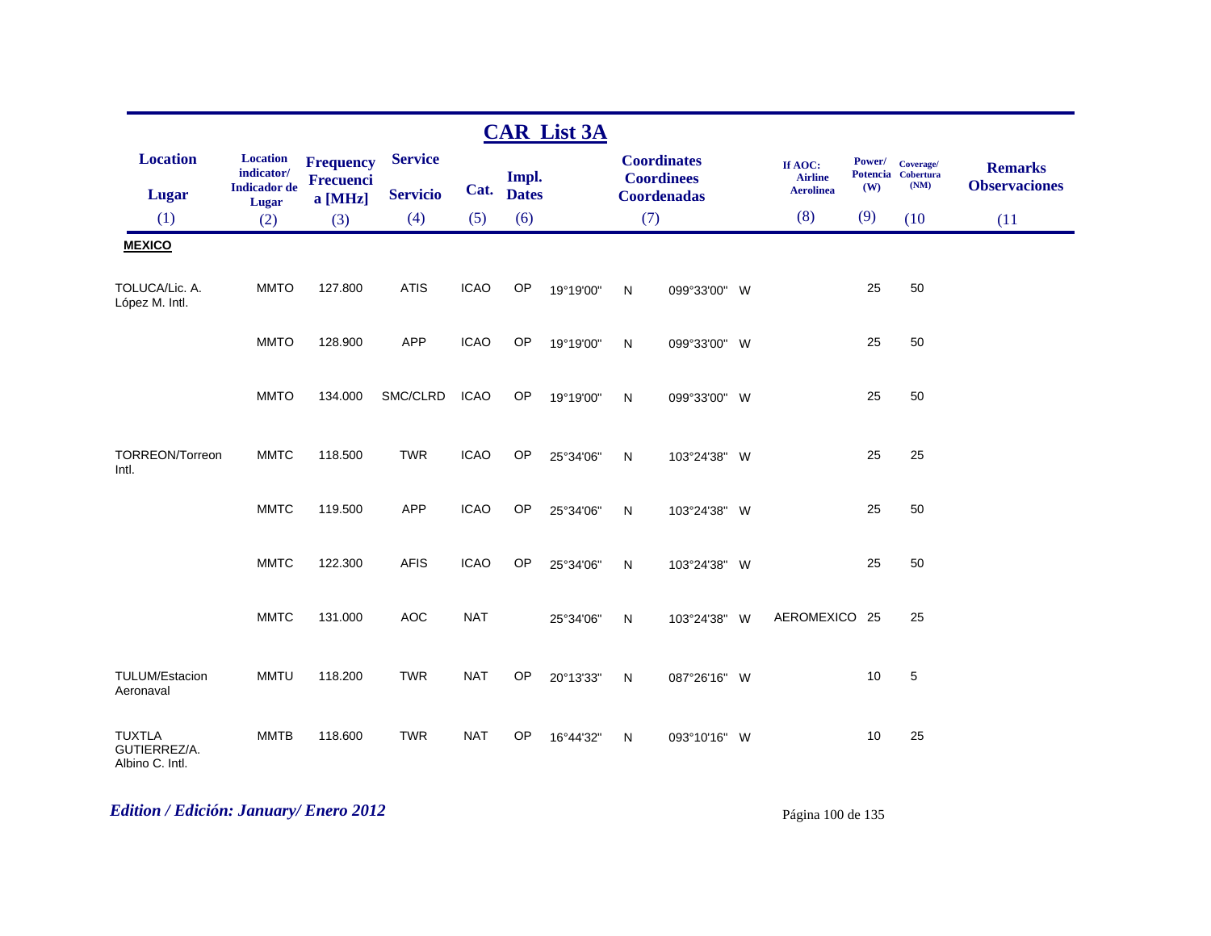## CAR List 3A

| Location<br>Lugar<br>(1) | Location indicator/<br>Indicador de Lugar<br>(2) | Frequency<br>Frecuencia [MHz]<br>(3) | Service<br>Servicio<br>(4) | Cat.<br>(5) | Impl. Dates<br>(6) | Coordinates<br>Coordinees<br>Coordenadas<br>(7) | | | | If AOC:<br>Airline<br>Aerolinea<br>(8) | Power/<br>Potencia<br>(W)<br>(9) | Coverage/<br>Cobertura<br>(NM)<br>(10 | Remarks<br>Observaciones<br>(11 |
|---|---|---|---|---|---|---|---|---|---|---|---|---|---|
| **MEXICO** | | | | | | | | | | | | | |
| TOLUCA/Lic. A. López M. Intl. | MMTO | 127.800 | ATIS | ICAO | OP | 19°19'00" | N | 099°33'00" | W | | 25 | 50 | |
| | MMTO | 128.900 | APP | ICAO | OP | 19°19'00" | N | 099°33'00" | W | | 25 | 50 | |
| | MMTO | 134.000 | SMC/CLRD | ICAO | OP | 19°19'00" | N | 099°33'00" | W | | 25 | 50 | |
| TORREON/Torreon Intl. | MMTC | 118.500 | TWR | ICAO | OP | 25°34'06" | N | 103°24'38" | W | | 25 | 25 | |
| | MMTC | 119.500 | APP | ICAO | OP | 25°34'06" | N | 103°24'38" | W | | 25 | 50 | |
| | MMTC | 122.300 | AFIS | ICAO | OP | 25°34'06" | N | 103°24'38" | W | | 25 | 50 | |
| | MMTC | 131.000 | AOC | NAT | | 25°34'06" | N | 103°24'38" | W | AEROMEXICO | 25 | 25 | |
| TULUM/Estacion Aeronaval | MMTU | 118.200 | TWR | NAT | OP | 20°13'33" | N | 087°26'16" | W | | 10 | 5 | |
| TUXTLA GUTIERREZ/A. Albino C. Intl. | MMTB | 118.600 | TWR | NAT | OP | 16°44'32" | N | 093°10'16" | W | | 10 | 25 | |

*Edition / Edición: January/ Enero 2012*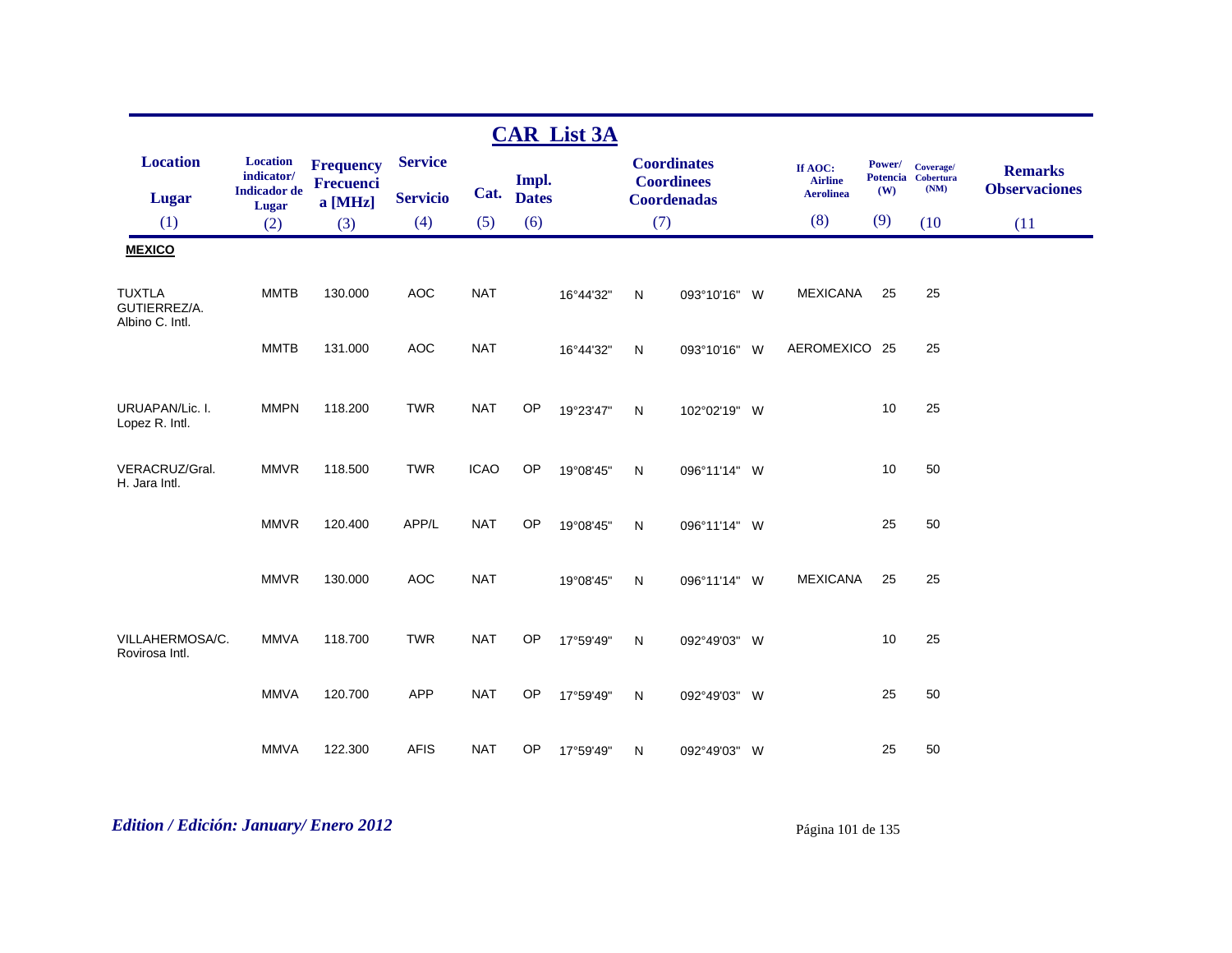## CAR List 3A

| Location<br>Lugar<br>(1) | Location indicator/<br>Indicador de Lugar<br>(2) | Frequency<br>Frecuencia [MHz]<br>(3) | Service<br>Servicio<br>(4) | Cat.<br>(5) | Impl.<br>Dates<br>(6) | Coordinates<br>Coordinees<br>Coordenadas<br>(7) | | | | If AOC:<br>Airline<br>Aerolinea<br>(8) | Power/<br>Potencia (W)<br>(9) | Coverage/<br>Cobertura (NM)<br>(10) | Remarks<br>Observaciones<br>(11) |
|---|---|---|---|---|---|---|---|---|---|---|---|---|---|
| **MEXICO** | | | | | | | | | | | | | |
| TUXTLA GUTIERREZ/A. Albino C. Intl. | MMTB | 130.000 | AOC | NAT | | 16°44'32" | N | 093°10'16" | W | MEXICANA | 25 | 25 | |
| | MMTB | 131.000 | AOC | NAT | | 16°44'32" | N | 093°10'16" | W | AEROMEXICO | 25 | 25 | |
| URUAPAN/Lic. I. Lopez R. Intl. | MMPN | 118.200 | TWR | NAT | OP | 19°23'47" | N | 102°02'19" | W | | 10 | 25 | |
| VERACRUZ/Gral. H. Jara Intl. | MMVR | 118.500 | TWR | ICAO | OP | 19°08'45" | N | 096°11'14" | W | | 10 | 50 | |
| | MMVR | 120.400 | APP/L | NAT | OP | 19°08'45" | N | 096°11'14" | W | | 25 | 50 | |
| | MMVR | 130.000 | AOC | NAT | | 19°08'45" | N | 096°11'14" | W | MEXICANA | 25 | 25 | |
| VILLAHERMOSA/C. Rovirosa Intl. | MMVA | 118.700 | TWR | NAT | OP | 17°59'49" | N | 092°49'03" | W | | 10 | 25 | |
| | MMVA | 120.700 | APP | NAT | OP | 17°59'49" | N | 092°49'03" | W | | 25 | 50 | |
| | MMVA | 122.300 | AFIS | NAT | OP | 17°59'49" | N | 092°49'03" | W | | 25 | 50 | |

*Edition / Edición: January/ Enero 2012*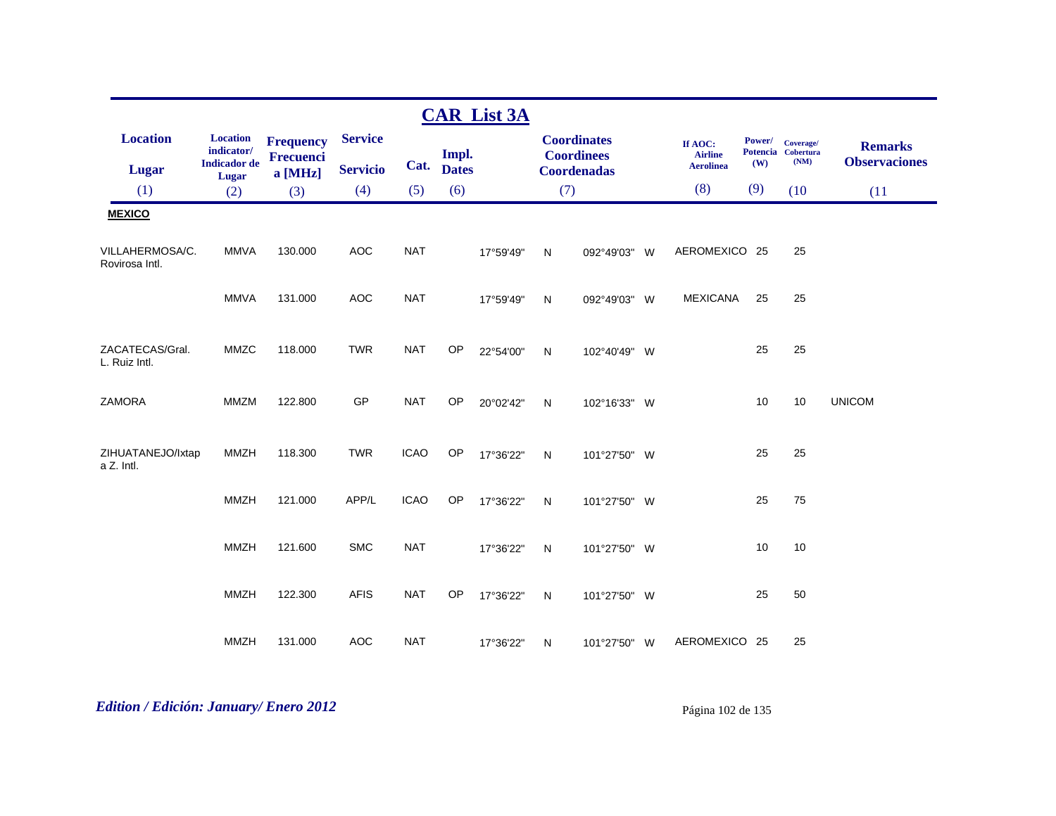## CAR List 3A

| Location / Lugar (1) | Location indicator/ Indicador de Lugar (2) | Frequency Frecuencia [MHz] (3) | Service Servicio (4) | Cat. (5) | Impl. Dates (6) | Coordinates Coordinees Coordenadas (7) | | | | If AOC: Airline Aerolinea (8) | Power/ Potencia (W) (9) | Coverage/ Cobertura (NM) (10) | Remarks Observaciones (11) |
|---|---|---|---|---|---|---|---|---|---|---|---|---|---|
| **MEXICO** | | | | | | | | | | | | | |
| VILLAHERMOSA/C. Rovirosa Intl. | MMVA | 130.000 | AOC | NAT | | 17°59'49" | N | 092°49'03" | W | AEROMEXICO | 25 | 25 | |
| | MMVA | 131.000 | AOC | NAT | | 17°59'49" | N | 092°49'03" | W | MEXICANA | 25 | 25 | |
| ZACATECAS/Gral. L. Ruiz Intl. | MMZC | 118.000 | TWR | NAT | OP | 22°54'00" | N | 102°40'49" | W | | 25 | 25 | |
| ZAMORA | MMZM | 122.800 | GP | NAT | OP | 20°02'42" | N | 102°16'33" | W | | 10 | 10 | UNICOM |
| ZIHUATANEJO/Ixtapa Z. Intl. | MMZH | 118.300 | TWR | ICAO | OP | 17°36'22" | N | 101°27'50" | W | | 25 | 25 | |
| | MMZH | 121.000 | APP/L | ICAO | OP | 17°36'22" | N | 101°27'50" | W | | 25 | 75 | |
| | MMZH | 121.600 | SMC | NAT | | 17°36'22" | N | 101°27'50" | W | | 10 | 10 | |
| | MMZH | 122.300 | AFIS | NAT | OP | 17°36'22" | N | 101°27'50" | W | | 25 | 50 | |
| | MMZH | 131.000 | AOC | NAT | | 17°36'22" | N | 101°27'50" | W | AEROMEXICO | 25 | 25 | |

*Edition / Edición: January/ Enero 2012*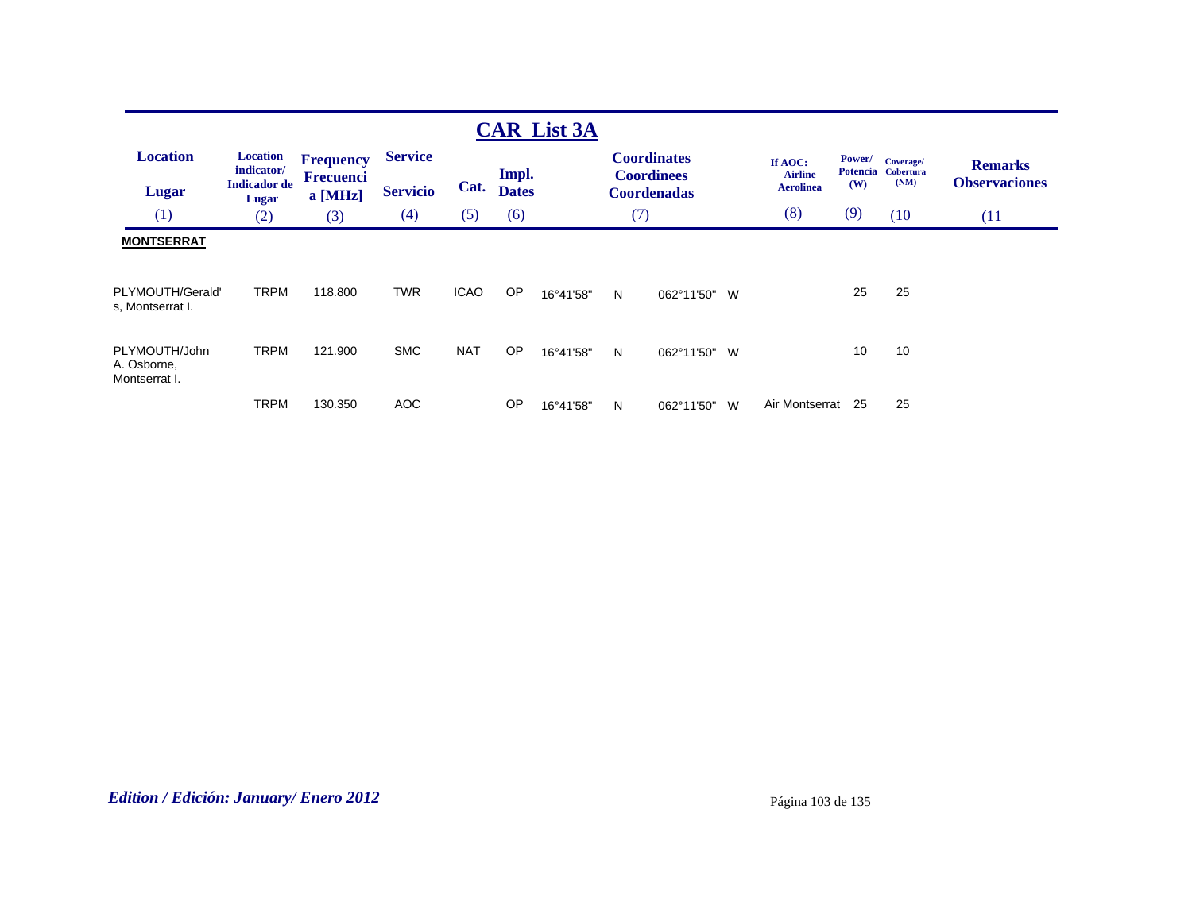# CAR List 3A

| Location<br>Lugar<br>(1) | Location indicator/ Indicador de Lugar<br>(2) | Frequency Frecuencia [MHz]<br>(3) | Service<br>Servicio<br>(4) | Cat.<br>(5) | Impl. Dates<br>(6) | Coordinates Coordinees Coordenadas<br>(7) | | | | If AOC: Airline Aerolinea<br>(8) | Power/ Potencia (W)<br>(9) | Coverage/ Cobertura (NM)<br>(10) | Remarks Observaciones<br>(11) |
|---|---|---|---|---|---|---|---|---|---|---|---|---|---|
| **MONTSERRAT** | | | | | | | | | | | | | |
| PLYMOUTH/Gerald's, Montserrat I. | TRPM | 118.800 | TWR | ICAO | OP | 16°41'58" | N | 062°11'50" | W | | 25 | 25 | |
| PLYMOUTH/John A. Osborne, Montserrat I. | TRPM | 121.900 | SMC | NAT | OP | 16°41'58" | N | 062°11'50" | W | | 10 | 10 | |
| | TRPM | 130.350 | AOC | | OP | 16°41'58" | N | 062°11'50" | W | Air Montserrat | 25 | 25 | |

*Edition / Edición: January/ Enero 2012*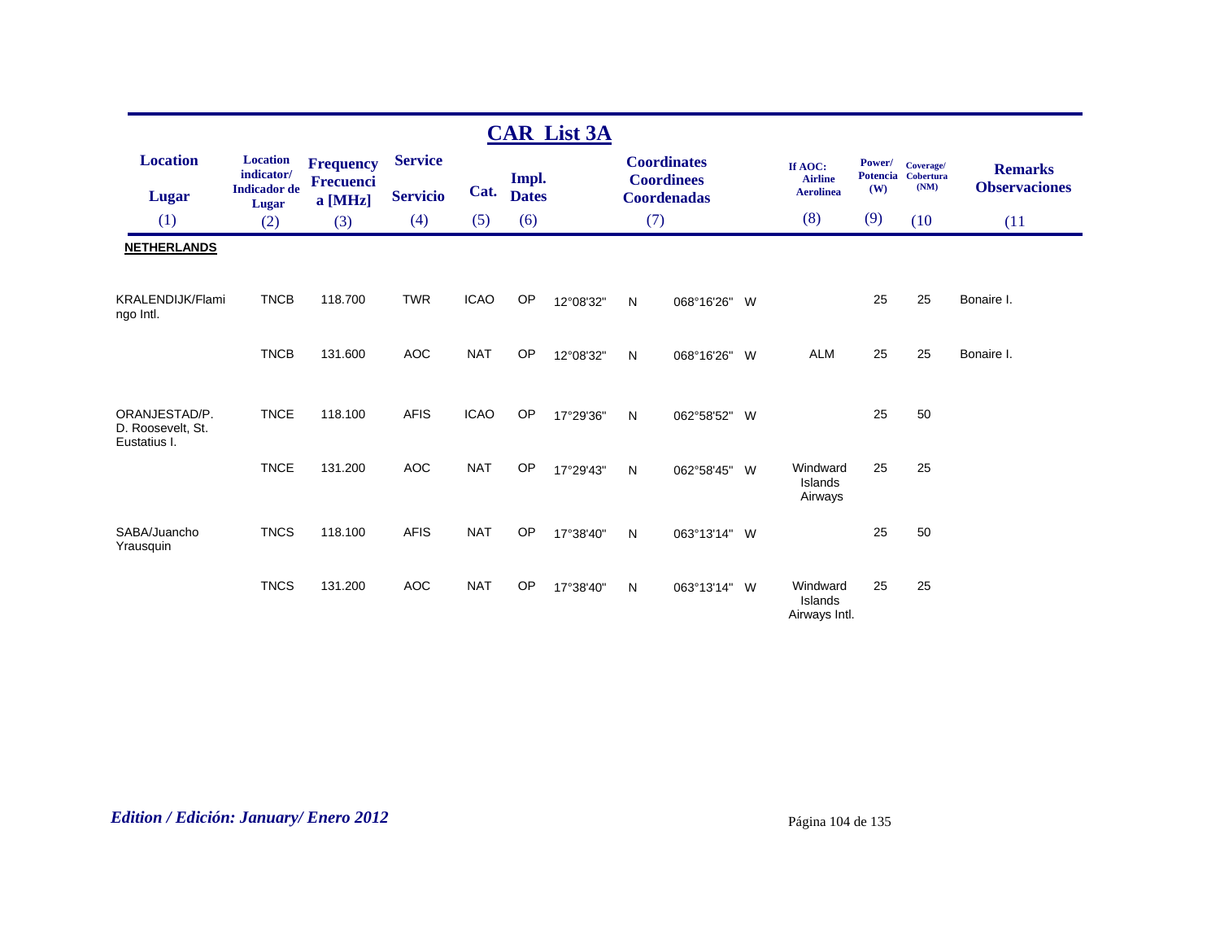## CAR List 3A

| Location / Lugar (1) | Location indicator/ Indicador de Lugar (2) | Frequency Frecuencia [MHz] (3) | Service Servicio (4) | Cat. (5) | Impl. Dates (6) | Coordinates Coordinees Coordenadas (7) | | | | If AOC: Airline Aerolinea (8) | Power/ Potencia (W) (9) | Coverage/ Cobertura (NM) (10 | Remarks Observaciones (11 |
|---|---|---|---|---|---|---|---|---|---|---|---|---|---|
| **NETHERLANDS** | | | | | | | | | | | | | |
| KRALENDIJK/Flamingo Intl. | TNCB | 118.700 | TWR | ICAO | OP | 12°08'32" | N | 068°16'26" | W | | 25 | 25 | Bonaire I. |
| | TNCB | 131.600 | AOC | NAT | OP | 12°08'32" | N | 068°16'26" | W | ALM | 25 | 25 | Bonaire I. |
| ORANJESTAD/P. D. Roosevelt, St. Eustatius I. | TNCE | 118.100 | AFIS | ICAO | OP | 17°29'36" | N | 062°58'52" | W | | 25 | 50 | |
| | TNCE | 131.200 | AOC | NAT | OP | 17°29'43" | N | 062°58'45" | W | Windward Islands Airways | 25 | 25 | |
| SABA/Juancho Yrausquin | TNCS | 118.100 | AFIS | NAT | OP | 17°38'40" | N | 063°13'14" | W | | 25 | 50 | |
| | TNCS | 131.200 | AOC | NAT | OP | 17°38'40" | N | 063°13'14" | W | Windward Islands Airways Intl. | 25 | 25 | |

*Edition / Edición: January/ Enero 2012*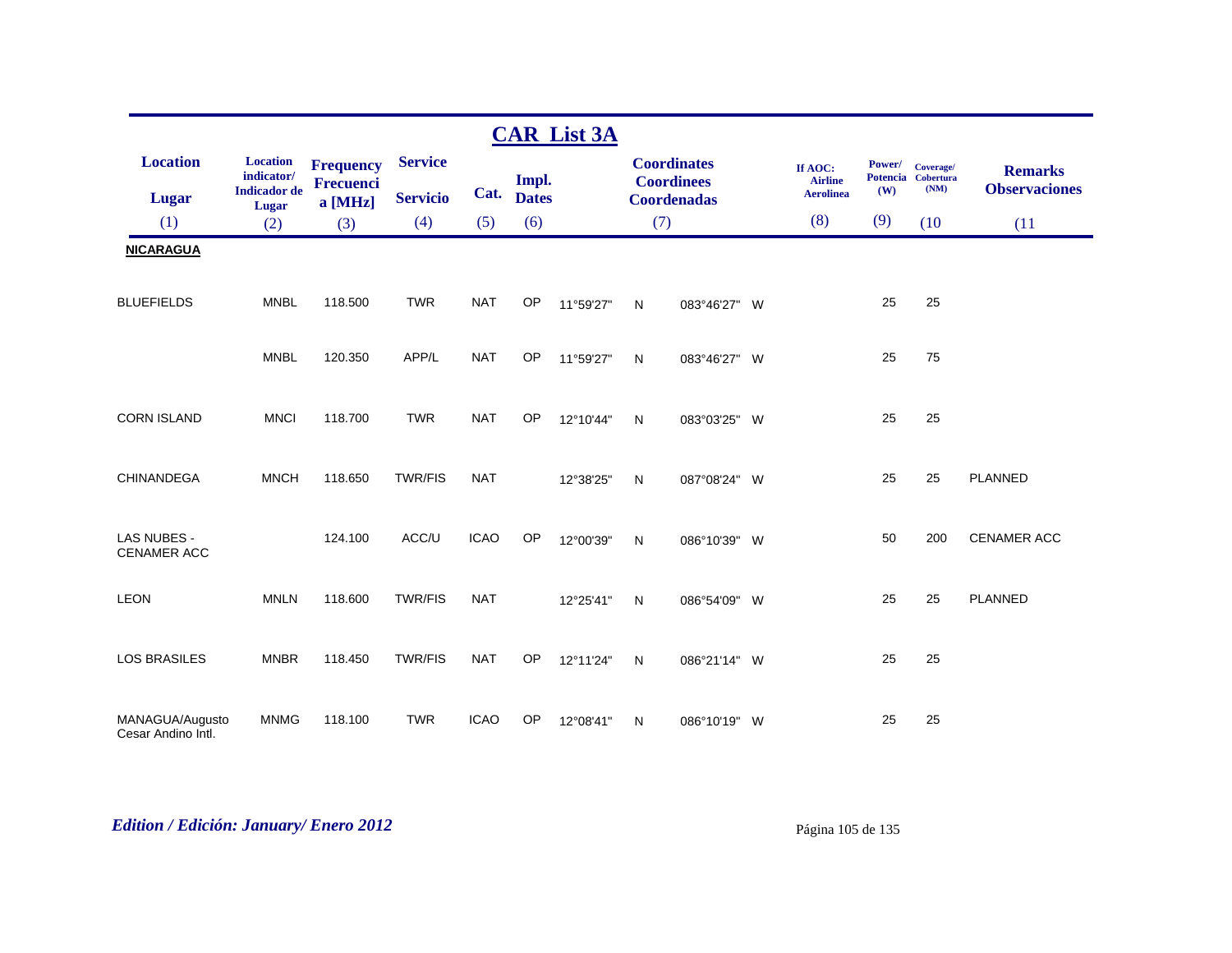## CAR List 3A

| Location<br>Lugar<br>(1) | Location indicator/ Indicador de Lugar<br>(2) | Frequency Frecuencia [MHz]<br>(3) | Service<br>Servicio<br>(4) | Cat.<br>(5) | Impl. Dates<br>(6) | Coordinates Coordinees Coordenadas<br>(7) | | | | If AOC: Airline Aerolinea<br>(8) | Power/ Potencia (W)<br>(9) | Coverage/ Cobertura (NM)<br>(10 | Remarks Observaciones<br>(11 |
|---|---|---|---|---|---|---|---|---|---|---|---|---|---|
| **NICARAGUA** | | | | | | | | | | | | | |
| BLUEFIELDS | MNBL | 118.500 | TWR | NAT | OP | 11°59'27" | N | 083°46'27" | W | | 25 | 25 | |
| | MNBL | 120.350 | APP/L | NAT | OP | 11°59'27" | N | 083°46'27" | W | | 25 | 75 | |
| CORN ISLAND | MNCI | 118.700 | TWR | NAT | OP | 12°10'44" | N | 083°03'25" | W | | 25 | 25 | |
| CHINANDEGA | MNCH | 118.650 | TWR/FIS | NAT | | 12°38'25" | N | 087°08'24" | W | | 25 | 25 | PLANNED |
| LAS NUBES - CENAMER ACC | | 124.100 | ACC/U | ICAO | OP | 12°00'39" | N | 086°10'39" | W | | 50 | 200 | CENAMER ACC |
| LEON | MNLN | 118.600 | TWR/FIS | NAT | | 12°25'41" | N | 086°54'09" | W | | 25 | 25 | PLANNED |
| LOS BRASILES | MNBR | 118.450 | TWR/FIS | NAT | OP | 12°11'24" | N | 086°21'14" | W | | 25 | 25 | |
| MANAGUA/Augusto Cesar Andino Intl. | MNMG | 118.100 | TWR | ICAO | OP | 12°08'41" | N | 086°10'19" | W | | 25 | 25 | |

*Edition / Edición: January/ Enero 2012*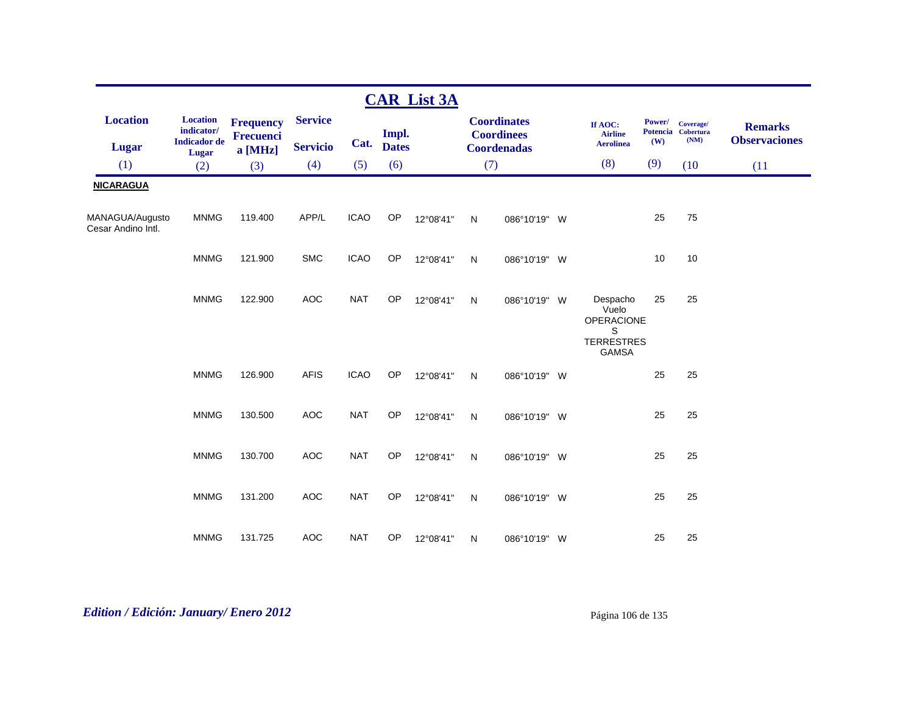## CAR List 3A

| Location<br>Lugar<br>(1) | Location indicator/ Indicador de Lugar<br>(2) | Frequency Frecuencia [MHz]<br>(3) | Service<br>Servicio<br>(4) | Cat.<br>(5) | Impl. Dates<br>(6) | Coordinates Coordinees Coordenadas<br>(7) | | | | If AOC: Airline Aerolinea<br>(8) | Power/ Potencia (W)<br>(9) | Coverage/ Cobertura (NM)<br>(10) | Remarks Observaciones<br>(11) |
|---|---|---|---|---|---|---|---|---|---|---|---|---|---|
| **NICARAGUA** | | | | | | | | | | | | | |
| MANAGUA/Augusto Cesar Andino Intl. | MNMG | 119.400 | APP/L | ICAO | OP | 12°08'41" | N | 086°10'19" | W | | 25 | 75 | |
| | MNMG | 121.900 | SMC | ICAO | OP | 12°08'41" | N | 086°10'19" | W | | 10 | 10 | |
| | MNMG | 122.900 | AOC | NAT | OP | 12°08'41" | N | 086°10'19" | W | Despacho Vuelo OPERACIONES TERRESTRES GAMSA | 25 | 25 | |
| | MNMG | 126.900 | AFIS | ICAO | OP | 12°08'41" | N | 086°10'19" | W | | 25 | 25 | |
| | MNMG | 130.500 | AOC | NAT | OP | 12°08'41" | N | 086°10'19" | W | | 25 | 25 | |
| | MNMG | 130.700 | AOC | NAT | OP | 12°08'41" | N | 086°10'19" | W | | 25 | 25 | |
| | MNMG | 131.200 | AOC | NAT | OP | 12°08'41" | N | 086°10'19" | W | | 25 | 25 | |
| | MNMG | 131.725 | AOC | NAT | OP | 12°08'41" | N | 086°10'19" | W | | 25 | 25 | |

*Edition / Edición: January/ Enero 2012*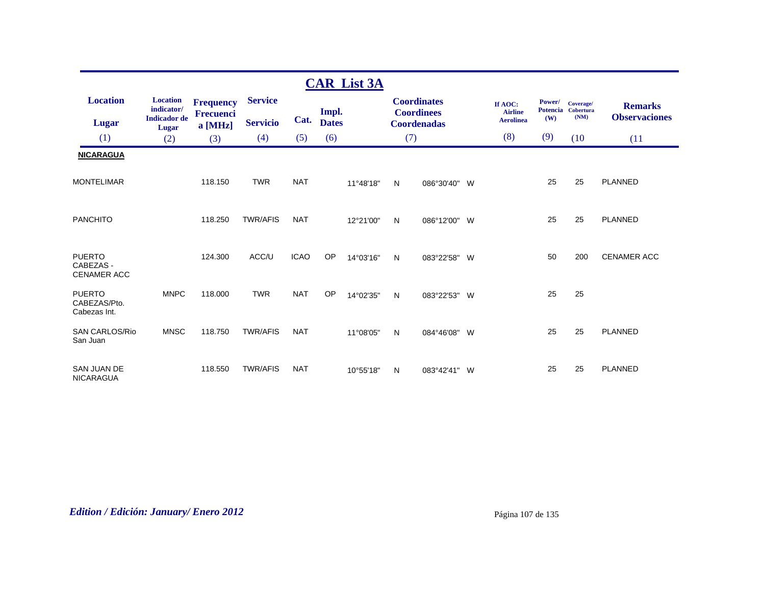# CAR List 3A

| Location<br>Lugar | Location indicator/<br>Indicador de Lugar | Frequency<br>Frecuencia [MHz] | Service<br>Servicio | Cat. | Impl.<br>Dates | Coordinates<br>Coordinees<br>Coordenadas | | | | If AOC:<br>Airline<br>Aerolinea | Power/<br>Potencia<br>(W) | Coverage/<br>Cobertura<br>(NM) | Remarks<br>Observaciones |
|---|---|---|---|---|---|---|---|---|---|---|---|---|---|
| (1) | (2) | (3) | (4) | (5) | (6) | (7) | | | | (8) | (9) | (10 | (11 |
| **NICARAGUA** | | | | | | | | | | | | | |
| MONTELIMAR | | 118.150 | TWR | NAT | | 11°48'18" | N | 086°30'40" | W | | 25 | 25 | PLANNED |
| PANCHITO | | 118.250 | TWR/AFIS | NAT | | 12°21'00" | N | 086°12'00" | W | | 25 | 25 | PLANNED |
| PUERTO CABEZAS - CENAMER ACC | | 124.300 | ACC/U | ICAO | OP | 14°03'16" | N | 083°22'58" | W | | 50 | 200 | CENAMER ACC |
| PUERTO CABEZAS/Pto. Cabezas Int. | MNPC | 118.000 | TWR | NAT | OP | 14°02'35" | N | 083°22'53" | W | | 25 | 25 | |
| SAN CARLOS/Rio San Juan | MNSC | 118.750 | TWR/AFIS | NAT | | 11°08'05" | N | 084°46'08" | W | | 25 | 25 | PLANNED |
| SAN JUAN DE NICARAGUA | | 118.550 | TWR/AFIS | NAT | | 10°55'18" | N | 083°42'41" | W | | 25 | 25 | PLANNED |

*Edition / Edición: January/ Enero 2012*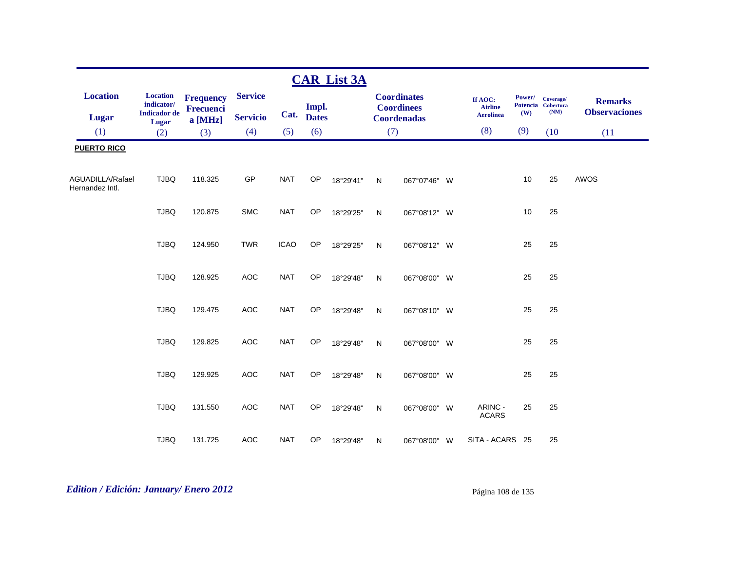## CAR List 3A

| Location / Lugar (1) | Location indicator/ Indicador de Lugar (2) | Frequency Frecuencia [MHz] (3) | Service / Servicio (4) | Cat. (5) | Impl. Dates (6) | Coordinates / Coordinees / Coordenadas (7) | | | | If AOC: Airline Aerolinea (8) | Power/ Potencia (W) (9) | Coverage/ Cobertura (NM) (10 | Remarks / Observaciones (11 |
|---|---|---|---|---|---|---|---|---|---|---|---|---|---|
| **PUERTO RICO** | | | | | | | | | | | | | |
| AGUADILLA/Rafael Hernandez Intl. | TJBQ | 118.325 | GP | NAT | OP | 18°29'41" | N | 067°07'46" | W | | 10 | 25 | AWOS |
| | TJBQ | 120.875 | SMC | NAT | OP | 18°29'25" | N | 067°08'12" | W | | 10 | 25 | |
| | TJBQ | 124.950 | TWR | ICAO | OP | 18°29'25" | N | 067°08'12" | W | | 25 | 25 | |
| | TJBQ | 128.925 | AOC | NAT | OP | 18°29'48" | N | 067°08'00" | W | | 25 | 25 | |
| | TJBQ | 129.475 | AOC | NAT | OP | 18°29'48" | N | 067°08'10" | W | | 25 | 25 | |
| | TJBQ | 129.825 | AOC | NAT | OP | 18°29'48" | N | 067°08'00" | W | | 25 | 25 | |
| | TJBQ | 129.925 | AOC | NAT | OP | 18°29'48" | N | 067°08'00" | W | | 25 | 25 | |
| | TJBQ | 131.550 | AOC | NAT | OP | 18°29'48" | N | 067°08'00" | W | ARINC - ACARS | 25 | 25 | |
| | TJBQ | 131.725 | AOC | NAT | OP | 18°29'48" | N | 067°08'00" | W | SITA - ACARS | 25 | 25 | |

*Edition / Edición: January/ Enero 2012*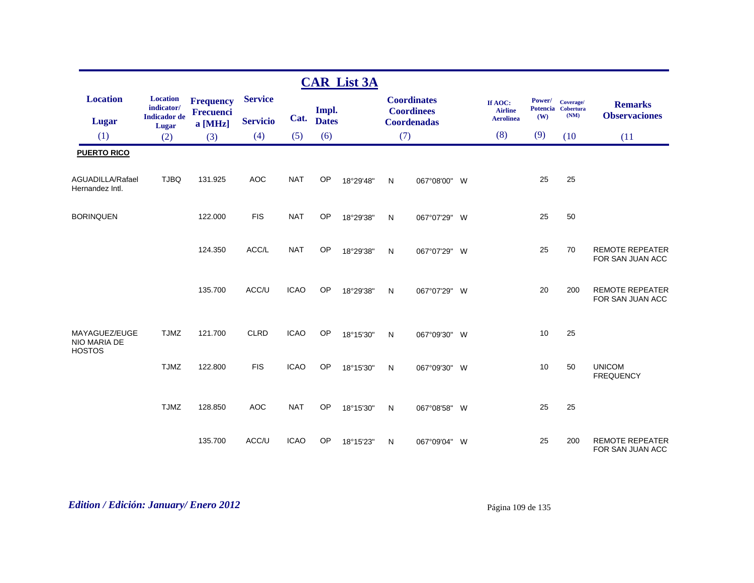## CAR List 3A

| Location<br>Lugar<br>(1) | Location indicator/<br>Indicador de Lugar<br>(2) | Frequency<br>Frecuencia [MHz]<br>(3) | Service<br>Servicio<br>(4) | Cat.<br>(5) | Impl. Dates<br>(6) | Coordinates<br>Coordinees<br>Coordenadas<br>(7) | | | | If AOC: Airline<br>Aerolinea<br>(8) | Power/<br>Potencia (W)<br>(9) | Coverage/<br>Cobertura (NM)<br>(10 | Remarks<br>Observaciones<br>(11 |
|---|---|---|---|---|---|---|---|---|---|---|---|---|---|
| **PUERTO RICO** | | | | | | | | | | | | | |
| AGUADILLA/Rafael Hernandez Intl. | TJBQ | 131.925 | AOC | NAT | OP | 18°29'48" | N | 067°08'00" | W | | 25 | 25 | |
| BORINQUEN | | 122.000 | FIS | NAT | OP | 18°29'38" | N | 067°07'29" | W | | 25 | 50 | |
| | | 124.350 | ACC/L | NAT | OP | 18°29'38" | N | 067°07'29" | W | | 25 | 70 | REMOTE REPEATER FOR SAN JUAN ACC |
| | | 135.700 | ACC/U | ICAO | OP | 18°29'38" | N | 067°07'29" | W | | 20 | 200 | REMOTE REPEATER FOR SAN JUAN ACC |
| MAYAGUEZ/EUGENIO MARIA DE HOSTOS | TJMZ | 121.700 | CLRD | ICAO | OP | 18°15'30" | N | 067°09'30" | W | | 10 | 25 | |
| | TJMZ | 122.800 | FIS | ICAO | OP | 18°15'30" | N | 067°09'30" | W | | 10 | 50 | UNICOM FREQUENCY |
| | TJMZ | 128.850 | AOC | NAT | OP | 18°15'30" | N | 067°08'58" | W | | 25 | 25 | |
| | | 135.700 | ACC/U | ICAO | OP | 18°15'23" | N | 067°09'04" | W | | 25 | 200 | REMOTE REPEATER FOR SAN JUAN ACC |

*Edition / Edición: January/ Enero 2012*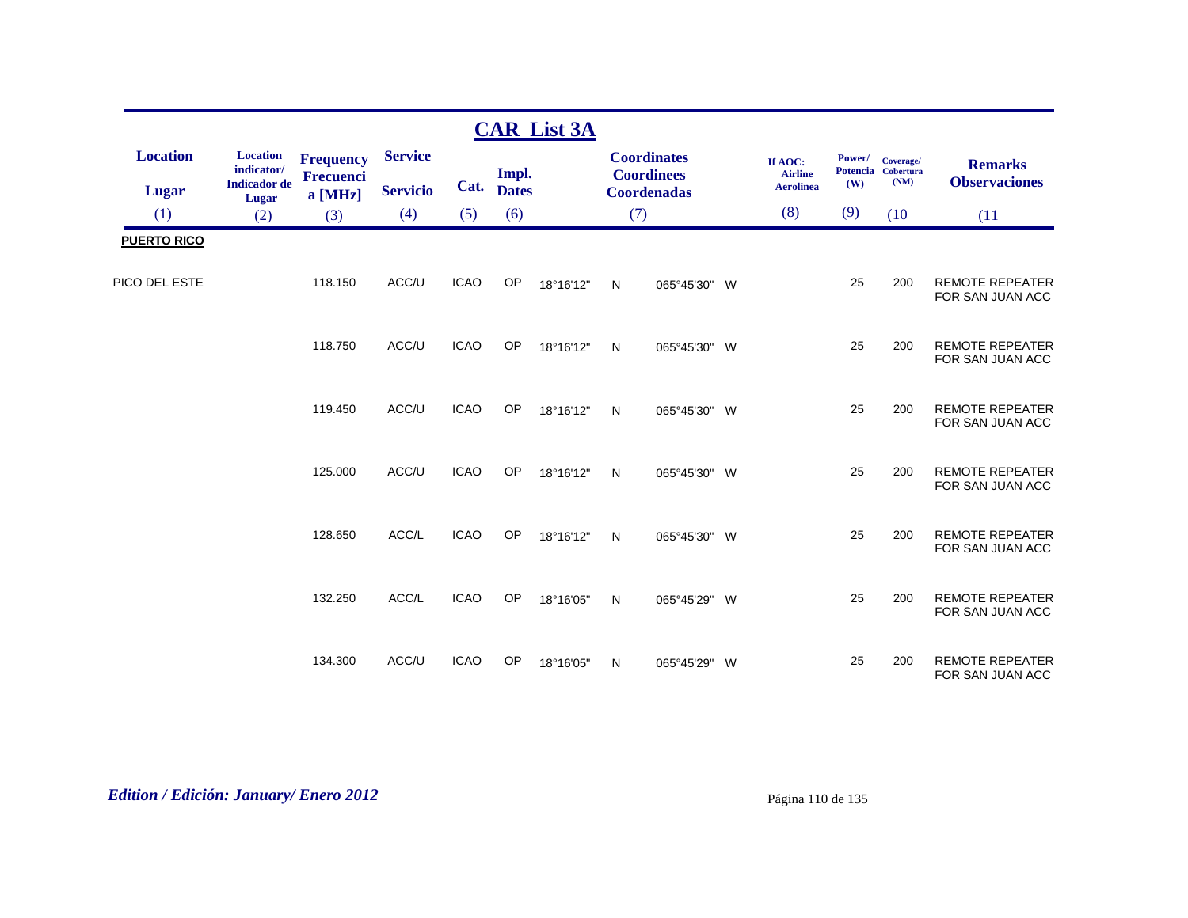# CAR List 3A

| Location<br>Lugar<br>(1) | Location indicator/<br>Indicador de Lugar<br>(2) | Frequency<br>Frecuencia [MHz]<br>(3) | Service<br>Servicio<br>(4) | Cat.<br>(5) | Impl. Dates<br>(6) | Coordinates<br>Coordinees<br>Coordenadas<br>(7) | | | | If AOC: Airline<br>Aerolinea<br>(8) | Power/<br>Potencia<br>(W)<br>(9) | Coverage/<br>Cobertura<br>(NM)<br>(10 | Remarks<br>Observaciones<br>(11 |
|---|---|---|---|---|---|---|---|---|---|---|---|---|---|
| **PUERTO RICO** | | | | | | | | | | | | | |
| PICO DEL ESTE | | 118.150 | ACC/U | ICAO | OP | 18°16'12" | N | 065°45'30" | W | | 25 | 200 | REMOTE REPEATER FOR SAN JUAN ACC |
| | | 118.750 | ACC/U | ICAO | OP | 18°16'12" | N | 065°45'30" | W | | 25 | 200 | REMOTE REPEATER FOR SAN JUAN ACC |
| | | 119.450 | ACC/U | ICAO | OP | 18°16'12" | N | 065°45'30" | W | | 25 | 200 | REMOTE REPEATER FOR SAN JUAN ACC |
| | | 125.000 | ACC/U | ICAO | OP | 18°16'12" | N | 065°45'30" | W | | 25 | 200 | REMOTE REPEATER FOR SAN JUAN ACC |
| | | 128.650 | ACC/L | ICAO | OP | 18°16'12" | N | 065°45'30" | W | | 25 | 200 | REMOTE REPEATER FOR SAN JUAN ACC |
| | | 132.250 | ACC/L | ICAO | OP | 18°16'05" | N | 065°45'29" | W | | 25 | 200 | REMOTE REPEATER FOR SAN JUAN ACC |
| | | 134.300 | ACC/U | ICAO | OP | 18°16'05" | N | 065°45'29" | W | | 25 | 200 | REMOTE REPEATER FOR SAN JUAN ACC |

*Edition / Edición: January/ Enero 2012*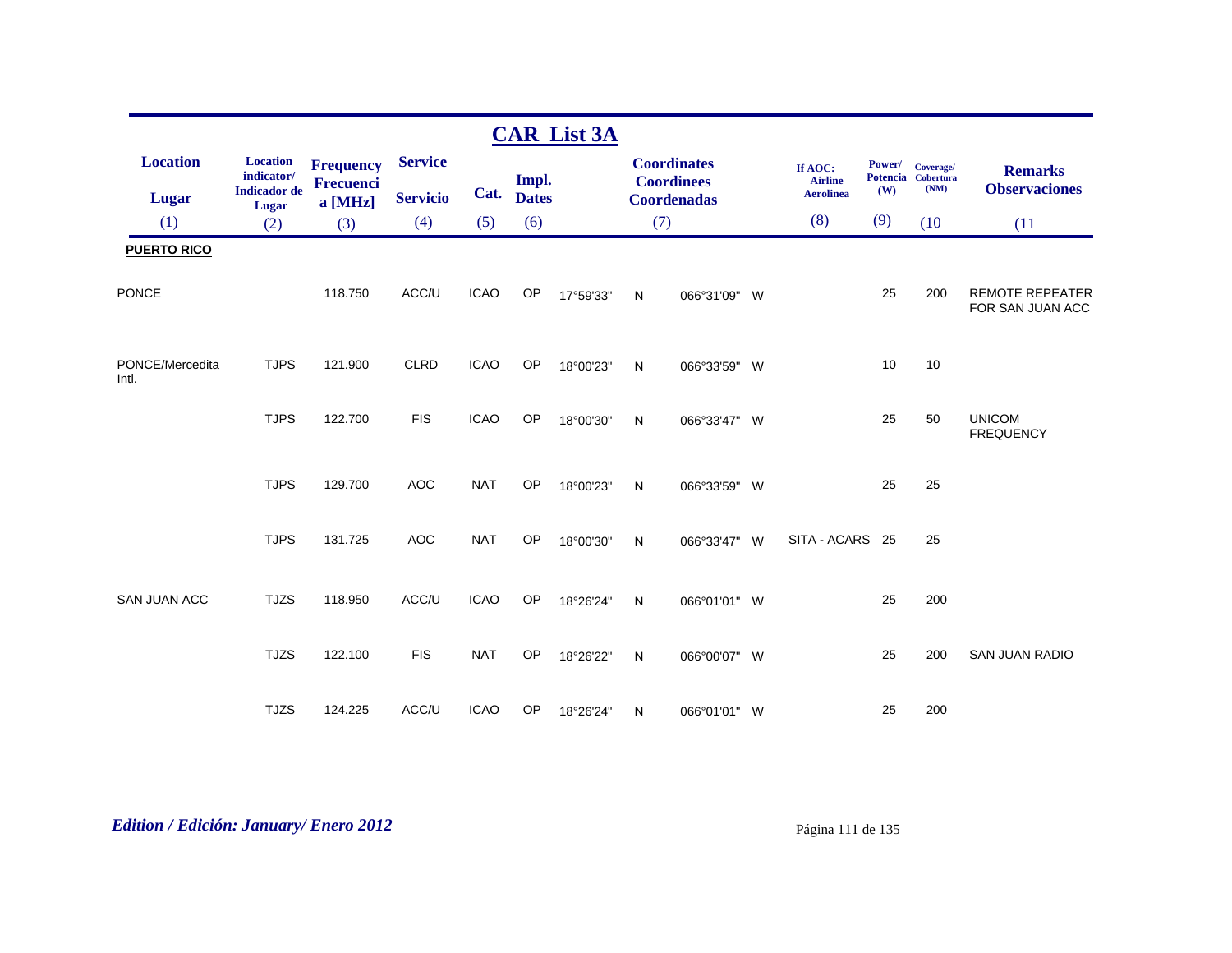# CAR List 3A

| Location<br>Lugar | Location indicator/ Indicador de Lugar | Frequency Frecuencia [MHz] | Service<br>Servicio | Cat. | Impl. Dates | Coordinates Coordinees Coordenadas | | | | If AOC: Airline Aerolinea | Power/ Potencia (W) | Coverage/ Cobertura (NM) | Remarks Observaciones |
|---|---|---|---|---|---|---|---|---|---|---|---|---|---|
| (1) | (2) | (3) | (4) | (5) | (6) | (7) | | | | (8) | (9) | (10 | (11 |
| **PUERTO RICO** | | | | | | | | | | | | | |
| PONCE | | 118.750 | ACC/U | ICAO | OP | 17°59'33" | N | 066°31'09" | W | | 25 | 200 | REMOTE REPEATER FOR SAN JUAN ACC |
| PONCE/Mercedita Intl. | TJPS | 121.900 | CLRD | ICAO | OP | 18°00'23" | N | 066°33'59" | W | | 10 | 10 | |
| | TJPS | 122.700 | FIS | ICAO | OP | 18°00'30" | N | 066°33'47" | W | | 25 | 50 | UNICOM FREQUENCY |
| | TJPS | 129.700 | AOC | NAT | OP | 18°00'23" | N | 066°33'59" | W | | 25 | 25 | |
| | TJPS | 131.725 | AOC | NAT | OP | 18°00'30" | N | 066°33'47" | W | SITA - ACARS | 25 | 25 | |
| SAN JUAN ACC | TJZS | 118.950 | ACC/U | ICAO | OP | 18°26'24" | N | 066°01'01" | W | | 25 | 200 | |
| | TJZS | 122.100 | FIS | NAT | OP | 18°26'22" | N | 066°00'07" | W | | 25 | 200 | SAN JUAN RADIO |
| | TJZS | 124.225 | ACC/U | ICAO | OP | 18°26'24" | N | 066°01'01" | W | | 25 | 200 | |

*Edition / Edición: January/ Enero 2012*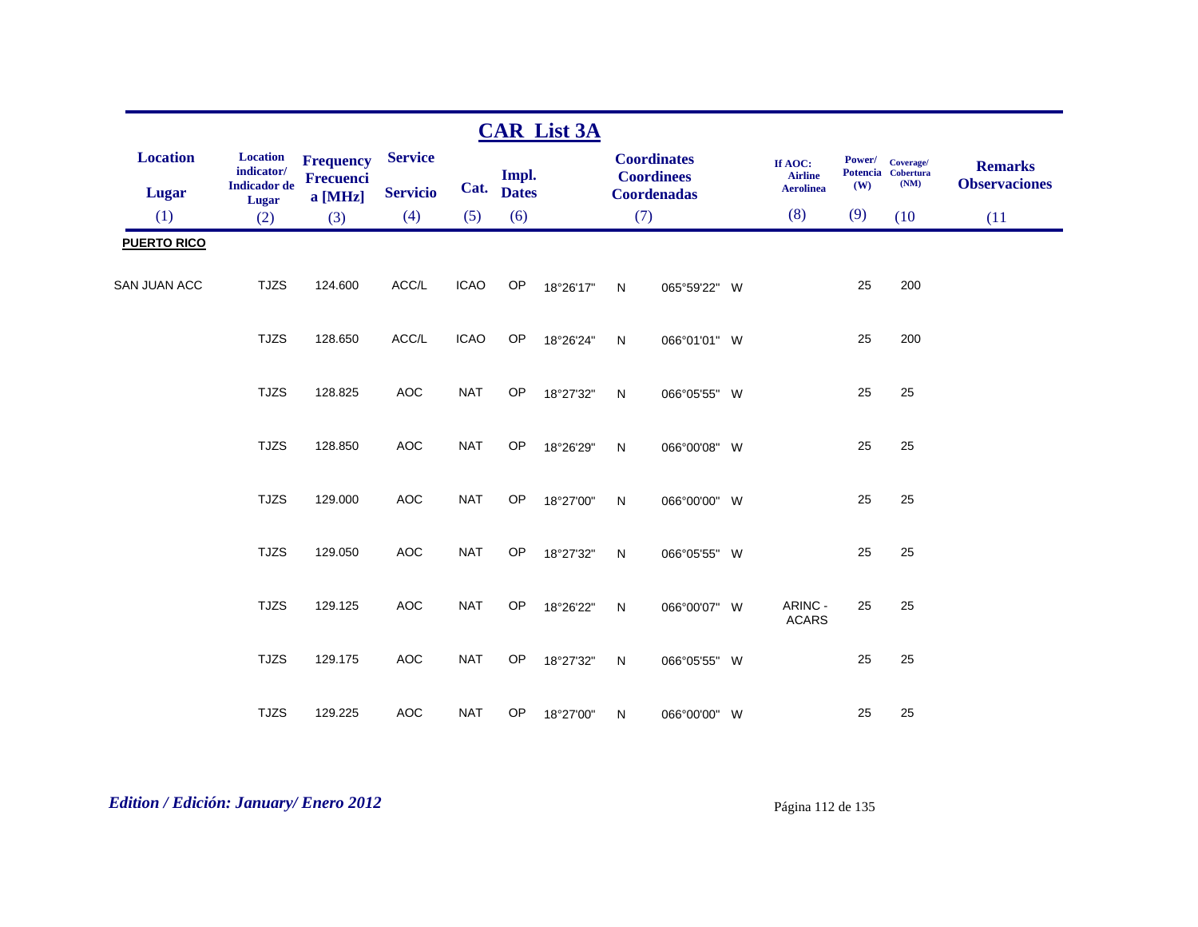# CAR List 3A

| Location<br>Lugar<br>(1) | Location indicator/ Indicador de Lugar<br>(2) | Frequency Frecuencia [MHz]<br>(3) | Service<br>Servicio<br>(4) | Cat.<br>(5) | Impl. Dates<br>(6) | Coordinates Coordinees Coordenadas<br>(7) | | | | If AOC: Airline Aerolinea<br>(8) | Power/ Potencia (W)<br>(9) | Coverage/ Cobertura (NM)<br>(10 | Remarks Observaciones<br>(11 |
|---|---|---|---|---|---|---|---|---|---|---|---|---|---|
| **PUERTO RICO** | | | | | | | | | | | | | |
| SAN JUAN ACC | TJZS | 124.600 | ACC/L | ICAO | OP | 18°26'17" | N | 065°59'22" | W | | 25 | 200 | |
| | TJZS | 128.650 | ACC/L | ICAO | OP | 18°26'24" | N | 066°01'01" | W | | 25 | 200 | |
| | TJZS | 128.825 | AOC | NAT | OP | 18°27'32" | N | 066°05'55" | W | | 25 | 25 | |
| | TJZS | 128.850 | AOC | NAT | OP | 18°26'29" | N | 066°00'08" | W | | 25 | 25 | |
| | TJZS | 129.000 | AOC | NAT | OP | 18°27'00" | N | 066°00'00" | W | | 25 | 25 | |
| | TJZS | 129.050 | AOC | NAT | OP | 18°27'32" | N | 066°05'55" | W | | 25 | 25 | |
| | TJZS | 129.125 | AOC | NAT | OP | 18°26'22" | N | 066°00'07" | W | ARINC - ACARS | 25 | 25 | |
| | TJZS | 129.175 | AOC | NAT | OP | 18°27'32" | N | 066°05'55" | W | | 25 | 25 | |
| | TJZS | 129.225 | AOC | NAT | OP | 18°27'00" | N | 066°00'00" | W | | 25 | 25 | |

*Edition / Edición: January/ Enero 2012*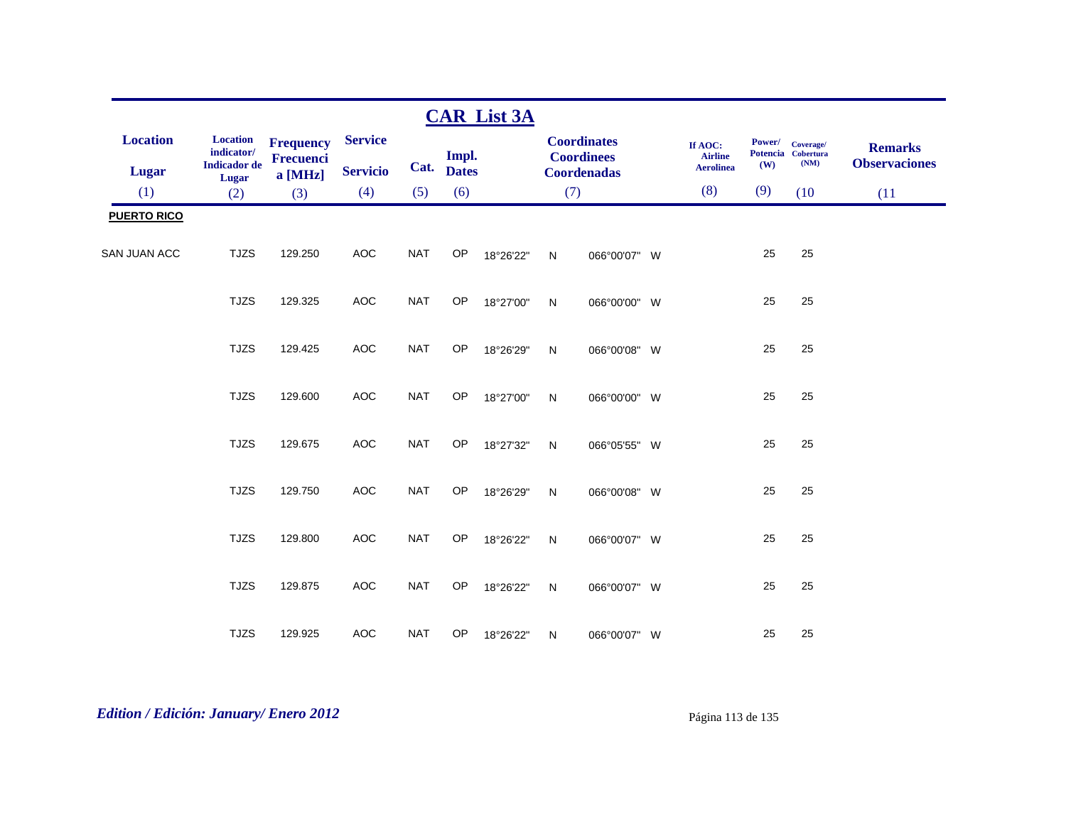# CAR List 3A

| Location / Lugar (1) | Location indicator/ Indicador de Lugar (2) | Frequency Frecuencia [MHz] (3) | Service / Servicio (4) | Cat. (5) | Impl. Dates (6) | Coordinates Coordinees Coordenadas (7) | | | | If AOC: Airline Aerolinea (8) | Power/ Potencia (W) (9) | Coverage/ Cobertura (NM) (10 | Remarks Observaciones (11 |
|---|---|---|---|---|---|---|---|---|---|---|---|---|---|
| **PUERTO RICO** | | | | | | | | | | | | | |
| SAN JUAN ACC | TJZS | 129.250 | AOC | NAT | OP | 18°26'22" | N | 066°00'07" | W | | 25 | 25 | |
| | TJZS | 129.325 | AOC | NAT | OP | 18°27'00" | N | 066°00'00" | W | | 25 | 25 | |
| | TJZS | 129.425 | AOC | NAT | OP | 18°26'29" | N | 066°00'08" | W | | 25 | 25 | |
| | TJZS | 129.600 | AOC | NAT | OP | 18°27'00" | N | 066°00'00" | W | | 25 | 25 | |
| | TJZS | 129.675 | AOC | NAT | OP | 18°27'32" | N | 066°05'55" | W | | 25 | 25 | |
| | TJZS | 129.750 | AOC | NAT | OP | 18°26'29" | N | 066°00'08" | W | | 25 | 25 | |
| | TJZS | 129.800 | AOC | NAT | OP | 18°26'22" | N | 066°00'07" | W | | 25 | 25 | |
| | TJZS | 129.875 | AOC | NAT | OP | 18°26'22" | N | 066°00'07" | W | | 25 | 25 | |
| | TJZS | 129.925 | AOC | NAT | OP | 18°26'22" | N | 066°00'07" | W | | 25 | 25 | |

*Edition / Edición: January/ Enero 2012*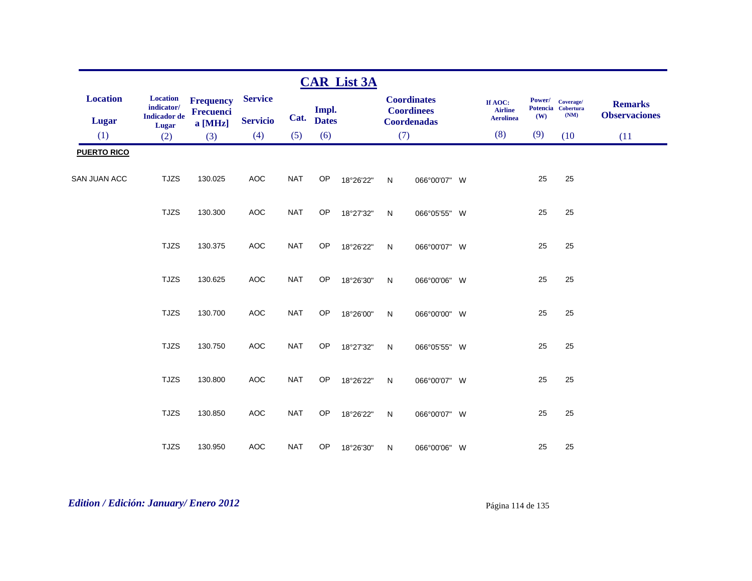## CAR List 3A

| Location / Lugar (1) | Location indicator/ Indicador de Lugar (2) | Frequency Frecuencia [MHz] (3) | Service / Servicio (4) | Cat. (5) | Impl. Dates (6) | Coordinates Coordinees Coordenadas (7) | | | | If AOC: Airline Aerolinea (8) | Power/ Potencia (W) (9) | Coverage/ Cobertura (NM) (10) | Remarks Observaciones (11 |
|---|---|---|---|---|---|---|---|---|---|---|---|---|---|
| **PUERTO RICO** | | | | | | | | | | | | | |
| SAN JUAN ACC | TJZS | 130.025 | AOC | NAT | OP | 18°26'22" | N | 066°00'07" | W | | 25 | 25 | |
| | TJZS | 130.300 | AOC | NAT | OP | 18°27'32" | N | 066°05'55" | W | | 25 | 25 | |
| | TJZS | 130.375 | AOC | NAT | OP | 18°26'22" | N | 066°00'07" | W | | 25 | 25 | |
| | TJZS | 130.625 | AOC | NAT | OP | 18°26'30" | N | 066°00'06" | W | | 25 | 25 | |
| | TJZS | 130.700 | AOC | NAT | OP | 18°26'00" | N | 066°00'00" | W | | 25 | 25 | |
| | TJZS | 130.750 | AOC | NAT | OP | 18°27'32" | N | 066°05'55" | W | | 25 | 25 | |
| | TJZS | 130.800 | AOC | NAT | OP | 18°26'22" | N | 066°00'07" | W | | 25 | 25 | |
| | TJZS | 130.850 | AOC | NAT | OP | 18°26'22" | N | 066°00'07" | W | | 25 | 25 | |
| | TJZS | 130.950 | AOC | NAT | OP | 18°26'30" | N | 066°00'06" | W | | 25 | 25 | |

*Edition / Edición: January/ Enero 2012*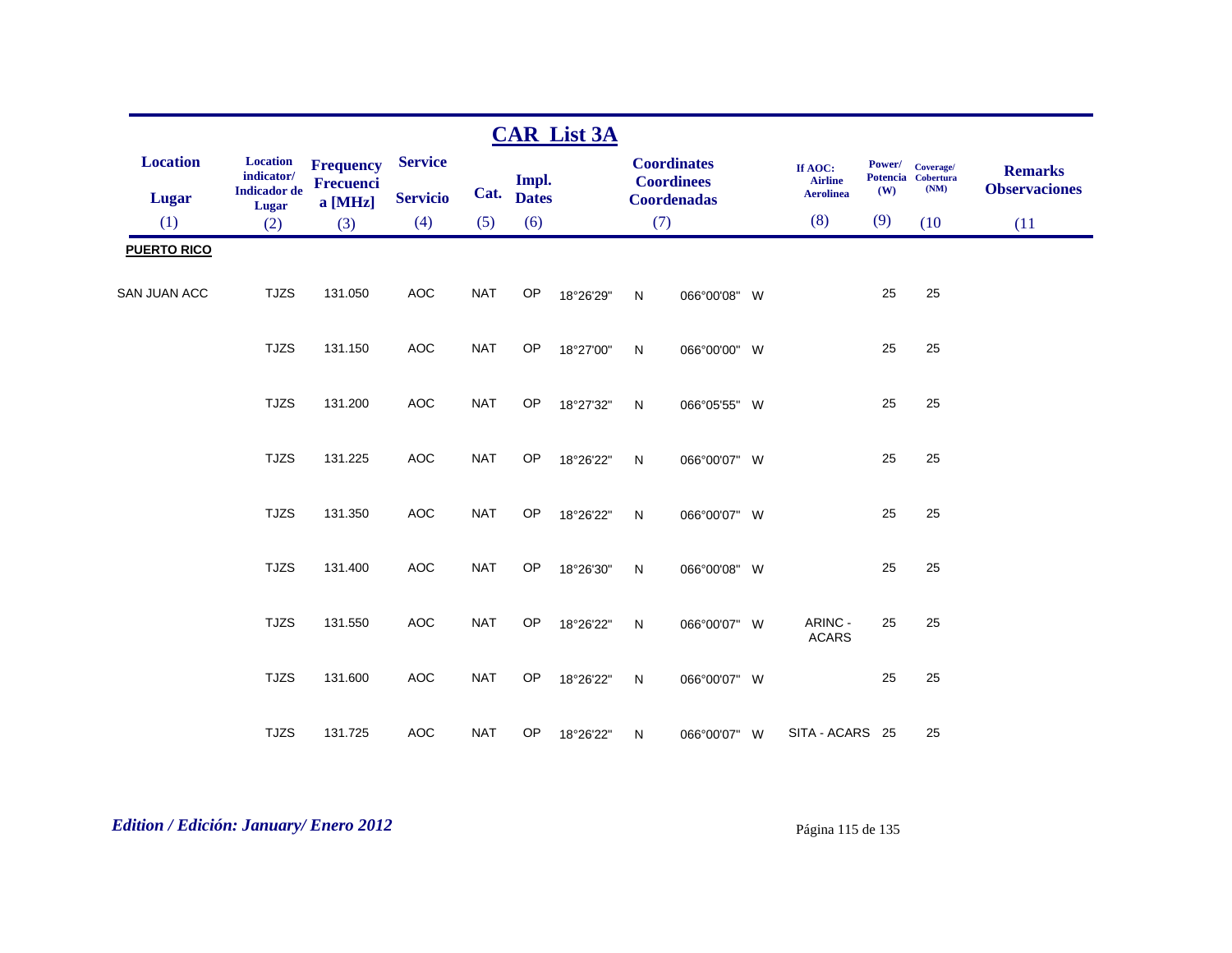# CAR List 3A

| Location<br>Lugar | Location indicator/ Indicador de Lugar | Frequency Frecuencia [MHz] | Service<br>Servicio | Cat. | Impl. Dates | Coordinates Coordinees Coordenadas | | | | If AOC: Airline Aerolinea | Power/ Potencia (W) | Coverage/ Cobertura (NM) | Remarks Observaciones |
|---|---|---|---|---|---|---|---|---|---|---|---|---|---|
| (1) | (2) | (3) | (4) | (5) | (6) | (7) | | | | (8) | (9) | (10 | (11 |
| **PUERTO RICO** | | | | | | | | | | | | | |
| SAN JUAN ACC | TJZS | 131.050 | AOC | NAT | OP | 18°26'29" | N | 066°00'08" | W | | 25 | 25 | |
| | TJZS | 131.150 | AOC | NAT | OP | 18°27'00" | N | 066°00'00" | W | | 25 | 25 | |
| | TJZS | 131.200 | AOC | NAT | OP | 18°27'32" | N | 066°05'55" | W | | 25 | 25 | |
| | TJZS | 131.225 | AOC | NAT | OP | 18°26'22" | N | 066°00'07" | W | | 25 | 25 | |
| | TJZS | 131.350 | AOC | NAT | OP | 18°26'22" | N | 066°00'07" | W | | 25 | 25 | |
| | TJZS | 131.400 | AOC | NAT | OP | 18°26'30" | N | 066°00'08" | W | | 25 | 25 | |
| | TJZS | 131.550 | AOC | NAT | OP | 18°26'22" | N | 066°00'07" | W | ARINC - ACARS | 25 | 25 | |
| | TJZS | 131.600 | AOC | NAT | OP | 18°26'22" | N | 066°00'07" | W | | 25 | 25 | |
| | TJZS | 131.725 | AOC | NAT | OP | 18°26'22" | N | 066°00'07" | W | SITA - ACARS | 25 | 25 | |

*Edition / Edición: January/ Enero 2012*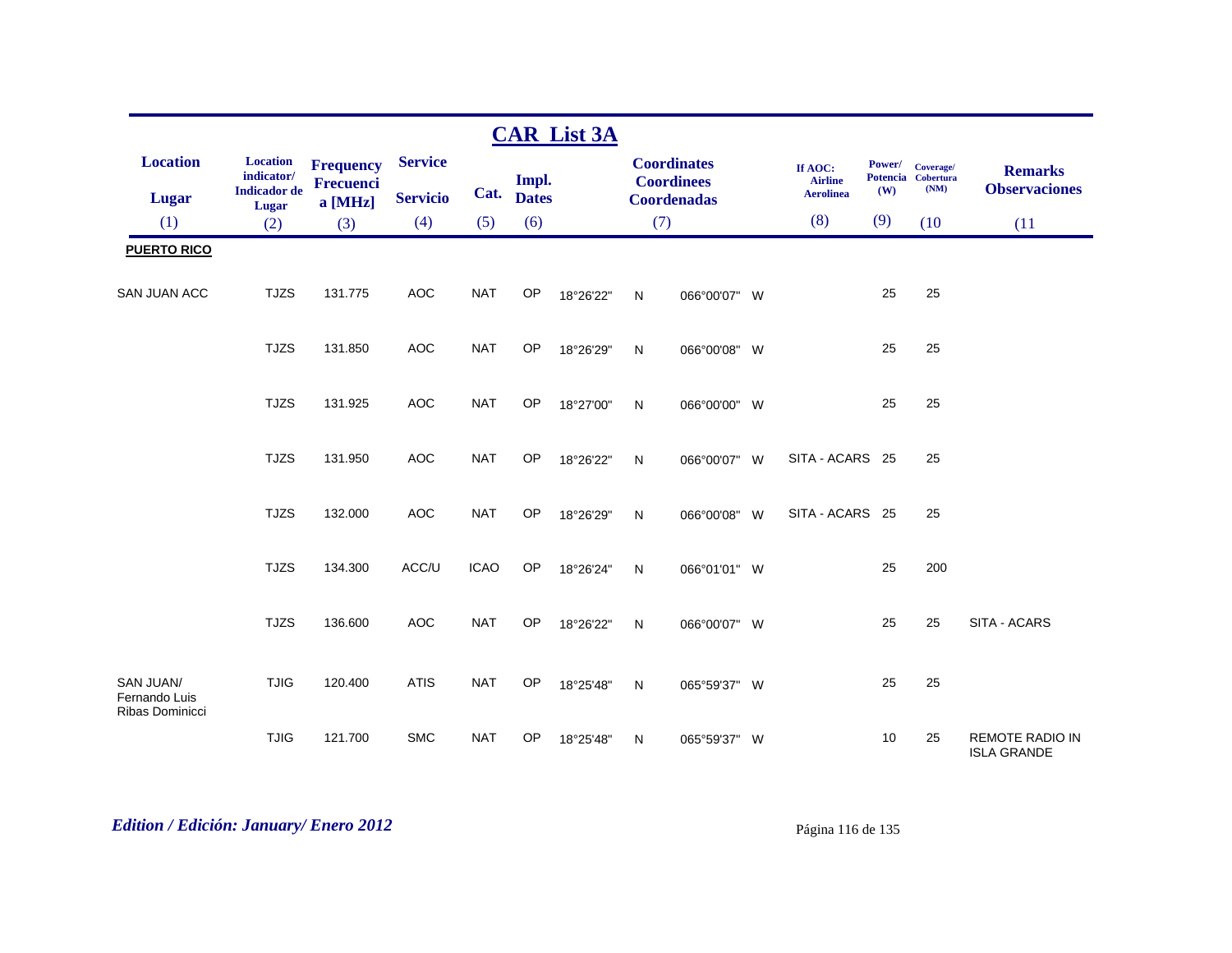## CAR List 3A

| Location / Lugar | Location indicator/ Indicador de Lugar | Frequency Frecuencia [MHz] | Service / Servicio | Cat. | Impl. Dates | Coordinates Coordinees Coordenadas | | | | If AOC: Airline Aerolinea | Power/ Potencia (W) | Coverage/ Cobertura (NM) | Remarks / Observaciones |
|---|---|---|---|---|---|---|---|---|---|---|---|---|---|
| (1) | (2) | (3) | (4) | (5) | (6) | (7) | | | | (8) | (9) | (10 | (11 |
| **PUERTO RICO** | | | | | | | | | | | | | |
| SAN JUAN ACC | TJZS | 131.775 | AOC | NAT | OP | 18°26'22" | N | 066°00'07" | W | | 25 | 25 | |
| | TJZS | 131.850 | AOC | NAT | OP | 18°26'29" | N | 066°00'08" | W | | 25 | 25 | |
| | TJZS | 131.925 | AOC | NAT | OP | 18°27'00" | N | 066°00'00" | W | | 25 | 25 | |
| | TJZS | 131.950 | AOC | NAT | OP | 18°26'22" | N | 066°00'07" | W | SITA - ACARS | 25 | 25 | |
| | TJZS | 132.000 | AOC | NAT | OP | 18°26'29" | N | 066°00'08" | W | SITA - ACARS | 25 | 25 | |
| | TJZS | 134.300 | ACC/U | ICAO | OP | 18°26'24" | N | 066°01'01" | W | | 25 | 200 | |
| | TJZS | 136.600 | AOC | NAT | OP | 18°26'22" | N | 066°00'07" | W | | 25 | 25 | SITA - ACARS |
| SAN JUAN/ Fernando Luis Ribas Dominicci | TJIG | 120.400 | ATIS | NAT | OP | 18°25'48" | N | 065°59'37" | W | | 25 | 25 | |
| | TJIG | 121.700 | SMC | NAT | OP | 18°25'48" | N | 065°59'37" | W | | 10 | 25 | REMOTE RADIO IN ISLA GRANDE |

*Edition / Edición: January/ Enero 2012*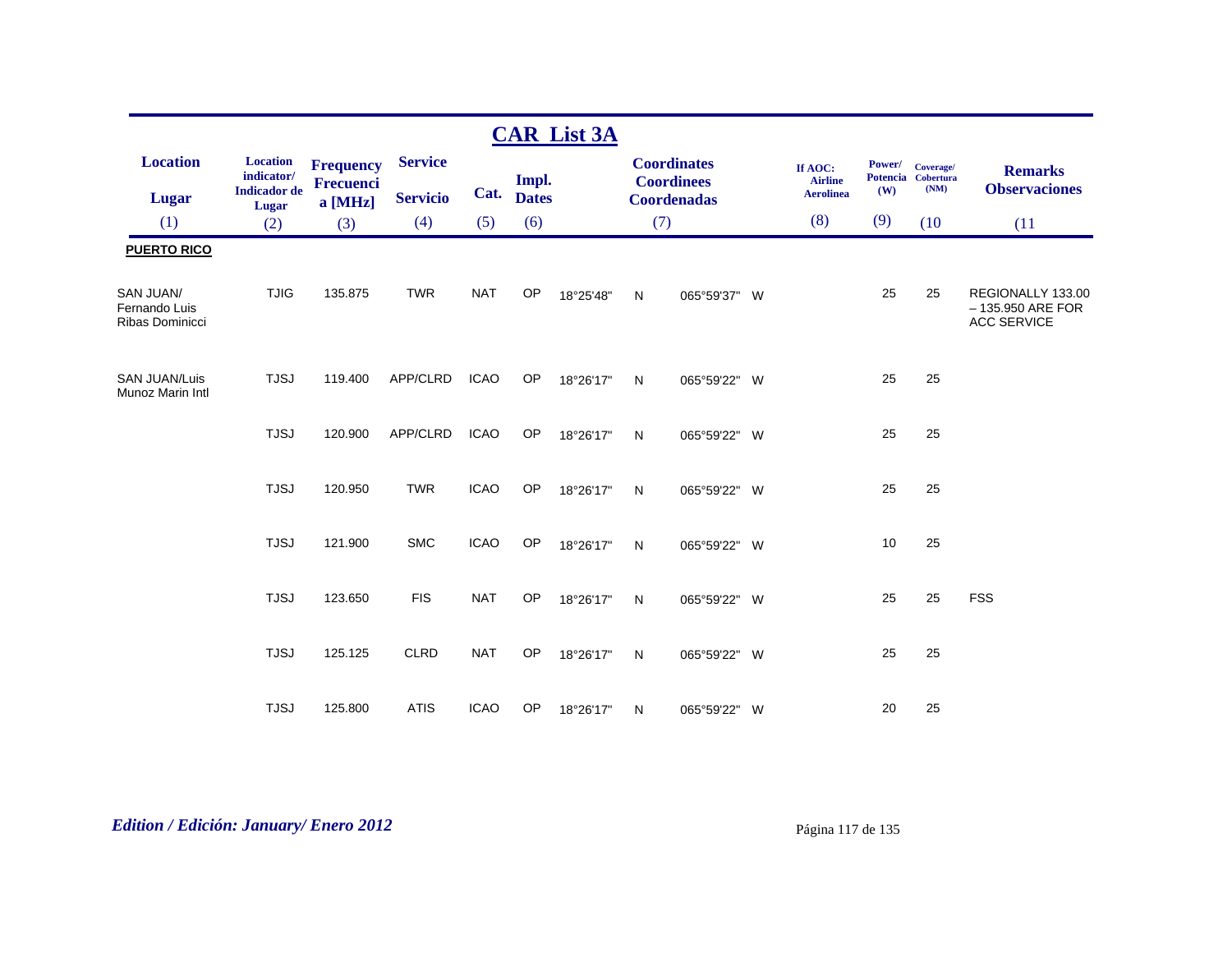## CAR List 3A

| Location<br>Lugar<br>(1) | Location indicator/<br>Indicador de Lugar<br>(2) | Frequency<br>Frecuencia [MHz]<br>(3) | Service<br>Servicio<br>(4) | Cat.<br>(5) | Impl. Dates<br>(6) | Coordinates<br>Coordinees<br>Coordenadas<br>(7) | | | | If AOC: Airline<br>Aerolinea<br>(8) | Power/<br>Potencia<br>(W)<br>(9) | Coverage/<br>Cobertura<br>(NM)<br>(10 | Remarks<br>Observaciones<br>(11 |
|---|---|---|---|---|---|---|---|---|---|---|---|---|---|
| **PUERTO RICO** | | | | | | | | | | | | | |
| SAN JUAN/ Fernando Luis Ribas Dominicci | TJIG | 135.875 | TWR | NAT | OP | 18°25'48" | N | 065°59'37" | W | | 25 | 25 | REGIONALLY 133.00 – 135.950 ARE FOR ACC SERVICE |
| SAN JUAN/Luis Munoz Marin Intl | TJSJ | 119.400 | APP/CLRD | ICAO | OP | 18°26'17" | N | 065°59'22" | W | | 25 | 25 | |
| | TJSJ | 120.900 | APP/CLRD | ICAO | OP | 18°26'17" | N | 065°59'22" | W | | 25 | 25 | |
| | TJSJ | 120.950 | TWR | ICAO | OP | 18°26'17" | N | 065°59'22" | W | | 25 | 25 | |
| | TJSJ | 121.900 | SMC | ICAO | OP | 18°26'17" | N | 065°59'22" | W | | 10 | 25 | |
| | TJSJ | 123.650 | FIS | NAT | OP | 18°26'17" | N | 065°59'22" | W | | 25 | 25 | FSS |
| | TJSJ | 125.125 | CLRD | NAT | OP | 18°26'17" | N | 065°59'22" | W | | 25 | 25 | |
| | TJSJ | 125.800 | ATIS | ICAO | OP | 18°26'17" | N | 065°59'22" | W | | 20 | 25 | |

*Edition / Edición: January/ Enero 2012*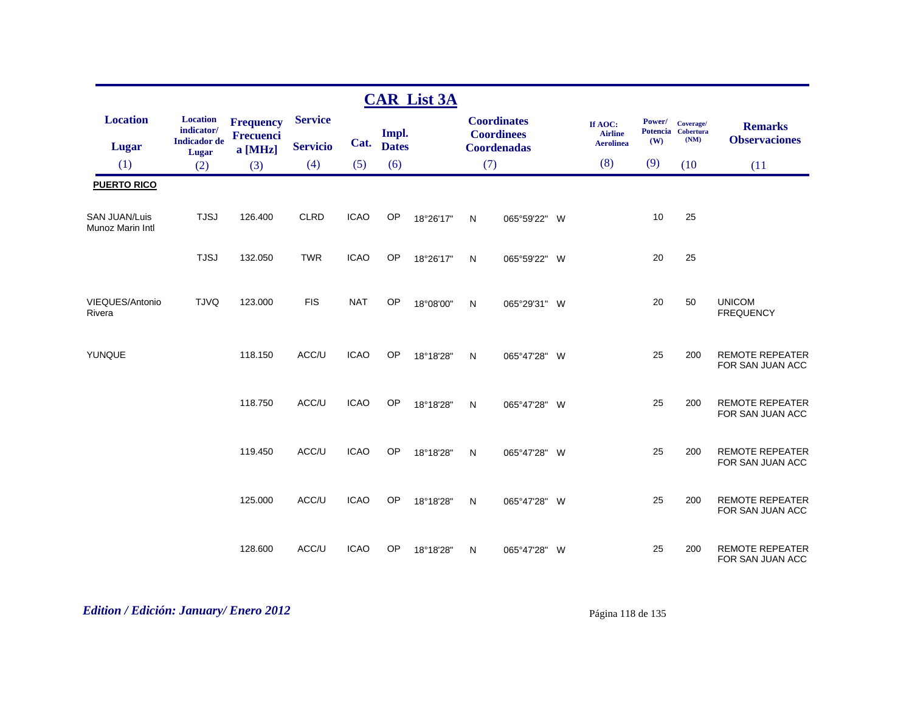## CAR List 3A

| Location<br>Lugar<br>(1) | Location indicator/<br>Indicador de Lugar<br>(2) | Frequency<br>Frecuencia [MHz]<br>(3) | Service<br>Servicio<br>(4) | Cat.<br>(5) | Impl. Dates<br>(6) | Coordinates<br>Coordinees<br>Coordenadas<br>(7) | | | | If AOC: Airline<br>Aerolinea<br>(8) | Power/<br>Potencia (W)<br>(9) | Coverage/<br>Cobertura (NM)<br>(10 | Remarks<br>Observaciones<br>(11 |
|---|---|---|---|---|---|---|---|---|---|---|---|---|---|
| **PUERTO RICO** | | | | | | | | | | | | | |
| SAN JUAN/Luis Munoz Marin Intl | TJSJ | 126.400 | CLRD | ICAO | OP | 18°26'17" | N | 065°59'22" | W | | 10 | 25 | |
| | TJSJ | 132.050 | TWR | ICAO | OP | 18°26'17" | N | 065°59'22" | W | | 20 | 25 | |
| VIEQUES/Antonio Rivera | TJVQ | 123.000 | FIS | NAT | OP | 18°08'00" | N | 065°29'31" | W | | 20 | 50 | UNICOM FREQUENCY |
| YUNQUE | | 118.150 | ACC/U | ICAO | OP | 18°18'28" | N | 065°47'28" | W | | 25 | 200 | REMOTE REPEATER FOR SAN JUAN ACC |
| | | 118.750 | ACC/U | ICAO | OP | 18°18'28" | N | 065°47'28" | W | | 25 | 200 | REMOTE REPEATER FOR SAN JUAN ACC |
| | | 119.450 | ACC/U | ICAO | OP | 18°18'28" | N | 065°47'28" | W | | 25 | 200 | REMOTE REPEATER FOR SAN JUAN ACC |
| | | 125.000 | ACC/U | ICAO | OP | 18°18'28" | N | 065°47'28" | W | | 25 | 200 | REMOTE REPEATER FOR SAN JUAN ACC |
| | | 128.600 | ACC/U | ICAO | OP | 18°18'28" | N | 065°47'28" | W | | 25 | 200 | REMOTE REPEATER FOR SAN JUAN ACC |

*Edition / Edición: January/ Enero 2012*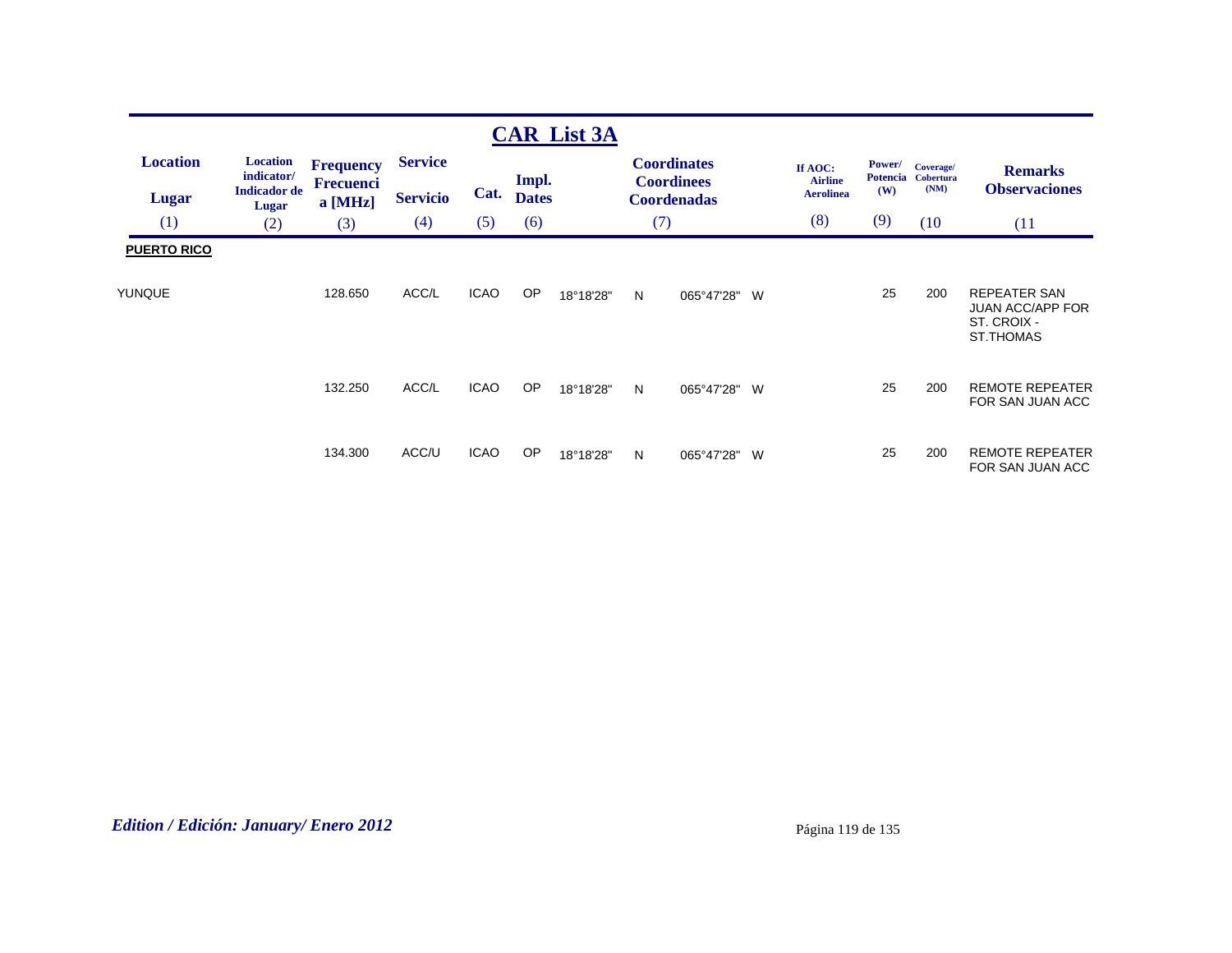# CAR List 3A

| Location / Lugar (1) | Location indicator/ Indicador de Lugar (2) | Frequency Frecuencia [MHz] (3) | Service / Servicio (4) | Cat. (5) | Impl. Dates (6) | Coordinates / Coordinees / Coordenadas (7) | | | | If AOC: Airline Aerolinea (8) | Power/ Potencia (W) (9) | Coverage/ Cobertura (NM) (10) | Remarks / Observaciones (11) |
|---|---|---|---|---|---|---|---|---|---|---|---|---|---|
| **PUERTO RICO** | | | | | | | | | | | | | |
| YUNQUE | | 128.650 | ACC/L | ICAO | OP | 18°18'28" | N | 065°47'28" | W | | 25 | 200 | REPEATER SAN JUAN ACC/APP FOR ST. CROIX - ST.THOMAS |
| | | 132.250 | ACC/L | ICAO | OP | 18°18'28" | N | 065°47'28" | W | | 25 | 200 | REMOTE REPEATER FOR SAN JUAN ACC |
| | | 134.300 | ACC/U | ICAO | OP | 18°18'28" | N | 065°47'28" | W | | 25 | 200 | REMOTE REPEATER FOR SAN JUAN ACC |

*Edition / Edición: January/ Enero 2012*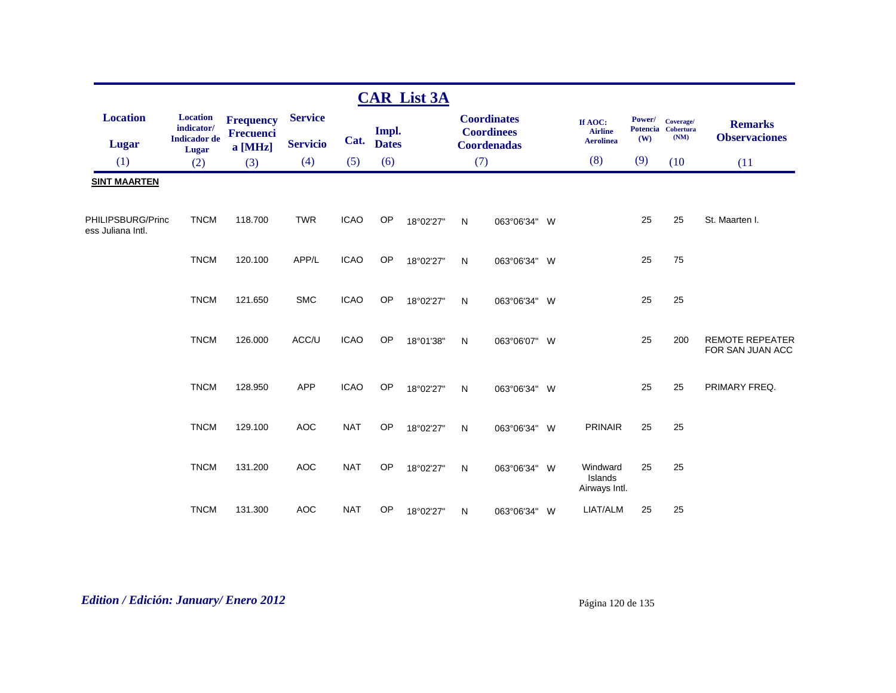# CAR List 3A

| Location / Lugar (1) | Location indicator/ Indicador de Lugar (2) | Frequency Frecuencia [MHz] (3) | Service / Servicio (4) | Cat. (5) | Impl. Dates (6) | Coordinates Coordinees Coordenadas (7) | | | | If AOC: Airline Aerolinea (8) | Power/ Potencia (W) (9) | Coverage/ Cobertura (NM) (10) | Remarks / Observaciones (11) |
|---|---|---|---|---|---|---|---|---|---|---|---|---|---|
| **SINT MAARTEN** | | | | | | | | | | | | | |
| PHILIPSBURG/Princess Juliana Intl. | TNCM | 118.700 | TWR | ICAO | OP | 18°02'27" | N | 063°06'34" | W | | 25 | 25 | St. Maarten I. |
| | TNCM | 120.100 | APP/L | ICAO | OP | 18°02'27" | N | 063°06'34" | W | | 25 | 75 | |
| | TNCM | 121.650 | SMC | ICAO | OP | 18°02'27" | N | 063°06'34" | W | | 25 | 25 | |
| | TNCM | 126.000 | ACC/U | ICAO | OP | 18°01'38" | N | 063°06'07" | W | | 25 | 200 | REMOTE REPEATER FOR SAN JUAN ACC |
| | TNCM | 128.950 | APP | ICAO | OP | 18°02'27" | N | 063°06'34" | W | | 25 | 25 | PRIMARY FREQ. |
| | TNCM | 129.100 | AOC | NAT | OP | 18°02'27" | N | 063°06'34" | W | PRINAIR | 25 | 25 | |
| | TNCM | 131.200 | AOC | NAT | OP | 18°02'27" | N | 063°06'34" | W | Windward Islands Airways Intl. | 25 | 25 | |
| | TNCM | 131.300 | AOC | NAT | OP | 18°02'27" | N | 063°06'34" | W | LIAT/ALM | 25 | 25 | |

*Edition / Edición: January/ Enero 2012*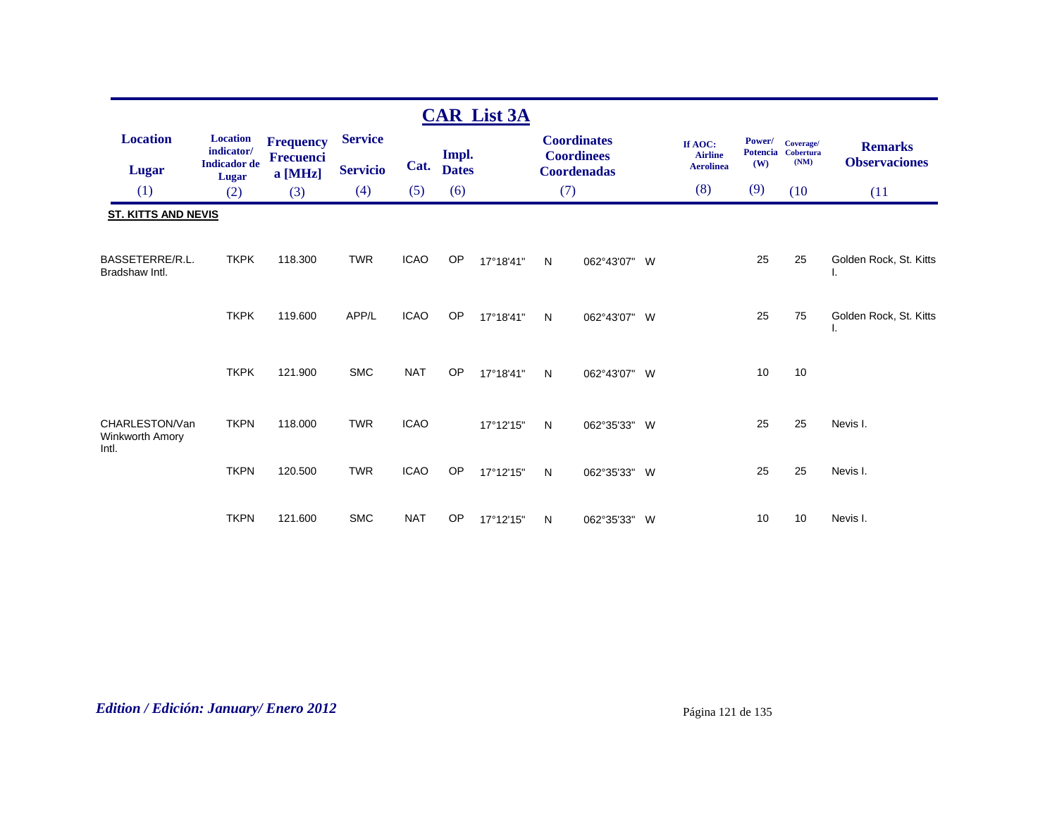## CAR List 3A

| Location / Lugar (1) | Location indicator/ Indicador de Lugar (2) | Frequency Frecuencia [MHz] (3) | Service / Servicio (4) | Cat. (5) | Impl. Dates (6) | Coordinates Coordinees Coordenadas (7) | | | | If AOC: Airline Aerolinea (8) | Power/ Potencia (W) (9) | Coverage/ Cobertura (NM) (10) | Remarks Observaciones (11) |
|---|---|---|---|---|---|---|---|---|---|---|---|---|---|
| **ST. KITTS AND NEVIS** | | | | | | | | | | | | | |
| BASSETERRE/R.L. Bradshaw Intl. | TKPK | 118.300 | TWR | ICAO | OP | 17°18'41" | N | 062°43'07" | W | | 25 | 25 | Golden Rock, St. Kitts I. |
| | TKPK | 119.600 | APP/L | ICAO | OP | 17°18'41" | N | 062°43'07" | W | | 25 | 75 | Golden Rock, St. Kitts I. |
| | TKPK | 121.900 | SMC | NAT | OP | 17°18'41" | N | 062°43'07" | W | | 10 | 10 | |
| CHARLESTON/Van Winkworth Amory Intl. | TKPN | 118.000 | TWR | ICAO | | 17°12'15" | N | 062°35'33" | W | | 25 | 25 | Nevis I. |
| | TKPN | 120.500 | TWR | ICAO | OP | 17°12'15" | N | 062°35'33" | W | | 25 | 25 | Nevis I. |
| | TKPN | 121.600 | SMC | NAT | OP | 17°12'15" | N | 062°35'33" | W | | 10 | 10 | Nevis I. |

*Edition / Edición: January/ Enero 2012*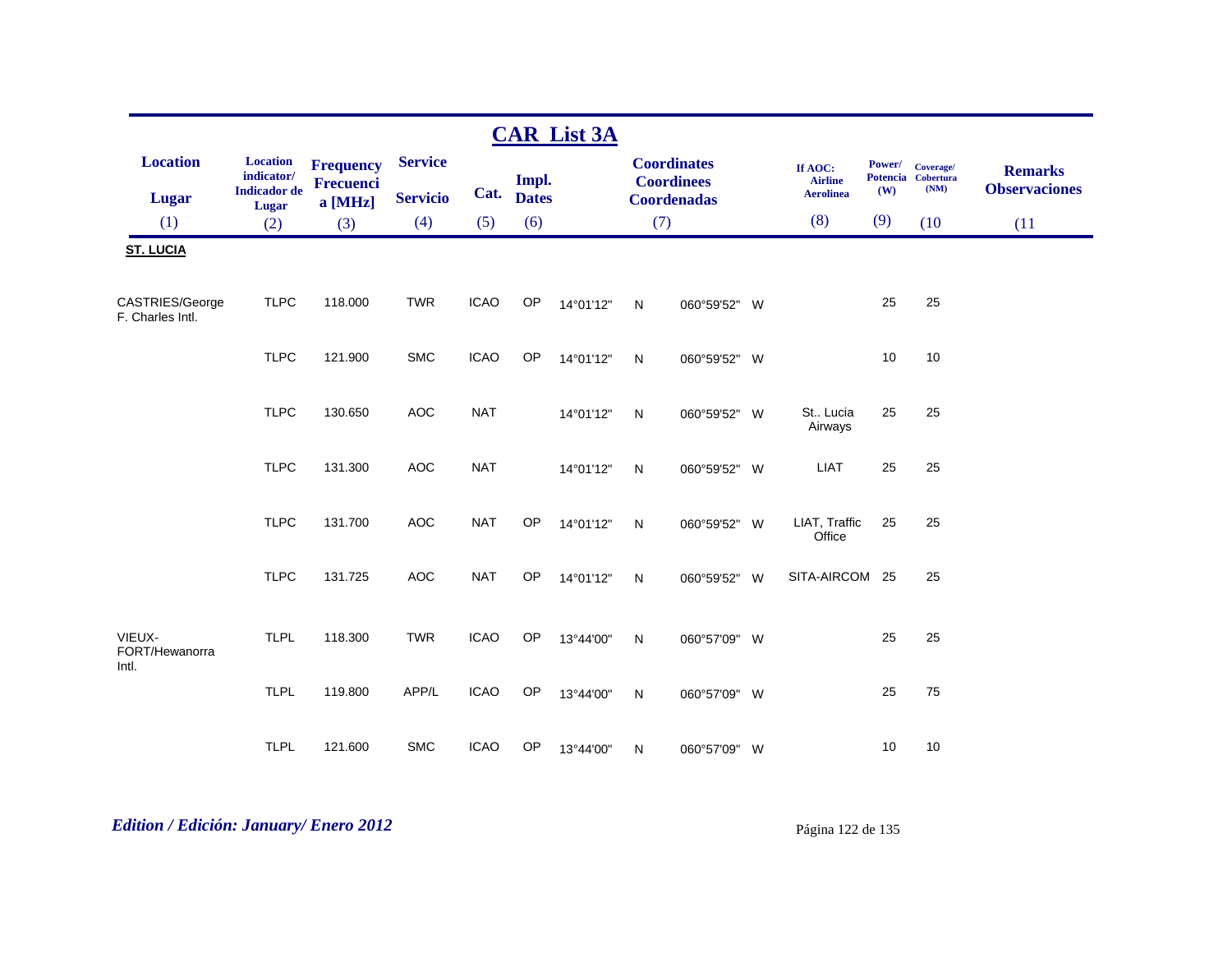## CAR List 3A

| Location / Lugar (1) | Location indicator/ Indicador de Lugar (2) | Frequency Frecuencia [MHz] (3) | Service / Servicio (4) | Cat. (5) | Impl. Dates (6) | Coordinates Coordinees Coordenadas (7) | | | | If AOC: Airline Aerolinea (8) | Power/ Potencia (W) (9) | Coverage/ Cobertura (NM) (10 | Remarks Observaciones (11 |
|---|---|---|---|---|---|---|---|---|---|---|---|---|---|
| **ST. LUCIA** | | | | | | | | | | | | | |
| CASTRIES/George F. Charles Intl. | TLPC | 118.000 | TWR | ICAO | OP | 14°01'12" | N | 060°59'52" | W | | 25 | 25 | |
| | TLPC | 121.900 | SMC | ICAO | OP | 14°01'12" | N | 060°59'52" | W | | 10 | 10 | |
| | TLPC | 130.650 | AOC | NAT | | 14°01'12" | N | 060°59'52" | W | St.. Lucia Airways | 25 | 25 | |
| | TLPC | 131.300 | AOC | NAT | | 14°01'12" | N | 060°59'52" | W | LIAT | 25 | 25 | |
| | TLPC | 131.700 | AOC | NAT | OP | 14°01'12" | N | 060°59'52" | W | LIAT, Traffic Office | 25 | 25 | |
| | TLPC | 131.725 | AOC | NAT | OP | 14°01'12" | N | 060°59'52" | W | SITA-AIRCOM | 25 | 25 | |
| VIEUX-FORT/Hewanorra Intl. | TLPL | 118.300 | TWR | ICAO | OP | 13°44'00" | N | 060°57'09" | W | | 25 | 25 | |
| | TLPL | 119.800 | APP/L | ICAO | OP | 13°44'00" | N | 060°57'09" | W | | 25 | 75 | |
| | TLPL | 121.600 | SMC | ICAO | OP | 13°44'00" | N | 060°57'09" | W | | 10 | 10 | |

*Edition / Edición: January/ Enero 2012*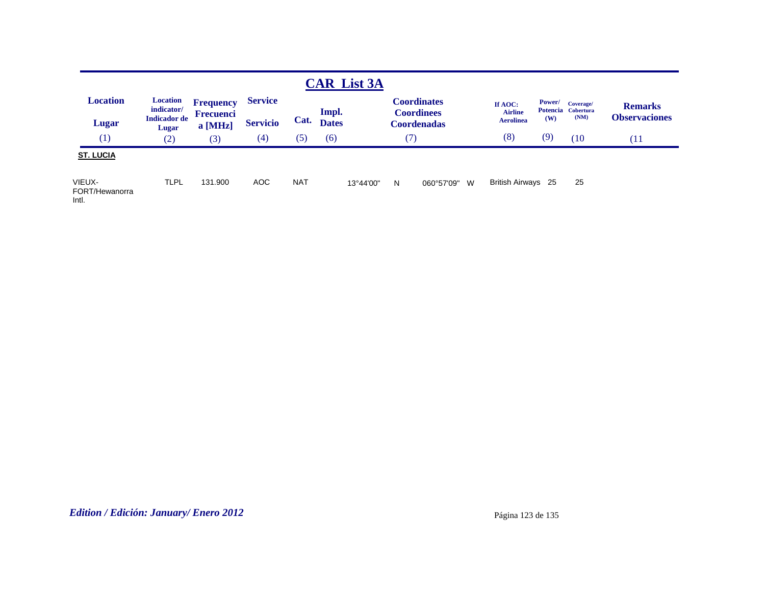# CAR List 3A

| Location / Lugar (1) | Location indicator/ Indicador de Lugar (2) | Frequency Frecuencia [MHz] (3) | Service Servicio (4) | Cat. (5) | Impl. Dates (6) | Coordinates Coordinees Coordenadas (7) | | | | If AOC: Airline Aerolinea (8) | Power/ Potencia (W) (9) | Coverage/ Cobertura (NM) (10 | Remarks Observaciones (11 |
|---|---|---|---|---|---|---|---|---|---|---|---|---|---|
| **ST. LUCIA** | | | | | | | | | | | | | |
| VIEUX-FORT/Hewanorra Intl. | TLPL | 131.900 | AOC | NAT | | 13°44'00" | N | 060°57'09" | W | British Airways | 25 | 25 | |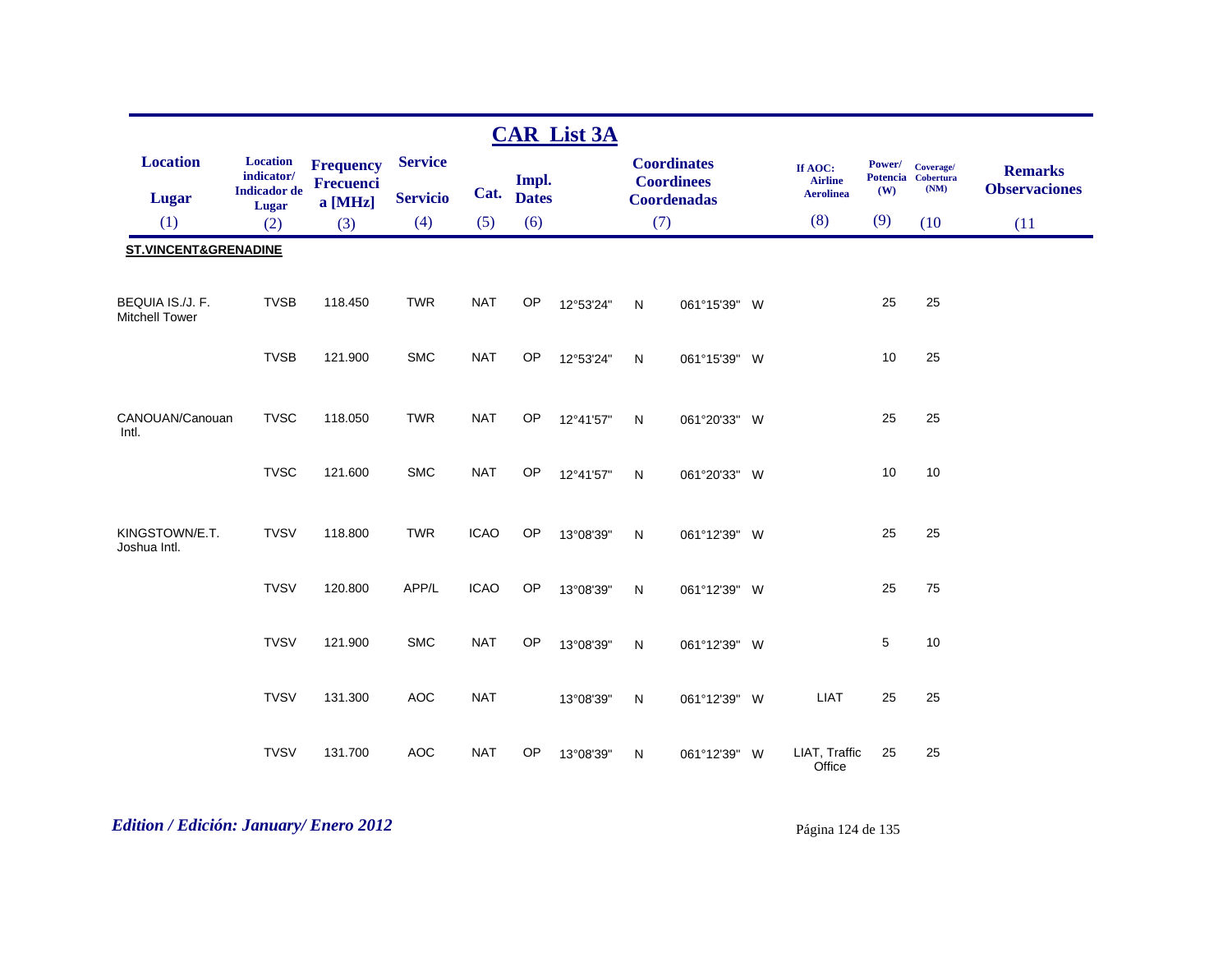# CAR List 3A

| Location / Lugar (1) | Location indicator/ Indicador de Lugar (2) | Frequency Frecuencia [MHz] (3) | Service / Servicio (4) | Cat. (5) | Impl. Dates (6) | Coordinates / Coordinees / Coordenadas (7) | | | | If AOC: Airline Aerolinea (8) | Power/ Potencia (W) (9) | Coverage/ Cobertura (NM) (10) | Remarks / Observaciones (11) |
|---|---|---|---|---|---|---|---|---|---|---|---|---|---|
| **ST.VINCENT&GRENADINE** | | | | | | | | | | | | | |
| BEQUIA IS./J. F. Mitchell Tower | TVSB | 118.450 | TWR | NAT | OP | 12°53'24" | N | 061°15'39" | W | | 25 | 25 | |
| | TVSB | 121.900 | SMC | NAT | OP | 12°53'24" | N | 061°15'39" | W | | 10 | 25 | |
| CANOUAN/Canouan Intl. | TVSC | 118.050 | TWR | NAT | OP | 12°41'57" | N | 061°20'33" | W | | 25 | 25 | |
| | TVSC | 121.600 | SMC | NAT | OP | 12°41'57" | N | 061°20'33" | W | | 10 | 10 | |
| KINGSTOWN/E.T. Joshua Intl. | TVSV | 118.800 | TWR | ICAO | OP | 13°08'39" | N | 061°12'39" | W | | 25 | 25 | |
| | TVSV | 120.800 | APP/L | ICAO | OP | 13°08'39" | N | 061°12'39" | W | | 25 | 75 | |
| | TVSV | 121.900 | SMC | NAT | OP | 13°08'39" | N | 061°12'39" | W | | 5 | 10 | |
| | TVSV | 131.300 | AOC | NAT | | 13°08'39" | N | 061°12'39" | W | LIAT | 25 | 25 | |
| | TVSV | 131.700 | AOC | NAT | OP | 13°08'39" | N | 061°12'39" | W | LIAT, Traffic Office | 25 | 25 | |

*Edition / Edición: January/ Enero 2012*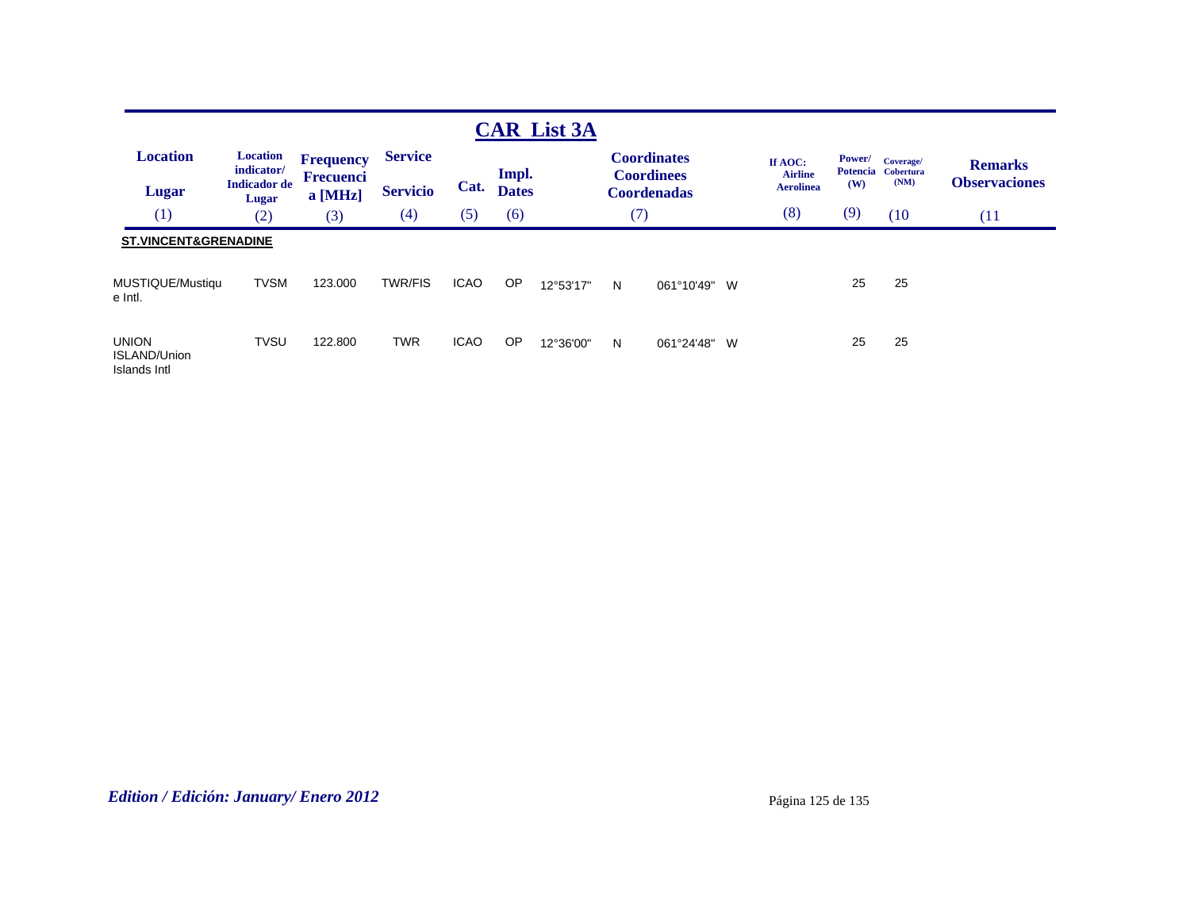# CAR List 3A

| Location<br>Lugar<br>(1) | Location indicator/ Indicador de Lugar<br>(2) | Frequency Frecuencia [MHz]<br>(3) | Service<br>Servicio<br>(4) | Cat.<br>(5) | Impl. Dates<br>(6) | Coordinates Coordinees Coordenadas<br>(7) | | | | If AOC: Airline Aerolinea<br>(8) | Power/ Potencia (W)<br>(9) | Coverage/ Cobertura (NM)<br>(10 | Remarks Observaciones<br>(11 |
|---|---|---|---|---|---|---|---|---|---|---|---|---|---|
| **ST.VINCENT&GRENADINE** | | | | | | | | | | | | | |
| MUSTIQUE/Mustique Intl. | TVSM | 123.000 | TWR/FIS | ICAO | OP | 12°53'17" | N | 061°10'49" | W | | 25 | 25 | |
| UNION ISLAND/Union Islands Intl | TVSU | 122.800 | TWR | ICAO | OP | 12°36'00" | N | 061°24'48" | W | | 25 | 25 | |

*Edition / Edición: January/ Enero 2012*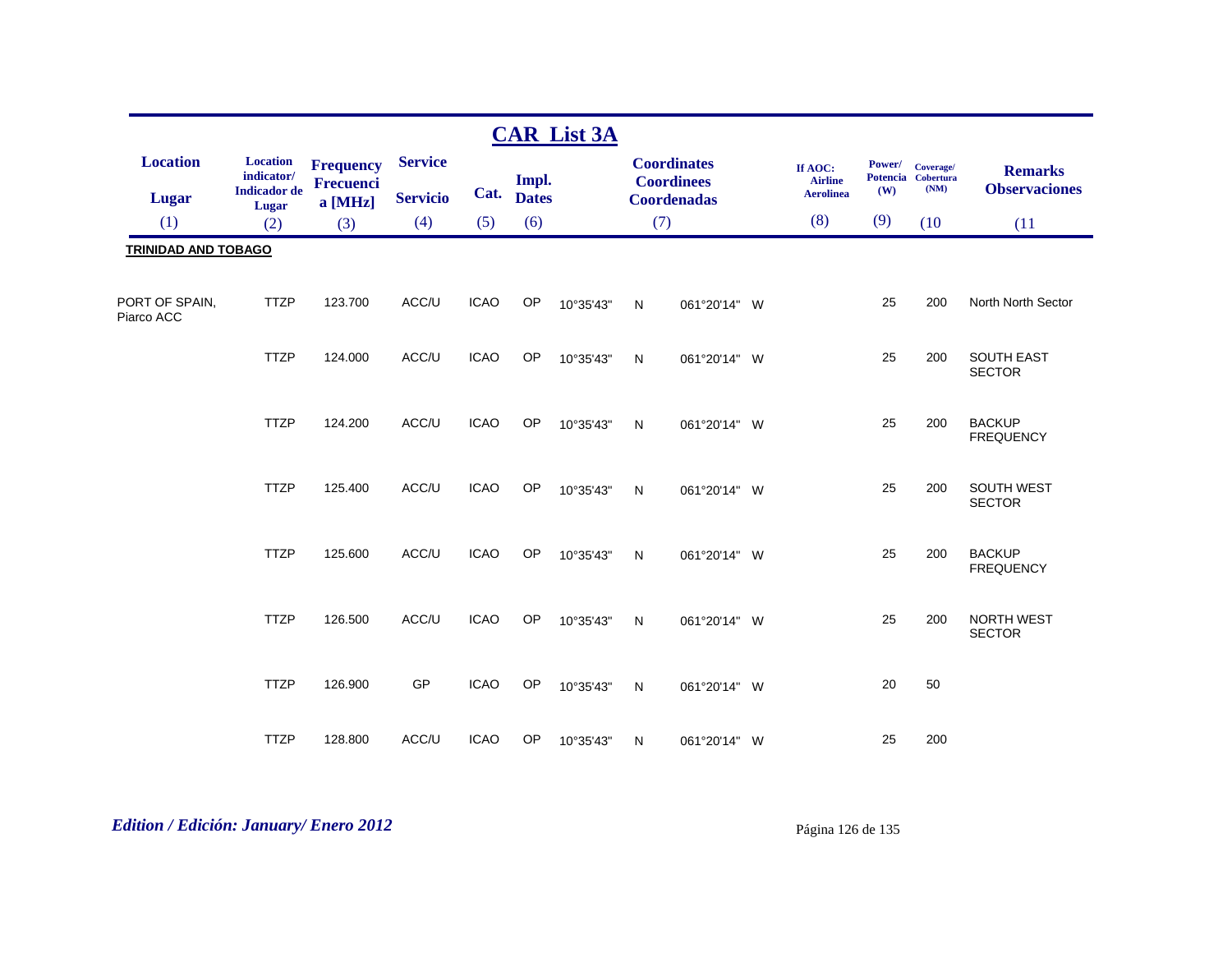## CAR List 3A

| Location<br>Lugar<br>(1) | Location indicator/ Indicador de Lugar<br>(2) | Frequency Frecuencia [MHz]<br>(3) | Service<br>Servicio<br>(4) | Cat.<br>(5) | Impl. Dates<br>(6) | Coordinates Coordinees Coordenadas<br>(7) | | | | If AOC: Airline Aerolinea<br>(8) | Power/ Potencia (W)<br>(9) | Coverage/ Cobertura (NM)<br>(10 | Remarks Observaciones<br>(11 |
|---|---|---|---|---|---|---|---|---|---|---|---|---|---|
| **TRINIDAD AND TOBAGO** | | | | | | | | | | | | | |
| PORT OF SPAIN, Piarco ACC | TTZP | 123.700 | ACC/U | ICAO | OP | 10°35'43" | N | 061°20'14" | W | | 25 | 200 | North North Sector |
| | TTZP | 124.000 | ACC/U | ICAO | OP | 10°35'43" | N | 061°20'14" | W | | 25 | 200 | SOUTH EAST SECTOR |
| | TTZP | 124.200 | ACC/U | ICAO | OP | 10°35'43" | N | 061°20'14" | W | | 25 | 200 | BACKUP FREQUENCY |
| | TTZP | 125.400 | ACC/U | ICAO | OP | 10°35'43" | N | 061°20'14" | W | | 25 | 200 | SOUTH WEST SECTOR |
| | TTZP | 125.600 | ACC/U | ICAO | OP | 10°35'43" | N | 061°20'14" | W | | 25 | 200 | BACKUP FREQUENCY |
| | TTZP | 126.500 | ACC/U | ICAO | OP | 10°35'43" | N | 061°20'14" | W | | 25 | 200 | NORTH WEST SECTOR |
| | TTZP | 126.900 | GP | ICAO | OP | 10°35'43" | N | 061°20'14" | W | | 20 | 50 | |
| | TTZP | 128.800 | ACC/U | ICAO | OP | 10°35'43" | N | 061°20'14" | W | | 25 | 200 | |

*Edition / Edición: January/ Enero 2012*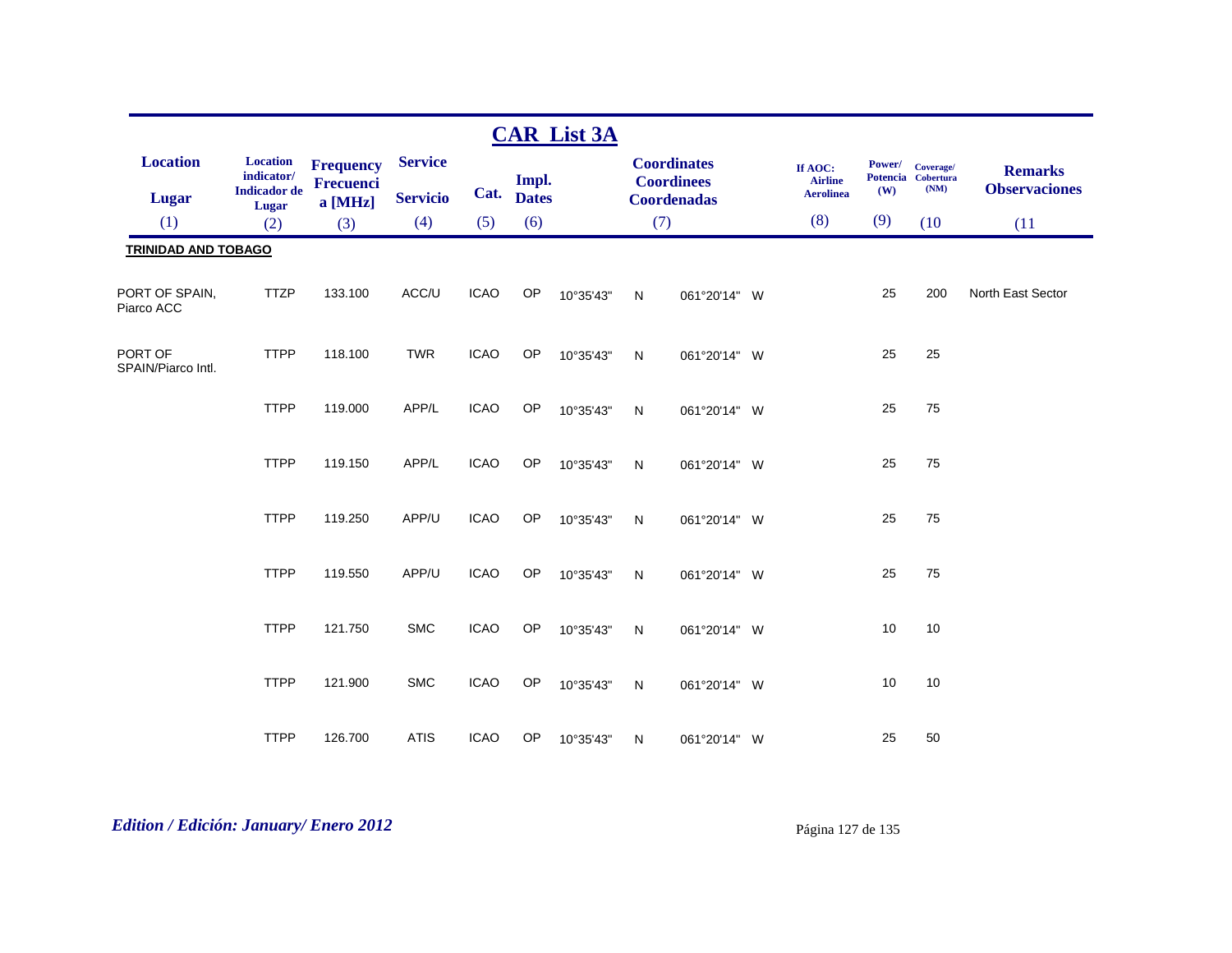## CAR List 3A

| Location / Lugar (1) | Location indicator/ Indicador de Lugar (2) | Frequency Frecuencia [MHz] (3) | Service / Servicio (4) | Cat. (5) | Impl. Dates (6) | Coordinates Coordinees Coordenadas (7) | | | | If AOC: Airline Aerolinea (8) | Power/ Potencia (W) (9) | Coverage/ Cobertura (NM) (10 | Remarks Observaciones (11 |
|---|---|---|---|---|---|---|---|---|---|---|---|---|---|
| **TRINIDAD AND TOBAGO** | | | | | | | | | | | | | |
| PORT OF SPAIN, Piarco ACC | TTZP | 133.100 | ACC/U | ICAO | OP | 10°35'43" | N | 061°20'14" | W | | 25 | 200 | North East Sector |
| PORT OF SPAIN/Piarco Intl. | TTPP | 118.100 | TWR | ICAO | OP | 10°35'43" | N | 061°20'14" | W | | 25 | 25 | |
| | TTPP | 119.000 | APP/L | ICAO | OP | 10°35'43" | N | 061°20'14" | W | | 25 | 75 | |
| | TTPP | 119.150 | APP/L | ICAO | OP | 10°35'43" | N | 061°20'14" | W | | 25 | 75 | |
| | TTPP | 119.250 | APP/U | ICAO | OP | 10°35'43" | N | 061°20'14" | W | | 25 | 75 | |
| | TTPP | 119.550 | APP/U | ICAO | OP | 10°35'43" | N | 061°20'14" | W | | 25 | 75 | |
| | TTPP | 121.750 | SMC | ICAO | OP | 10°35'43" | N | 061°20'14" | W | | 10 | 10 | |
| | TTPP | 121.900 | SMC | ICAO | OP | 10°35'43" | N | 061°20'14" | W | | 10 | 10 | |
| | TTPP | 126.700 | ATIS | ICAO | OP | 10°35'43" | N | 061°20'14" | W | | 25 | 50 | |

*Edition / Edición: January/ Enero 2012*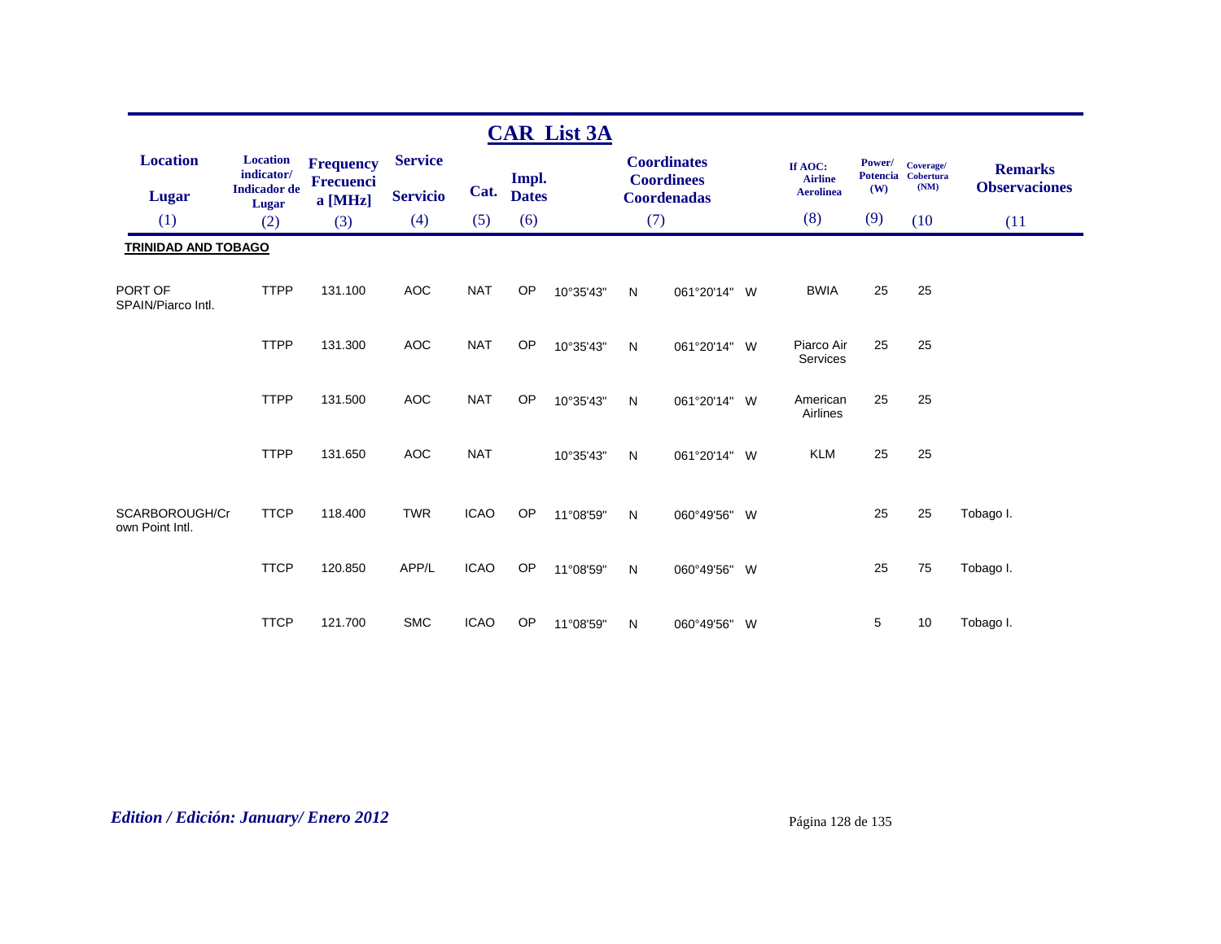## CAR List 3A

| Location<br>Lugar<br>(1) | Location indicator/ Indicador de Lugar<br>(2) | Frequency Frecuencia [MHz]<br>(3) | Service<br>Servicio<br>(4) | Cat.<br>(5) | Impl. Dates<br>(6) | Coordinates Coordinees Coordenadas<br>(7) | | | | If AOC: Airline Aerolinea<br>(8) | Power/ Potencia (W)<br>(9) | Coverage/ Cobertura (NM)<br>(10 | Remarks Observaciones<br>(11 |
|---|---|---|---|---|---|---|---|---|---|---|---|---|---|
| **TRINIDAD AND TOBAGO** | | | | | | | | | | | | | |
| PORT OF SPAIN/Piarco Intl. | TTPP | 131.100 | AOC | NAT | OP | 10°35'43" | N | 061°20'14" | W | BWIA | 25 | 25 | |
| | TTPP | 131.300 | AOC | NAT | OP | 10°35'43" | N | 061°20'14" | W | Piarco Air Services | 25 | 25 | |
| | TTPP | 131.500 | AOC | NAT | OP | 10°35'43" | N | 061°20'14" | W | American Airlines | 25 | 25 | |
| | TTPP | 131.650 | AOC | NAT | | 10°35'43" | N | 061°20'14" | W | KLM | 25 | 25 | |
| SCARBOROUGH/Crown Point Intl. | TTCP | 118.400 | TWR | ICAO | OP | 11°08'59" | N | 060°49'56" | W | | 25 | 25 | Tobago I. |
| | TTCP | 120.850 | APP/L | ICAO | OP | 11°08'59" | N | 060°49'56" | W | | 25 | 75 | Tobago I. |
| | TTCP | 121.700 | SMC | ICAO | OP | 11°08'59" | N | 060°49'56" | W | | 5 | 10 | Tobago I. |

*Edition / Edición: January/ Enero 2012*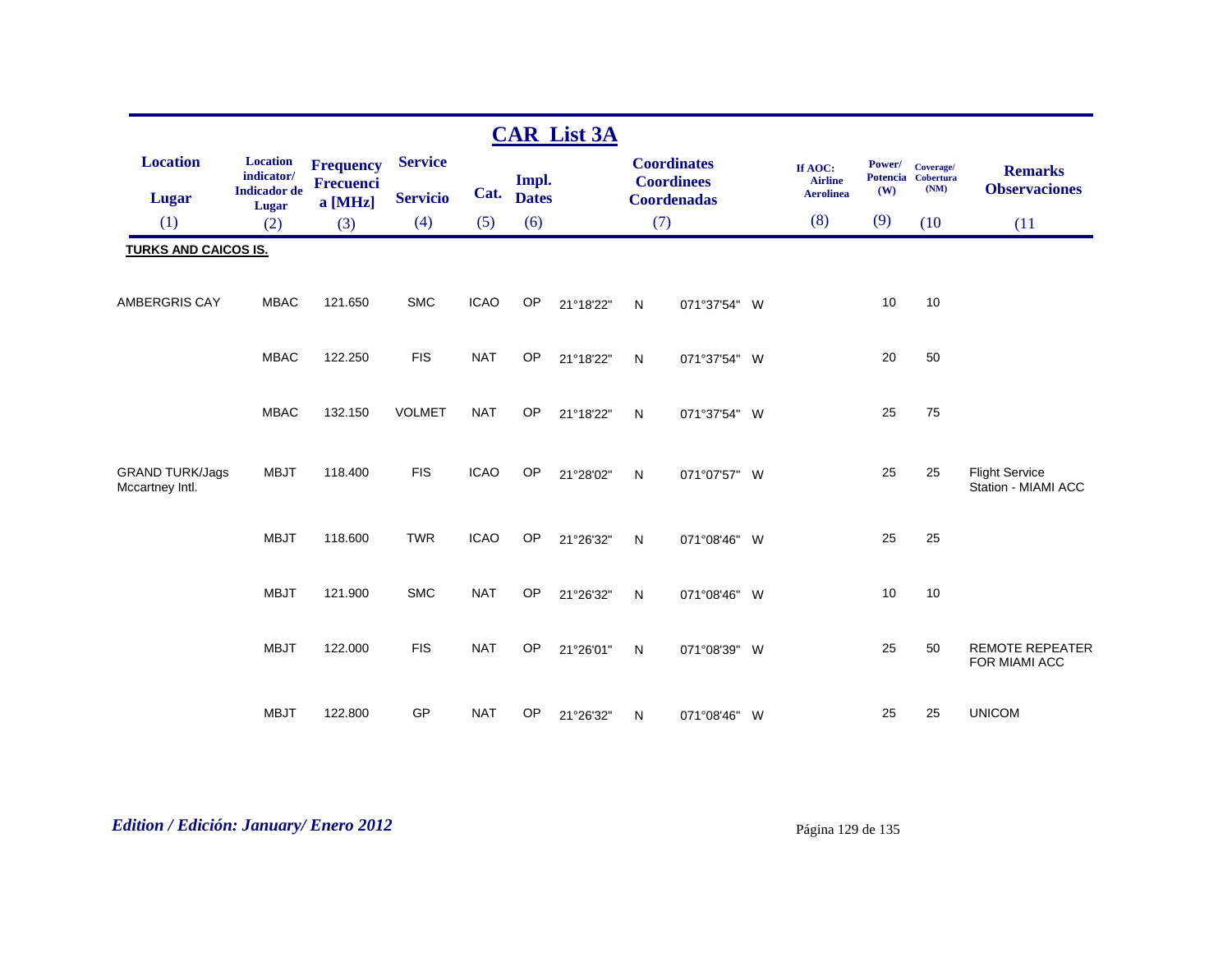# CAR List 3A

| Location<br>Lugar<br>(1) | Location indicator/<br>Indicador de Lugar<br>(2) | Frequency<br>Frecuencia [MHz]<br>(3) | Service<br>Servicio<br>(4) | Cat.<br>(5) | Impl. Dates<br>(6) | Coordinates<br>Coordinees<br>Coordenadas<br>(7) | | | | If AOC: Airline<br>Aerolinea<br>(8) | Power/<br>Potencia<br>(W)<br>(9) | Coverage/<br>Cobertura<br>(NM)<br>(10 | Remarks<br>Observaciones<br>(11 |
|---|---|---|---|---|---|---|---|---|---|---|---|---|---|
| **TURKS AND CAICOS IS.** | | | | | | | | | | | | | |
| AMBERGRIS CAY | MBAC | 121.650 | SMC | ICAO | OP | 21°18'22" | N | 071°37'54" | W | | 10 | 10 | |
| | MBAC | 122.250 | FIS | NAT | OP | 21°18'22" | N | 071°37'54" | W | | 20 | 50 | |
| | MBAC | 132.150 | VOLMET | NAT | OP | 21°18'22" | N | 071°37'54" | W | | 25 | 75 | |
| GRAND TURK/Jags Mccartney Intl. | MBJT | 118.400 | FIS | ICAO | OP | 21°28'02" | N | 071°07'57" | W | | 25 | 25 | Flight Service Station - MIAMI ACC |
| | MBJT | 118.600 | TWR | ICAO | OP | 21°26'32" | N | 071°08'46" | W | | 25 | 25 | |
| | MBJT | 121.900 | SMC | NAT | OP | 21°26'32" | N | 071°08'46" | W | | 10 | 10 | |
| | MBJT | 122.000 | FIS | NAT | OP | 21°26'01" | N | 071°08'39" | W | | 25 | 50 | REMOTE REPEATER FOR MIAMI ACC |
| | MBJT | 122.800 | GP | NAT | OP | 21°26'32" | N | 071°08'46" | W | | 25 | 25 | UNICOM |

*Edition / Edición: January/ Enero 2012*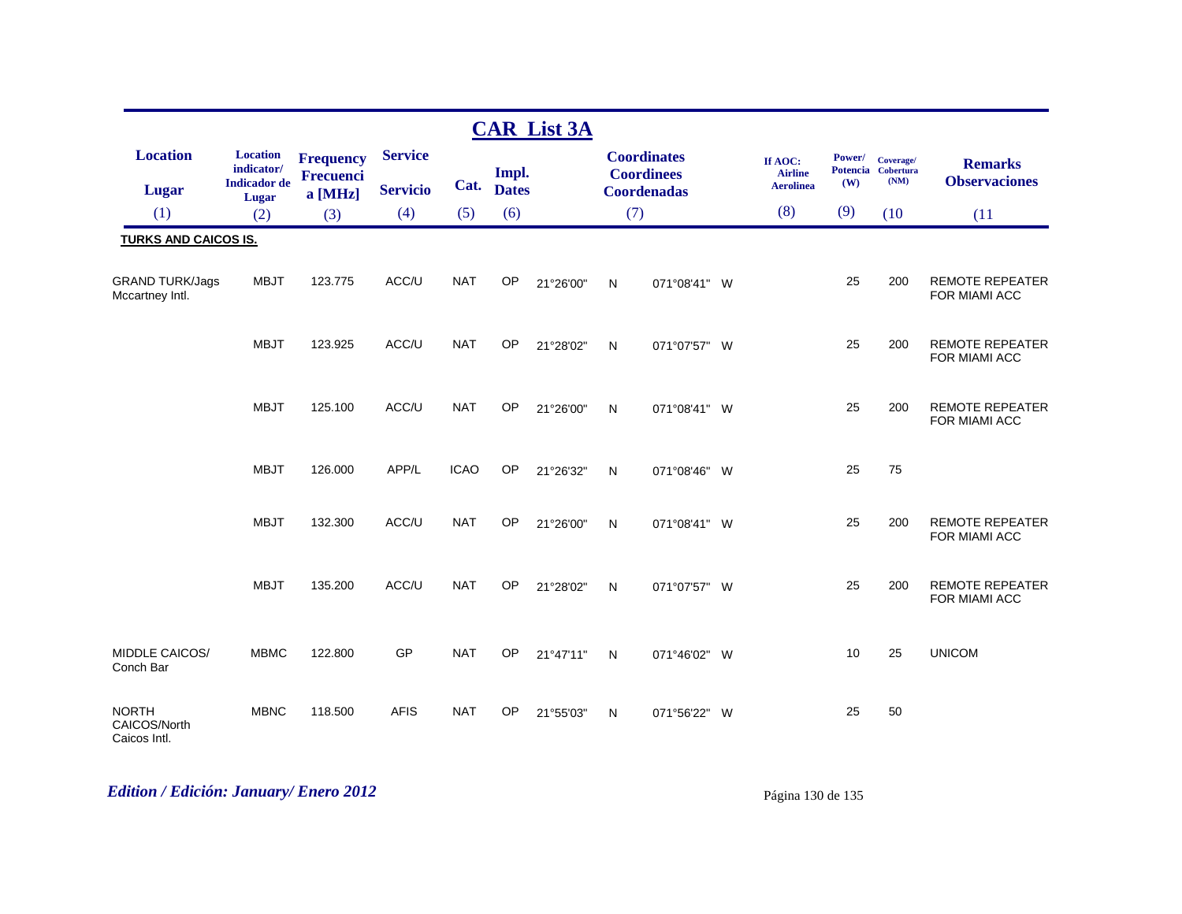## CAR List 3A

| Location / Lugar (1) | Location indicator/ Indicador de Lugar (2) | Frequency Frecuencia [MHz] (3) | Service / Servicio (4) | Cat. (5) | Impl. Dates (6) | Coordinates Coordinees Coordenadas (7) | | | | If AOC: Airline Aerolinea (8) | Power/ Potencia (W) (9) | Coverage/ Cobertura (NM) (10 | Remarks / Observaciones (11 |
|---|---|---|---|---|---|---|---|---|---|---|---|---|---|
| **TURKS AND CAICOS IS.** | | | | | | | | | | | | | |
| GRAND TURK/Jags Mccartney Intl. | MBJT | 123.775 | ACC/U | NAT | OP | 21°26'00" | N | 071°08'41" | W | | 25 | 200 | REMOTE REPEATER FOR MIAMI ACC |
| | MBJT | 123.925 | ACC/U | NAT | OP | 21°28'02" | N | 071°07'57" | W | | 25 | 200 | REMOTE REPEATER FOR MIAMI ACC |
| | MBJT | 125.100 | ACC/U | NAT | OP | 21°26'00" | N | 071°08'41" | W | | 25 | 200 | REMOTE REPEATER FOR MIAMI ACC |
| | MBJT | 126.000 | APP/L | ICAO | OP | 21°26'32" | N | 071°08'46" | W | | 25 | 75 | |
| | MBJT | 132.300 | ACC/U | NAT | OP | 21°26'00" | N | 071°08'41" | W | | 25 | 200 | REMOTE REPEATER FOR MIAMI ACC |
| | MBJT | 135.200 | ACC/U | NAT | OP | 21°28'02" | N | 071°07'57" | W | | 25 | 200 | REMOTE REPEATER FOR MIAMI ACC |
| MIDDLE CAICOS/ Conch Bar | MBMC | 122.800 | GP | NAT | OP | 21°47'11" | N | 071°46'02" | W | | 10 | 25 | UNICOM |
| NORTH CAICOS/North Caicos Intl. | MBNC | 118.500 | AFIS | NAT | OP | 21°55'03" | N | 071°56'22" | W | | 25 | 50 | |

*Edition / Edición: January/ Enero 2012*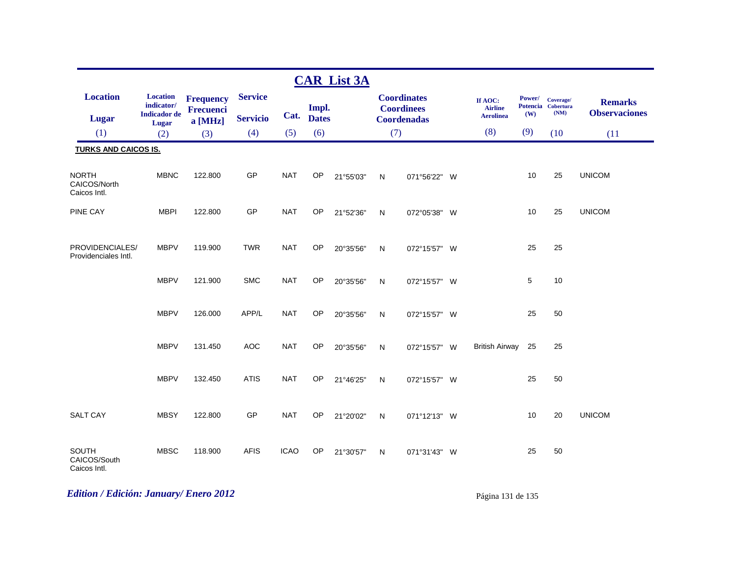## CAR List 3A

| Location / Lugar (1) | Location indicator/ Indicador de Lugar (2) | Frequency Frecuencia [MHz] (3) | Service Servicio (4) | Cat. (5) | Impl. Dates (6) | Coordinates Coordinees Coordenadas (7) | | | | If AOC: Airline Aerolinea (8) | Power/ Potencia (W) (9) | Coverage/ Cobertura (NM) (10 | Remarks Observaciones (11 |
|---|---|---|---|---|---|---|---|---|---|---|---|---|---|
| **TURKS AND CAICOS IS.** | | | | | | | | | | | | | |
| NORTH CAICOS/North Caicos Intl. | MBNC | 122.800 | GP | NAT | OP | 21°55'03" | N | 071°56'22" | W | | 10 | 25 | UNICOM |
| PINE CAY | MBPI | 122.800 | GP | NAT | OP | 21°52'36" | N | 072°05'38" | W | | 10 | 25 | UNICOM |
| PROVIDENCIALES/ Providenciales Intl. | MBPV | 119.900 | TWR | NAT | OP | 20°35'56" | N | 072°15'57" | W | | 25 | 25 | |
| | MBPV | 121.900 | SMC | NAT | OP | 20°35'56" | N | 072°15'57" | W | | 5 | 10 | |
| | MBPV | 126.000 | APP/L | NAT | OP | 20°35'56" | N | 072°15'57" | W | | 25 | 50 | |
| | MBPV | 131.450 | AOC | NAT | OP | 20°35'56" | N | 072°15'57" | W | British Airway | 25 | 25 | |
| | MBPV | 132.450 | ATIS | NAT | OP | 21°46'25" | N | 072°15'57" | W | | 25 | 50 | |
| SALT CAY | MBSY | 122.800 | GP | NAT | OP | 21°20'02" | N | 071°12'13" | W | | 10 | 20 | UNICOM |
| SOUTH CAICOS/South Caicos Intl. | MBSC | 118.900 | AFIS | ICAO | OP | 21°30'57" | N | 071°31'43" | W | | 25 | 50 | |

*Edition / Edición: January/ Enero 2012*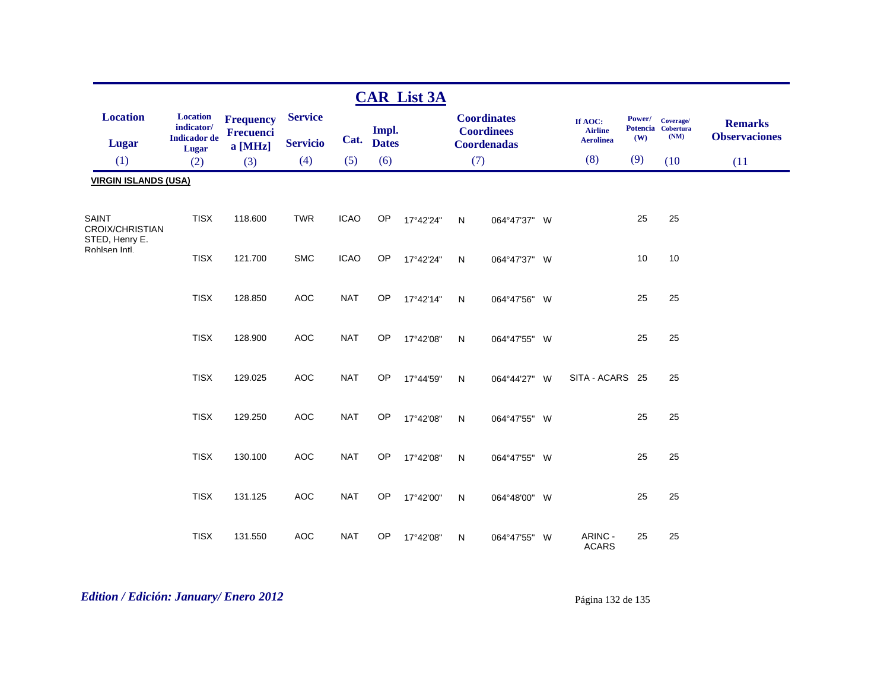## CAR List 3A

| Location / Lugar (1) | Location indicator/ Indicador de Lugar (2) | Frequency Frecuencia [MHz] (3) | Service Servicio (4) | Cat. (5) | Impl. Dates (6) | Coordinates Coordinees Coordenadas (7) | | | | If AOC: Airline Aerolinea (8) | Power/ Potencia (W) (9) | Coverage/ Cobertura (NM) (10 | Remarks Observaciones (11 |
|---|---|---|---|---|---|---|---|---|---|---|---|---|---|
| **VIRGIN ISLANDS (USA)** | | | | | | | | | | | | | |
| SAINT CROIX/CHRISTIAN STED, Henry E. Rohlsen Intl. | TISX | 118.600 | TWR | ICAO | OP | 17°42'24" | N | 064°47'37" | W | | 25 | 25 | |
| | TISX | 121.700 | SMC | ICAO | OP | 17°42'24" | N | 064°47'37" | W | | 10 | 10 | |
| | TISX | 128.850 | AOC | NAT | OP | 17°42'14" | N | 064°47'56" | W | | 25 | 25 | |
| | TISX | 128.900 | AOC | NAT | OP | 17°42'08" | N | 064°47'55" | W | | 25 | 25 | |
| | TISX | 129.025 | AOC | NAT | OP | 17°44'59" | N | 064°44'27" | W | SITA - ACARS | 25 | 25 | |
| | TISX | 129.250 | AOC | NAT | OP | 17°42'08" | N | 064°47'55" | W | | 25 | 25 | |
| | TISX | 130.100 | AOC | NAT | OP | 17°42'08" | N | 064°47'55" | W | | 25 | 25 | |
| | TISX | 131.125 | AOC | NAT | OP | 17°42'00" | N | 064°48'00" | W | | 25 | 25 | |
| | TISX | 131.550 | AOC | NAT | OP | 17°42'08" | N | 064°47'55" | W | ARINC - ACARS | 25 | 25 | |

*Edition / Edición: January/ Enero 2012*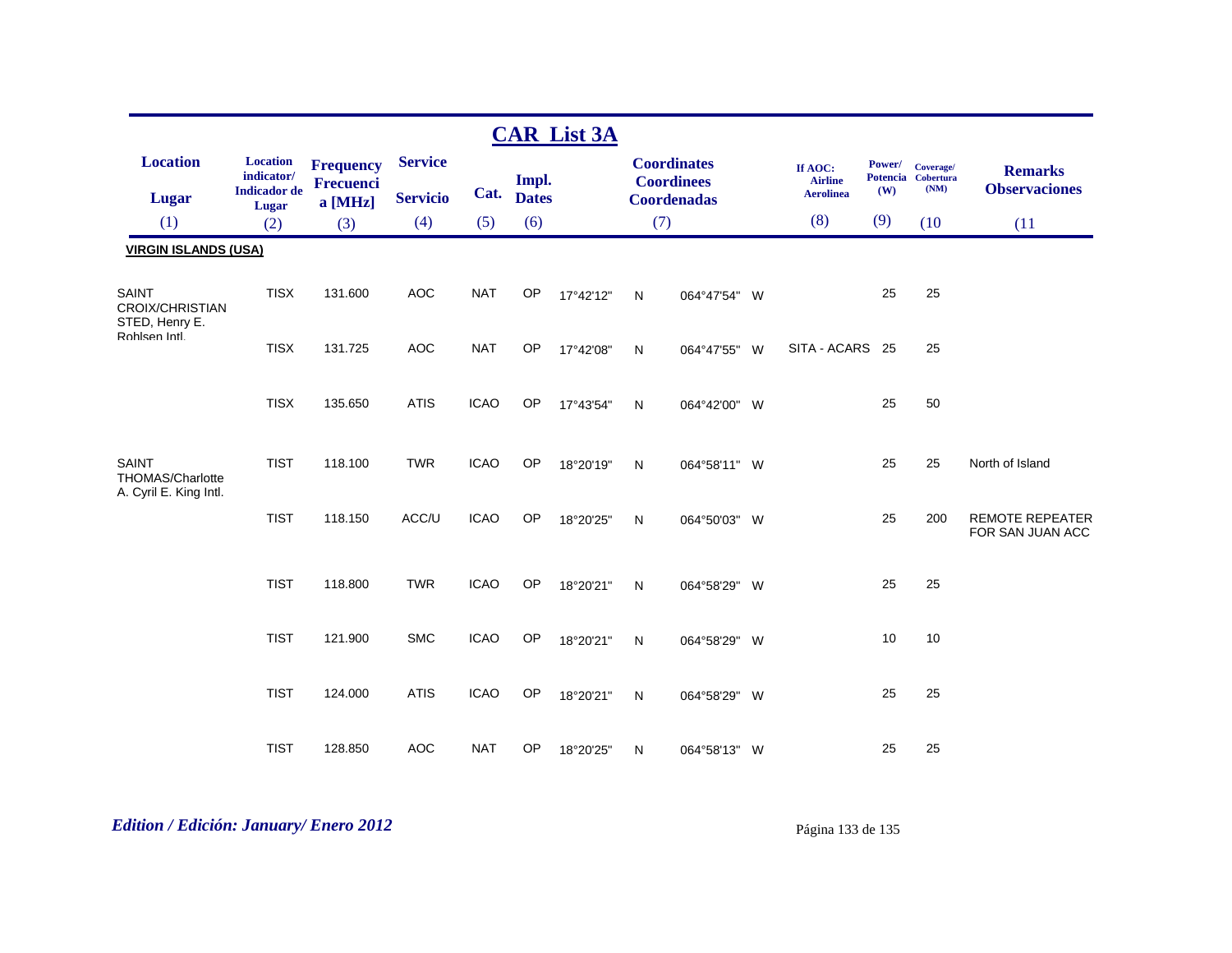## CAR List 3A

| Location / Lugar (1) | Location indicator/ Indicador de Lugar (2) | Frequency Frecuencia [MHz] (3) | Service / Servicio (4) | Cat. (5) | Impl. Dates (6) | Coordinates Coordinees Coordenadas (7) | | | | If AOC: Airline Aerolinea (8) | Power/ Potencia (W) (9) | Coverage/ Cobertura (NM) (10) | Remarks / Observaciones (11) |
|---|---|---|---|---|---|---|---|---|---|---|---|---|---|
| **VIRGIN ISLANDS (USA)** | | | | | | | | | | | | | |
| SAINT CROIX/CHRISTIAN STED, Henry E. Rohlsen Intl. | TISX | 131.600 | AOC | NAT | OP | 17°42'12" | N | 064°47'54" | W | | 25 | 25 | |
| | TISX | 131.725 | AOC | NAT | OP | 17°42'08" | N | 064°47'55" | W | SITA - ACARS | 25 | 25 | |
| | TISX | 135.650 | ATIS | ICAO | OP | 17°43'54" | N | 064°42'00" | W | | 25 | 50 | |
| SAINT THOMAS/Charlotte A. Cyril E. King Intl. | TIST | 118.100 | TWR | ICAO | OP | 18°20'19" | N | 064°58'11" | W | | 25 | 25 | North of Island |
| | TIST | 118.150 | ACC/U | ICAO | OP | 18°20'25" | N | 064°50'03" | W | | 25 | 200 | REMOTE REPEATER FOR SAN JUAN ACC |
| | TIST | 118.800 | TWR | ICAO | OP | 18°20'21" | N | 064°58'29" | W | | 25 | 25 | |
| | TIST | 121.900 | SMC | ICAO | OP | 18°20'21" | N | 064°58'29" | W | | 10 | 10 | |
| | TIST | 124.000 | ATIS | ICAO | OP | 18°20'21" | N | 064°58'29" | W | | 25 | 25 | |
| | TIST | 128.850 | AOC | NAT | OP | 18°20'25" | N | 064°58'13" | W | | 25 | 25 | |

*Edition / Edición: January/ Enero 2012*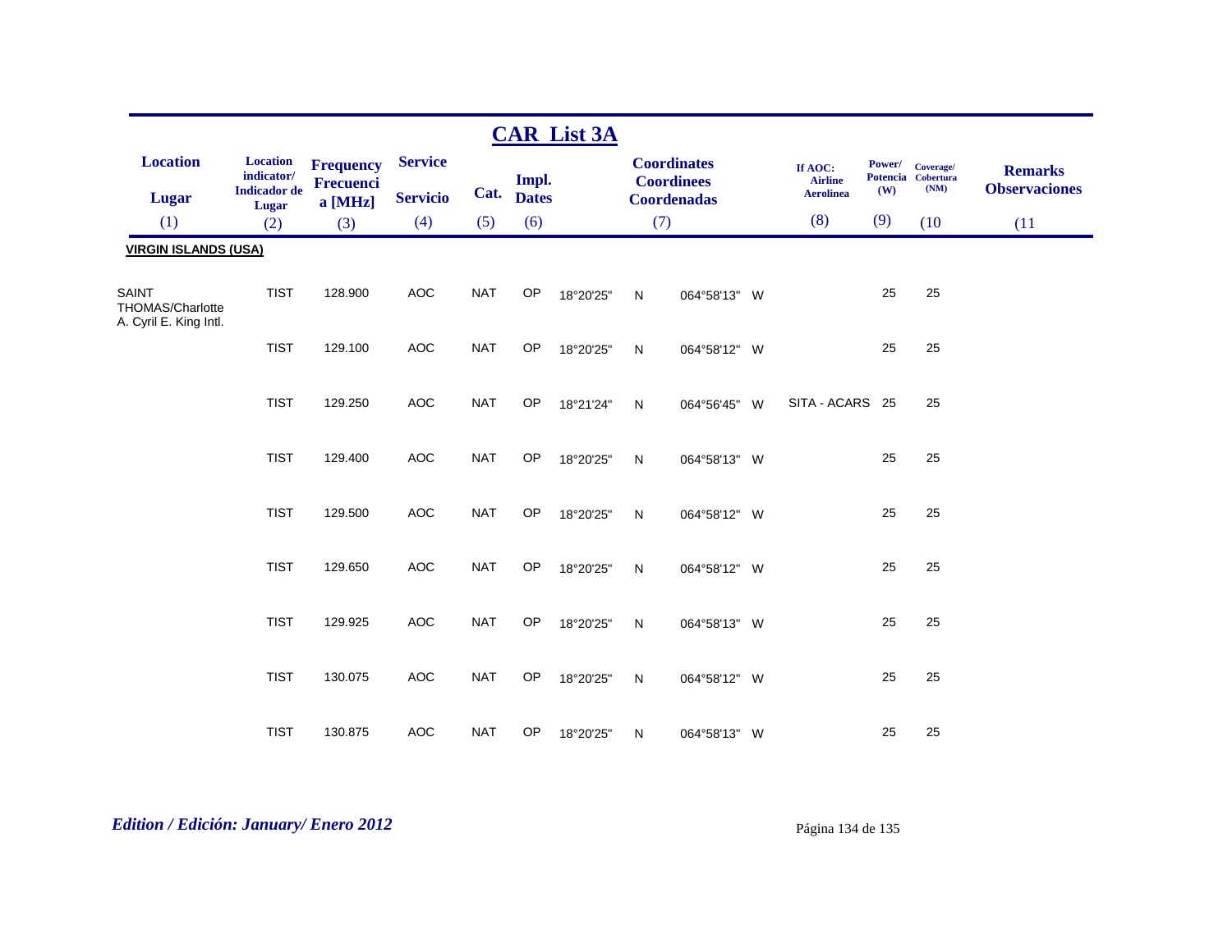## CAR List 3A

| Location / Lugar (1) | Location indicator/ Indicador de Lugar (2) | Frequency Frecuencia [MHz] (3) | Service / Servicio (4) | Cat. (5) | Impl. Dates (6) | Coordinates Coordinees Coordenadas (7) | | | | If AOC: Airline Aerolinea (8) | Power/ Potencia (W) (9) | Coverage/ Cobertura (NM) (10 | Remarks Observaciones (11 |
|---|---|---|---|---|---|---|---|---|---|---|---|---|---|
| **VIRGIN ISLANDS (USA)** | | | | | | | | | | | | | |
| SAINT THOMAS/Charlotte A. Cyril E. King Intl. | TIST | 128.900 | AOC | NAT | OP | 18°20'25" | N | 064°58'13" | W | | 25 | 25 | |
| | TIST | 129.100 | AOC | NAT | OP | 18°20'25" | N | 064°58'12" | W | | 25 | 25 | |
| | TIST | 129.250 | AOC | NAT | OP | 18°21'24" | N | 064°56'45" | W | SITA - ACARS | 25 | 25 | |
| | TIST | 129.400 | AOC | NAT | OP | 18°20'25" | N | 064°58'13" | W | | 25 | 25 | |
| | TIST | 129.500 | AOC | NAT | OP | 18°20'25" | N | 064°58'12" | W | | 25 | 25 | |
| | TIST | 129.650 | AOC | NAT | OP | 18°20'25" | N | 064°58'12" | W | | 25 | 25 | |
| | TIST | 129.925 | AOC | NAT | OP | 18°20'25" | N | 064°58'13" | W | | 25 | 25 | |
| | TIST | 130.075 | AOC | NAT | OP | 18°20'25" | N | 064°58'12" | W | | 25 | 25 | |
| | TIST | 130.875 | AOC | NAT | OP | 18°20'25" | N | 064°58'13" | W | | 25 | 25 | |

*Edition / Edición: January/ Enero 2012*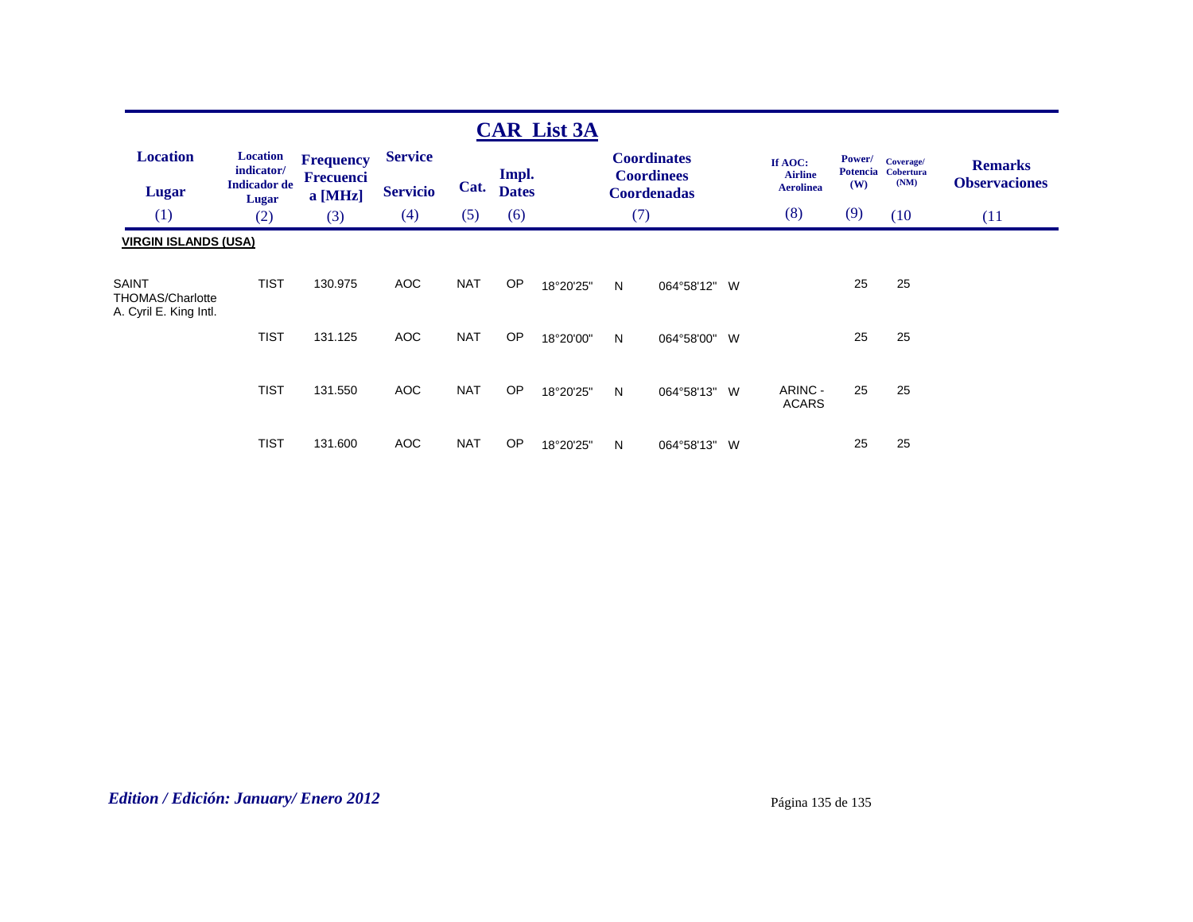# CAR List 3A

| Location / Lugar (1) | Location indicator/ Indicador de Lugar (2) | Frequency Frecuencia [MHz] (3) | Service / Servicio (4) | Cat. (5) | Impl. Dates (6) | Coordinates Coordinees Coordenadas (7) | | | | If AOC: Airline Aerolinea (8) | Power/ Potencia (W) (9) | Coverage/ Cobertura (NM) (10 | Remarks Observaciones (11 |
|---|---|---|---|---|---|---|---|---|---|---|---|---|---|
| **VIRGIN ISLANDS (USA)** | | | | | | | | | | | | | |
| SAINT THOMAS/Charlotte A. Cyril E. King Intl. | TIST | 130.975 | AOC | NAT | OP | 18°20'25" | N | 064°58'12" | W | | 25 | 25 | |
| | TIST | 131.125 | AOC | NAT | OP | 18°20'00" | N | 064°58'00" | W | | 25 | 25 | |
| | TIST | 131.550 | AOC | NAT | OP | 18°20'25" | N | 064°58'13" | W | ARINC - ACARS | 25 | 25 | |
| | TIST | 131.600 | AOC | NAT | OP | 18°20'25" | N | 064°58'13" | W | | 25 | 25 | |

*Edition / Edición: January/ Enero 2012*